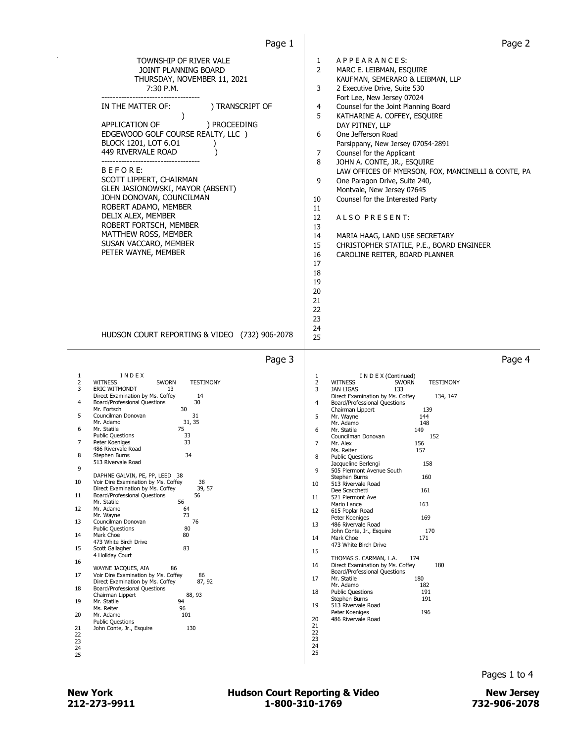TOWNSHIP OF RIVER VALE
JOINT PLANNING BOARD
THURSDAY, NOVEMBER 11, 2021
7:30 P.M.

-----------------------------------

IN THE MATTER OF: ) TRANSCRIPT OF
)
APPLICATION OF ) PROCEEDING
EDGEWOOD GOLF COURSE REALTY, LLC )
BLOCK 1201, LOT 6.O1 )
449 RIVERVALE ROAD )

-----------------------------------

B E F O R E:
SCOTT LIPPERT, CHAIRMAN
GLEN JASIONOWSKI, MAYOR (ABSENT)
JOHN DONOVAN, COUNCILMAN
ROBERT ADAMO, MEMBER
DELIX ALEX, MEMBER
ROBERT FORTSCH, MEMBER
MATTHEW ROSS, MEMBER
SUSAN VACCARO, MEMBER
PETER WAYNE, MEMBER

HUDSON COURT REPORTING & VIDEO (732) 906-2078

1 A P P E A R A N C E S:
2 MARC E. LEIBMAN, ESQUIRE
KAUFMAN, SEMERARO & LEIBMAN, LLP
3 2 Executive Drive, Suite 530
Fort Lee, New Jersey 07024
4 Counsel for the Joint Planning Board
5 KATHARINE A. COFFEY, ESQUIRE
DAY PITNEY, LLP
6 One Jefferson Road
Parsippany, New Jersey 07054-2891
7 Counsel for the Applicant
8 JOHN A. CONTE, JR., ESQUIRE
LAW OFFICES OF MYERSON, FOX, MANCINELLI & CONTE, PA
9 One Paragon Drive, Suite 240,
Montvale, New Jersey 07645
10 Counsel for the Interested Party
11
12 A L S O P R E S E N T:
13
14 MARIA HAAG, LAND USE SECRETARY
15 CHRISTOPHER STATILE, P.E., BOARD ENGINEER
16 CAROLINE REITER, BOARD PLANNER
17
18
19
20
21
22
23
24
25

1 I N D E X

| WITNESS | SWORN | TESTIMONY |
|---|---|---|
| ERIC WITMONDT | 13 | |
| Direct Examination by Ms. Coffey | | 14 |
| Board/Professional Questions | | 30 |
| Mr. Fortsch | | 30 |
| Councilman Donovan | | 31 |
| Mr. Adamo | | 31, 35 |
| Mr. Statile | | 75 |
| Public Questions | | 33 |
| Peter Koeniges, 486 Rivervale Road | | 33 |
| Stephen Burns, 513 Rivervale Road | | 34 |
| DAPHNE GALVIN, PE, PP, LEED | 38 | |
| Voir Dire Examination by Ms. Coffey | | 38 |
| Direct Examination by Ms. Coffey | | 39, 57 |
| Board/Professional Questions | | 56 |
| Mr. Statile | | 56 |
| Mr. Adamo | | 64 |
| Mr. Wayne | | 73 |
| Councilman Donovan | | 76 |
| Public Questions | | 80 |
| Mark Choe, 473 White Birch Drive | | 80 |
| Scott Gallagher, 4 Holiday Court | | 83 |
| WAYNE JACQUES, AIA | 86 | |
| Voir Dire Examination by Ms. Coffey | | 86 |
| Direct Examination by Ms. Coffey | | 87, 92 |
| Board/Professional Questions | | |
| Chairman Lippert | | 88, 93 |
| Mr. Statile | | 94 |
| Ms. Reiter | | 96 |
| Mr. Adamo | | 101 |
| Public Questions | | |
| John Conte, Jr., Esquire | | 130 |

1 I N D E X (Continued)

| WITNESS | SWORN | TESTIMONY |
|---|---|---|
| JAN LIGAS | 133 | |
| Direct Examination by Ms. Coffey | | 134, 147 |
| Board/Professional Questions | | |
| Chairman Lippert | | 139 |
| Mr. Wayne | | 144 |
| Mr. Adamo | | 148 |
| Mr. Statile | | 149 |
| Councilman Donovan | | 152 |
| Mr. Alex | | 156 |
| Ms. Reiter | | 157 |
| Public Questions | | |
| Jacqueline Berlengi, 505 Piermont Avenue South | | 158 |
| Stephen Burns, 513 Rivervale Road | | 160 |
| Dee Scacchetti, 521 Piermont Ave | | 161 |
| Mario Lance, 615 Poplar Road | | 163 |
| Peter Koeniges, 486 Rivervale Road | | 169 |
| John Conte, Jr., Esquire | | 170 |
| Mark Choe, 473 White Birch Drive | | 171 |
| THOMAS S. CARMAN, L.A. | 174 | |
| Direct Examination by Ms. Coffey | | 180 |
| Board/Professional Questions | | |
| Mr. Statile | | 180 |
| Mr. Adamo | | 182 |
| Public Questions | | 191 |
| Stephen Burns, 513 Rivervale Road | | 191 |
| Peter Koeniges, 486 Rivervale Road | | 196 |

New York 212-273-9911 | Hudson Court Reporting & Video 1-800-310-1769 | New Jersey 732-906-2078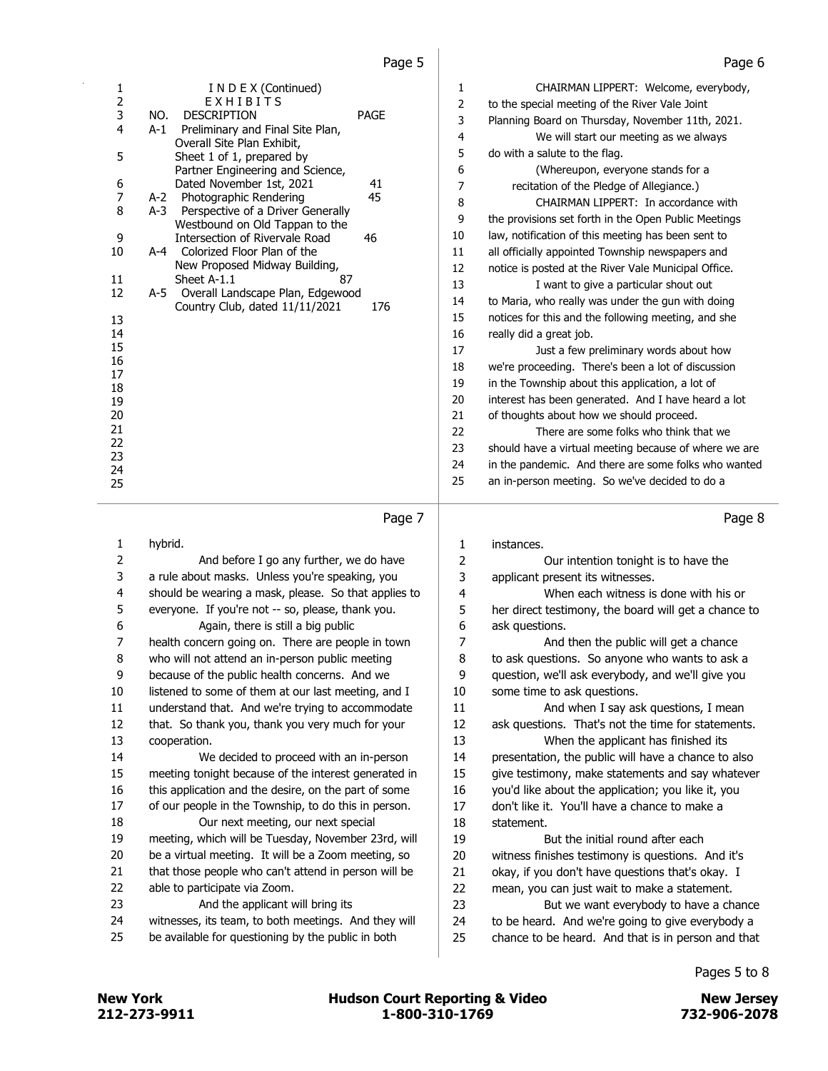## INDEX (Continued)

### EXHIBITS

| NO. | DESCRIPTION | PAGE |
|---|---|---|
| A-1 | Preliminary and Final Site Plan, Overall Site Plan Exhibit, Sheet 1 of 1, prepared by Partner Engineering and Science, Dated November 1st, 2021 | 41 |
| A-2 | Photographic Rendering | 45 |
| A-3 | Perspective of a Driver Generally Westbound on Old Tappan to the Intersection of Rivervale Road | 46 |
| A-4 | Colorized Floor Plan of the New Proposed Midway Building, Sheet A-1.1 | 87 |
| A-5 | Overall Landscape Plan, Edgewood Country Club, dated 11/11/2021 | 176 |

CHAIRMAN LIPPERT: Welcome, everybody, to the special meeting of the River Vale Joint Planning Board on Thursday, November 11th, 2021.

We will start our meeting as we always do with a salute to the flag.

(Whereupon, everyone stands for a recitation of the Pledge of Allegiance.)

CHAIRMAN LIPPERT: In accordance with the provisions set forth in the Open Public Meetings law, notification of this meeting has been sent to all officially appointed Township newspapers and notice is posted at the River Vale Municipal Office.

I want to give a particular shout out to Maria, who really was under the gun with doing notices for this and the following meeting, and she really did a great job.

Just a few preliminary words about how we're proceeding. There's been a lot of discussion in the Township about this application, a lot of interest has been generated. And I have heard a lot of thoughts about how we should proceed.

There are some folks who think that we should have a virtual meeting because of where we are in the pandemic. And there are some folks who wanted an in-person meeting. So we've decided to do a hybrid.

And before I go any further, we do have a rule about masks. Unless you're speaking, you should be wearing a mask, please. So that applies to everyone. If you're not -- so, please, thank you.

Again, there is still a big public health concern going on. There are people in town who will not attend an in-person public meeting because of the public health concerns. And we listened to some of them at our last meeting, and I understand that. And we're trying to accommodate that. So thank you, thank you very much for your cooperation.

We decided to proceed with an in-person meeting tonight because of the interest generated in this application and the desire, on the part of some of our people in the Township, to do this in person.

Our next meeting, our next special meeting, which will be Tuesday, November 23rd, will be a virtual meeting. It will be a Zoom meeting, so that those people who can't attend in person will be able to participate via Zoom.

And the applicant will bring its witnesses, its team, to both meetings. And they will be available for questioning by the public in both instances.

Our intention tonight is to have the applicant present its witnesses.

When each witness is done with his or her direct testimony, the board will get a chance to ask questions.

And then the public will get a chance to ask questions. So anyone who wants to ask a question, we'll ask everybody, and we'll give you some time to ask questions.

And when I say ask questions, I mean ask questions. That's not the time for statements.

When the applicant has finished its presentation, the public will have a chance to also give testimony, make statements and say whatever you'd like about the application; you like it, you don't like it. You'll have a chance to make a statement.

But the initial round after each witness finishes testimony is questions. And it's okay, if you don't have questions that's okay. I mean, you can just wait to make a statement.

But we want everybody to have a chance to be heard. And we're going to give everybody a chance to be heard. And that is in person and that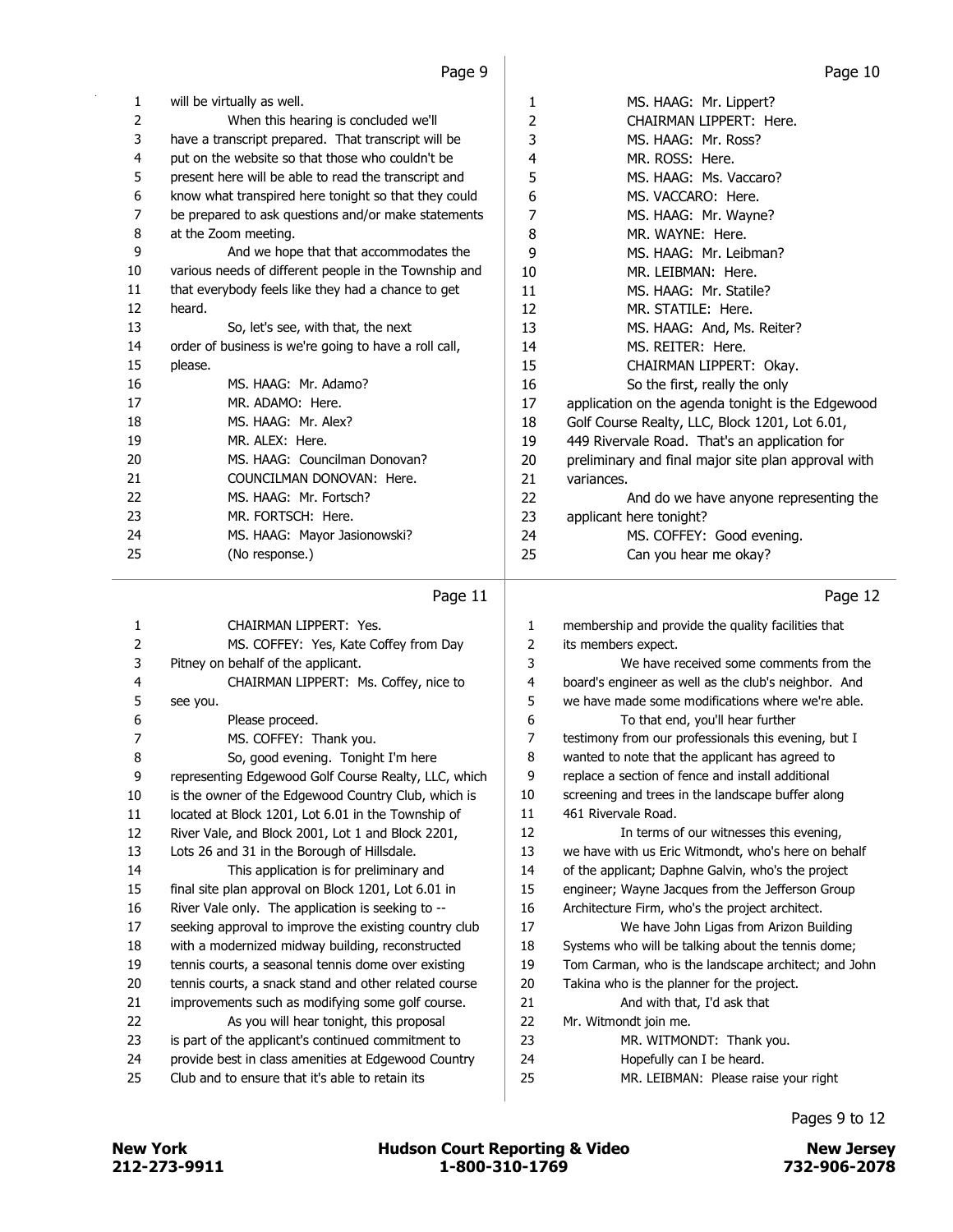will be virtually as well.

When this hearing is concluded we'll have a transcript prepared. That transcript will be put on the website so that those who couldn't be present here will be able to read the transcript and know what transpired here tonight so that they could be prepared to ask questions and/or make statements at the Zoom meeting.

And we hope that that accommodates the various needs of different people in the Township and that everybody feels like they had a chance to get heard.

So, let's see, with that, the next order of business is we're going to have a roll call, please.

MS. HAAG: Mr. Adamo?

MR. ADAMO: Here.

MS. HAAG: Mr. Alex?

MR. ALEX: Here.

MS. HAAG: Councilman Donovan?

COUNCILMAN DONOVAN: Here.

MS. HAAG: Mr. Fortsch?

MR. FORTSCH: Here.

MS. HAAG: Mayor Jasionowski?

(No response.)

MS. HAAG: Mr. Lippert?

CHAIRMAN LIPPERT: Here.

MS. HAAG: Mr. Ross?

MR. ROSS: Here.

MS. HAAG: Ms. Vaccaro?

MS. VACCARO: Here.

MS. HAAG: Mr. Wayne?

MR. WAYNE: Here.

MS. HAAG: Mr. Leibman?

MR. LEIBMAN: Here.

MS. HAAG: Mr. Statile?

MR. STATILE: Here.

MS. HAAG: And, Ms. Reiter?

MS. REITER: Here.

CHAIRMAN LIPPERT: Okay.

So the first, really the only application on the agenda tonight is the Edgewood Golf Course Realty, LLC, Block 1201, Lot 6.01, 449 Rivervale Road. That's an application for preliminary and final major site plan approval with variances.

And do we have anyone representing the applicant here tonight?

MS. COFFEY: Good evening.

Can you hear me okay?

CHAIRMAN LIPPERT: Yes.

MS. COFFEY: Yes, Kate Coffey from Day Pitney on behalf of the applicant.

CHAIRMAN LIPPERT: Ms. Coffey, nice to see you.

Please proceed.

MS. COFFEY: Thank you.

So, good evening. Tonight I'm here representing Edgewood Golf Course Realty, LLC, which is the owner of the Edgewood Country Club, which is located at Block 1201, Lot 6.01 in the Township of River Vale, and Block 2001, Lot 1 and Block 2201, Lots 26 and 31 in the Borough of Hillsdale.

This application is for preliminary and final site plan approval on Block 1201, Lot 6.01 in River Vale only. The application is seeking to -- seeking approval to improve the existing country club with a modernized midway building, reconstructed tennis courts, a seasonal tennis dome over existing tennis courts, a snack stand and other related course improvements such as modifying some golf course.

As you will hear tonight, this proposal is part of the applicant's continued commitment to provide best in class amenities at Edgewood Country Club and to ensure that it's able to retain its membership and provide the quality facilities that its members expect.

We have received some comments from the board's engineer as well as the club's neighbor. And we have made some modifications where we're able.

To that end, you'll hear further testimony from our professionals this evening, but I wanted to note that the applicant has agreed to replace a section of fence and install additional screening and trees in the landscape buffer along 461 Rivervale Road.

In terms of our witnesses this evening, we have with us Eric Witmondt, who's here on behalf of the applicant; Daphne Galvin, who's the project engineer; Wayne Jacques from the Jefferson Group Architecture Firm, who's the project architect.

We have John Ligas from Arizon Building Systems who will be talking about the tennis dome; Tom Carman, who is the landscape architect; and John Takina who is the planner for the project.

And with that, I'd ask that Mr. Witmondt join me.

MR. WITMONDT: Thank you.

Hopefully can I be heard.

MR. LEIBMAN: Please raise your right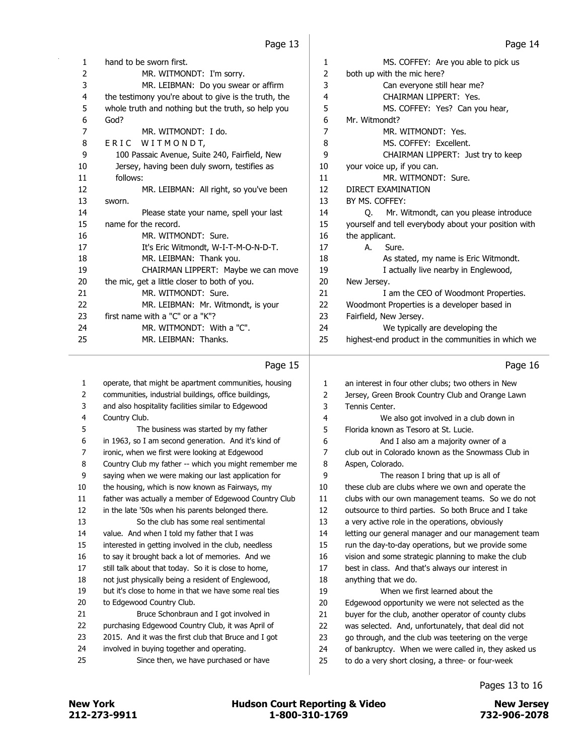hand to be sworn first.

MR. WITMONDT: I'm sorry.

MR. LEIBMAN: Do you swear or affirm the testimony you're about to give is the truth, the whole truth and nothing but the truth, so help you God?

MR. WITMONDT: I do.

E R I C W I T M O N D T,
100 Passaic Avenue, Suite 240, Fairfield, New Jersey, having been duly sworn, testifies as follows:

MR. LEIBMAN: All right, so you've been sworn.

Please state your name, spell your last name for the record.

MR. WITMONDT: Sure.

It's Eric Witmondt, W-I-T-M-O-N-D-T.

MR. LEIBMAN: Thank you.

CHAIRMAN LIPPERT: Maybe we can move the mic, get a little closer to both of you.

MR. WITMONDT: Sure.

MR. LEIBMAN: Mr. Witmondt, is your first name with a "C" or a "K"?

MR. WITMONDT: With a "C".

MR. LEIBMAN: Thanks.

MS. COFFEY: Are you able to pick us both up with the mic here?

Can everyone still hear me?

CHAIRMAN LIPPERT: Yes.

MS. COFFEY: Yes? Can you hear, Mr. Witmondt?

MR. WITMONDT: Yes.

MS. COFFEY: Excellent.

CHAIRMAN LIPPERT: Just try to keep your voice up, if you can.

MR. WITMONDT: Sure.

DIRECT EXAMINATION
BY MS. COFFEY:

Q. Mr. Witmondt, can you please introduce yourself and tell everybody about your position with the applicant.

A. Sure.

As stated, my name is Eric Witmondt.

I actually live nearby in Englewood, New Jersey.

I am the CEO of Woodmont Properties. Woodmont Properties is a developer based in Fairfield, New Jersey.

We typically are developing the highest-end product in the communities in which we operate, that might be apartment communities, housing communities, industrial buildings, office buildings, and also hospitality facilities similar to Edgewood Country Club.

The business was started by my father in 1963, so I am second generation. And it's kind of ironic, when we first were looking at Edgewood Country Club my father -- which you might remember me saying when we were making our last application for the housing, which is now known as Fairways, my father was actually a member of Edgewood Country Club in the late '50s when his parents belonged there.

So the club has some real sentimental value. And when I told my father that I was interested in getting involved in the club, needless to say it brought back a lot of memories. And we still talk about that today. So it is close to home, not just physically being a resident of Englewood, but it's close to home in that we have some real ties to Edgewood Country Club.

Bruce Schonbraun and I got involved in purchasing Edgewood Country Club, it was April of 2015. And it was the first club that Bruce and I got involved in buying together and operating.

Since then, we have purchased or have an interest in four other clubs; two others in New Jersey, Green Brook Country Club and Orange Lawn Tennis Center.

We also got involved in a club down in Florida known as Tesoro at St. Lucie.

And I also am a majority owner of a club out in Colorado known as the Snowmass Club in Aspen, Colorado.

The reason I bring that up is all of these club are clubs where we own and operate the clubs with our own management teams. So we do not outsource to third parties. So both Bruce and I take a very active role in the operations, obviously letting our general manager and our management team run the day-to-day operations, but we provide some vision and some strategic planning to make the club best in class. And that's always our interest in anything that we do.

When we first learned about the Edgewood opportunity we were not selected as the buyer for the club, another operator of county clubs was selected. And, unfortunately, that deal did not go through, and the club was teetering on the verge of bankruptcy. When we were called in, they asked us to do a very short closing, a three- or four-week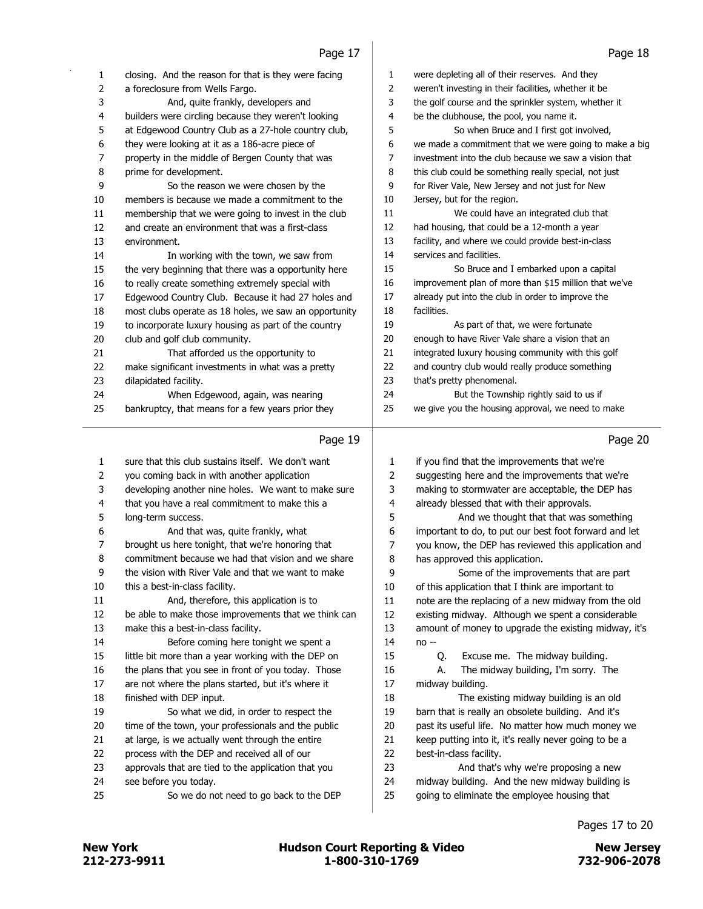closing. And the reason for that is they were facing a foreclosure from Wells Fargo.

And, quite frankly, developers and builders were circling because they weren't looking at Edgewood Country Club as a 27-hole country club, they were looking at it as a 186-acre piece of property in the middle of Bergen County that was prime for development.

So the reason we were chosen by the members is because we made a commitment to the membership that we were going to invest in the club and create an environment that was a first-class environment.

In working with the town, we saw from the very beginning that there was a opportunity here to really create something extremely special with Edgewood Country Club. Because it had 27 holes and most clubs operate as 18 holes, we saw an opportunity to incorporate luxury housing as part of the country club and golf club community.

That afforded us the opportunity to make significant investments in what was a pretty dilapidated facility.

When Edgewood, again, was nearing bankruptcy, that means for a few years prior they were depleting all of their reserves. And they weren't investing in their facilities, whether it be the golf course and the sprinkler system, whether it be the clubhouse, the pool, you name it.

So when Bruce and I first got involved, we made a commitment that we were going to make a big investment into the club because we saw a vision that this club could be something really special, not just for River Vale, New Jersey and not just for New Jersey, but for the region.

We could have an integrated club that had housing, that could be a 12-month a year facility, and where we could provide best-in-class services and facilities.

So Bruce and I embarked upon a capital improvement plan of more than $15 million that we've already put into the club in order to improve the facilities.

As part of that, we were fortunate enough to have River Vale share a vision that an integrated luxury housing community with this golf and country club would really produce something that's pretty phenomenal.

But the Township rightly said to us if we give you the housing approval, we need to make sure that this club sustains itself. We don't want you coming back in with another application developing another nine holes. We want to make sure that you have a real commitment to make this a long-term success.

And that was, quite frankly, what brought us here tonight, that we're honoring that commitment because we had that vision and we share the vision with River Vale and that we want to make this a best-in-class facility.

And, therefore, this application is to be able to make those improvements that we think can make this a best-in-class facility.

Before coming here tonight we spent a little bit more than a year working with the DEP on the plans that you see in front of you today. Those are not where the plans started, but it's where it finished with DEP input.

So what we did, in order to respect the time of the town, your professionals and the public at large, is we actually went through the entire process with the DEP and received all of our approvals that are tied to the application that you see before you today.

So we do not need to go back to the DEP if you find that the improvements that we're suggesting here and the improvements that we're making to stormwater are acceptable, the DEP has already blessed that with their approvals.

And we thought that that was something important to do, to put our best foot forward and let you know, the DEP has reviewed this application and has approved this application.

Some of the improvements that are part of this application that I think are important to note are the replacing of a new midway from the old existing midway. Although we spent a considerable amount of money to upgrade the existing midway, it's no --

Q. Excuse me. The midway building.

A. The midway building, I'm sorry. The midway building.

The existing midway building is an old barn that is really an obsolete building. And it's past its useful life. No matter how much money we keep putting into it, it's really never going to be a best-in-class facility.

And that's why we're proposing a new midway building. And the new midway building is going to eliminate the employee housing that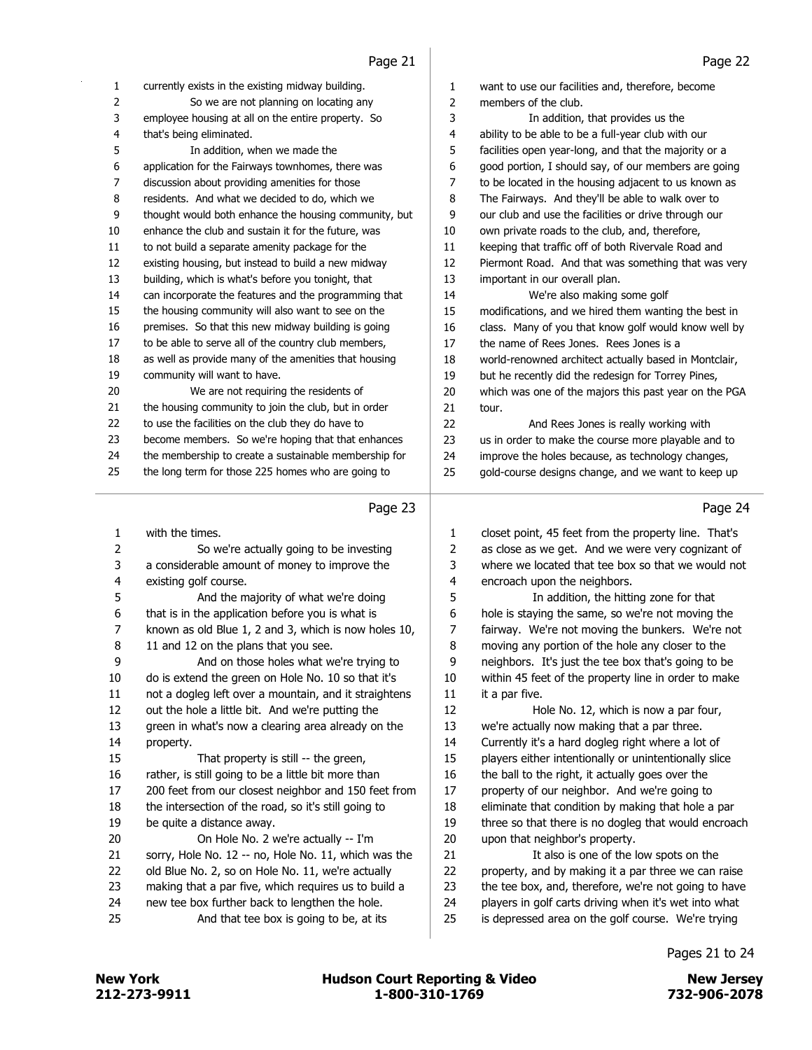Page 21

1 currently exists in the existing midway building.
2 So we are not planning on locating any
3 employee housing at all on the entire property. So
4 that's being eliminated.
5 In addition, when we made the
6 application for the Fairways townhomes, there was
7 discussion about providing amenities for those
8 residents. And what we decided to do, which we
9 thought would both enhance the housing community, but
10 enhance the club and sustain it for the future, was
11 to not build a separate amenity package for the
12 existing housing, but instead to build a new midway
13 building, which is what's before you tonight, that
14 can incorporate the features and the programming that
15 the housing community will also want to see on the
16 premises. So that this new midway building is going
17 to be able to serve all of the country club members,
18 as well as provide many of the amenities that housing
19 community will want to have.
20 We are not requiring the residents of
21 the housing community to join the club, but in order
22 to use the facilities on the club they do have to
23 become members. So we're hoping that that enhances
24 the membership to create a sustainable membership for
25 the long term for those 225 homes who are going to

Page 22

1 want to use our facilities and, therefore, become
2 members of the club.
3 In addition, that provides us the
4 ability to be able to be a full-year club with our
5 facilities open year-long, and that the majority or a
6 good portion, I should say, of our members are going
7 to be located in the housing adjacent to us known as
8 The Fairways. And they'll be able to walk over to
9 our club and use the facilities or drive through our
10 own private roads to the club, and, therefore,
11 keeping that traffic off of both Rivervale Road and
12 Piermont Road. And that was something that was very
13 important in our overall plan.
14 We're also making some golf
15 modifications, and we hired them wanting the best in
16 class. Many of you that know golf would know well by
17 the name of Rees Jones. Rees Jones is a
18 world-renowned architect actually based in Montclair,
19 but he recently did the redesign for Torrey Pines,
20 which was one of the majors this past year on the PGA
21 tour.
22 And Rees Jones is really working with
23 us in order to make the course more playable and to
24 improve the holes because, as technology changes,
25 gold-course designs change, and we want to keep up

Page 23

1 with the times.
2 So we're actually going to be investing
3 a considerable amount of money to improve the
4 existing golf course.
5 And the majority of what we're doing
6 that is in the application before you is what is
7 known as old Blue 1, 2 and 3, which is now holes 10,
8 11 and 12 on the plans that you see.
9 And on those holes what we're trying to
10 do is extend the green on Hole No. 10 so that it's
11 not a dogleg left over a mountain, and it straightens
12 out the hole a little bit. And we're putting the
13 green in what's now a clearing area already on the
14 property.
15 That property is still -- the green,
16 rather, is still going to be a little bit more than
17 200 feet from our closest neighbor and 150 feet from
18 the intersection of the road, so it's still going to
19 be quite a distance away.
20 On Hole No. 2 we're actually -- I'm
21 sorry, Hole No. 12 -- no, Hole No. 11, which was the
22 old Blue No. 2, so on Hole No. 11, we're actually
23 making that a par five, which requires us to build a
24 new tee box further back to lengthen the hole.
25 And that tee box is going to be, at its

Page 24

1 closet point, 45 feet from the property line. That's
2 as close as we get. And we were very cognizant of
3 where we located that tee box so that we would not
4 encroach upon the neighbors.
5 In addition, the hitting zone for that
6 hole is staying the same, so we're not moving the
7 fairway. We're not moving the bunkers. We're not
8 moving any portion of the hole any closer to the
9 neighbors. It's just the tee box that's going to be
10 within 45 feet of the property line in order to make
11 it a par five.
12 Hole No. 12, which is now a par four,
13 we're actually now making that a par three.
14 Currently it's a hard dogleg right where a lot of
15 players either intentionally or unintentionally slice
16 the ball to the right, it actually goes over the
17 property of our neighbor. And we're going to
18 eliminate that condition by making that hole a par
19 three so that there is no dogleg that would encroach
20 upon that neighbor's property.
21 It also is one of the low spots on the
22 property, and by making it a par three we can raise
23 the tee box, and, therefore, we're not going to have
24 players in golf carts driving when it's wet into what
25 is depressed area on the golf course. We're trying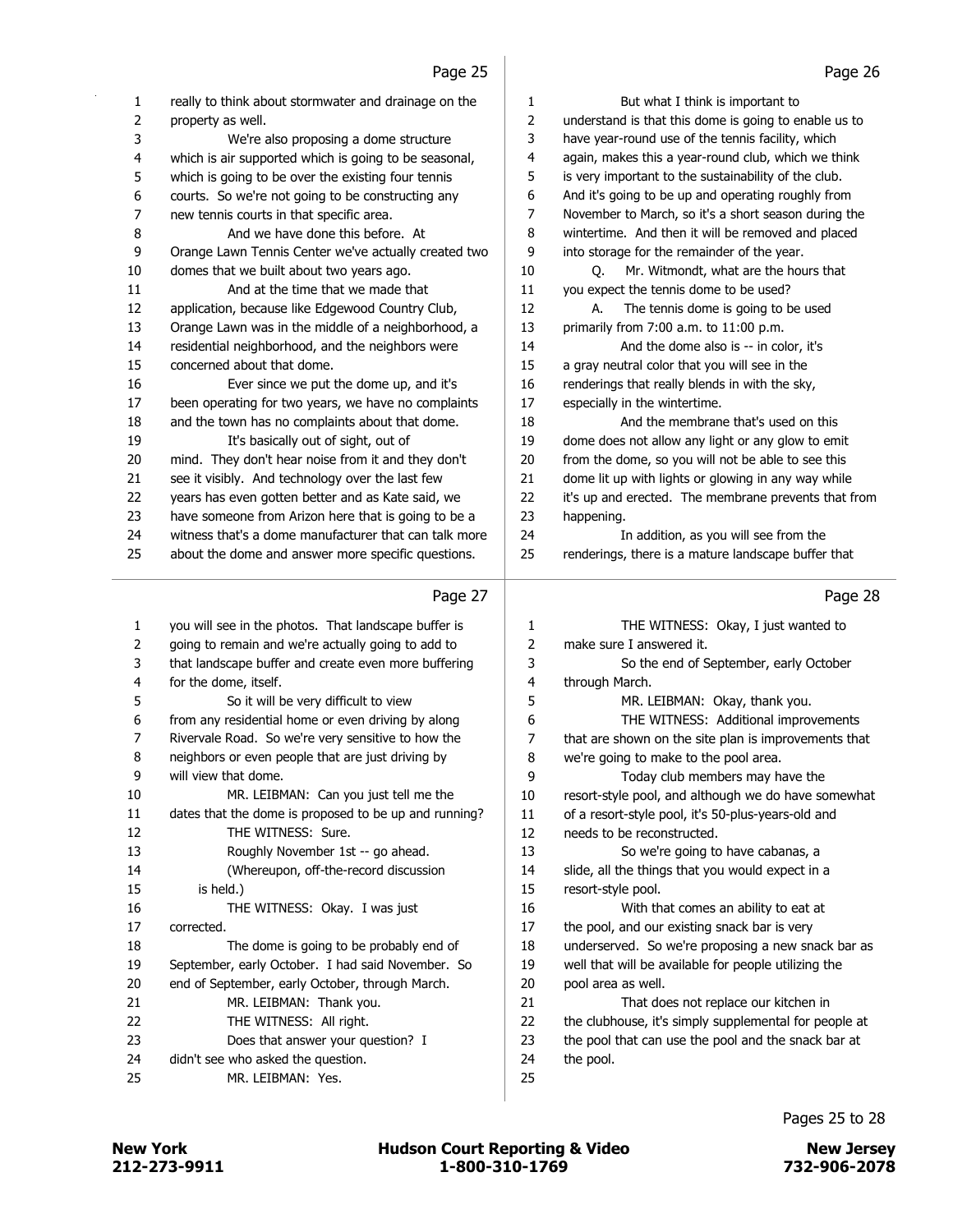Page 25

1 really to think about stormwater and drainage on the
2 property as well.
3 We're also proposing a dome structure
4 which is air supported which is going to be seasonal,
5 which is going to be over the existing four tennis
6 courts. So we're not going to be constructing any
7 new tennis courts in that specific area.
8 And we have done this before. At
9 Orange Lawn Tennis Center we've actually created two
10 domes that we built about two years ago.
11 And at the time that we made that
12 application, because like Edgewood Country Club,
13 Orange Lawn was in the middle of a neighborhood, a
14 residential neighborhood, and the neighbors were
15 concerned about that dome.
16 Ever since we put the dome up, and it's
17 been operating for two years, we have no complaints
18 and the town has no complaints about that dome.
19 It's basically out of sight, out of
20 mind. They don't hear noise from it and they don't
21 see it visibly. And technology over the last few
22 years has even gotten better and as Kate said, we
23 have someone from Arizon here that is going to be a
24 witness that's a dome manufacturer that can talk more
25 about the dome and answer more specific questions.

Page 26

1 But what I think is important to
2 understand is that this dome is going to enable us to
3 have year-round use of the tennis facility, which
4 again, makes this a year-round club, which we think
5 is very important to the sustainability of the club.
6 And it's going to be up and operating roughly from
7 November to March, so it's a short season during the
8 wintertime. And then it will be removed and placed
9 into storage for the remainder of the year.
10 Q. Mr. Witmondt, what are the hours that
11 you expect the tennis dome to be used?
12 A. The tennis dome is going to be used
13 primarily from 7:00 a.m. to 11:00 p.m.
14 And the dome also is -- in color, it's
15 a gray neutral color that you will see in the
16 renderings that really blends in with the sky,
17 especially in the wintertime.
18 And the membrane that's used on this
19 dome does not allow any light or any glow to emit
20 from the dome, so you will not be able to see this
21 dome lit up with lights or glowing in any way while
22 it's up and erected. The membrane prevents that from
23 happening.
24 In addition, as you will see from the
25 renderings, there is a mature landscape buffer that

Page 27

1 you will see in the photos. That landscape buffer is
2 going to remain and we're actually going to add to
3 that landscape buffer and create even more buffering
4 for the dome, itself.
5 So it will be very difficult to view
6 from any residential home or even driving by along
7 Rivervale Road. So we're very sensitive to how the
8 neighbors or even people that are just driving by
9 will view that dome.
10 MR. LEIBMAN: Can you just tell me the
11 dates that the dome is proposed to be up and running?
12 THE WITNESS: Sure.
13 Roughly November 1st -- go ahead.
14 (Whereupon, off-the-record discussion
15 is held.)
16 THE WITNESS: Okay. I was just
17 corrected.
18 The dome is going to be probably end of
19 September, early October. I had said November. So
20 end of September, early October, through March.
21 MR. LEIBMAN: Thank you.
22 THE WITNESS: All right.
23 Does that answer your question? I
24 didn't see who asked the question.
25 MR. LEIBMAN: Yes.

Page 28

1 THE WITNESS: Okay, I just wanted to
2 make sure I answered it.
3 So the end of September, early October
4 through March.
5 MR. LEIBMAN: Okay, thank you.
6 THE WITNESS: Additional improvements
7 that are shown on the site plan is improvements that
8 we're going to make to the pool area.
9 Today club members may have the
10 resort-style pool, and although we do have somewhat
11 of a resort-style pool, it's 50-plus-years-old and
12 needs to be reconstructed.
13 So we're going to have cabanas, a
14 slide, all the things that you would expect in a
15 resort-style pool.
16 With that comes an ability to eat at
17 the pool, and our existing snack bar is very
18 underserved. So we're proposing a new snack bar as
19 well that will be available for people utilizing the
20 pool area as well.
21 That does not replace our kitchen in
22 the clubhouse, it's simply supplemental for people at
23 the pool that can use the pool and the snack bar at
24 the pool.
25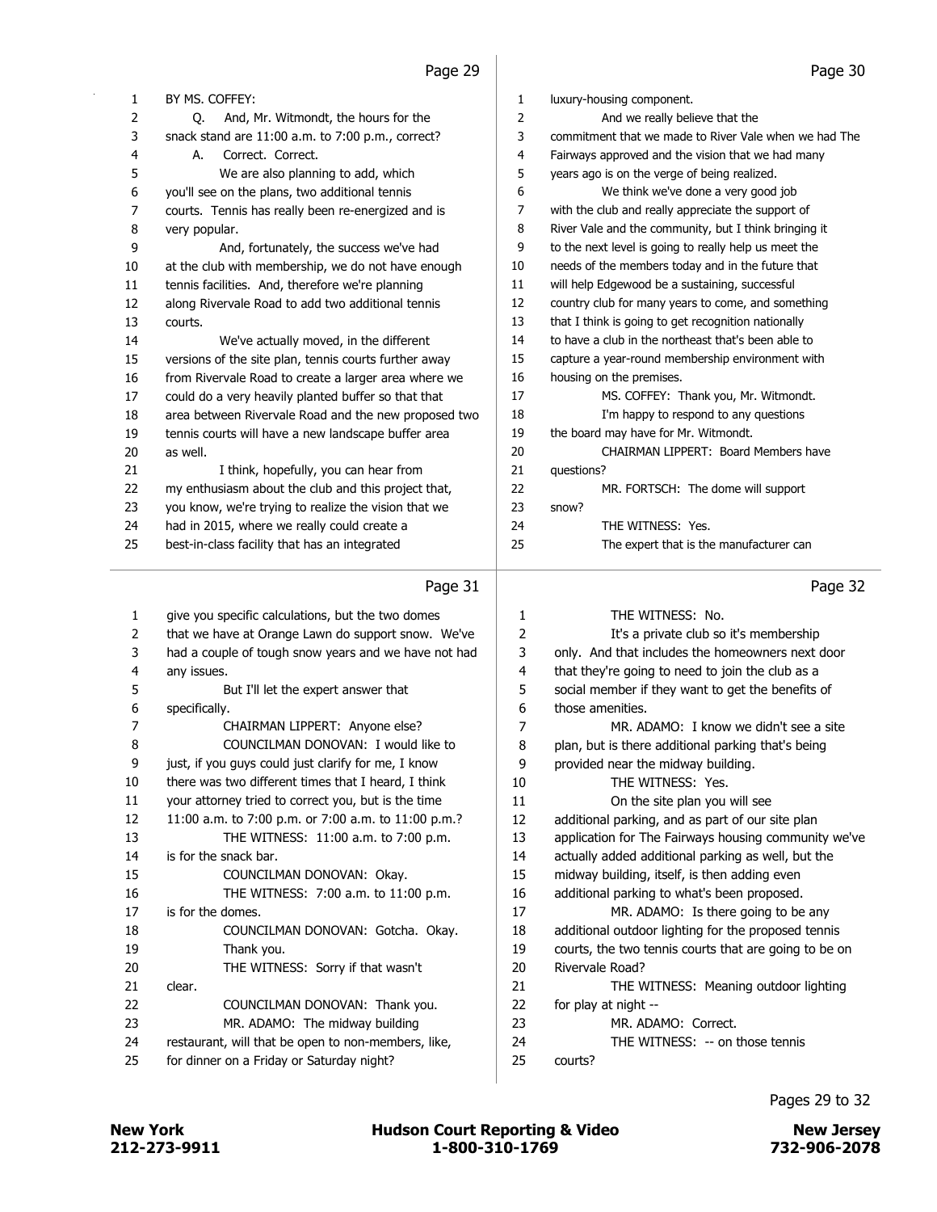BY MS. COFFEY:

Q. And, Mr. Witmondt, the hours for the snack stand are 11:00 a.m. to 7:00 p.m., correct?

A. Correct. Correct.

We are also planning to add, which you'll see on the plans, two additional tennis courts. Tennis has really been re-energized and is very popular.

And, fortunately, the success we've had at the club with membership, we do not have enough tennis facilities. And, therefore we're planning along Rivervale Road to add two additional tennis courts.

We've actually moved, in the different versions of the site plan, tennis courts further away from Rivervale Road to create a larger area where we could do a very heavily planted buffer so that that area between Rivervale Road and the new proposed two tennis courts will have a new landscape buffer area as well.

I think, hopefully, you can hear from my enthusiasm about the club and this project that, you know, we're trying to realize the vision that we had in 2015, where we really could create a best-in-class facility that has an integrated luxury-housing component.

And we really believe that the commitment that we made to River Vale when we had The Fairways approved and the vision that we had many years ago is on the verge of being realized.

We think we've done a very good job with the club and really appreciate the support of River Vale and the community, but I think bringing it to the next level is going to really help us meet the needs of the members today and in the future that will help Edgewood be a sustaining, successful country club for many years to come, and something that I think is going to get recognition nationally to have a club in the northeast that's been able to capture a year-round membership environment with housing on the premises.

MS. COFFEY: Thank you, Mr. Witmondt.

I'm happy to respond to any questions the board may have for Mr. Witmondt.

CHAIRMAN LIPPERT: Board Members have questions?

MR. FORTSCH: The dome will support snow?

THE WITNESS: Yes.

The expert that is the manufacturer can give you specific calculations, but the two domes that we have at Orange Lawn do support snow. We've had a couple of tough snow years and we have not had any issues.

But I'll let the expert answer that specifically.

CHAIRMAN LIPPERT: Anyone else?

COUNCILMAN DONOVAN: I would like to just, if you guys could just clarify for me, I know there was two different times that I heard, I think your attorney tried to correct you, but is the time 11:00 a.m. to 7:00 p.m. or 7:00 a.m. to 11:00 p.m.?

THE WITNESS: 11:00 a.m. to 7:00 p.m. is for the snack bar.

COUNCILMAN DONOVAN: Okay.

THE WITNESS: 7:00 a.m. to 11:00 p.m. is for the domes.

COUNCILMAN DONOVAN: Gotcha. Okay. Thank you.

THE WITNESS: Sorry if that wasn't clear.

COUNCILMAN DONOVAN: Thank you.

MR. ADAMO: The midway building restaurant, will that be open to non-members, like, for dinner on a Friday or Saturday night?

THE WITNESS: No.

It's a private club so it's membership only. And that includes the homeowners next door that they're going to need to join the club as a social member if they want to get the benefits of those amenities.

MR. ADAMO: I know we didn't see a site plan, but is there additional parking that's being provided near the midway building.

THE WITNESS: Yes.

On the site plan you will see additional parking, and as part of our site plan application for The Fairways housing community we've actually added additional parking as well, but the midway building, itself, is then adding even additional parking to what's been proposed.

MR. ADAMO: Is there going to be any additional outdoor lighting for the proposed tennis courts, the two tennis courts that are going to be on Rivervale Road?

THE WITNESS: Meaning outdoor lighting for play at night --

MR. ADAMO: Correct.

THE WITNESS: -- on those tennis courts?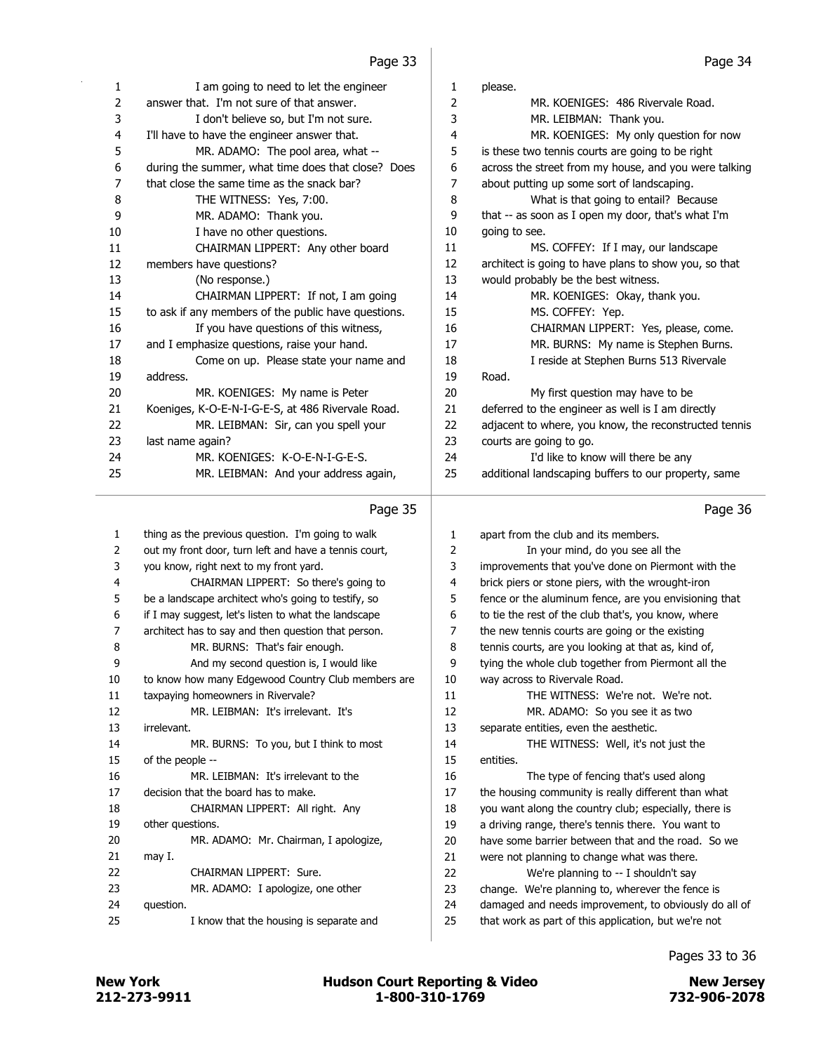I am going to need to let the engineer answer that. I'm not sure of that answer.

I don't believe so, but I'm not sure. I'll have to have the engineer answer that.

MR. ADAMO: The pool area, what -- during the summer, what time does that close? Does that close the same time as the snack bar?

THE WITNESS: Yes, 7:00.

MR. ADAMO: Thank you.

I have no other questions.

CHAIRMAN LIPPERT: Any other board members have questions?

(No response.)

CHAIRMAN LIPPERT: If not, I am going to ask if any members of the public have questions.

If you have questions of this witness, and I emphasize questions, raise your hand.

Come on up. Please state your name and address.

MR. KOENIGES: My name is Peter Koeniges, K-O-E-N-I-G-E-S, at 486 Rivervale Road.

MR. LEIBMAN: Sir, can you spell your last name again?

MR. KOENIGES: K-O-E-N-I-G-E-S.

MR. LEIBMAN: And your address again, please.

MR. KOENIGES: 486 Rivervale Road.

MR. LEIBMAN: Thank you.

MR. KOENIGES: My only question for now is these two tennis courts are going to be right across the street from my house, and you were talking about putting up some sort of landscaping.

What is that going to entail? Because that -- as soon as I open my door, that's what I'm going to see.

MS. COFFEY: If I may, our landscape architect is going to have plans to show you, so that would probably be the best witness.

MR. KOENIGES: Okay, thank you.

MS. COFFEY: Yep.

CHAIRMAN LIPPERT: Yes, please, come.

MR. BURNS: My name is Stephen Burns.

I reside at Stephen Burns 513 Rivervale Road.

My first question may have to be deferred to the engineer as well is I am directly adjacent to where, you know, the reconstructed tennis courts are going to go.

I'd like to know will there be any additional landscaping buffers to our property, same thing as the previous question. I'm going to walk out my front door, turn left and have a tennis court, you know, right next to my front yard.

CHAIRMAN LIPPERT: So there's going to be a landscape architect who's going to testify, so if I may suggest, let's listen to what the landscape architect has to say and then question that person.

MR. BURNS: That's fair enough.

And my second question is, I would like to know how many Edgewood Country Club members are taxpaying homeowners in Rivervale?

MR. LEIBMAN: It's irrelevant. It's irrelevant.

MR. BURNS: To you, but I think to most of the people --

MR. LEIBMAN: It's irrelevant to the decision that the board has to make.

CHAIRMAN LIPPERT: All right. Any other questions.

MR. ADAMO: Mr. Chairman, I apologize, may I.

CHAIRMAN LIPPERT: Sure.

MR. ADAMO: I apologize, one other question.

I know that the housing is separate and apart from the club and its members.

In your mind, do you see all the improvements that you've done on Piermont with the brick piers or stone piers, with the wrought-iron fence or the aluminum fence, are you envisioning that to tie the rest of the club that's, you know, where the new tennis courts are going or the existing tennis courts, are you looking at that as, kind of, tying the whole club together from Piermont all the way across to Rivervale Road.

THE WITNESS: We're not. We're not.

MR. ADAMO: So you see it as two separate entities, even the aesthetic.

THE WITNESS: Well, it's not just the entities.

The type of fencing that's used along the housing community is really different than what you want along the country club; especially, there is a driving range, there's tennis there. You want to have some barrier between that and the road. So we were not planning to change what was there.

We're planning to -- I shouldn't say change. We're planning to, wherever the fence is damaged and needs improvement, to obviously do all of that work as part of this application, but we're not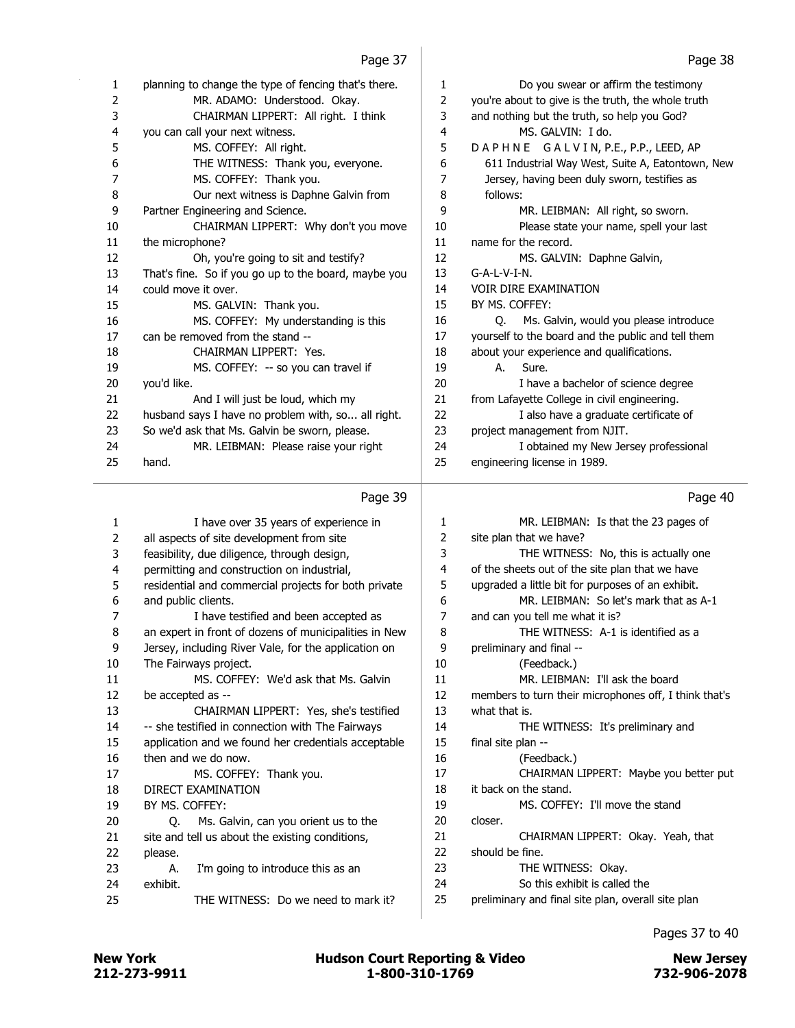planning to change the type of fencing that's there.

MR. ADAMO: Understood. Okay.

CHAIRMAN LIPPERT: All right. I think you can call your next witness.

MS. COFFEY: All right.

THE WITNESS: Thank you, everyone.

MS. COFFEY: Thank you.

Our next witness is Daphne Galvin from Partner Engineering and Science.

CHAIRMAN LIPPERT: Why don't you move the microphone?

Oh, you're going to sit and testify? That's fine. So if you go up to the board, maybe you could move it over.

MS. GALVIN: Thank you.

MS. COFFEY: My understanding is this can be removed from the stand --

CHAIRMAN LIPPERT: Yes.

MS. COFFEY: -- so you can travel if you'd like.

And I will just be loud, which my husband says I have no problem with, so... all right. So we'd ask that Ms. Galvin be sworn, please.

MR. LEIBMAN: Please raise your right hand.

Do you swear or affirm the testimony you're about to give is the truth, the whole truth and nothing but the truth, so help you God?

MS. GALVIN: I do.

D A P H N E G A L V I N, P.E., P.P., LEED, AP
611 Industrial Way West, Suite A, Eatontown, New Jersey, having been duly sworn, testifies as follows:

MR. LEIBMAN: All right, so sworn.

Please state your name, spell your last name for the record.

MS. GALVIN: Daphne Galvin, G-A-L-V-I-N.

VOIR DIRE EXAMINATION
BY MS. COFFEY:

Q. Ms. Galvin, would you please introduce yourself to the board and the public and tell them about your experience and qualifications.

A. Sure.

I have a bachelor of science degree from Lafayette College in civil engineering.

I also have a graduate certificate of project management from NJIT.

I obtained my New Jersey professional engineering license in 1989.

I have over 35 years of experience in all aspects of site development from site feasibility, due diligence, through design, permitting and construction on industrial, residential and commercial projects for both private and public clients.

I have testified and been accepted as an expert in front of dozens of municipalities in New Jersey, including River Vale, for the application on The Fairways project.

MS. COFFEY: We'd ask that Ms. Galvin be accepted as --

CHAIRMAN LIPPERT: Yes, she's testified -- she testified in connection with The Fairways application and we found her credentials acceptable then and we do now.

MS. COFFEY: Thank you.

DIRECT EXAMINATION
BY MS. COFFEY:

Q. Ms. Galvin, can you orient us to the site and tell us about the existing conditions, please.

A. I'm going to introduce this as an exhibit.

THE WITNESS: Do we need to mark it?

MR. LEIBMAN: Is that the 23 pages of site plan that we have?

THE WITNESS: No, this is actually one of the sheets out of the site plan that we have upgraded a little bit for purposes of an exhibit.

MR. LEIBMAN: So let's mark that as A-1 and can you tell me what it is?

THE WITNESS: A-1 is identified as a preliminary and final --

(Feedback.)

MR. LEIBMAN: I'll ask the board members to turn their microphones off, I think that's what that is.

THE WITNESS: It's preliminary and final site plan --

(Feedback.)

CHAIRMAN LIPPERT: Maybe you better put it back on the stand.

MS. COFFEY: I'll move the stand closer.

CHAIRMAN LIPPERT: Okay. Yeah, that should be fine.

THE WITNESS: Okay.

So this exhibit is called the preliminary and final site plan, overall site plan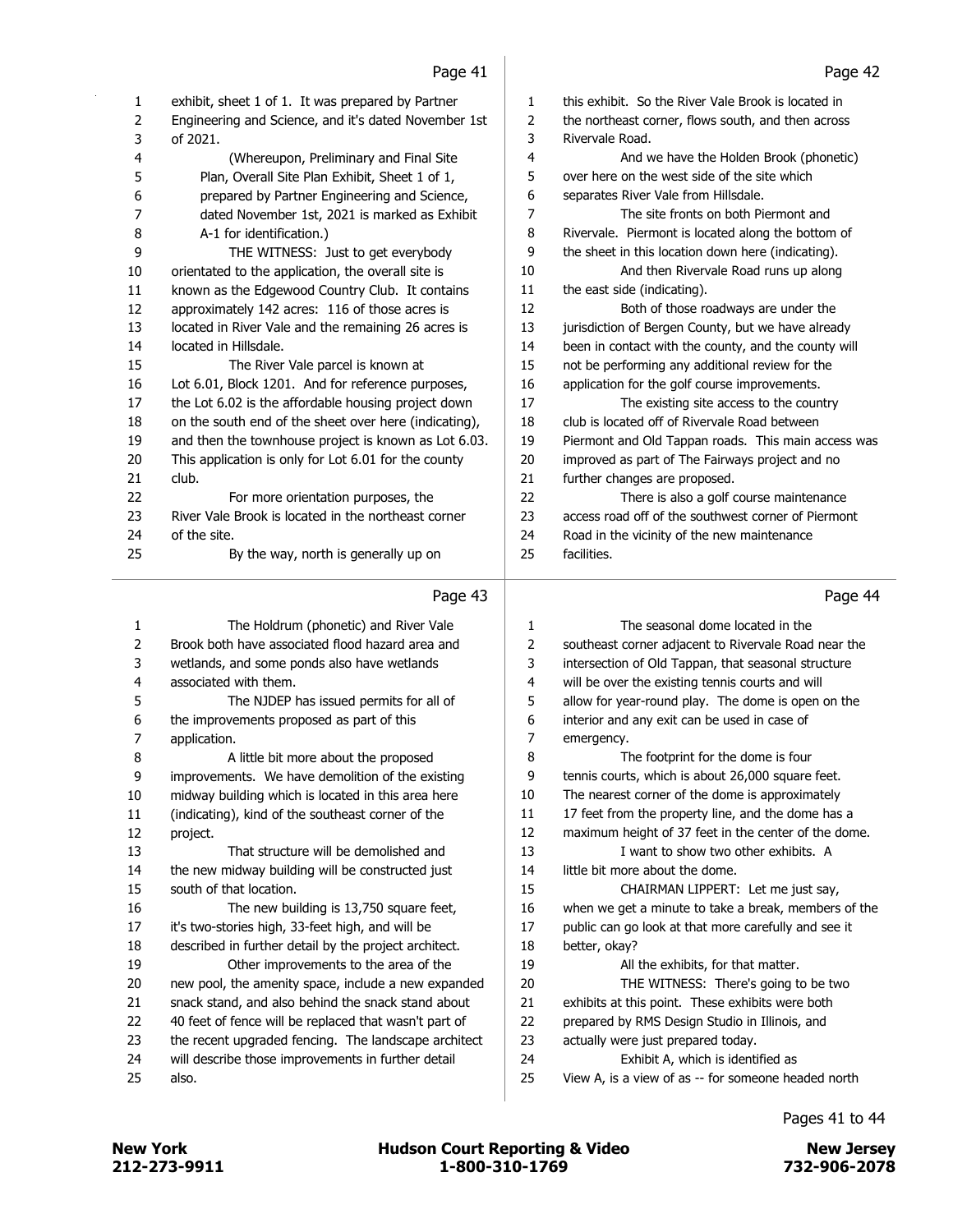exhibit, sheet 1 of 1. It was prepared by Partner Engineering and Science, and it's dated November 1st of 2021.

(Whereupon, Preliminary and Final Site Plan, Overall Site Plan Exhibit, Sheet 1 of 1, prepared by Partner Engineering and Science, dated November 1st, 2021 is marked as Exhibit A-1 for identification.)

THE WITNESS: Just to get everybody orientated to the application, the overall site is known as the Edgewood Country Club. It contains approximately 142 acres: 116 of those acres is located in River Vale and the remaining 26 acres is located in Hillsdale.

The River Vale parcel is known at Lot 6.01, Block 1201. And for reference purposes, the Lot 6.02 is the affordable housing project down on the south end of the sheet over here (indicating), and then the townhouse project is known as Lot 6.03. This application is only for Lot 6.01 for the county club.

For more orientation purposes, the River Vale Brook is located in the northeast corner of the site.

By the way, north is generally up on this exhibit. So the River Vale Brook is located in the northeast corner, flows south, and then across Rivervale Road.

And we have the Holden Brook (phonetic) over here on the west side of the site which separates River Vale from Hillsdale.

The site fronts on both Piermont and Rivervale. Piermont is located along the bottom of the sheet in this location down here (indicating).

And then Rivervale Road runs up along the east side (indicating).

Both of those roadways are under the jurisdiction of Bergen County, but we have already been in contact with the county, and the county will not be performing any additional review for the application for the golf course improvements.

The existing site access to the country club is located off of Rivervale Road between Piermont and Old Tappan roads. This main access was improved as part of The Fairways project and no further changes are proposed.

There is also a golf course maintenance access road off of the southwest corner of Piermont Road in the vicinity of the new maintenance facilities.

The Holdrum (phonetic) and River Vale Brook both have associated flood hazard area and wetlands, and some ponds also have wetlands associated with them.

The NJDEP has issued permits for all of the improvements proposed as part of this application.

A little bit more about the proposed improvements. We have demolition of the existing midway building which is located in this area here (indicating), kind of the southeast corner of the project.

That structure will be demolished and the new midway building will be constructed just south of that location.

The new building is 13,750 square feet, it's two-stories high, 33-feet high, and will be described in further detail by the project architect.

Other improvements to the area of the new pool, the amenity space, include a new expanded snack stand, and also behind the snack stand about 40 feet of fence will be replaced that wasn't part of the recent upgraded fencing. The landscape architect will describe those improvements in further detail also.

The seasonal dome located in the southeast corner adjacent to Rivervale Road near the intersection of Old Tappan, that seasonal structure will be over the existing tennis courts and will allow for year-round play. The dome is open on the interior and any exit can be used in case of emergency.

The footprint for the dome is four tennis courts, which is about 26,000 square feet. The nearest corner of the dome is approximately 17 feet from the property line, and the dome has a maximum height of 37 feet in the center of the dome.

I want to show two other exhibits. A little bit more about the dome.

CHAIRMAN LIPPERT: Let me just say, when we get a minute to take a break, members of the public can go look at that more carefully and see it better, okay?

All the exhibits, for that matter.

THE WITNESS: There's going to be two exhibits at this point. These exhibits were both prepared by RMS Design Studio in Illinois, and actually were just prepared today.

Exhibit A, which is identified as View A, is a view of as -- for someone headed north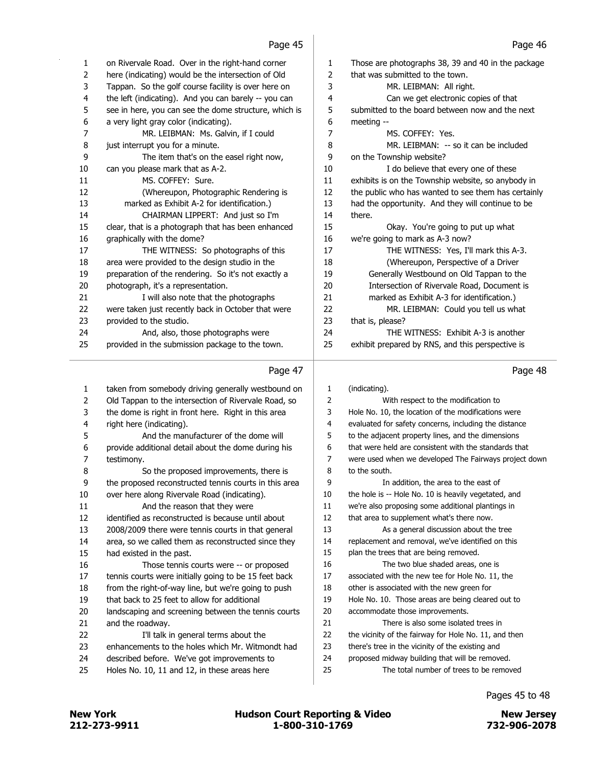Page 45

on Rivervale Road. Over in the right-hand corner here (indicating) would be the intersection of Old Tappan. So the golf course facility is over here on the left (indicating). And you can barely -- you can see in here, you can see the dome structure, which is a very light gray color (indicating).

MR. LEIBMAN: Ms. Galvin, if I could just interrupt you for a minute.

The item that's on the easel right now, can you please mark that as A-2.

MS. COFFEY: Sure.

(Whereupon, Photographic Rendering is marked as Exhibit A-2 for identification.)

CHAIRMAN LIPPERT: And just so I'm clear, that is a photograph that has been enhanced graphically with the dome?

THE WITNESS: So photographs of this area were provided to the design studio in the preparation of the rendering. So it's not exactly a photograph, it's a representation.

I will also note that the photographs were taken just recently back in October that were provided to the studio.

And, also, those photographs were provided in the submission package to the town.

Page 46

Those are photographs 38, 39 and 40 in the package that was submitted to the town.

MR. LEIBMAN: All right.

Can we get electronic copies of that submitted to the board between now and the next meeting --

MS. COFFEY: Yes.

MR. LEIBMAN: -- so it can be included on the Township website?

I do believe that every one of these exhibits is on the Township website, so anybody in the public who has wanted to see them has certainly had the opportunity. And they will continue to be there.

Okay. You're going to put up what we're going to mark as A-3 now?

THE WITNESS: Yes, I'll mark this A-3.

(Whereupon, Perspective of a Driver Generally Westbound on Old Tappan to the Intersection of Rivervale Road, Document is marked as Exhibit A-3 for identification.)

MR. LEIBMAN: Could you tell us what that is, please?

THE WITNESS: Exhibit A-3 is another exhibit prepared by RNS, and this perspective is

Page 47

taken from somebody driving generally westbound on Old Tappan to the intersection of Rivervale Road, so the dome is right in front here. Right in this area right here (indicating).

And the manufacturer of the dome will provide additional detail about the dome during his testimony.

So the proposed improvements, there is the proposed reconstructed tennis courts in this area over here along Rivervale Road (indicating).

And the reason that they were identified as reconstructed is because until about 2008/2009 there were tennis courts in that general area, so we called them as reconstructed since they had existed in the past.

Those tennis courts were -- or proposed tennis courts were initially going to be 15 feet back from the right-of-way line, but we're going to push that back to 25 feet to allow for additional landscaping and screening between the tennis courts and the roadway.

I'll talk in general terms about the enhancements to the holes which Mr. Witmondt had described before. We've got improvements to Holes No. 10, 11 and 12, in these areas here

Page 48

(indicating).

With respect to the modification to Hole No. 10, the location of the modifications were evaluated for safety concerns, including the distance to the adjacent property lines, and the dimensions that were held are consistent with the standards that were used when we developed The Fairways project down to the south.

In addition, the area to the east of the hole is -- Hole No. 10 is heavily vegetated, and we're also proposing some additional plantings in that area to supplement what's there now.

As a general discussion about the tree replacement and removal, we've identified on this plan the trees that are being removed.

The two blue shaded areas, one is associated with the new tee for Hole No. 11, the other is associated with the new green for Hole No. 10. Those areas are being cleared out to accommodate those improvements.

There is also some isolated trees in the vicinity of the fairway for Hole No. 11, and then there's tree in the vicinity of the existing and proposed midway building that will be removed.

The total number of trees to be removed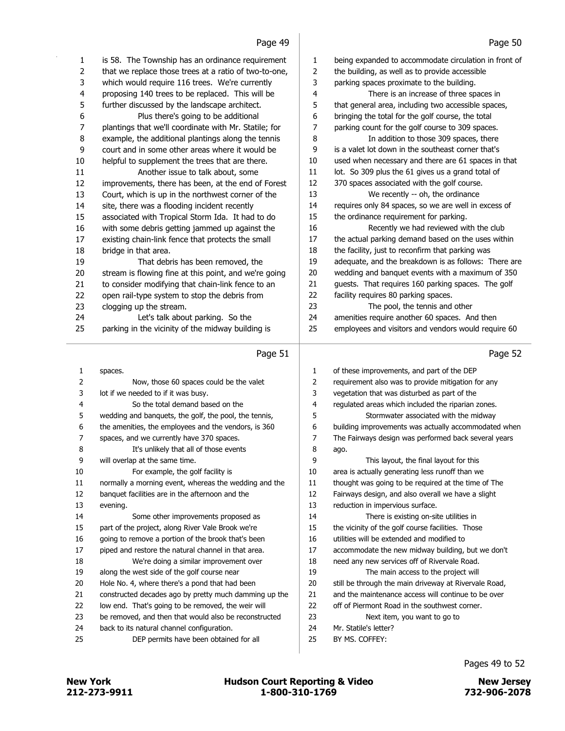is 58. The Township has an ordinance requirement that we replace those trees at a ratio of two-to-one, which would require 116 trees. We're currently proposing 140 trees to be replaced. This will be further discussed by the landscape architect.

Plus there's going to be additional plantings that we'll coordinate with Mr. Statile; for example, the additional plantings along the tennis court and in some other areas where it would be helpful to supplement the trees that are there.

Another issue to talk about, some improvements, there has been, at the end of Forest Court, which is up in the northwest corner of the site, there was a flooding incident recently associated with Tropical Storm Ida. It had to do with some debris getting jammed up against the existing chain-link fence that protects the small bridge in that area.

That debris has been removed, the stream is flowing fine at this point, and we're going to consider modifying that chain-link fence to an open rail-type system to stop the debris from clogging up the stream.

Let's talk about parking. So the parking in the vicinity of the midway building is being expanded to accommodate circulation in front of the building, as well as to provide accessible parking spaces proximate to the building.

There is an increase of three spaces in that general area, including two accessible spaces, bringing the total for the golf course, the total parking count for the golf course to 309 spaces.

In addition to those 309 spaces, there is a valet lot down in the southeast corner that's used when necessary and there are 61 spaces in that lot. So 309 plus the 61 gives us a grand total of 370 spaces associated with the golf course.

We recently -- oh, the ordinance requires only 84 spaces, so we are well in excess of the ordinance requirement for parking.

Recently we had reviewed with the club the actual parking demand based on the uses within the facility, just to reconfirm that parking was adequate, and the breakdown is as follows: There are wedding and banquet events with a maximum of 350 guests. That requires 160 parking spaces. The golf facility requires 80 parking spaces.

The pool, the tennis and other amenities require another 60 spaces. And then employees and visitors and vendors would require 60 spaces.

Now, those 60 spaces could be the valet lot if we needed to if it was busy.

So the total demand based on the wedding and banquets, the golf, the pool, the tennis, the amenities, the employees and the vendors, is 360 spaces, and we currently have 370 spaces.

It's unlikely that all of those events will overlap at the same time.

For example, the golf facility is normally a morning event, whereas the wedding and the banquet facilities are in the afternoon and the evening.

Some other improvements proposed as part of the project, along River Vale Brook we're going to remove a portion of the brook that's been piped and restore the natural channel in that area.

We're doing a similar improvement over along the west side of the golf course near Hole No. 4, where there's a pond that had been constructed decades ago by pretty much damming up the low end. That's going to be removed, the weir will be removed, and then that would also be reconstructed back to its natural channel configuration.

DEP permits have been obtained for all of these improvements, and part of the DEP requirement also was to provide mitigation for any vegetation that was disturbed as part of the regulated areas which included the riparian zones.

Stormwater associated with the midway building improvements was actually accommodated when The Fairways design was performed back several years ago.

This layout, the final layout for this area is actually generating less runoff than we thought was going to be required at the time of The Fairways design, and also overall we have a slight reduction in impervious surface.

There is existing on-site utilities in the vicinity of the golf course facilities. Those utilities will be extended and modified to accommodate the new midway building, but we don't need any new services off of Rivervale Road.

The main access to the project will still be through the main driveway at Rivervale Road, and the maintenance access will continue to be over off of Piermont Road in the southwest corner.

Next item, you want to go to Mr. Statile's letter?

BY MS. COFFEY: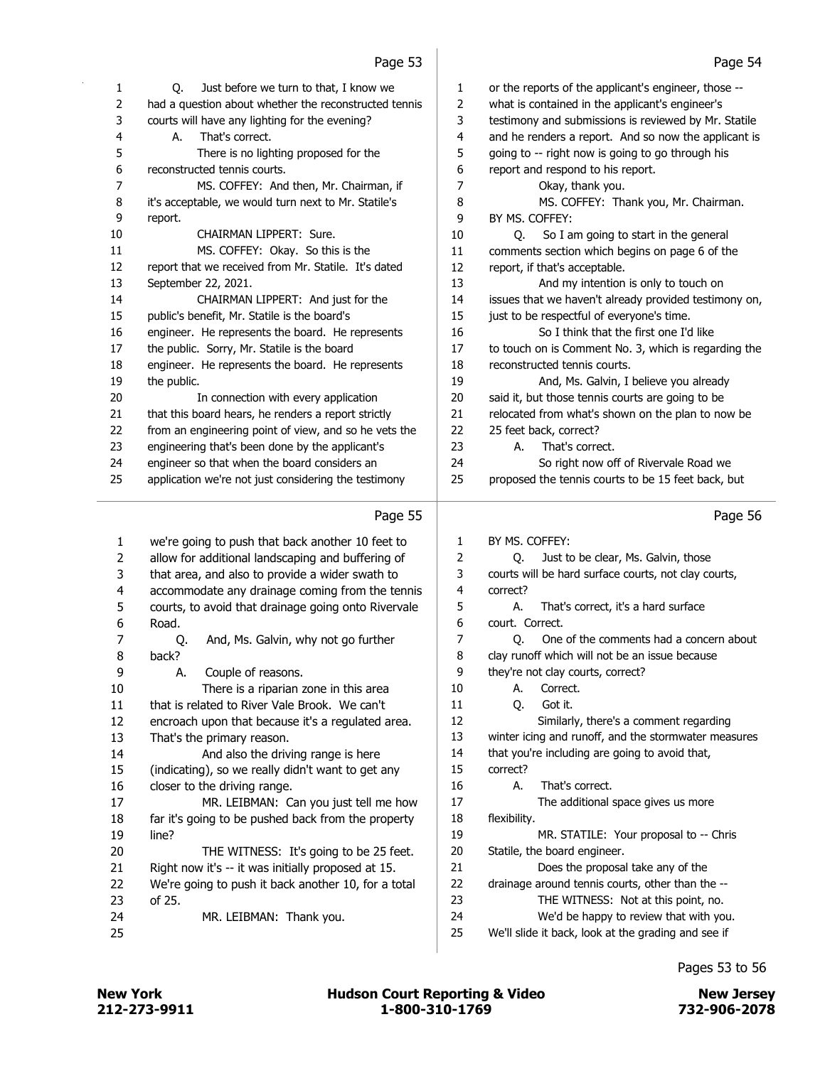Page 53

1 Q. Just before we turn to that, I know we
2 had a question about whether the reconstructed tennis
3 courts will have any lighting for the evening?
4 A. That's correct.
5 There is no lighting proposed for the
6 reconstructed tennis courts.
7 MS. COFFEY: And then, Mr. Chairman, if
8 it's acceptable, we would turn next to Mr. Statile's
9 report.
10 CHAIRMAN LIPPERT: Sure.
11 MS. COFFEY: Okay. So this is the
12 report that we received from Mr. Statile. It's dated
13 September 22, 2021.
14 CHAIRMAN LIPPERT: And just for the
15 public's benefit, Mr. Statile is the board's
16 engineer. He represents the board. He represents
17 the public. Sorry, Mr. Statile is the board
18 engineer. He represents the board. He represents
19 the public.
20 In connection with every application
21 that this board hears, he renders a report strictly
22 from an engineering point of view, and so he vets the
23 engineering that's been done by the applicant's
24 engineer so that when the board considers an
25 application we're not just considering the testimony

Page 54

1 or the reports of the applicant's engineer, those --
2 what is contained in the applicant's engineer's
3 testimony and submissions is reviewed by Mr. Statile
4 and he renders a report. And so now the applicant is
5 going to -- right now is going to go through his
6 report and respond to his report.
7 Okay, thank you.
8 MS. COFFEY: Thank you, Mr. Chairman.
9 BY MS. COFFEY:
10 Q. So I am going to start in the general
11 comments section which begins on page 6 of the
12 report, if that's acceptable.
13 And my intention is only to touch on
14 issues that we haven't already provided testimony on,
15 just to be respectful of everyone's time.
16 So I think that the first one I'd like
17 to touch on is Comment No. 3, which is regarding the
18 reconstructed tennis courts.
19 And, Ms. Galvin, I believe you already
20 said it, but those tennis courts are going to be
21 relocated from what's shown on the plan to now be
22 25 feet back, correct?
23 A. That's correct.
24 So right now off of Rivervale Road we
25 proposed the tennis courts to be 15 feet back, but

Page 55

1 we're going to push that back another 10 feet to
2 allow for additional landscaping and buffering of
3 that area, and also to provide a wider swath to
4 accommodate any drainage coming from the tennis
5 courts, to avoid that drainage going onto Rivervale
6 Road.
7 Q. And, Ms. Galvin, why not go further
8 back?
9 A. Couple of reasons.
10 There is a riparian zone in this area
11 that is related to River Vale Brook. We can't
12 encroach upon that because it's a regulated area.
13 That's the primary reason.
14 And also the driving range is here
15 (indicating), so we really didn't want to get any
16 closer to the driving range.
17 MR. LEIBMAN: Can you just tell me how
18 far it's going to be pushed back from the property
19 line?
20 THE WITNESS: It's going to be 25 feet.
21 Right now it's -- it was initially proposed at 15.
22 We're going to push it back another 10, for a total
23 of 25.
24 MR. LEIBMAN: Thank you.
25

Page 56

1 BY MS. COFFEY:
2 Q. Just to be clear, Ms. Galvin, those
3 courts will be hard surface courts, not clay courts,
4 correct?
5 A. That's correct, it's a hard surface
6 court. Correct.
7 Q. One of the comments had a concern about
8 clay runoff which will not be an issue because
9 they're not clay courts, correct?
10 A. Correct.
11 Q. Got it.
12 Similarly, there's a comment regarding
13 winter icing and runoff, and the stormwater measures
14 that you're including are going to avoid that,
15 correct?
16 A. That's correct.
17 The additional space gives us more
18 flexibility.
19 MR. STATILE: Your proposal to -- Chris
20 Statile, the board engineer.
21 Does the proposal take any of the
22 drainage around tennis courts, other than the --
23 THE WITNESS: Not at this point, no.
24 We'd be happy to review that with you.
25 We'll slide it back, look at the grading and see if

Pages 53 to 56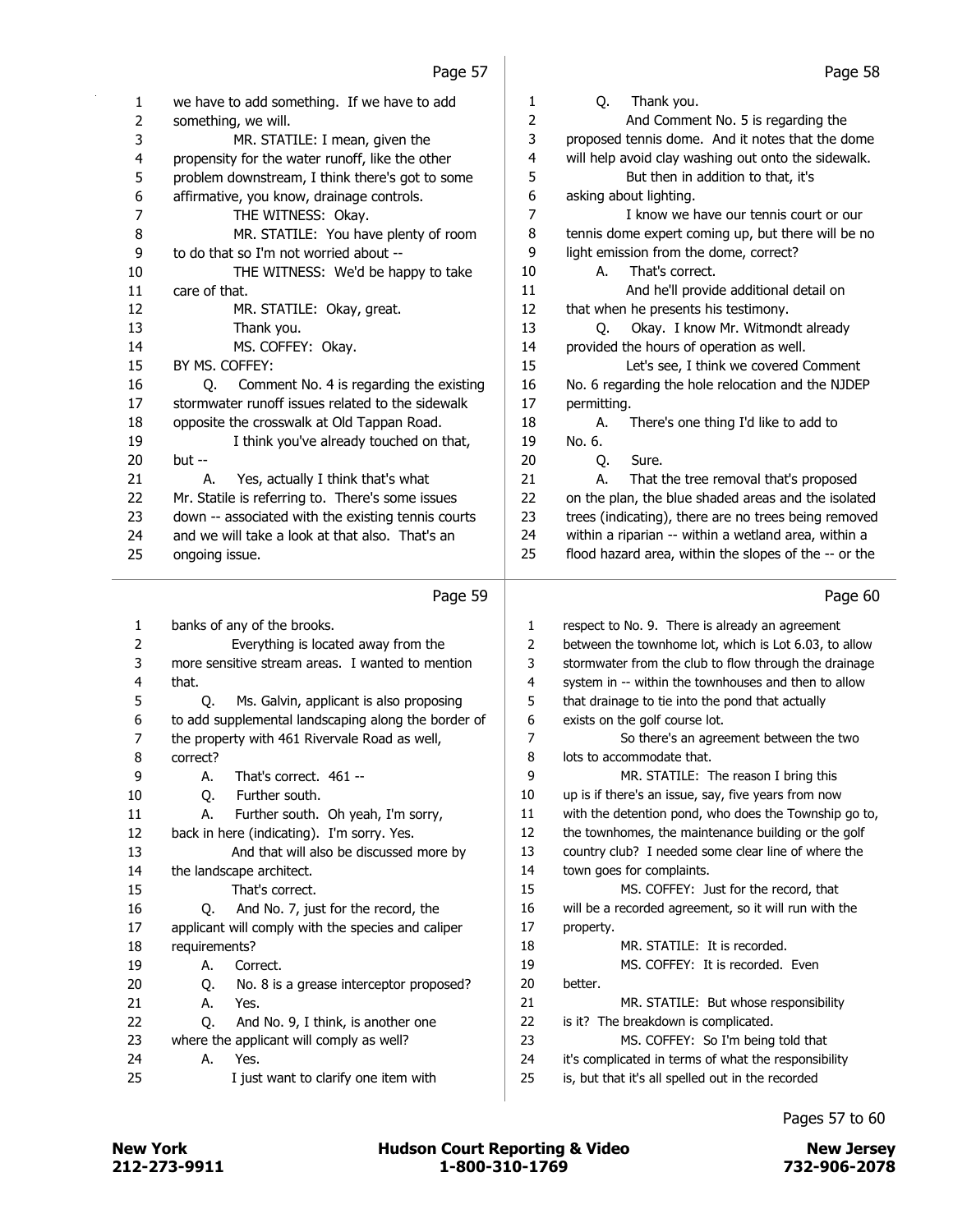Page 57

1 we have to add something. If we have to add
2 something, we will.
3 MR. STATILE: I mean, given the
4 propensity for the water runoff, like the other
5 problem downstream, I think there's got to some
6 affirmative, you know, drainage controls.
7 THE WITNESS: Okay.
8 MR. STATILE: You have plenty of room
9 to do that so I'm not worried about --
10 THE WITNESS: We'd be happy to take
11 care of that.
12 MR. STATILE: Okay, great.
13 Thank you.
14 MS. COFFEY: Okay.
15 BY MS. COFFEY:
16 Q. Comment No. 4 is regarding the existing
17 stormwater runoff issues related to the sidewalk
18 opposite the crosswalk at Old Tappan Road.
19 I think you've already touched on that,
20 but --
21 A. Yes, actually I think that's what
22 Mr. Statile is referring to. There's some issues
23 down -- associated with the existing tennis courts
24 and we will take a look at that also. That's an
25 ongoing issue.

Page 58

1 Q. Thank you.
2 And Comment No. 5 is regarding the
3 proposed tennis dome. And it notes that the dome
4 will help avoid clay washing out onto the sidewalk.
5 But then in addition to that, it's
6 asking about lighting.
7 I know we have our tennis court or our
8 tennis dome expert coming up, but there will be no
9 light emission from the dome, correct?
10 A. That's correct.
11 And he'll provide additional detail on
12 that when he presents his testimony.
13 Q. Okay. I know Mr. Witmondt already
14 provided the hours of operation as well.
15 Let's see, I think we covered Comment
16 No. 6 regarding the hole relocation and the NJDEP
17 permitting.
18 A. There's one thing I'd like to add to
19 No. 6.
20 Q. Sure.
21 A. That the tree removal that's proposed
22 on the plan, the blue shaded areas and the isolated
23 trees (indicating), there are no trees being removed
24 within a riparian -- within a wetland area, within a
25 flood hazard area, within the slopes of the -- or the

Page 59

1 banks of any of the brooks.
2 Everything is located away from the
3 more sensitive stream areas. I wanted to mention
4 that.
5 Q. Ms. Galvin, applicant is also proposing
6 to add supplemental landscaping along the border of
7 the property with 461 Rivervale Road as well,
8 correct?
9 A. That's correct. 461 --
10 Q. Further south.
11 A. Further south. Oh yeah, I'm sorry,
12 back in here (indicating). I'm sorry. Yes.
13 And that will also be discussed more by
14 the landscape architect.
15 That's correct.
16 Q. And No. 7, just for the record, the
17 applicant will comply with the species and caliper
18 requirements?
19 A. Correct.
20 Q. No. 8 is a grease interceptor proposed?
21 A. Yes.
22 Q. And No. 9, I think, is another one
23 where the applicant will comply as well?
24 A. Yes.
25 I just want to clarify one item with

Page 60

1 respect to No. 9. There is already an agreement
2 between the townhome lot, which is Lot 6.03, to allow
3 stormwater from the club to flow through the drainage
4 system in -- within the townhouses and then to allow
5 that drainage to tie into the pond that actually
6 exists on the golf course lot.
7 So there's an agreement between the two
8 lots to accommodate that.
9 MR. STATILE: The reason I bring this
10 up is if there's an issue, say, five years from now
11 with the detention pond, who does the Township go to,
12 the townhomes, the maintenance building or the golf
13 country club? I needed some clear line of where the
14 town goes for complaints.
15 MS. COFFEY: Just for the record, that
16 will be a recorded agreement, so it will run with the
17 property.
18 MR. STATILE: It is recorded.
19 MS. COFFEY: It is recorded. Even
20 better.
21 MR. STATILE: But whose responsibility
22 is it? The breakdown is complicated.
23 MS. COFFEY: So I'm being told that
24 it's complicated in terms of what the responsibility
25 is, but that it's all spelled out in the recorded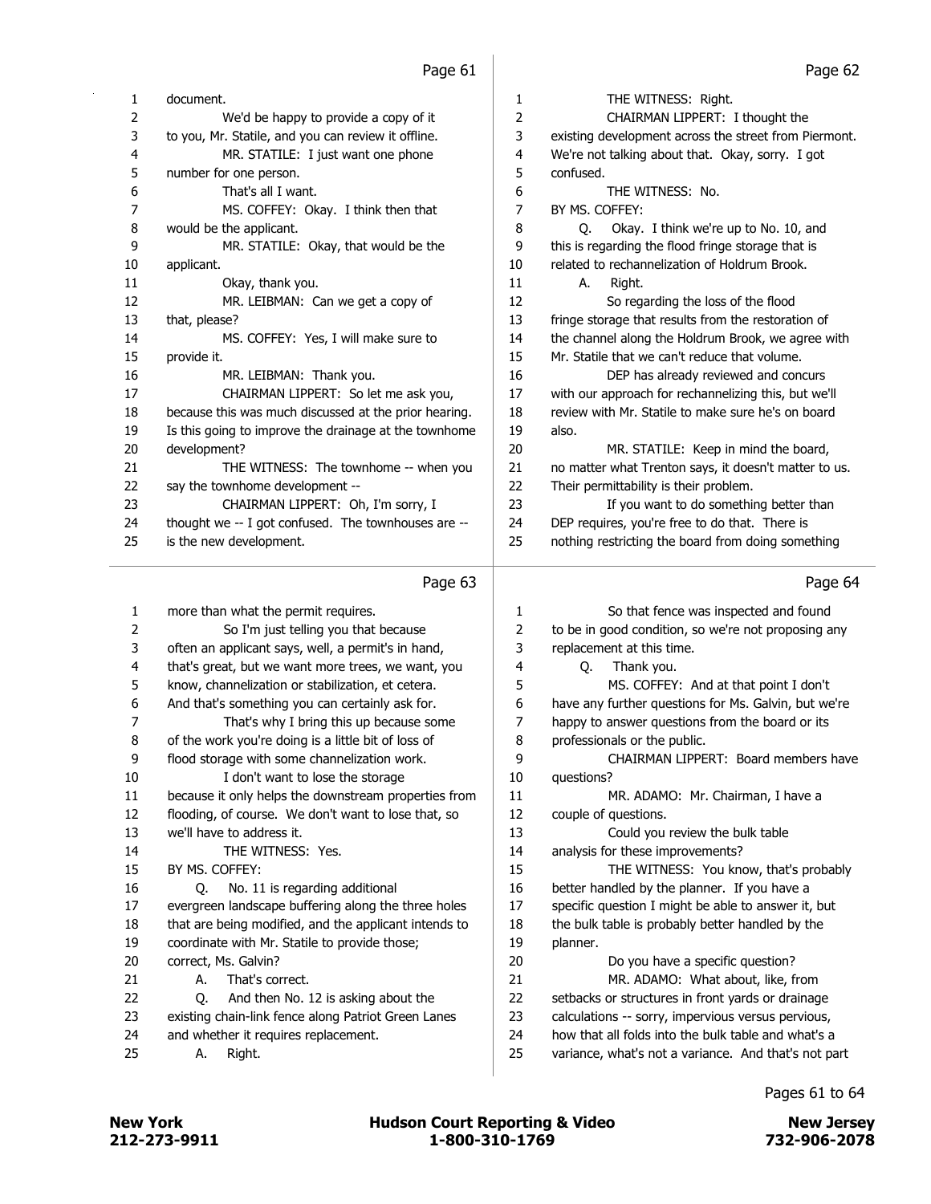document.

We'd be happy to provide a copy of it to you, Mr. Statile, and you can review it offline.

MR. STATILE: I just want one phone number for one person.

That's all I want.

MS. COFFEY: Okay. I think then that would be the applicant.

MR. STATILE: Okay, that would be the applicant.

Okay, thank you.

MR. LEIBMAN: Can we get a copy of that, please?

MS. COFFEY: Yes, I will make sure to provide it.

MR. LEIBMAN: Thank you.

CHAIRMAN LIPPERT: So let me ask you, because this was much discussed at the prior hearing. Is this going to improve the drainage at the townhome development?

THE WITNESS: The townhome -- when you say the townhome development --

CHAIRMAN LIPPERT: Oh, I'm sorry, I thought we -- I got confused. The townhouses are -- is the new development.

THE WITNESS: Right.

CHAIRMAN LIPPERT: I thought the existing development across the street from Piermont. We're not talking about that. Okay, sorry. I got confused.

THE WITNESS: No.

BY MS. COFFEY:

Q. Okay. I think we're up to No. 10, and this is regarding the flood fringe storage that is related to rechannelization of Holdrum Brook.

A. Right.

So regarding the loss of the flood fringe storage that results from the restoration of the channel along the Holdrum Brook, we agree with Mr. Statile that we can't reduce that volume.

DEP has already reviewed and concurs with our approach for rechannelizing this, but we'll review with Mr. Statile to make sure he's on board also.

MR. STATILE: Keep in mind the board, no matter what Trenton says, it doesn't matter to us. Their permittability is their problem.

If you want to do something better than DEP requires, you're free to do that. There is nothing restricting the board from doing something more than what the permit requires.

So I'm just telling you that because often an applicant says, well, a permit's in hand, that's great, but we want more trees, we want, you know, channelization or stabilization, et cetera. And that's something you can certainly ask for.

That's why I bring this up because some of the work you're doing is a little bit of loss of flood storage with some channelization work.

I don't want to lose the storage because it only helps the downstream properties from flooding, of course. We don't want to lose that, so we'll have to address it.

THE WITNESS: Yes.

BY MS. COFFEY:

Q. No. 11 is regarding additional evergreen landscape buffering along the three holes that are being modified, and the applicant intends to coordinate with Mr. Statile to provide those; correct, Ms. Galvin?

A. That's correct.

Q. And then No. 12 is asking about the existing chain-link fence along Patriot Green Lanes and whether it requires replacement.

A. Right.

So that fence was inspected and found to be in good condition, so we're not proposing any replacement at this time.

Q. Thank you.

MS. COFFEY: And at that point I don't have any further questions for Ms. Galvin, but we're happy to answer questions from the board or its professionals or the public.

CHAIRMAN LIPPERT: Board members have questions?

MR. ADAMO: Mr. Chairman, I have a couple of questions.

Could you review the bulk table analysis for these improvements?

THE WITNESS: You know, that's probably better handled by the planner. If you have a specific question I might be able to answer it, but the bulk table is probably better handled by the planner.

Do you have a specific question?

MR. ADAMO: What about, like, from setbacks or structures in front yards or drainage calculations -- sorry, impervious versus pervious, how that all folds into the bulk table and what's a variance, what's not a variance. And that's not part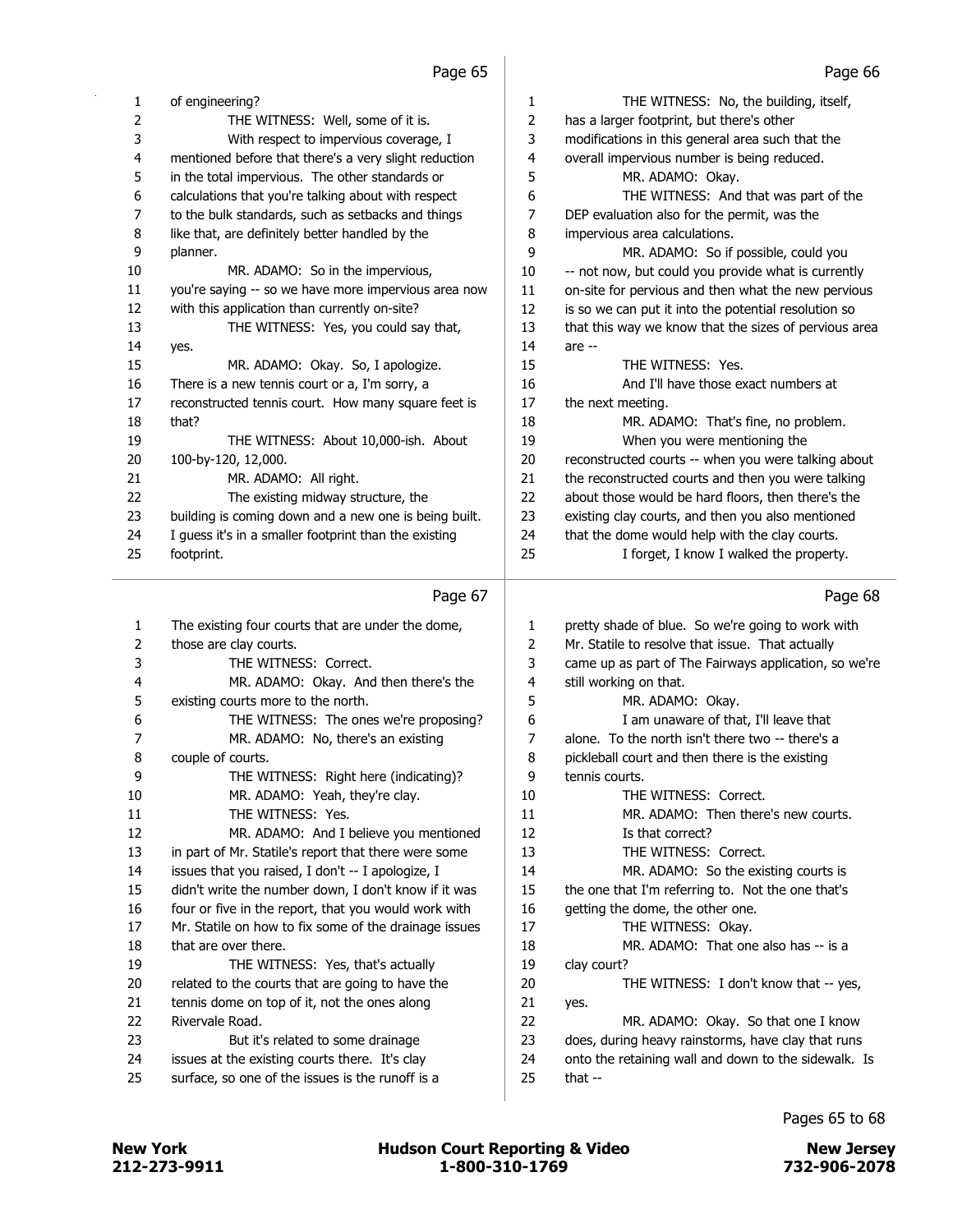Page 65

1 of engineering?
2 THE WITNESS: Well, some of it is.
3 With respect to impervious coverage, I
4 mentioned before that there's a very slight reduction
5 in the total impervious. The other standards or
6 calculations that you're talking about with respect
7 to the bulk standards, such as setbacks and things
8 like that, are definitely better handled by the
9 planner.
10 MR. ADAMO: So in the impervious,
11 you're saying -- so we have more impervious area now
12 with this application than currently on-site?
13 THE WITNESS: Yes, you could say that,
14 yes.
15 MR. ADAMO: Okay. So, I apologize.
16 There is a new tennis court or a, I'm sorry, a
17 reconstructed tennis court. How many square feet is
18 that?
19 THE WITNESS: About 10,000-ish. About
20 100-by-120, 12,000.
21 MR. ADAMO: All right.
22 The existing midway structure, the
23 building is coming down and a new one is being built.
24 I guess it's in a smaller footprint than the existing
25 footprint.

Page 66

1 THE WITNESS: No, the building, itself,
2 has a larger footprint, but there's other
3 modifications in this general area such that the
4 overall impervious number is being reduced.
5 MR. ADAMO: Okay.
6 THE WITNESS: And that was part of the
7 DEP evaluation also for the permit, was the
8 impervious area calculations.
9 MR. ADAMO: So if possible, could you
10 -- not now, but could you provide what is currently
11 on-site for pervious and then what the new pervious
12 is so we can put it into the potential resolution so
13 that this way we know that the sizes of pervious area
14 are --
15 THE WITNESS: Yes.
16 And I'll have those exact numbers at
17 the next meeting.
18 MR. ADAMO: That's fine, no problem.
19 When you were mentioning the
20 reconstructed courts -- when you were talking about
21 the reconstructed courts and then you were talking
22 about those would be hard floors, then there's the
23 existing clay courts, and then you also mentioned
24 that the dome would help with the clay courts.
25 I forget, I know I walked the property.

Page 67

1 The existing four courts that are under the dome,
2 those are clay courts.
3 THE WITNESS: Correct.
4 MR. ADAMO: Okay. And then there's the
5 existing courts more to the north.
6 THE WITNESS: The ones we're proposing?
7 MR. ADAMO: No, there's an existing
8 couple of courts.
9 THE WITNESS: Right here (indicating)?
10 MR. ADAMO: Yeah, they're clay.
11 THE WITNESS: Yes.
12 MR. ADAMO: And I believe you mentioned
13 in part of Mr. Statile's report that there were some
14 issues that you raised, I don't -- I apologize, I
15 didn't write the number down, I don't know if it was
16 four or five in the report, that you would work with
17 Mr. Statile on how to fix some of the drainage issues
18 that are over there.
19 THE WITNESS: Yes, that's actually
20 related to the courts that are going to have the
21 tennis dome on top of it, not the ones along
22 Rivervale Road.
23 But it's related to some drainage
24 issues at the existing courts there. It's clay
25 surface, so one of the issues is the runoff is a

Page 68

1 pretty shade of blue. So we're going to work with
2 Mr. Statile to resolve that issue. That actually
3 came up as part of The Fairways application, so we're
4 still working on that.
5 MR. ADAMO: Okay.
6 I am unaware of that, I'll leave that
7 alone. To the north isn't there two -- there's a
8 pickleball court and then there is the existing
9 tennis courts.
10 THE WITNESS: Correct.
11 MR. ADAMO: Then there's new courts.
12 Is that correct?
13 THE WITNESS: Correct.
14 MR. ADAMO: So the existing courts is
15 the one that I'm referring to. Not the one that's
16 getting the dome, the other one.
17 THE WITNESS: Okay.
18 MR. ADAMO: That one also has -- is a
19 clay court?
20 THE WITNESS: I don't know that -- yes,
21 yes.
22 MR. ADAMO: Okay. So that one I know
23 does, during heavy rainstorms, have clay that runs
24 onto the retaining wall and down to the sidewalk. Is
25 that --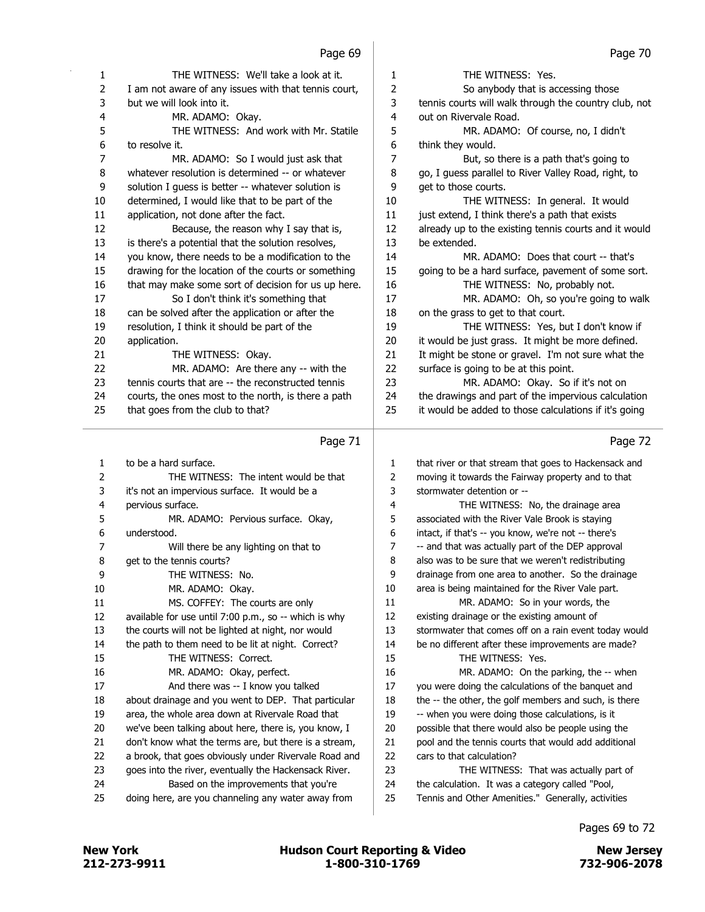Page 69

1 THE WITNESS: We'll take a look at it.
2 I am not aware of any issues with that tennis court,
3 but we will look into it.
4 MR. ADAMO: Okay.
5 THE WITNESS: And work with Mr. Statile
6 to resolve it.
7 MR. ADAMO: So I would just ask that
8 whatever resolution is determined -- or whatever
9 solution I guess is better -- whatever solution is
10 determined, I would like that to be part of the
11 application, not done after the fact.
12 Because, the reason why I say that is,
13 is there's a potential that the solution resolves,
14 you know, there needs to be a modification to the
15 drawing for the location of the courts or something
16 that may make some sort of decision for us up here.
17 So I don't think it's something that
18 can be solved after the application or after the
19 resolution, I think it should be part of the
20 application.
21 THE WITNESS: Okay.
22 MR. ADAMO: Are there any -- with the
23 tennis courts that are -- the reconstructed tennis
24 courts, the ones most to the north, is there a path
25 that goes from the club to that?

Page 70

1 THE WITNESS: Yes.
2 So anybody that is accessing those
3 tennis courts will walk through the country club, not
4 out on Rivervale Road.
5 MR. ADAMO: Of course, no, I didn't
6 think they would.
7 But, so there is a path that's going to
8 go, I guess parallel to River Valley Road, right, to
9 get to those courts.
10 THE WITNESS: In general. It would
11 just extend, I think there's a path that exists
12 already up to the existing tennis courts and it would
13 be extended.
14 MR. ADAMO: Does that court -- that's
15 going to be a hard surface, pavement of some sort.
16 THE WITNESS: No, probably not.
17 MR. ADAMO: Oh, so you're going to walk
18 on the grass to get to that court.
19 THE WITNESS: Yes, but I don't know if
20 it would be just grass. It might be more defined.
21 It might be stone or gravel. I'm not sure what the
22 surface is going to be at this point.
23 MR. ADAMO: Okay. So if it's not on
24 the drawings and part of the impervious calculation
25 it would be added to those calculations if it's going

Page 71

1 to be a hard surface.
2 THE WITNESS: The intent would be that
3 it's not an impervious surface. It would be a
4 pervious surface.
5 MR. ADAMO: Pervious surface. Okay,
6 understood.
7 Will there be any lighting on that to
8 get to the tennis courts?
9 THE WITNESS: No.
10 MR. ADAMO: Okay.
11 MS. COFFEY: The courts are only
12 available for use until 7:00 p.m., so -- which is why
13 the courts will not be lighted at night, nor would
14 the path to them need to be lit at night. Correct?
15 THE WITNESS: Correct.
16 MR. ADAMO: Okay, perfect.
17 And there was -- I know you talked
18 about drainage and you went to DEP. That particular
19 area, the whole area down at Rivervale Road that
20 we've been talking about here, there is, you know, I
21 don't know what the terms are, but there is a stream,
22 a brook, that goes obviously under Rivervale Road and
23 goes into the river, eventually the Hackensack River.
24 Based on the improvements that you're
25 doing here, are you channeling any water away from

Page 72

1 that river or that stream that goes to Hackensack and
2 moving it towards the Fairway property and to that
3 stormwater detention or --
4 THE WITNESS: No, the drainage area
5 associated with the River Vale Brook is staying
6 intact, if that's -- you know, we're not -- there's
7 -- and that was actually part of the DEP approval
8 also was to be sure that we weren't redistributing
9 drainage from one area to another. So the drainage
10 area is being maintained for the River Vale part.
11 MR. ADAMO: So in your words, the
12 existing drainage or the existing amount of
13 stormwater that comes off on a rain event today would
14 be no different after these improvements are made?
15 THE WITNESS: Yes.
16 MR. ADAMO: On the parking, the -- when
17 you were doing the calculations of the banquet and
18 the -- the other, the golf members and such, is there
19 -- when you were doing those calculations, is it
20 possible that there would also be people using the
21 pool and the tennis courts that would add additional
22 cars to that calculation?
23 THE WITNESS: That was actually part of
24 the calculation. It was a category called "Pool,
25 Tennis and Other Amenities." Generally, activities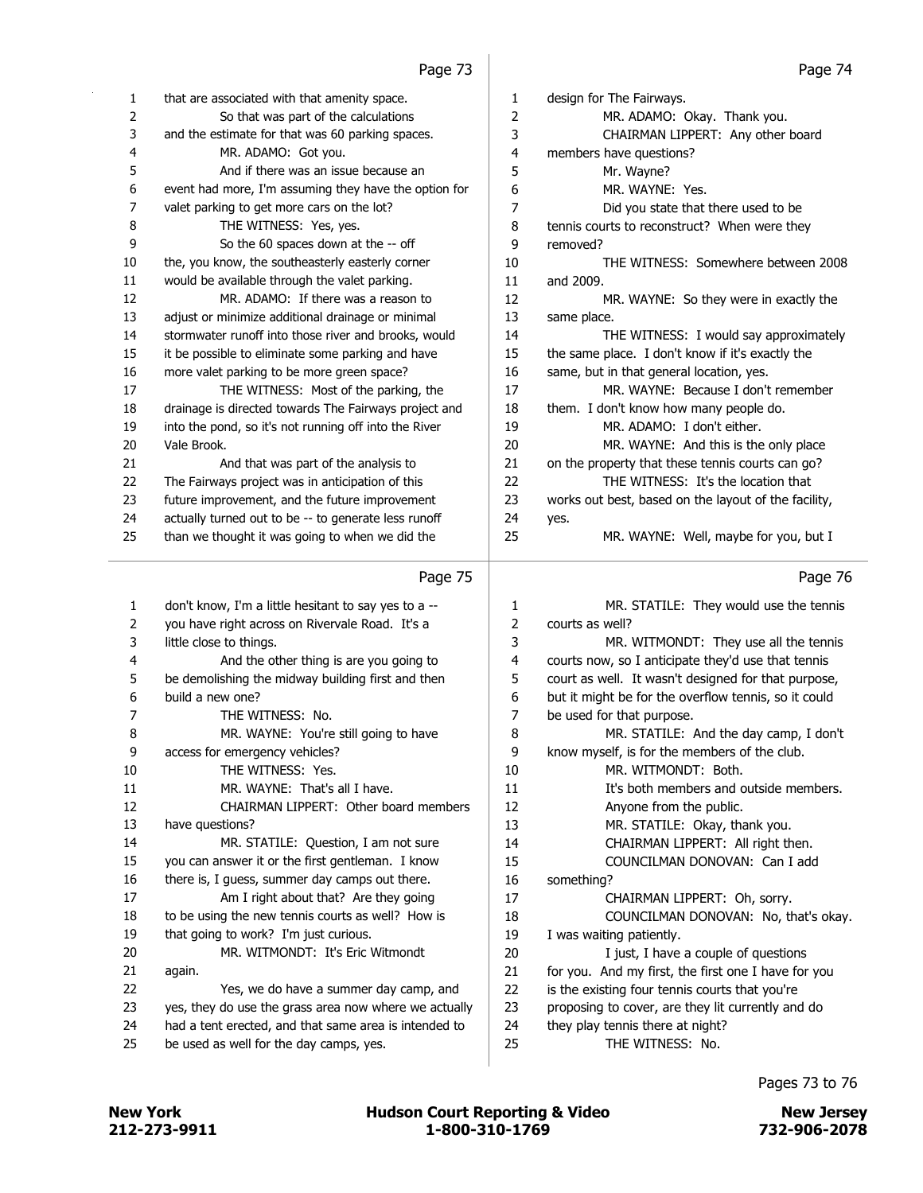Page 73

1 that are associated with that amenity space.
2 So that was part of the calculations
3 and the estimate for that was 60 parking spaces.
4 MR. ADAMO: Got you.
5 And if there was an issue because an
6 event had more, I'm assuming they have the option for
7 valet parking to get more cars on the lot?
8 THE WITNESS: Yes, yes.
9 So the 60 spaces down at the -- off
10 the, you know, the southeasterly easterly corner
11 would be available through the valet parking.
12 MR. ADAMO: If there was a reason to
13 adjust or minimize additional drainage or minimal
14 stormwater runoff into those river and brooks, would
15 it be possible to eliminate some parking and have
16 more valet parking to be more green space?
17 THE WITNESS: Most of the parking, the
18 drainage is directed towards The Fairways project and
19 into the pond, so it's not running off into the River
20 Vale Brook.
21 And that was part of the analysis to
22 The Fairways project was in anticipation of this
23 future improvement, and the future improvement
24 actually turned out to be -- to generate less runoff
25 than we thought it was going to when we did the

Page 74

1 design for The Fairways.
2 MR. ADAMO: Okay. Thank you.
3 CHAIRMAN LIPPERT: Any other board
4 members have questions?
5 Mr. Wayne?
6 MR. WAYNE: Yes.
7 Did you state that there used to be
8 tennis courts to reconstruct? When were they
9 removed?
10 THE WITNESS: Somewhere between 2008
11 and 2009.
12 MR. WAYNE: So they were in exactly the
13 same place.
14 THE WITNESS: I would say approximately
15 the same place. I don't know if it's exactly the
16 same, but in that general location, yes.
17 MR. WAYNE: Because I don't remember
18 them. I don't know how many people do.
19 MR. ADAMO: I don't either.
20 MR. WAYNE: And this is the only place
21 on the property that these tennis courts can go?
22 THE WITNESS: It's the location that
23 works out best, based on the layout of the facility,
24 yes.
25 MR. WAYNE: Well, maybe for you, but I

Page 75

1 don't know, I'm a little hesitant to say yes to a --
2 you have right across on Rivervale Road. It's a
3 little close to things.
4 And the other thing is are you going to
5 be demolishing the midway building first and then
6 build a new one?
7 THE WITNESS: No.
8 MR. WAYNE: You're still going to have
9 access for emergency vehicles?
10 THE WITNESS: Yes.
11 MR. WAYNE: That's all I have.
12 CHAIRMAN LIPPERT: Other board members
13 have questions?
14 MR. STATILE: Question, I am not sure
15 you can answer it or the first gentleman. I know
16 there is, I guess, summer day camps out there.
17 Am I right about that? Are they going
18 to be using the new tennis courts as well? How is
19 that going to work? I'm just curious.
20 MR. WITMONDT: It's Eric Witmondt
21 again.
22 Yes, we do have a summer day camp, and
23 yes, they do use the grass area now where we actually
24 had a tent erected, and that same area is intended to
25 be used as well for the day camps, yes.

Page 76

1 MR. STATILE: They would use the tennis
2 courts as well?
3 MR. WITMONDT: They use all the tennis
4 courts now, so I anticipate they'd use that tennis
5 court as well. It wasn't designed for that purpose,
6 but it might be for the overflow tennis, so it could
7 be used for that purpose.
8 MR. STATILE: And the day camp, I don't
9 know myself, is for the members of the club.
10 MR. WITMONDT: Both.
11 It's both members and outside members.
12 Anyone from the public.
13 MR. STATILE: Okay, thank you.
14 CHAIRMAN LIPPERT: All right then.
15 COUNCILMAN DONOVAN: Can I add
16 something?
17 CHAIRMAN LIPPERT: Oh, sorry.
18 COUNCILMAN DONOVAN: No, that's okay.
19 I was waiting patiently.
20 I just, I have a couple of questions
21 for you. And my first, the first one I have for you
22 is the existing four tennis courts that you're
23 proposing to cover, are they lit currently and do
24 they play tennis there at night?
25 THE WITNESS: No.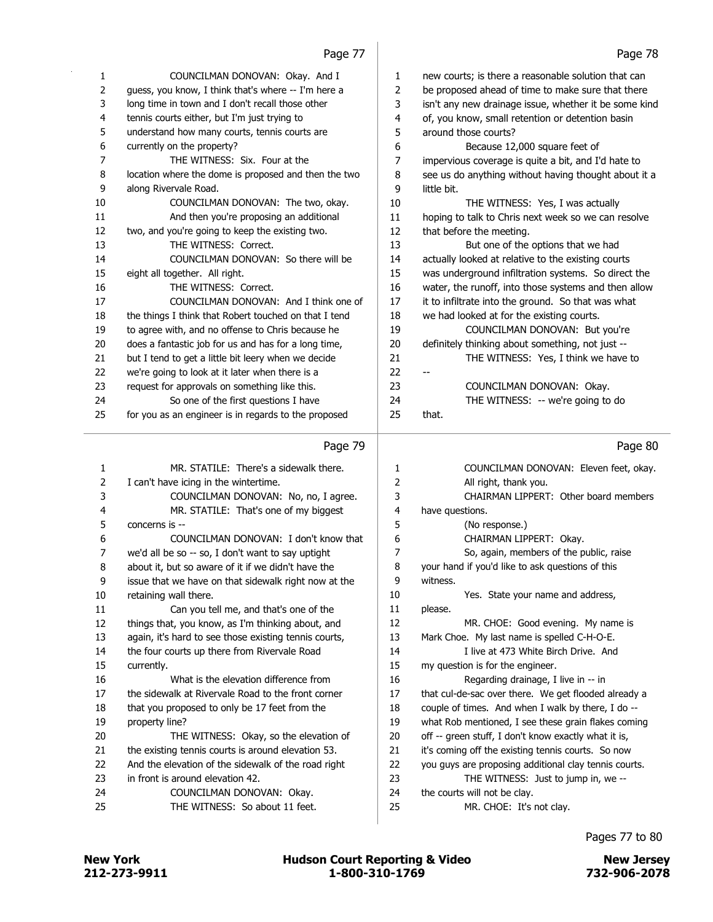Page 77

COUNCILMAN DONOVAN: Okay. And I guess, you know, I think that's where -- I'm here a long time in town and I don't recall those other tennis courts either, but I'm just trying to understand how many courts, tennis courts are currently on the property?

THE WITNESS: Six. Four at the location where the dome is proposed and then the two along Rivervale Road.

COUNCILMAN DONOVAN: The two, okay.

And then you're proposing an additional two, and you're going to keep the existing two.

THE WITNESS: Correct.

COUNCILMAN DONOVAN: So there will be eight all together. All right.

THE WITNESS: Correct.

COUNCILMAN DONOVAN: And I think one of the things I think that Robert touched on that I tend to agree with, and no offense to Chris because he does a fantastic job for us and has for a long time, but I tend to get a little bit leery when we decide we're going to look at it later when there is a request for approvals on something like this.

So one of the first questions I have for you as an engineer is in regards to the proposed

Page 78

new courts; is there a reasonable solution that can be proposed ahead of time to make sure that there isn't any new drainage issue, whether it be some kind of, you know, small retention or detention basin around those courts?

Because 12,000 square feet of impervious coverage is quite a bit, and I'd hate to see us do anything without having thought about it a little bit.

THE WITNESS: Yes, I was actually hoping to talk to Chris next week so we can resolve that before the meeting.

But one of the options that we had actually looked at relative to the existing courts was underground infiltration systems. So direct the water, the runoff, into those systems and then allow it to infiltrate into the ground. So that was what we had looked at for the existing courts.

COUNCILMAN DONOVAN: But you're definitely thinking about something, not just --

THE WITNESS: Yes, I think we have to --

COUNCILMAN DONOVAN: Okay.

THE WITNESS: -- we're going to do that.

Page 79

MR. STATILE: There's a sidewalk there. I can't have icing in the wintertime.

COUNCILMAN DONOVAN: No, no, I agree.

MR. STATILE: That's one of my biggest concerns is --

COUNCILMAN DONOVAN: I don't know that we'd all be so -- so, I don't want to say uptight about it, but so aware of it if we didn't have the issue that we have on that sidewalk right now at the retaining wall there.

Can you tell me, and that's one of the things that, you know, as I'm thinking about, and again, it's hard to see those existing tennis courts, the four courts up there from Rivervale Road currently.

What is the elevation difference from the sidewalk at Rivervale Road to the front corner that you proposed to only be 17 feet from the property line?

THE WITNESS: Okay, so the elevation of the existing tennis courts is around elevation 53. And the elevation of the sidewalk of the road right in front is around elevation 42.

COUNCILMAN DONOVAN: Okay.

THE WITNESS: So about 11 feet.

Page 80

COUNCILMAN DONOVAN: Eleven feet, okay. All right, thank you.

CHAIRMAN LIPPERT: Other board members have questions.

(No response.)

CHAIRMAN LIPPERT: Okay.

So, again, members of the public, raise your hand if you'd like to ask questions of this witness.

Yes. State your name and address, please.

MR. CHOE: Good evening. My name is Mark Choe. My last name is spelled C-H-O-E.

I live at 473 White Birch Drive. And my question is for the engineer.

Regarding drainage, I live in -- in that cul-de-sac over there. We get flooded already a couple of times. And when I walk by there, I do -- what Rob mentioned, I see these grain flakes coming off -- green stuff, I don't know exactly what it is, it's coming off the existing tennis courts. So now you guys are proposing additional clay tennis courts.

THE WITNESS: Just to jump in, we -- the courts will not be clay.

MR. CHOE: It's not clay.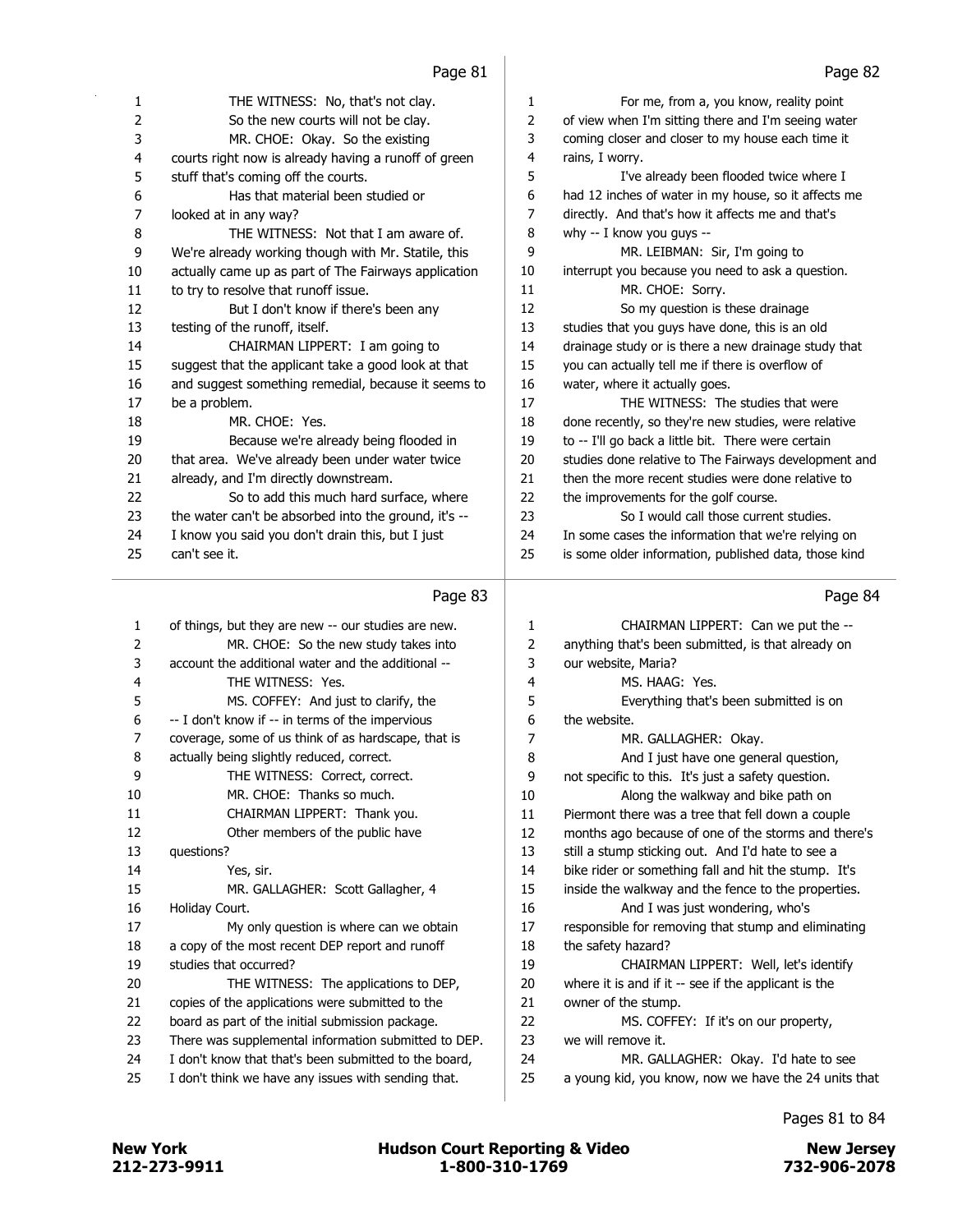**Page 81**

1 THE WITNESS: No, that's not clay.
2 So the new courts will not be clay.
3 MR. CHOE: Okay. So the existing
4 courts right now is already having a runoff of green
5 stuff that's coming off the courts.
6 Has that material been studied or
7 looked at in any way?
8 THE WITNESS: Not that I am aware of.
9 We're already working though with Mr. Statile, this
10 actually came up as part of The Fairways application
11 to try to resolve that runoff issue.
12 But I don't know if there's been any
13 testing of the runoff, itself.
14 CHAIRMAN LIPPERT: I am going to
15 suggest that the applicant take a good look at that
16 and suggest something remedial, because it seems to
17 be a problem.
18 MR. CHOE: Yes.
19 Because we're already being flooded in
20 that area. We've already been under water twice
21 already, and I'm directly downstream.
22 So to add this much hard surface, where
23 the water can't be absorbed into the ground, it's --
24 I know you said you don't drain this, but I just
25 can't see it.

**Page 82**

1 For me, from a, you know, reality point
2 of view when I'm sitting there and I'm seeing water
3 coming closer and closer to my house each time it
4 rains, I worry.
5 I've already been flooded twice where I
6 had 12 inches of water in my house, so it affects me
7 directly. And that's how it affects me and that's
8 why -- I know you guys --
9 MR. LEIBMAN: Sir, I'm going to
10 interrupt you because you need to ask a question.
11 MR. CHOE: Sorry.
12 So my question is these drainage
13 studies that you guys have done, this is an old
14 drainage study or is there a new drainage study that
15 you can actually tell me if there is overflow of
16 water, where it actually goes.
17 THE WITNESS: The studies that were
18 done recently, so they're new studies, were relative
19 to -- I'll go back a little bit. There were certain
20 studies done relative to The Fairways development and
21 then the more recent studies were done relative to
22 the improvements for the golf course.
23 So I would call those current studies.
24 In some cases the information that we're relying on
25 is some older information, published data, those kind

**Page 83**

1 of things, but they are new -- our studies are new.
2 MR. CHOE: So the new study takes into
3 account the additional water and the additional --
4 THE WITNESS: Yes.
5 MS. COFFEY: And just to clarify, the
6 -- I don't know if -- in terms of the impervious
7 coverage, some of us think of as hardscape, that is
8 actually being slightly reduced, correct.
9 THE WITNESS: Correct, correct.
10 MR. CHOE: Thanks so much.
11 CHAIRMAN LIPPERT: Thank you.
12 Other members of the public have
13 questions?
14 Yes, sir.
15 MR. GALLAGHER: Scott Gallagher, 4
16 Holiday Court.
17 My only question is where can we obtain
18 a copy of the most recent DEP report and runoff
19 studies that occurred?
20 THE WITNESS: The applications to DEP,
21 copies of the applications were submitted to the
22 board as part of the initial submission package.
23 There was supplemental information submitted to DEP.
24 I don't know that that's been submitted to the board,
25 I don't think we have any issues with sending that.

**Page 84**

1 CHAIRMAN LIPPERT: Can we put the --
2 anything that's been submitted, is that already on
3 our website, Maria?
4 MS. HAAG: Yes.
5 Everything that's been submitted is on
6 the website.
7 MR. GALLAGHER: Okay.
8 And I just have one general question,
9 not specific to this. It's just a safety question.
10 Along the walkway and bike path on
11 Piermont there was a tree that fell down a couple
12 months ago because of one of the storms and there's
13 still a stump sticking out. And I'd hate to see a
14 bike rider or something fall and hit the stump. It's
15 inside the walkway and the fence to the properties.
16 And I was just wondering, who's
17 responsible for removing that stump and eliminating
18 the safety hazard?
19 CHAIRMAN LIPPERT: Well, let's identify
20 where it is and if it -- see if the applicant is the
21 owner of the stump.
22 MS. COFFEY: If it's on our property,
23 we will remove it.
24 MR. GALLAGHER: Okay. I'd hate to see
25 a young kid, you know, now we have the 24 units that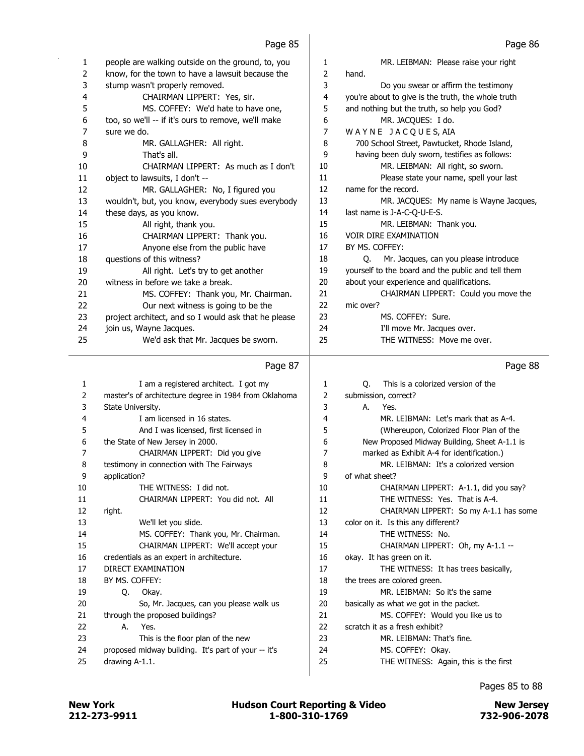people are walking outside on the ground, to, you know, for the town to have a lawsuit because the stump wasn't properly removed.

CHAIRMAN LIPPERT: Yes, sir.

MS. COFFEY: We'd hate to have one, too, so we'll -- if it's ours to remove, we'll make sure we do.

MR. GALLAGHER: All right.

That's all.

CHAIRMAN LIPPERT: As much as I don't object to lawsuits, I don't --

MR. GALLAGHER: No, I figured you wouldn't, but, you know, everybody sues everybody these days, as you know.

All right, thank you.

CHAIRMAN LIPPERT: Thank you.

Anyone else from the public have questions of this witness?

All right. Let's try to get another witness in before we take a break.

MS. COFFEY: Thank you, Mr. Chairman.

Our next witness is going to be the project architect, and so I would ask that he please join us, Wayne Jacques.

We'd ask that Mr. Jacques be sworn.

MR. LEIBMAN: Please raise your right hand.

Do you swear or affirm the testimony you're about to give is the truth, the whole truth and nothing but the truth, so help you God?

MR. JACQUES: I do.

W A Y N E J A C Q U E S, AIA
700 School Street, Pawtucket, Rhode Island, having been duly sworn, testifies as follows:

MR. LEIBMAN: All right, so sworn.

Please state your name, spell your last name for the record.

MR. JACQUES: My name is Wayne Jacques, last name is J-A-C-Q-U-E-S.

MR. LEIBMAN: Thank you.

VOIR DIRE EXAMINATION
BY MS. COFFEY:

Q. Mr. Jacques, can you please introduce yourself to the board and the public and tell them about your experience and qualifications.

CHAIRMAN LIPPERT: Could you move the mic over?

MS. COFFEY: Sure.

I'll move Mr. Jacques over.

THE WITNESS: Move me over.

I am a registered architect. I got my master's of architecture degree in 1984 from Oklahoma State University.

I am licensed in 16 states.

And I was licensed, first licensed in the State of New Jersey in 2000.

CHAIRMAN LIPPERT: Did you give testimony in connection with The Fairways application?

THE WITNESS: I did not.

CHAIRMAN LIPPERT: You did not. All right.

We'll let you slide.

MS. COFFEY: Thank you, Mr. Chairman.

CHAIRMAN LIPPERT: We'll accept your credentials as an expert in architecture.

DIRECT EXAMINATION
BY MS. COFFEY:

Q. Okay.

So, Mr. Jacques, can you please walk us through the proposed buildings?

A. Yes.

This is the floor plan of the new proposed midway building. It's part of your -- it's drawing A-1.1.

Q. This is a colorized version of the submission, correct?

A. Yes.

MR. LEIBMAN: Let's mark that as A-4.

(Whereupon, Colorized Floor Plan of the New Proposed Midway Building, Sheet A-1.1 is marked as Exhibit A-4 for identification.)

MR. LEIBMAN: It's a colorized version of what sheet?

CHAIRMAN LIPPERT: A-1.1, did you say?

THE WITNESS: Yes. That is A-4.

CHAIRMAN LIPPERT: So my A-1.1 has some color on it. Is this any different?

THE WITNESS: No.

CHAIRMAN LIPPERT: Oh, my A-1.1 -- okay. It has green on it.

THE WITNESS: It has trees basically, the trees are colored green.

MR. LEIBMAN: So it's the same basically as what we got in the packet.

MS. COFFEY: Would you like us to scratch it as a fresh exhibit?

MR. LEIBMAN: That's fine.

MS. COFFEY: Okay.

THE WITNESS: Again, this is the first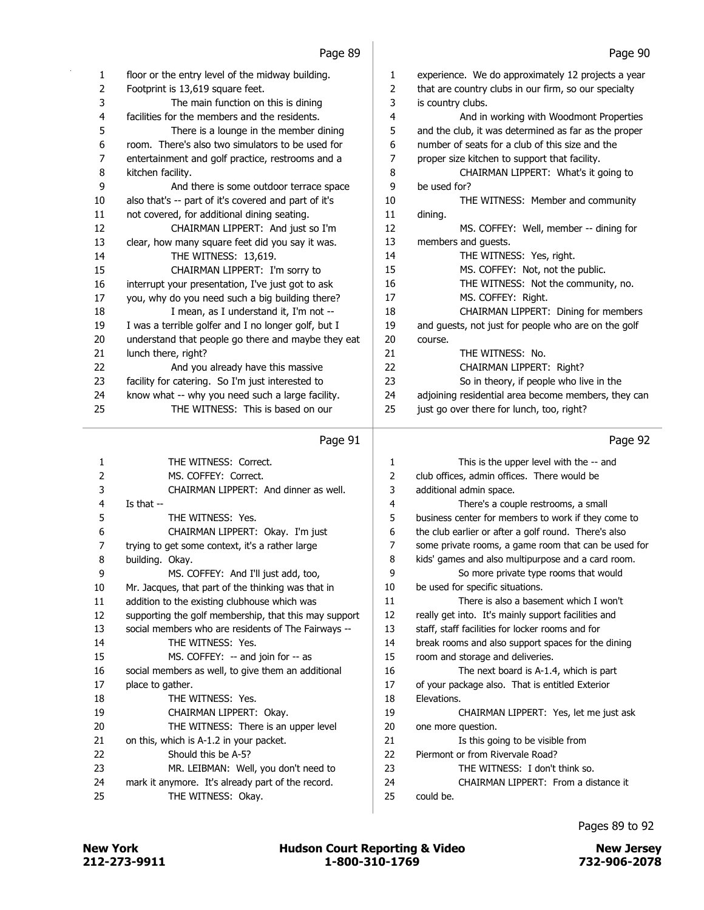Page 89

1 floor or the entry level of the midway building.
2 Footprint is 13,619 square feet.
3 The main function on this is dining
4 facilities for the members and the residents.
5 There is a lounge in the member dining
6 room. There's also two simulators to be used for
7 entertainment and golf practice, restrooms and a
8 kitchen facility.
9 And there is some outdoor terrace space
10 also that's -- part of it's covered and part of it's
11 not covered, for additional dining seating.
12 CHAIRMAN LIPPERT: And just so I'm
13 clear, how many square feet did you say it was.
14 THE WITNESS: 13,619.
15 CHAIRMAN LIPPERT: I'm sorry to
16 interrupt your presentation, I've just got to ask
17 you, why do you need such a big building there?
18 I mean, as I understand it, I'm not --
19 I was a terrible golfer and I no longer golf, but I
20 understand that people go there and maybe they eat
21 lunch there, right?
22 And you already have this massive
23 facility for catering. So I'm just interested to
24 know what -- why you need such a large facility.
25 THE WITNESS: This is based on our

Page 90

1 experience. We do approximately 12 projects a year
2 that are country clubs in our firm, so our specialty
3 is country clubs.
4 And in working with Woodmont Properties
5 and the club, it was determined as far as the proper
6 number of seats for a club of this size and the
7 proper size kitchen to support that facility.
8 CHAIRMAN LIPPERT: What's it going to
9 be used for?
10 THE WITNESS: Member and community
11 dining.
12 MS. COFFEY: Well, member -- dining for
13 members and guests.
14 THE WITNESS: Yes, right.
15 MS. COFFEY: Not, not the public.
16 THE WITNESS: Not the community, no.
17 MS. COFFEY: Right.
18 CHAIRMAN LIPPERT: Dining for members
19 and guests, not just for people who are on the golf
20 course.
21 THE WITNESS: No.
22 CHAIRMAN LIPPERT: Right?
23 So in theory, if people who live in the
24 adjoining residential area become members, they can
25 just go over there for lunch, too, right?

Page 91

1 THE WITNESS: Correct.
2 MS. COFFEY: Correct.
3 CHAIRMAN LIPPERT: And dinner as well.
4 Is that --
5 THE WITNESS: Yes.
6 CHAIRMAN LIPPERT: Okay. I'm just
7 trying to get some context, it's a rather large
8 building. Okay.
9 MS. COFFEY: And I'll just add, too,
10 Mr. Jacques, that part of the thinking was that in
11 addition to the existing clubhouse which was
12 supporting the golf membership, that this may support
13 social members who are residents of The Fairways --
14 THE WITNESS: Yes.
15 MS. COFFEY: -- and join for -- as
16 social members as well, to give them an additional
17 place to gather.
18 THE WITNESS: Yes.
19 CHAIRMAN LIPPERT: Okay.
20 THE WITNESS: There is an upper level
21 on this, which is A-1.2 in your packet.
22 Should this be A-5?
23 MR. LEIBMAN: Well, you don't need to
24 mark it anymore. It's already part of the record.
25 THE WITNESS: Okay.

Page 92

1 This is the upper level with the -- and
2 club offices, admin offices. There would be
3 additional admin space.
4 There's a couple restrooms, a small
5 business center for members to work if they come to
6 the club earlier or after a golf round. There's also
7 some private rooms, a game room that can be used for
8 kids' games and also multipurpose and a card room.
9 So more private type rooms that would
10 be used for specific situations.
11 There is also a basement which I won't
12 really get into. It's mainly support facilities and
13 staff, staff facilities for locker rooms and for
14 break rooms and also support spaces for the dining
15 room and storage and deliveries.
16 The next board is A-1.4, which is part
17 of your package also. That is entitled Exterior
18 Elevations.
19 CHAIRMAN LIPPERT: Yes, let me just ask
20 one more question.
21 Is this going to be visible from
22 Piermont or from Rivervale Road?
23 THE WITNESS: I don't think so.
24 CHAIRMAN LIPPERT: From a distance it
25 could be.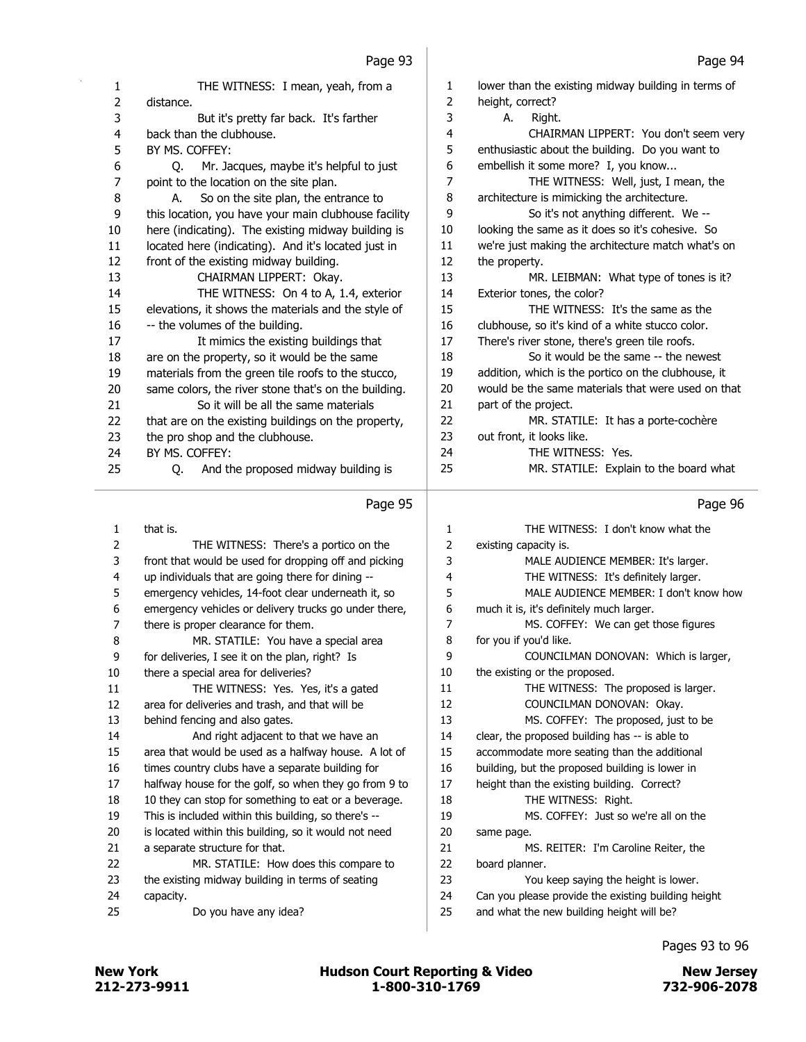Page 93

1 THE WITNESS: I mean, yeah, from a
2 distance.
3 But it's pretty far back. It's farther
4 back than the clubhouse.
5 BY MS. COFFEY:
6 Q. Mr. Jacques, maybe it's helpful to just
7 point to the location on the site plan.
8 A. So on the site plan, the entrance to
9 this location, you have your main clubhouse facility
10 here (indicating). The existing midway building is
11 located here (indicating). And it's located just in
12 front of the existing midway building.
13 CHAIRMAN LIPPERT: Okay.
14 THE WITNESS: On 4 to A, 1.4, exterior
15 elevations, it shows the materials and the style of
16 -- the volumes of the building.
17 It mimics the existing buildings that
18 are on the property, so it would be the same
19 materials from the green tile roofs to the stucco,
20 same colors, the river stone that's on the building.
21 So it will be all the same materials
22 that are on the existing buildings on the property,
23 the pro shop and the clubhouse.
24 BY MS. COFFEY:
25 Q. And the proposed midway building is

Page 94

1 lower than the existing midway building in terms of
2 height, correct?
3 A. Right.
4 CHAIRMAN LIPPERT: You don't seem very
5 enthusiastic about the building. Do you want to
6 embellish it some more? I, you know...
7 THE WITNESS: Well, just, I mean, the
8 architecture is mimicking the architecture.
9 So it's not anything different. We --
10 looking the same as it does so it's cohesive. So
11 we're just making the architecture match what's on
12 the property.
13 MR. LEIBMAN: What type of tones is it?
14 Exterior tones, the color?
15 THE WITNESS: It's the same as the
16 clubhouse, so it's kind of a white stucco color.
17 There's river stone, there's green tile roofs.
18 So it would be the same -- the newest
19 addition, which is the portico on the clubhouse, it
20 would be the same materials that were used on that
21 part of the project.
22 MR. STATILE: It has a porte-cochère
23 out front, it looks like.
24 THE WITNESS: Yes.
25 MR. STATILE: Explain to the board what

Page 95

1 that is.
2 THE WITNESS: There's a portico on the
3 front that would be used for dropping off and picking
4 up individuals that are going there for dining --
5 emergency vehicles, 14-foot clear underneath it, so
6 emergency vehicles or delivery trucks go under there,
7 there is proper clearance for them.
8 MR. STATILE: You have a special area
9 for deliveries, I see it on the plan, right? Is
10 there a special area for deliveries?
11 THE WITNESS: Yes. Yes, it's a gated
12 area for deliveries and trash, and that will be
13 behind fencing and also gates.
14 And right adjacent to that we have an
15 area that would be used as a halfway house. A lot of
16 times country clubs have a separate building for
17 halfway house for the golf, so when they go from 9 to
18 10 they can stop for something to eat or a beverage.
19 This is included within this building, so there's --
20 is located within this building, so it would not need
21 a separate structure for that.
22 MR. STATILE: How does this compare to
23 the existing midway building in terms of seating
24 capacity.
25 Do you have any idea?

Page 96

1 THE WITNESS: I don't know what the
2 existing capacity is.
3 MALE AUDIENCE MEMBER: It's larger.
4 THE WITNESS: It's definitely larger.
5 MALE AUDIENCE MEMBER: I don't know how
6 much it is, it's definitely much larger.
7 MS. COFFEY: We can get those figures
8 for you if you'd like.
9 COUNCILMAN DONOVAN: Which is larger,
10 the existing or the proposed.
11 THE WITNESS: The proposed is larger.
12 COUNCILMAN DONOVAN: Okay.
13 MS. COFFEY: The proposed, just to be
14 clear, the proposed building has -- is able to
15 accommodate more seating than the additional
16 building, but the proposed building is lower in
17 height than the existing building. Correct?
18 THE WITNESS: Right.
19 MS. COFFEY: Just so we're all on the
20 same page.
21 MS. REITER: I'm Caroline Reiter, the
22 board planner.
23 You keep saying the height is lower.
24 Can you please provide the existing building height
25 and what the new building height will be?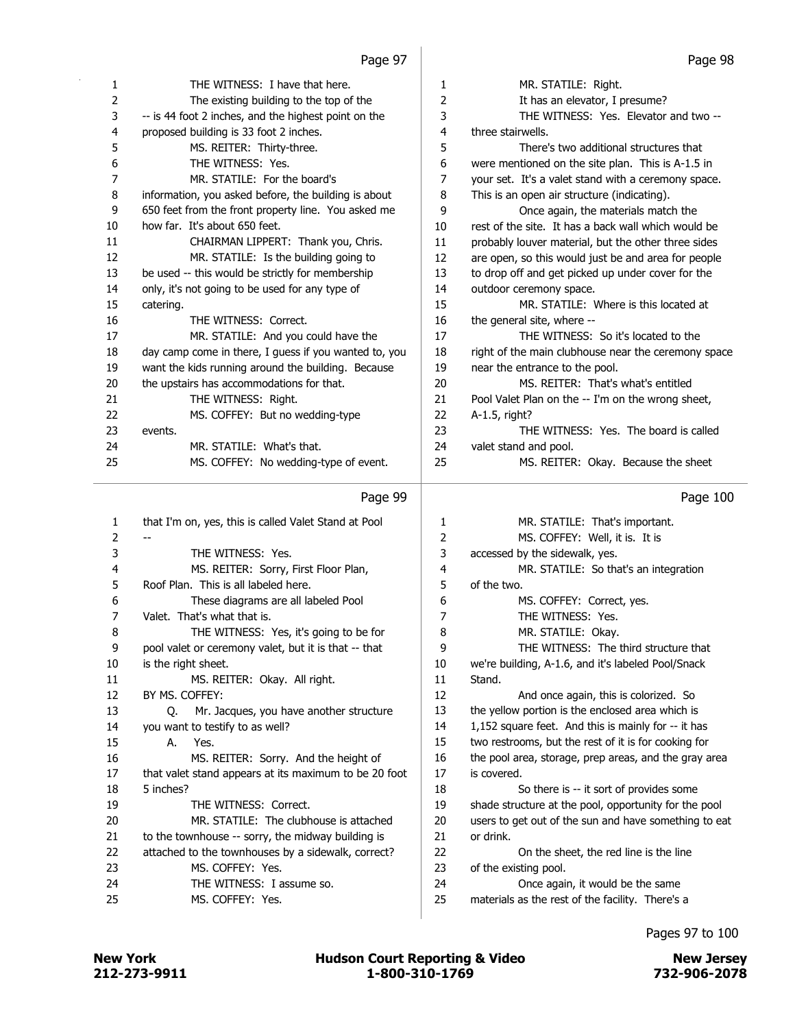Page 97

1 THE WITNESS: I have that here.
2 The existing building to the top of the
3 -- is 44 foot 2 inches, and the highest point on the
4 proposed building is 33 foot 2 inches.
5 MS. REITER: Thirty-three.
6 THE WITNESS: Yes.
7 MR. STATILE: For the board's
8 information, you asked before, the building is about
9 650 feet from the front property line. You asked me
10 how far. It's about 650 feet.
11 CHAIRMAN LIPPERT: Thank you, Chris.
12 MR. STATILE: Is the building going to
13 be used -- this would be strictly for membership
14 only, it's not going to be used for any type of
15 catering.
16 THE WITNESS: Correct.
17 MR. STATILE: And you could have the
18 day camp come in there, I guess if you wanted to, you
19 want the kids running around the building. Because
20 the upstairs has accommodations for that.
21 THE WITNESS: Right.
22 MS. COFFEY: But no wedding-type
23 events.
24 MR. STATILE: What's that.
25 MS. COFFEY: No wedding-type of event.

Page 98

1 MR. STATILE: Right.
2 It has an elevator, I presume?
3 THE WITNESS: Yes. Elevator and two --
4 three stairwells.
5 There's two additional structures that
6 were mentioned on the site plan. This is A-1.5 in
7 your set. It's a valet stand with a ceremony space.
8 This is an open air structure (indicating).
9 Once again, the materials match the
10 rest of the site. It has a back wall which would be
11 probably louver material, but the other three sides
12 are open, so this would just be and area for people
13 to drop off and get picked up under cover for the
14 outdoor ceremony space.
15 MR. STATILE: Where is this located at
16 the general site, where --
17 THE WITNESS: So it's located to the
18 right of the main clubhouse near the ceremony space
19 near the entrance to the pool.
20 MS. REITER: That's what's entitled
21 Pool Valet Plan on the -- I'm on the wrong sheet,
22 A-1.5, right?
23 THE WITNESS: Yes. The board is called
24 valet stand and pool.
25 MS. REITER: Okay. Because the sheet

Page 99

1 that I'm on, yes, this is called Valet Stand at Pool
2 --
3 THE WITNESS: Yes.
4 MS. REITER: Sorry, First Floor Plan,
5 Roof Plan. This is all labeled here.
6 These diagrams are all labeled Pool
7 Valet. That's what that is.
8 THE WITNESS: Yes, it's going to be for
9 pool valet or ceremony valet, but it is that -- that
10 is the right sheet.
11 MS. REITER: Okay. All right.
12 BY MS. COFFEY:
13 Q. Mr. Jacques, you have another structure
14 you want to testify to as well?
15 A. Yes.
16 MS. REITER: Sorry. And the height of
17 that valet stand appears at its maximum to be 20 foot
18 5 inches?
19 THE WITNESS: Correct.
20 MR. STATILE: The clubhouse is attached
21 to the townhouse -- sorry, the midway building is
22 attached to the townhouses by a sidewalk, correct?
23 MS. COFFEY: Yes.
24 THE WITNESS: I assume so.
25 MS. COFFEY: Yes.

Page 100

1 MR. STATILE: That's important.
2 MS. COFFEY: Well, it is. It is
3 accessed by the sidewalk, yes.
4 MR. STATILE: So that's an integration
5 of the two.
6 MS. COFFEY: Correct, yes.
7 THE WITNESS: Yes.
8 MR. STATILE: Okay.
9 THE WITNESS: The third structure that
10 we're building, A-1.6, and it's labeled Pool/Snack
11 Stand.
12 And once again, this is colorized. So
13 the yellow portion is the enclosed area which is
14 1,152 square feet. And this is mainly for -- it has
15 two restrooms, but the rest of it is for cooking for
16 the pool area, storage, prep areas, and the gray area
17 is covered.
18 So there is -- it sort of provides some
19 shade structure at the pool, opportunity for the pool
20 users to get out of the sun and have something to eat
21 or drink.
22 On the sheet, the red line is the line
23 of the existing pool.
24 Once again, it would be the same
25 materials as the rest of the facility. There's a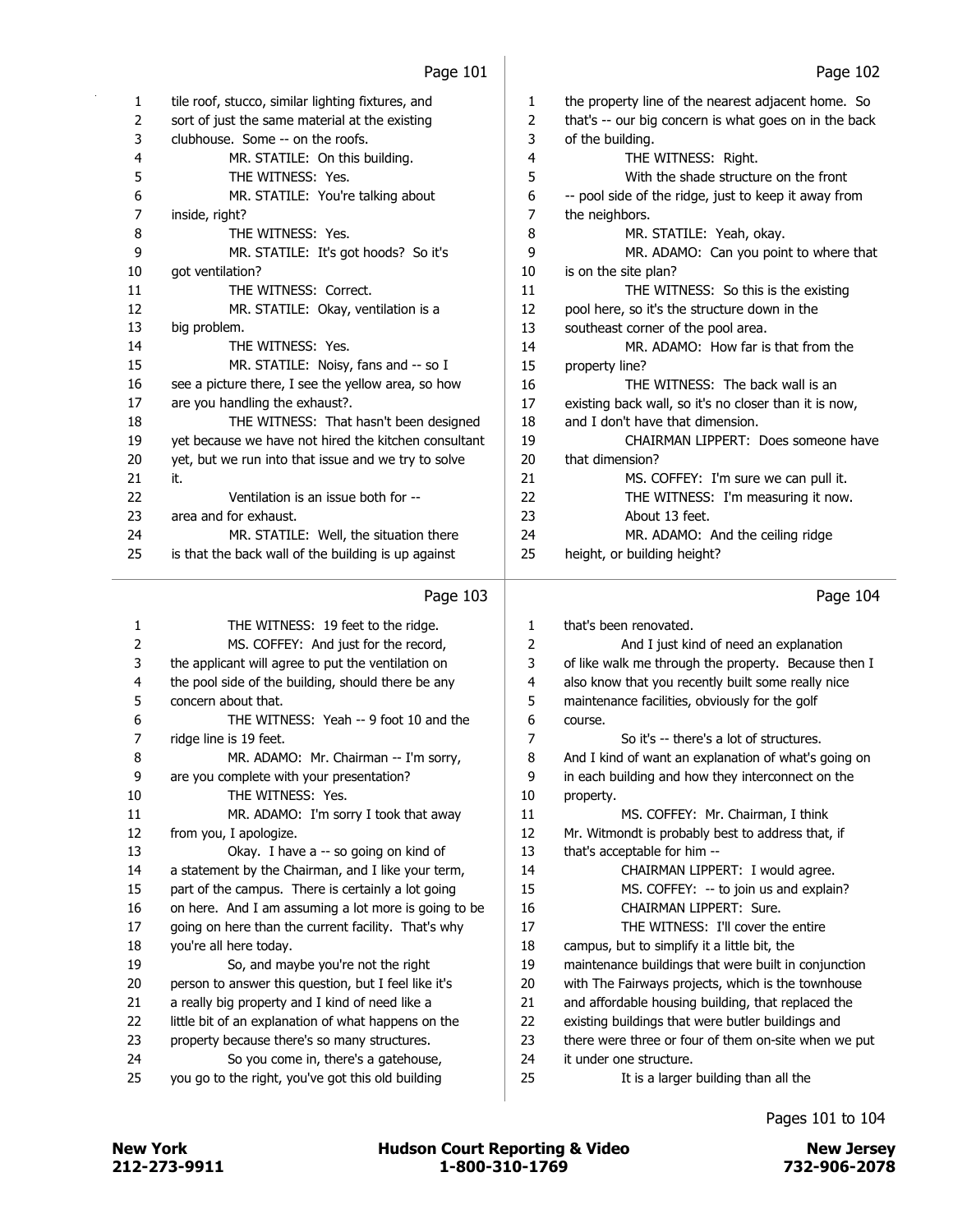Page 101

1 tile roof, stucco, similar lighting fixtures, and
2 sort of just the same material at the existing
3 clubhouse. Some -- on the roofs.
4 MR. STATILE: On this building.
5 THE WITNESS: Yes.
6 MR. STATILE: You're talking about
7 inside, right?
8 THE WITNESS: Yes.
9 MR. STATILE: It's got hoods? So it's
10 got ventilation?
11 THE WITNESS: Correct.
12 MR. STATILE: Okay, ventilation is a
13 big problem.
14 THE WITNESS: Yes.
15 MR. STATILE: Noisy, fans and -- so I
16 see a picture there, I see the yellow area, so how
17 are you handling the exhaust?.
18 THE WITNESS: That hasn't been designed
19 yet because we have not hired the kitchen consultant
20 yet, but we run into that issue and we try to solve
21 it.
22 Ventilation is an issue both for --
23 area and for exhaust.
24 MR. STATILE: Well, the situation there
25 is that the back wall of the building is up against

Page 102

1 the property line of the nearest adjacent home. So
2 that's -- our big concern is what goes on in the back
3 of the building.
4 THE WITNESS: Right.
5 With the shade structure on the front
6 -- pool side of the ridge, just to keep it away from
7 the neighbors.
8 MR. STATILE: Yeah, okay.
9 MR. ADAMO: Can you point to where that
10 is on the site plan?
11 THE WITNESS: So this is the existing
12 pool here, so it's the structure down in the
13 southeast corner of the pool area.
14 MR. ADAMO: How far is that from the
15 property line?
16 THE WITNESS: The back wall is an
17 existing back wall, so it's no closer than it is now,
18 and I don't have that dimension.
19 CHAIRMAN LIPPERT: Does someone have
20 that dimension?
21 MS. COFFEY: I'm sure we can pull it.
22 THE WITNESS: I'm measuring it now.
23 About 13 feet.
24 MR. ADAMO: And the ceiling ridge
25 height, or building height?

Page 103

1 THE WITNESS: 19 feet to the ridge.
2 MS. COFFEY: And just for the record,
3 the applicant will agree to put the ventilation on
4 the pool side of the building, should there be any
5 concern about that.
6 THE WITNESS: Yeah -- 9 foot 10 and the
7 ridge line is 19 feet.
8 MR. ADAMO: Mr. Chairman -- I'm sorry,
9 are you complete with your presentation?
10 THE WITNESS: Yes.
11 MR. ADAMO: I'm sorry I took that away
12 from you, I apologize.
13 Okay. I have a -- so going on kind of
14 a statement by the Chairman, and I like your term,
15 part of the campus. There is certainly a lot going
16 on here. And I am assuming a lot more is going to be
17 going on here than the current facility. That's why
18 you're all here today.
19 So, and maybe you're not the right
20 person to answer this question, but I feel like it's
21 a really big property and I kind of need like a
22 little bit of an explanation of what happens on the
23 property because there's so many structures.
24 So you come in, there's a gatehouse,
25 you go to the right, you've got this old building

Page 104

1 that's been renovated.
2 And I just kind of need an explanation
3 of like walk me through the property. Because then I
4 also know that you recently built some really nice
5 maintenance facilities, obviously for the golf
6 course.
7 So it's -- there's a lot of structures.
8 And I kind of want an explanation of what's going on
9 in each building and how they interconnect on the
10 property.
11 MS. COFFEY: Mr. Chairman, I think
12 Mr. Witmondt is probably best to address that, if
13 that's acceptable for him --
14 CHAIRMAN LIPPERT: I would agree.
15 MS. COFFEY: -- to join us and explain?
16 CHAIRMAN LIPPERT: Sure.
17 THE WITNESS: I'll cover the entire
18 campus, but to simplify it a little bit, the
19 maintenance buildings that were built in conjunction
20 with The Fairways projects, which is the townhouse
21 and affordable housing building, that replaced the
22 existing buildings that were butler buildings and
23 there were three or four of them on-site when we put
24 it under one structure.
25 It is a larger building than all the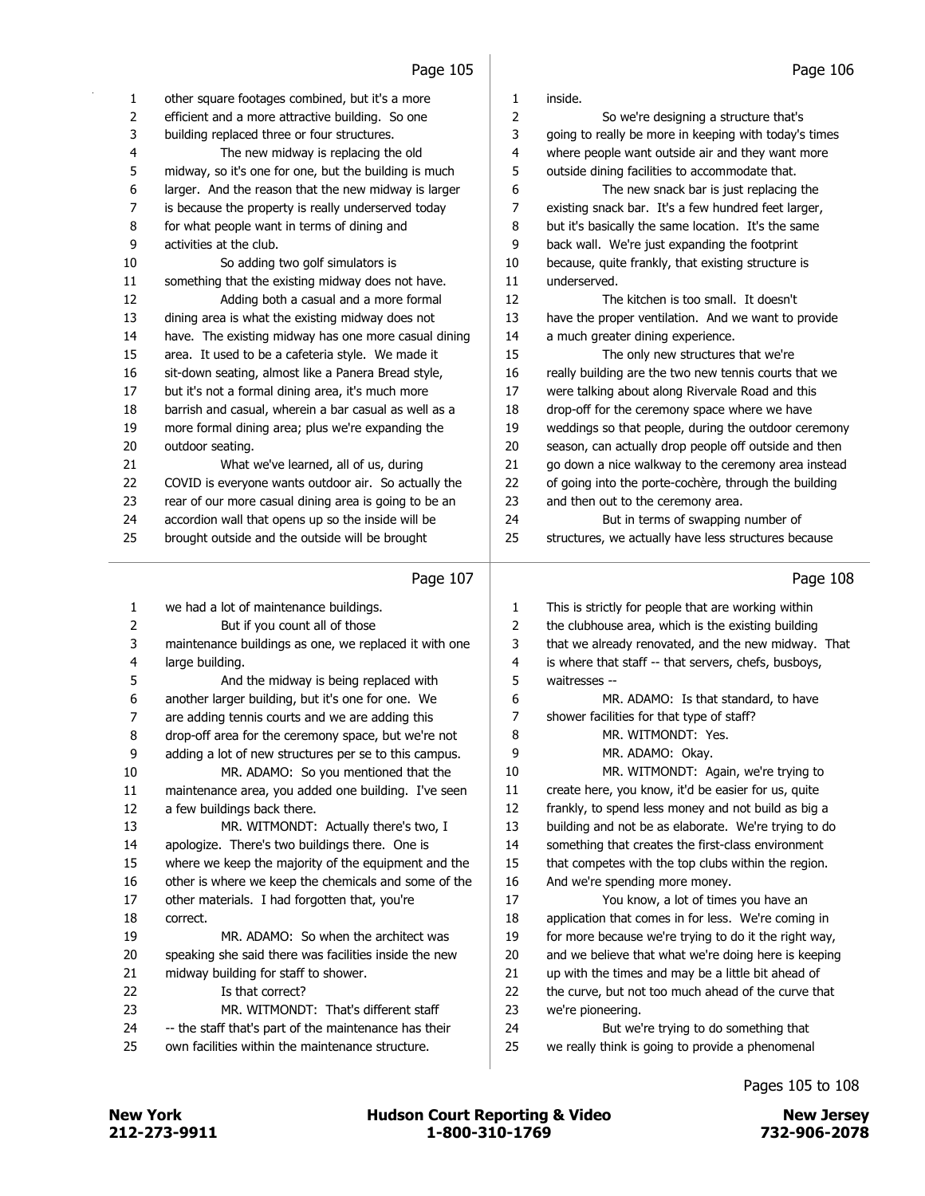other square footages combined, but it's a more efficient and a more attractive building. So one building replaced three or four structures.

The new midway is replacing the old midway, so it's one for one, but the building is much larger. And the reason that the new midway is larger is because the property is really underserved today for what people want in terms of dining and activities at the club.

So adding two golf simulators is something that the existing midway does not have.

Adding both a casual and a more formal dining area is what the existing midway does not have. The existing midway has one more casual dining area. It used to be a cafeteria style. We made it sit-down seating, almost like a Panera Bread style, but it's not a formal dining area, it's much more barrish and casual, wherein a bar casual as well as a more formal dining area; plus we're expanding the outdoor seating.

What we've learned, all of us, during COVID is everyone wants outdoor air. So actually the rear of our more casual dining area is going to be an accordion wall that opens up so the inside will be brought outside and the outside will be brought inside.

So we're designing a structure that's going to really be more in keeping with today's times where people want outside air and they want more outside dining facilities to accommodate that.

The new snack bar is just replacing the existing snack bar. It's a few hundred feet larger, but it's basically the same location. It's the same back wall. We're just expanding the footprint because, quite frankly, that existing structure is underserved.

The kitchen is too small. It doesn't have the proper ventilation. And we want to provide a much greater dining experience.

The only new structures that we're really building are the two new tennis courts that we were talking about along Rivervale Road and this drop-off for the ceremony space where we have weddings so that people, during the outdoor ceremony season, can actually drop people off outside and then go down a nice walkway to the ceremony area instead of going into the porte-cochère, through the building and then out to the ceremony area.

But in terms of swapping number of structures, we actually have less structures because we had a lot of maintenance buildings.

But if you count all of those maintenance buildings as one, we replaced it with one large building.

And the midway is being replaced with another larger building, but it's one for one. We are adding tennis courts and we are adding this drop-off area for the ceremony space, but we're not adding a lot of new structures per se to this campus.

MR. ADAMO: So you mentioned that the maintenance area, you added one building. I've seen a few buildings back there.

MR. WITMONDT: Actually there's two, I apologize. There's two buildings there. One is where we keep the majority of the equipment and the other is where we keep the chemicals and some of the other materials. I had forgotten that, you're correct.

MR. ADAMO: So when the architect was speaking she said there was facilities inside the new midway building for staff to shower.

Is that correct?

MR. WITMONDT: That's different staff -- the staff that's part of the maintenance has their own facilities within the maintenance structure. This is strictly for people that are working within the clubhouse area, which is the existing building that we already renovated, and the new midway. That is where that staff -- that servers, chefs, busboys, waitresses --

MR. ADAMO: Is that standard, to have shower facilities for that type of staff?

MR. WITMONDT: Yes.

MR. ADAMO: Okay.

MR. WITMONDT: Again, we're trying to create here, you know, it'd be easier for us, quite frankly, to spend less money and not build as big a building and not be as elaborate. We're trying to do something that creates the first-class environment that competes with the top clubs within the region. And we're spending more money.

You know, a lot of times you have an application that comes in for less. We're coming in for more because we're trying to do it the right way, and we believe that what we're doing here is keeping up with the times and may be a little bit ahead of the curve, but not too much ahead of the curve that we're pioneering.

But we're trying to do something that we really think is going to provide a phenomenal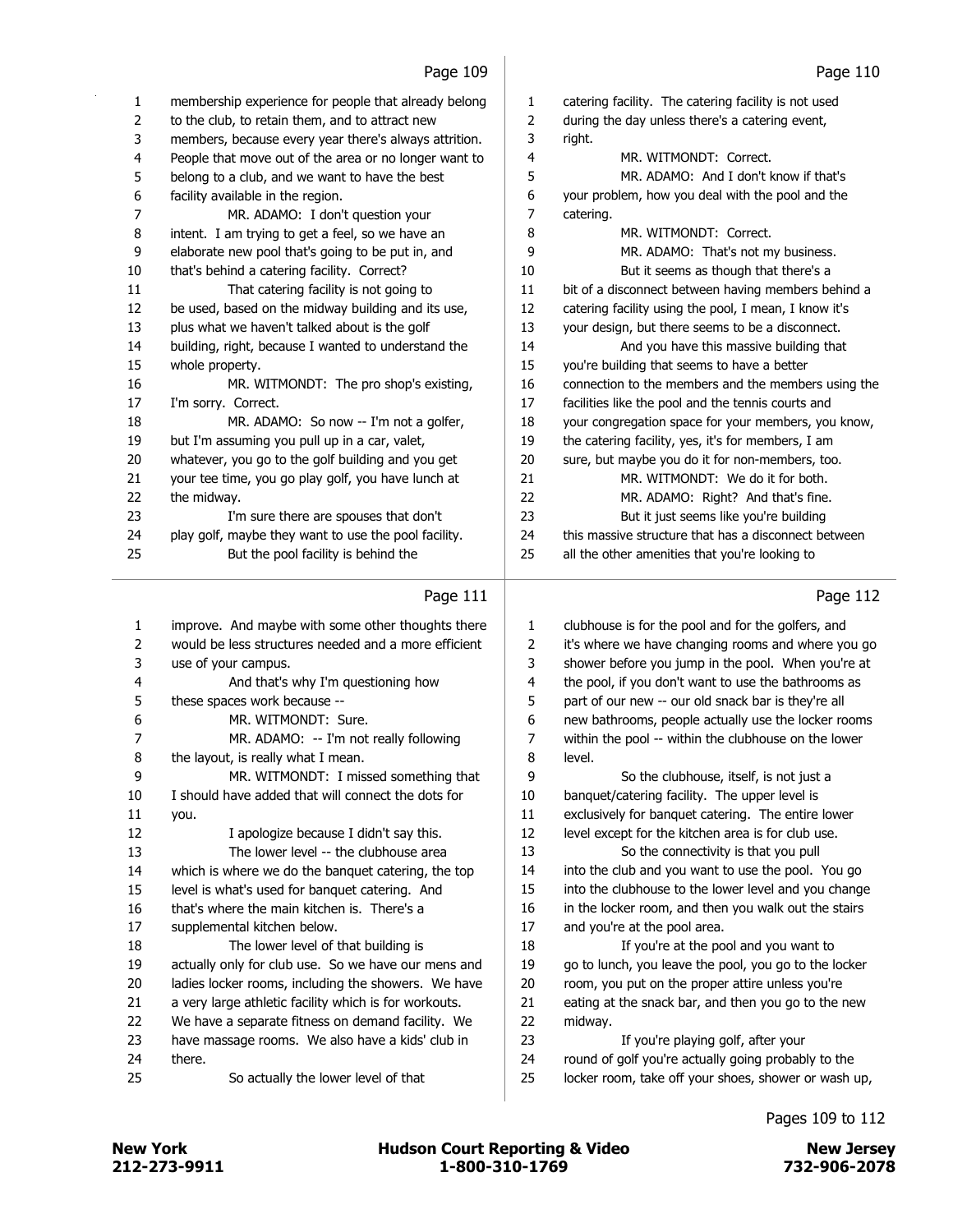membership experience for people that already belong to the club, to retain them, and to attract new members, because every year there's always attrition. People that move out of the area or no longer want to belong to a club, and we want to have the best facility available in the region.

MR. ADAMO: I don't question your intent. I am trying to get a feel, so we have an elaborate new pool that's going to be put in, and that's behind a catering facility. Correct?

That catering facility is not going to be used, based on the midway building and its use, plus what we haven't talked about is the golf building, right, because I wanted to understand the whole property.

MR. WITMONDT: The pro shop's existing, I'm sorry. Correct.

MR. ADAMO: So now -- I'm not a golfer, but I'm assuming you pull up in a car, valet, whatever, you go to the golf building and you get your tee time, you go play golf, you have lunch at the midway.

I'm sure there are spouses that don't play golf, maybe they want to use the pool facility.

But the pool facility is behind the catering facility. The catering facility is not used during the day unless there's a catering event, right.

MR. WITMONDT: Correct.

MR. ADAMO: And I don't know if that's your problem, how you deal with the pool and the catering.

MR. WITMONDT: Correct.

MR. ADAMO: That's not my business.

But it seems as though that there's a bit of a disconnect between having members behind a catering facility using the pool, I mean, I know it's your design, but there seems to be a disconnect.

And you have this massive building that you're building that seems to have a better connection to the members and the members using the facilities like the pool and the tennis courts and your congregation space for your members, you know, the catering facility, yes, it's for members, I am sure, but maybe you do it for non-members, too.

MR. WITMONDT: We do it for both.

MR. ADAMO: Right? And that's fine.

But it just seems like you're building this massive structure that has a disconnect between all the other amenities that you're looking to improve. And maybe with some other thoughts there would be less structures needed and a more efficient use of your campus.

And that's why I'm questioning how these spaces work because --

MR. WITMONDT: Sure.

MR. ADAMO: -- I'm not really following the layout, is really what I mean.

MR. WITMONDT: I missed something that I should have added that will connect the dots for you.

I apologize because I didn't say this.

The lower level -- the clubhouse area which is where we do the banquet catering, the top level is what's used for banquet catering. And that's where the main kitchen is. There's a supplemental kitchen below.

The lower level of that building is actually only for club use. So we have our mens and ladies locker rooms, including the showers. We have a very large athletic facility which is for workouts. We have a separate fitness on demand facility. We have massage rooms. We also have a kids' club in there.

So actually the lower level of that clubhouse is for the pool and for the golfers, and it's where we have changing rooms and where you go shower before you jump in the pool. When you're at the pool, if you don't want to use the bathrooms as part of our new -- our old snack bar is they're all new bathrooms, people actually use the locker rooms within the pool -- within the clubhouse on the lower level.

So the clubhouse, itself, is not just a banquet/catering facility. The upper level is exclusively for banquet catering. The entire lower level except for the kitchen area is for club use.

So the connectivity is that you pull into the club and you want to use the pool. You go into the clubhouse to the lower level and you change in the locker room, and then you walk out the stairs and you're at the pool area.

If you're at the pool and you want to go to lunch, you leave the pool, you go to the locker room, you put on the proper attire unless you're eating at the snack bar, and then you go to the new midway.

If you're playing golf, after your round of golf you're actually going probably to the locker room, take off your shoes, shower or wash up,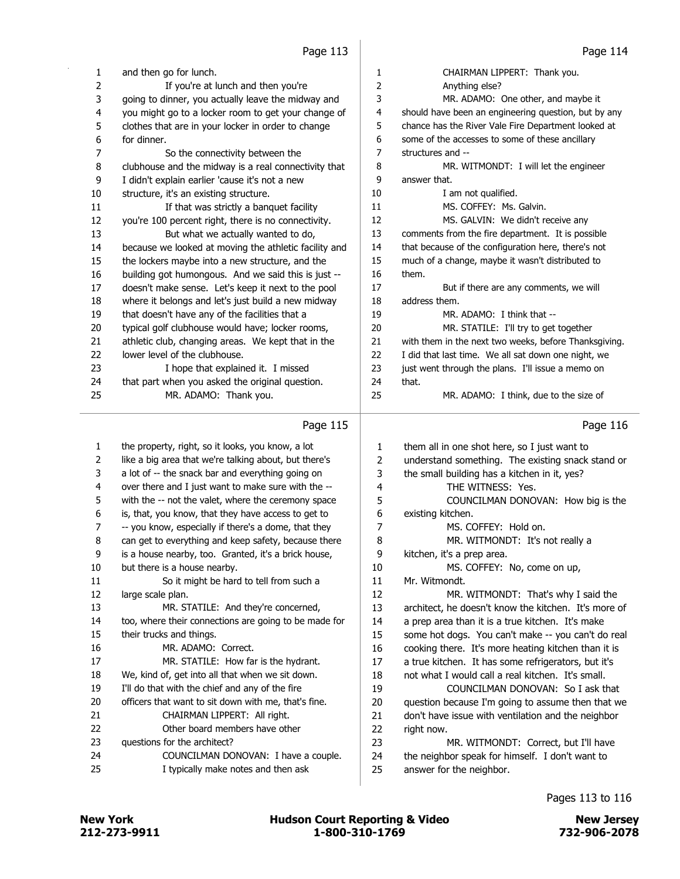## Page 113

1 and then go for lunch.
2 If you're at lunch and then you're
3 going to dinner, you actually leave the midway and
4 you might go to a locker room to get your change of
5 clothes that are in your locker in order to change
6 for dinner.
7 So the connectivity between the
8 clubhouse and the midway is a real connectivity that
9 I didn't explain earlier 'cause it's not a new
10 structure, it's an existing structure.
11 If that was strictly a banquet facility
12 you're 100 percent right, there is no connectivity.
13 But what we actually wanted to do,
14 because we looked at moving the athletic facility and
15 the lockers maybe into a new structure, and the
16 building got humongous. And we said this is just --
17 doesn't make sense. Let's keep it next to the pool
18 where it belongs and let's just build a new midway
19 that doesn't have any of the facilities that a
20 typical golf clubhouse would have; locker rooms,
21 athletic club, changing areas. We kept that in the
22 lower level of the clubhouse.
23 I hope that explained it. I missed
24 that part when you asked the original question.
25 MR. ADAMO: Thank you.

## Page 114

1 CHAIRMAN LIPPERT: Thank you.
2 Anything else?
3 MR. ADAMO: One other, and maybe it
4 should have been an engineering question, but by any
5 chance has the River Vale Fire Department looked at
6 some of the accesses to some of these ancillary
7 structures and --
8 MR. WITMONDT: I will let the engineer
9 answer that.
10 I am not qualified.
11 MS. COFFEY: Ms. Galvin.
12 MS. GALVIN: We didn't receive any
13 comments from the fire department. It is possible
14 that because of the configuration here, there's not
15 much of a change, maybe it wasn't distributed to
16 them.
17 But if there are any comments, we will
18 address them.
19 MR. ADAMO: I think that --
20 MR. STATILE: I'll try to get together
21 with them in the next two weeks, before Thanksgiving.
22 I did that last time. We all sat down one night, we
23 just went through the plans. I'll issue a memo on
24 that.
25 MR. ADAMO: I think, due to the size of

## Page 115

1 the property, right, so it looks, you know, a lot
2 like a big area that we're talking about, but there's
3 a lot of -- the snack bar and everything going on
4 over there and I just want to make sure with the --
5 with the -- not the valet, where the ceremony space
6 is, that, you know, that they have access to get to
7 -- you know, especially if there's a dome, that they
8 can get to everything and keep safety, because there
9 is a house nearby, too. Granted, it's a brick house,
10 but there is a house nearby.
11 So it might be hard to tell from such a
12 large scale plan.
13 MR. STATILE: And they're concerned,
14 too, where their connections are going to be made for
15 their trucks and things.
16 MR. ADAMO: Correct.
17 MR. STATILE: How far is the hydrant.
18 We, kind of, get into all that when we sit down.
19 I'll do that with the chief and any of the fire
20 officers that want to sit down with me, that's fine.
21 CHAIRMAN LIPPERT: All right.
22 Other board members have other
23 questions for the architect?
24 COUNCILMAN DONOVAN: I have a couple.
25 I typically make notes and then ask

## Page 116

1 them all in one shot here, so I just want to
2 understand something. The existing snack stand or
3 the small building has a kitchen in it, yes?
4 THE WITNESS: Yes.
5 COUNCILMAN DONOVAN: How big is the
6 existing kitchen.
7 MS. COFFEY: Hold on.
8 MR. WITMONDT: It's not really a
9 kitchen, it's a prep area.
10 MS. COFFEY: No, come on up,
11 Mr. Witmondt.
12 MR. WITMONDT: That's why I said the
13 architect, he doesn't know the kitchen. It's more of
14 a prep area than it is a true kitchen. It's make
15 some hot dogs. You can't make -- you can't do real
16 cooking there. It's more heating kitchen than it is
17 a true kitchen. It has some refrigerators, but it's
18 not what I would call a real kitchen. It's small.
19 COUNCILMAN DONOVAN: So I ask that
20 question because I'm going to assume then that we
21 don't have issue with ventilation and the neighbor
22 right now.
23 MR. WITMONDT: Correct, but I'll have
24 the neighbor speak for himself. I don't want to
25 answer for the neighbor.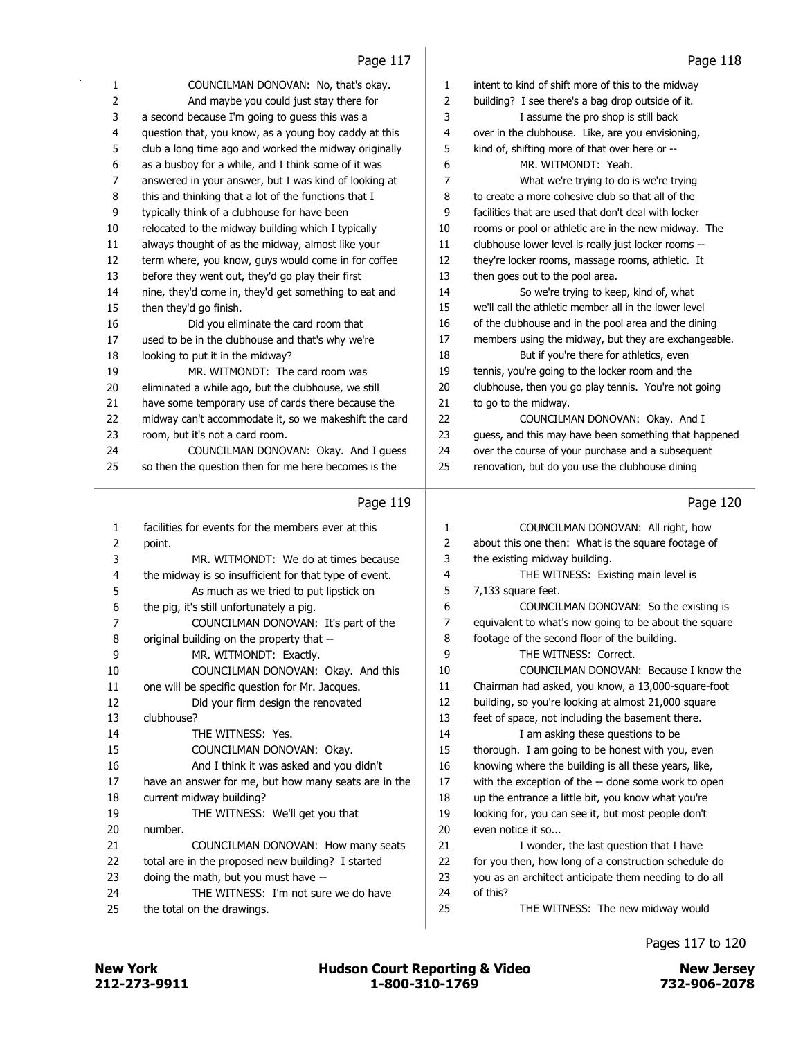Page 117

1 COUNCILMAN DONOVAN: No, that's okay.
2 And maybe you could just stay there for
3 a second because I'm going to guess this was a
4 question that, you know, as a young boy caddy at this
5 club a long time ago and worked the midway originally
6 as a busboy for a while, and I think some of it was
7 answered in your answer, but I was kind of looking at
8 this and thinking that a lot of the functions that I
9 typically think of a clubhouse for have been
10 relocated to the midway building which I typically
11 always thought of as the midway, almost like your
12 term where, you know, guys would come in for coffee
13 before they went out, they'd go play their first
14 nine, they'd come in, they'd get something to eat and
15 then they'd go finish.
16 Did you eliminate the card room that
17 used to be in the clubhouse and that's why we're
18 looking to put it in the midway?
19 MR. WITMONDT: The card room was
20 eliminated a while ago, but the clubhouse, we still
21 have some temporary use of cards there because the
22 midway can't accommodate it, so we makeshift the card
23 room, but it's not a card room.
24 COUNCILMAN DONOVAN: Okay. And I guess
25 so then the question then for me here becomes is the

Page 118

1 intent to kind of shift more of this to the midway
2 building? I see there's a bag drop outside of it.
3 I assume the pro shop is still back
4 over in the clubhouse. Like, are you envisioning,
5 kind of, shifting more of that over here or --
6 MR. WITMONDT: Yeah.
7 What we're trying to do is we're trying
8 to create a more cohesive club so that all of the
9 facilities that are used that don't deal with locker
10 rooms or pool or athletic are in the new midway. The
11 clubhouse lower level is really just locker rooms --
12 they're locker rooms, massage rooms, athletic. It
13 then goes out to the pool area.
14 So we're trying to keep, kind of, what
15 we'll call the athletic member all in the lower level
16 of the clubhouse and in the pool area and the dining
17 members using the midway, but they are exchangeable.
18 But if you're there for athletics, even
19 tennis, you're going to the locker room and the
20 clubhouse, then you go play tennis. You're not going
21 to go to the midway.
22 COUNCILMAN DONOVAN: Okay. And I
23 guess, and this may have been something that happened
24 over the course of your purchase and a subsequent
25 renovation, but do you use the clubhouse dining

Page 119

1 facilities for events for the members ever at this
2 point.
3 MR. WITMONDT: We do at times because
4 the midway is so insufficient for that type of event.
5 As much as we tried to put lipstick on
6 the pig, it's still unfortunately a pig.
7 COUNCILMAN DONOVAN: It's part of the
8 original building on the property that --
9 MR. WITMONDT: Exactly.
10 COUNCILMAN DONOVAN: Okay. And this
11 one will be specific question for Mr. Jacques.
12 Did your firm design the renovated
13 clubhouse?
14 THE WITNESS: Yes.
15 COUNCILMAN DONOVAN: Okay.
16 And I think it was asked and you didn't
17 have an answer for me, but how many seats are in the
18 current midway building?
19 THE WITNESS: We'll get you that
20 number.
21 COUNCILMAN DONOVAN: How many seats
22 total are in the proposed new building? I started
23 doing the math, but you must have --
24 THE WITNESS: I'm not sure we do have
25 the total on the drawings.

Page 120

1 COUNCILMAN DONOVAN: All right, how
2 about this one then: What is the square footage of
3 the existing midway building.
4 THE WITNESS: Existing main level is
5 7,133 square feet.
6 COUNCILMAN DONOVAN: So the existing is
7 equivalent to what's now going to be about the square
8 footage of the second floor of the building.
9 THE WITNESS: Correct.
10 COUNCILMAN DONOVAN: Because I know the
11 Chairman had asked, you know, a 13,000-square-foot
12 building, so you're looking at almost 21,000 square
13 feet of space, not including the basement there.
14 I am asking these questions to be
15 thorough. I am going to be honest with you, even
16 knowing where the building is all these years, like,
17 with the exception of the -- done some work to open
18 up the entrance a little bit, you know what you're
19 looking for, you can see it, but most people don't
20 even notice it so...
21 I wonder, the last question that I have
22 for you then, how long of a construction schedule do
23 you as an architect anticipate them needing to do all
24 of this?
25 THE WITNESS: The new midway would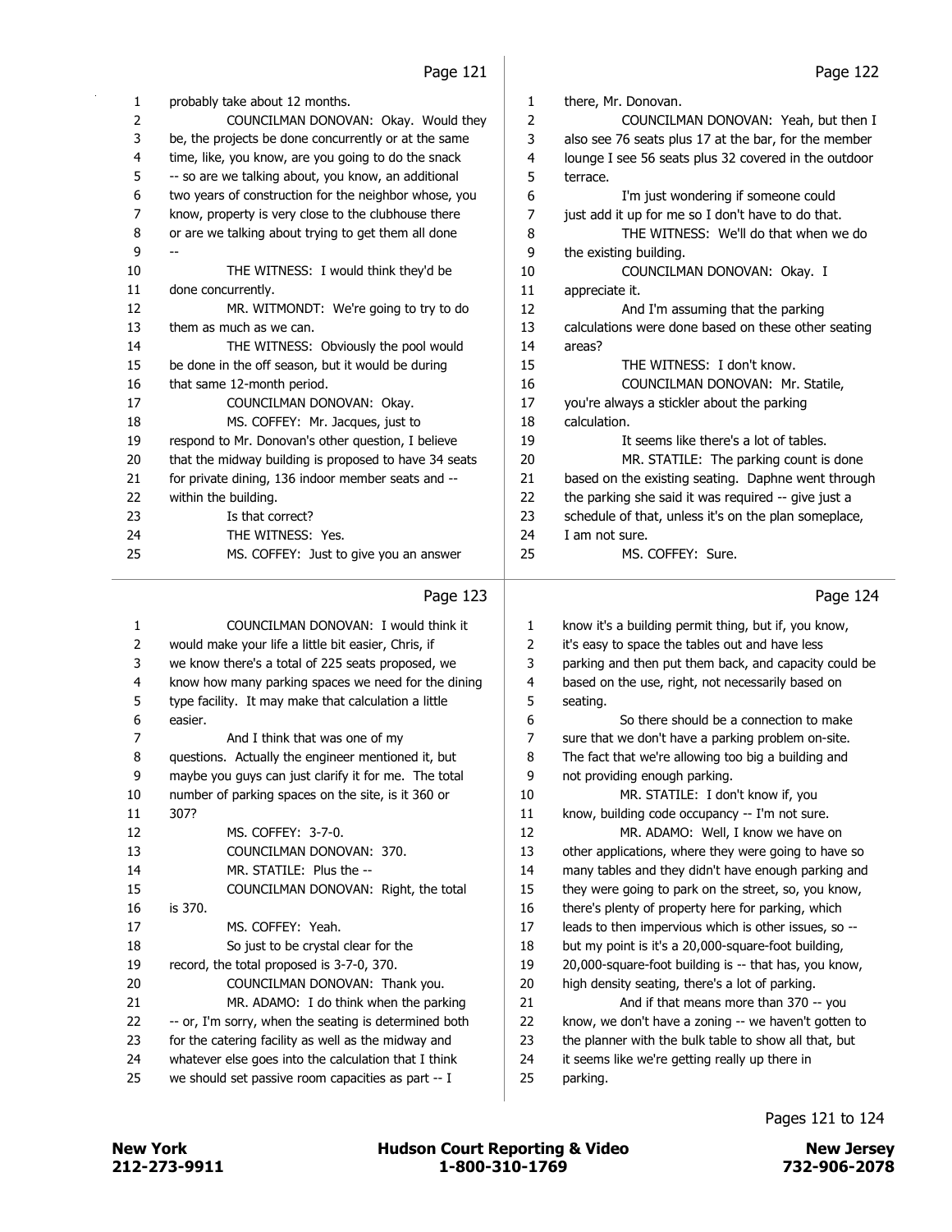probably take about 12 months.

COUNCILMAN DONOVAN: Okay. Would they be, the projects be done concurrently or at the same time, like, you know, are you going to do the snack -- so are we talking about, you know, an additional two years of construction for the neighbor whose, you know, property is very close to the clubhouse there or are we talking about trying to get them all done --

THE WITNESS: I would think they'd be done concurrently.

MR. WITMONDT: We're going to try to do them as much as we can.

THE WITNESS: Obviously the pool would be done in the off season, but it would be during that same 12-month period.

COUNCILMAN DONOVAN: Okay.

MS. COFFEY: Mr. Jacques, just to respond to Mr. Donovan's other question, I believe that the midway building is proposed to have 34 seats for private dining, 136 indoor member seats and -- within the building.

Is that correct?

THE WITNESS: Yes.

MS. COFFEY: Just to give you an answer there, Mr. Donovan.

COUNCILMAN DONOVAN: Yeah, but then I also see 76 seats plus 17 at the bar, for the member lounge I see 56 seats plus 32 covered in the outdoor terrace.

I'm just wondering if someone could just add it up for me so I don't have to do that.

THE WITNESS: We'll do that when we do the existing building.

COUNCILMAN DONOVAN: Okay. I appreciate it.

And I'm assuming that the parking calculations were done based on these other seating areas?

THE WITNESS: I don't know.

COUNCILMAN DONOVAN: Mr. Statile, you're always a stickler about the parking calculation.

It seems like there's a lot of tables.

MR. STATILE: The parking count is done based on the existing seating. Daphne went through the parking she said it was required -- give just a schedule of that, unless it's on the plan someplace, I am not sure.

MS. COFFEY: Sure.

COUNCILMAN DONOVAN: I would think it would make your life a little bit easier, Chris, if we know there's a total of 225 seats proposed, we know how many parking spaces we need for the dining type facility. It may make that calculation a little easier.

And I think that was one of my questions. Actually the engineer mentioned it, but maybe you guys can just clarify it for me. The total number of parking spaces on the site, is it 360 or 307?

MS. COFFEY: 3-7-0.

COUNCILMAN DONOVAN: 370.

MR. STATILE: Plus the --

COUNCILMAN DONOVAN: Right, the total is 370.

MS. COFFEY: Yeah.

So just to be crystal clear for the record, the total proposed is 3-7-0, 370.

COUNCILMAN DONOVAN: Thank you.

MR. ADAMO: I do think when the parking -- or, I'm sorry, when the seating is determined both for the catering facility as well as the midway and whatever else goes into the calculation that I think we should set passive room capacities as part -- I know it's a building permit thing, but if, you know, it's easy to space the tables out and have less parking and then put them back, and capacity could be based on the use, right, not necessarily based on seating.

So there should be a connection to make sure that we don't have a parking problem on-site. The fact that we're allowing too big a building and not providing enough parking.

MR. STATILE: I don't know if, you know, building code occupancy -- I'm not sure.

MR. ADAMO: Well, I know we have on other applications, where they were going to have so many tables and they didn't have enough parking and they were going to park on the street, so, you know, there's plenty of property here for parking, which leads to then impervious which is other issues, so -- but my point is it's a 20,000-square-foot building, 20,000-square-foot building is -- that has, you know, high density seating, there's a lot of parking.

And if that means more than 370 -- you know, we don't have a zoning -- we haven't gotten to the planner with the bulk table to show all that, but it seems like we're getting really up there in parking.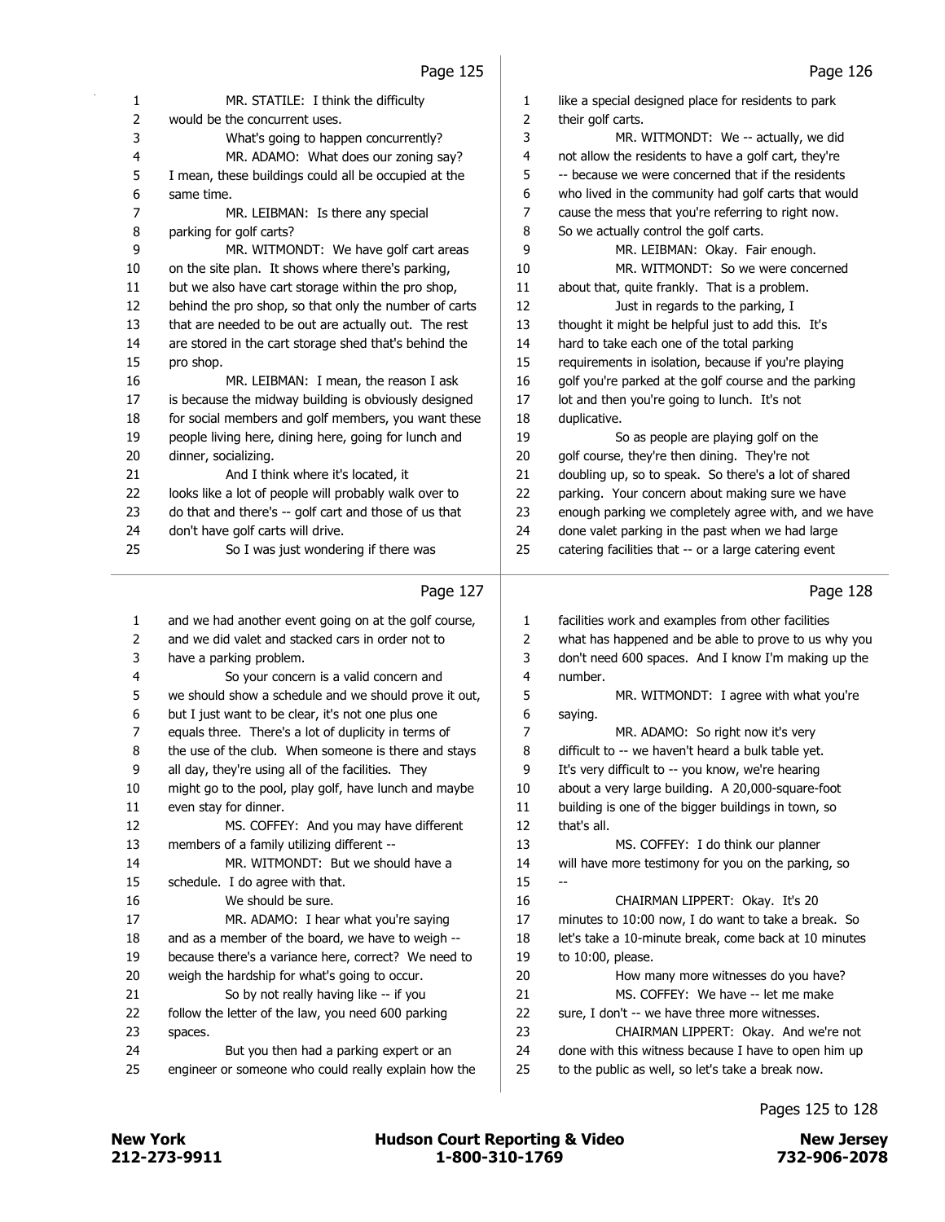MR. STATILE: I think the difficulty would be the concurrent uses.

What's going to happen concurrently?

MR. ADAMO: What does our zoning say? I mean, these buildings could all be occupied at the same time.

MR. LEIBMAN: Is there any special parking for golf carts?

MR. WITMONDT: We have golf cart areas on the site plan. It shows where there's parking, but we also have cart storage within the pro shop, behind the pro shop, so that only the number of carts that are needed to be out are actually out. The rest are stored in the cart storage shed that's behind the pro shop.

MR. LEIBMAN: I mean, the reason I ask is because the midway building is obviously designed for social members and golf members, you want these people living here, dining here, going for lunch and dinner, socializing.

And I think where it's located, it looks like a lot of people will probably walk over to do that and there's -- golf cart and those of us that don't have golf carts will drive.

So I was just wondering if there was like a special designed place for residents to park their golf carts.

MR. WITMONDT: We -- actually, we did not allow the residents to have a golf cart, they're -- because we were concerned that if the residents who lived in the community had golf carts that would cause the mess that you're referring to right now. So we actually control the golf carts.

MR. LEIBMAN: Okay. Fair enough.

MR. WITMONDT: So we were concerned about that, quite frankly. That is a problem.

Just in regards to the parking, I thought it might be helpful just to add this. It's hard to take each one of the total parking requirements in isolation, because if you're playing golf you're parked at the golf course and the parking lot and then you're going to lunch. It's not duplicative.

So as people are playing golf on the golf course, they're then dining. They're not doubling up, so to speak. So there's a lot of shared parking. Your concern about making sure we have enough parking we completely agree with, and we have done valet parking in the past when we had large catering facilities that -- or a large catering event and we had another event going on at the golf course, and we did valet and stacked cars in order not to have a parking problem.

So your concern is a valid concern and we should show a schedule and we should prove it out, but I just want to be clear, it's not one plus one equals three. There's a lot of duplicity in terms of the use of the club. When someone is there and stays all day, they're using all of the facilities. They might go to the pool, play golf, have lunch and maybe even stay for dinner.

MS. COFFEY: And you may have different members of a family utilizing different --

MR. WITMONDT: But we should have a schedule. I do agree with that.

We should be sure.

MR. ADAMO: I hear what you're saying and as a member of the board, we have to weigh -- because there's a variance here, correct? We need to weigh the hardship for what's going to occur.

So by not really having like -- if you follow the letter of the law, you need 600 parking spaces.

But you then had a parking expert or an engineer or someone who could really explain how the facilities work and examples from other facilities what has happened and be able to prove to us why you don't need 600 spaces. And I know I'm making up the number.

MR. WITMONDT: I agree with what you're saying.

MR. ADAMO: So right now it's very difficult to -- we haven't heard a bulk table yet. It's very difficult to -- you know, we're hearing about a very large building. A 20,000-square-foot building is one of the bigger buildings in town, so that's all.

MS. COFFEY: I do think our planner will have more testimony for you on the parking, so --

CHAIRMAN LIPPERT: Okay. It's 20 minutes to 10:00 now, I do want to take a break. So let's take a 10-minute break, come back at 10 minutes to 10:00, please.

How many more witnesses do you have?

MS. COFFEY: We have -- let me make sure, I don't -- we have three more witnesses.

CHAIRMAN LIPPERT: Okay. And we're not done with this witness because I have to open him up to the public as well, so let's take a break now.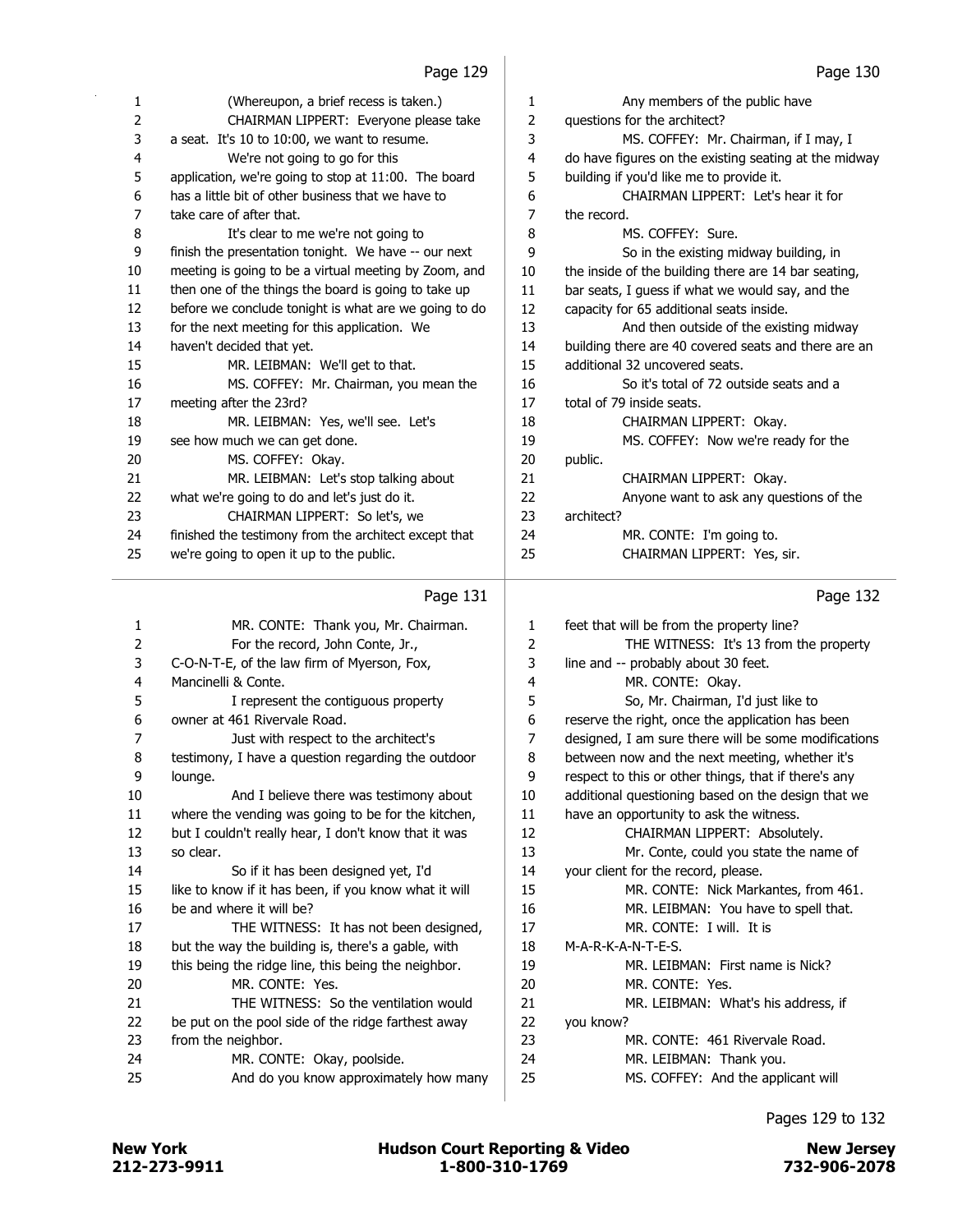Page 129

1 (Whereupon, a brief recess is taken.)
2 CHAIRMAN LIPPERT: Everyone please take
3 a seat. It's 10 to 10:00, we want to resume.
4 We're not going to go for this
5 application, we're going to stop at 11:00. The board
6 has a little bit of other business that we have to
7 take care of after that.
8 It's clear to me we're not going to
9 finish the presentation tonight. We have -- our next
10 meeting is going to be a virtual meeting by Zoom, and
11 then one of the things the board is going to take up
12 before we conclude tonight is what are we going to do
13 for the next meeting for this application. We
14 haven't decided that yet.
15 MR. LEIBMAN: We'll get to that.
16 MS. COFFEY: Mr. Chairman, you mean the
17 meeting after the 23rd?
18 MR. LEIBMAN: Yes, we'll see. Let's
19 see how much we can get done.
20 MS. COFFEY: Okay.
21 MR. LEIBMAN: Let's stop talking about
22 what we're going to do and let's just do it.
23 CHAIRMAN LIPPERT: So let's, we
24 finished the testimony from the architect except that
25 we're going to open it up to the public.

Page 130

1 Any members of the public have
2 questions for the architect?
3 MS. COFFEY: Mr. Chairman, if I may, I
4 do have figures on the existing seating at the midway
5 building if you'd like me to provide it.
6 CHAIRMAN LIPPERT: Let's hear it for
7 the record.
8 MS. COFFEY: Sure.
9 So in the existing midway building, in
10 the inside of the building there are 14 bar seating,
11 bar seats, I guess if what we would say, and the
12 capacity for 65 additional seats inside.
13 And then outside of the existing midway
14 building there are 40 covered seats and there are an
15 additional 32 uncovered seats.
16 So it's total of 72 outside seats and a
17 total of 79 inside seats.
18 CHAIRMAN LIPPERT: Okay.
19 MS. COFFEY: Now we're ready for the
20 public.
21 CHAIRMAN LIPPERT: Okay.
22 Anyone want to ask any questions of the
23 architect?
24 MR. CONTE: I'm going to.
25 CHAIRMAN LIPPERT: Yes, sir.

Page 131

1 MR. CONTE: Thank you, Mr. Chairman.
2 For the record, John Conte, Jr.,
3 C-O-N-T-E, of the law firm of Myerson, Fox,
4 Mancinelli & Conte.
5 I represent the contiguous property
6 owner at 461 Rivervale Road.
7 Just with respect to the architect's
8 testimony, I have a question regarding the outdoor
9 lounge.
10 And I believe there was testimony about
11 where the vending was going to be for the kitchen,
12 but I couldn't really hear, I don't know that it was
13 so clear.
14 So if it has been designed yet, I'd
15 like to know if it has been, if you know what it will
16 be and where it will be?
17 THE WITNESS: It has not been designed,
18 but the way the building is, there's a gable, with
19 this being the ridge line, this being the neighbor.
20 MR. CONTE: Yes.
21 THE WITNESS: So the ventilation would
22 be put on the pool side of the ridge farthest away
23 from the neighbor.
24 MR. CONTE: Okay, poolside.
25 And do you know approximately how many

Page 132

1 feet that will be from the property line?
2 THE WITNESS: It's 13 from the property
3 line and -- probably about 30 feet.
4 MR. CONTE: Okay.
5 So, Mr. Chairman, I'd just like to
6 reserve the right, once the application has been
7 designed, I am sure there will be some modifications
8 between now and the next meeting, whether it's
9 respect to this or other things, that if there's any
10 additional questioning based on the design that we
11 have an opportunity to ask the witness.
12 CHAIRMAN LIPPERT: Absolutely.
13 Mr. Conte, could you state the name of
14 your client for the record, please.
15 MR. CONTE: Nick Markantes, from 461.
16 MR. LEIBMAN: You have to spell that.
17 MR. CONTE: I will. It is
18 M-A-R-K-A-N-T-E-S.
19 MR. LEIBMAN: First name is Nick?
20 MR. CONTE: Yes.
21 MR. LEIBMAN: What's his address, if
22 you know?
23 MR. CONTE: 461 Rivervale Road.
24 MR. LEIBMAN: Thank you.
25 MS. COFFEY: And the applicant will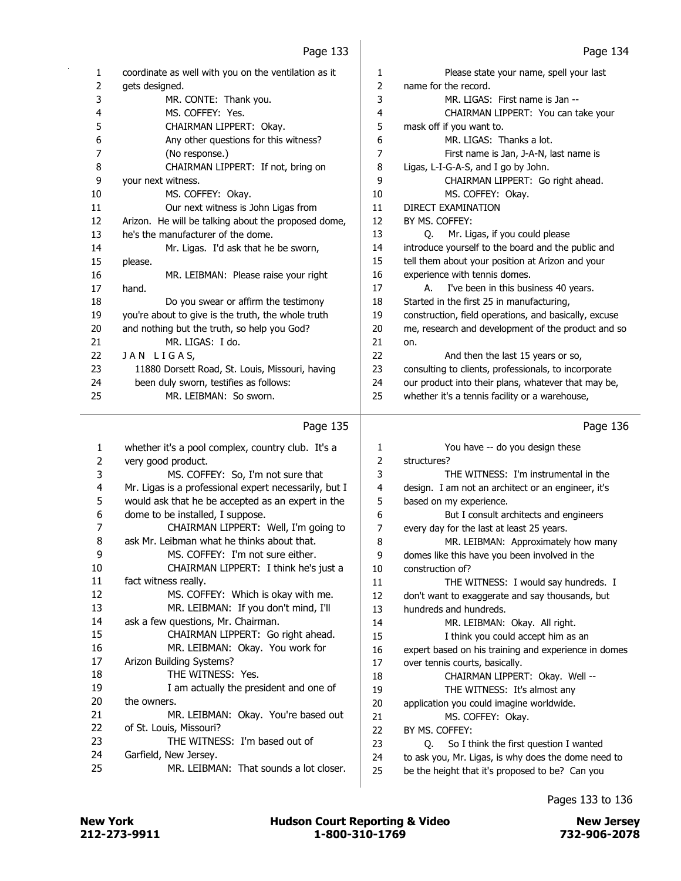coordinate as well with you on the ventilation as it gets designed.

MR. CONTE: Thank you.

MS. COFFEY: Yes.

CHAIRMAN LIPPERT: Okay.

Any other questions for this witness?

(No response.)

CHAIRMAN LIPPERT: If not, bring on your next witness.

MS. COFFEY: Okay.

Our next witness is John Ligas from Arizon. He will be talking about the proposed dome, he's the manufacturer of the dome.

Mr. Ligas. I'd ask that he be sworn, please.

MR. LEIBMAN: Please raise your right hand.

Do you swear or affirm the testimony you're about to give is the truth, the whole truth and nothing but the truth, so help you God?

MR. LIGAS: I do.

J A N L I G A S,

11880 Dorsett Road, St. Louis, Missouri, having been duly sworn, testifies as follows:

MR. LEIBMAN: So sworn.

Please state your name, spell your last name for the record.

MR. LIGAS: First name is Jan --

CHAIRMAN LIPPERT: You can take your mask off if you want to.

MR. LIGAS: Thanks a lot.

First name is Jan, J-A-N, last name is Ligas, L-I-G-A-S, and I go by John.

CHAIRMAN LIPPERT: Go right ahead.

MS. COFFEY: Okay.

DIRECT EXAMINATION

BY MS. COFFEY:

Q. Mr. Ligas, if you could please introduce yourself to the board and the public and tell them about your position at Arizon and your experience with tennis domes.

A. I've been in this business 40 years. Started in the first 25 in manufacturing, construction, field operations, and basically, excuse me, research and development of the product and so on.

And then the last 15 years or so, consulting to clients, professionals, to incorporate our product into their plans, whatever that may be, whether it's a tennis facility or a warehouse, whether it's a pool complex, country club. It's a very good product.

MS. COFFEY: So, I'm not sure that Mr. Ligas is a professional expert necessarily, but I would ask that he be accepted as an expert in the dome to be installed, I suppose.

CHAIRMAN LIPPERT: Well, I'm going to ask Mr. Leibman what he thinks about that.

MS. COFFEY: I'm not sure either.

CHAIRMAN LIPPERT: I think he's just a fact witness really.

MS. COFFEY: Which is okay with me.

MR. LEIBMAN: If you don't mind, I'll ask a few questions, Mr. Chairman.

CHAIRMAN LIPPERT: Go right ahead.

MR. LEIBMAN: Okay. You work for Arizon Building Systems?

THE WITNESS: Yes.

I am actually the president and one of the owners.

MR. LEIBMAN: Okay. You're based out of St. Louis, Missouri?

THE WITNESS: I'm based out of Garfield, New Jersey.

MR. LEIBMAN: That sounds a lot closer.

You have -- do you design these structures?

THE WITNESS: I'm instrumental in the design. I am not an architect or an engineer, it's based on my experience.

But I consult architects and engineers every day for the last at least 25 years.

MR. LEIBMAN: Approximately how many domes like this have you been involved in the construction of?

THE WITNESS: I would say hundreds. I don't want to exaggerate and say thousands, but hundreds and hundreds.

MR. LEIBMAN: Okay. All right.

I think you could accept him as an expert based on his training and experience in domes over tennis courts, basically.

CHAIRMAN LIPPERT: Okay. Well --

THE WITNESS: It's almost any application you could imagine worldwide.

MS. COFFEY: Okay.

BY MS. COFFEY:

Q. So I think the first question I wanted to ask you, Mr. Ligas, is why does the dome need to be the height that it's proposed to be? Can you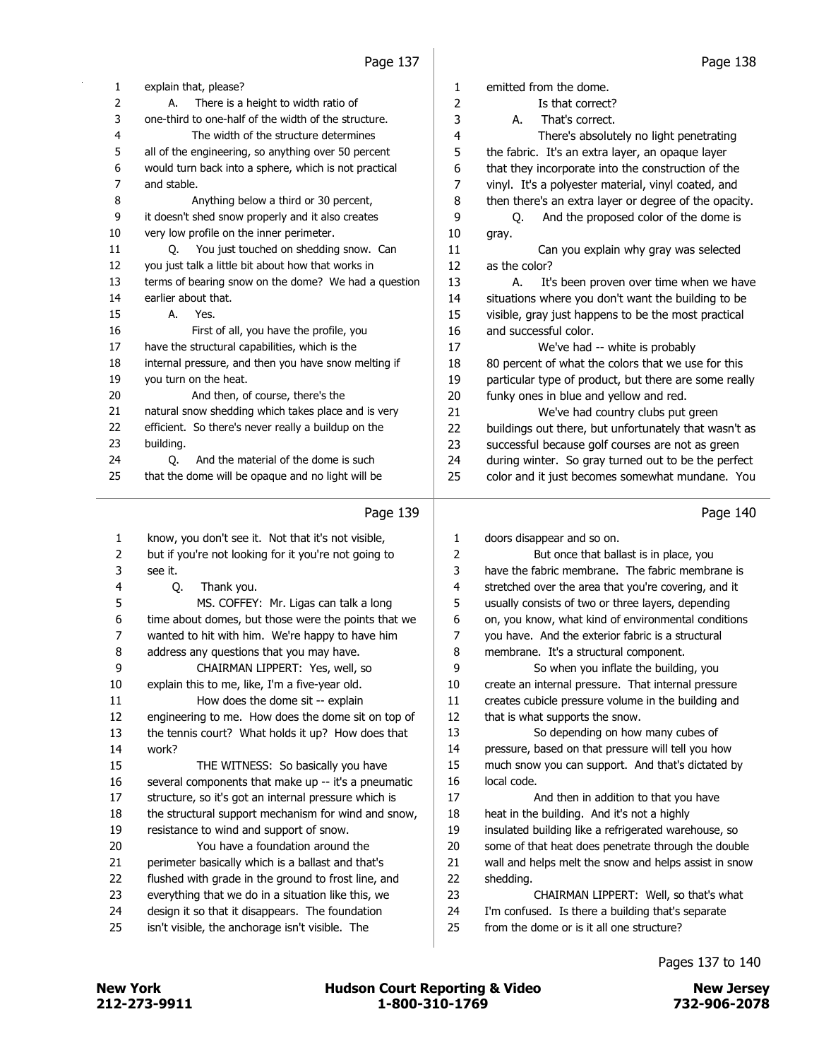## Page 137

1 explain that, please?
2 A. There is a height to width ratio of
3 one-third to one-half of the width of the structure.
4 The width of the structure determines
5 all of the engineering, so anything over 50 percent
6 would turn back into a sphere, which is not practical
7 and stable.
8 Anything below a third or 30 percent,
9 it doesn't shed snow properly and it also creates
10 very low profile on the inner perimeter.
11 Q. You just touched on shedding snow. Can
12 you just talk a little bit about how that works in
13 terms of bearing snow on the dome? We had a question
14 earlier about that.
15 A. Yes.
16 First of all, you have the profile, you
17 have the structural capabilities, which is the
18 internal pressure, and then you have snow melting if
19 you turn on the heat.
20 And then, of course, there's the
21 natural snow shedding which takes place and is very
22 efficient. So there's never really a buildup on the
23 building.
24 Q. And the material of the dome is such
25 that the dome will be opaque and no light will be

## Page 138

1 emitted from the dome.
2 Is that correct?
3 A. That's correct.
4 There's absolutely no light penetrating
5 the fabric. It's an extra layer, an opaque layer
6 that they incorporate into the construction of the
7 vinyl. It's a polyester material, vinyl coated, and
8 then there's an extra layer or degree of the opacity.
9 Q. And the proposed color of the dome is
10 gray.
11 Can you explain why gray was selected
12 as the color?
13 A. It's been proven over time when we have
14 situations where you don't want the building to be
15 visible, gray just happens to be the most practical
16 and successful color.
17 We've had -- white is probably
18 80 percent of what the colors that we use for this
19 particular type of product, but there are some really
20 funky ones in blue and yellow and red.
21 We've had country clubs put green
22 buildings out there, but unfortunately that wasn't as
23 successful because golf courses are not as green
24 during winter. So gray turned out to be the perfect
25 color and it just becomes somewhat mundane. You

## Page 139

1 know, you don't see it. Not that it's not visible,
2 but if you're not looking for it you're not going to
3 see it.
4 Q. Thank you.
5 MS. COFFEY: Mr. Ligas can talk a long
6 time about domes, but those were the points that we
7 wanted to hit with him. We're happy to have him
8 address any questions that you may have.
9 CHAIRMAN LIPPERT: Yes, well, so
10 explain this to me, like, I'm a five-year old.
11 How does the dome sit -- explain
12 engineering to me. How does the dome sit on top of
13 the tennis court? What holds it up? How does that
14 work?
15 THE WITNESS: So basically you have
16 several components that make up -- it's a pneumatic
17 structure, so it's got an internal pressure which is
18 the structural support mechanism for wind and snow,
19 resistance to wind and support of snow.
20 You have a foundation around the
21 perimeter basically which is a ballast and that's
22 flushed with grade in the ground to frost line, and
23 everything that we do in a situation like this, we
24 design it so that it disappears. The foundation
25 isn't visible, the anchorage isn't visible. The

## Page 140

1 doors disappear and so on.
2 But once that ballast is in place, you
3 have the fabric membrane. The fabric membrane is
4 stretched over the area that you're covering, and it
5 usually consists of two or three layers, depending
6 on, you know, what kind of environmental conditions
7 you have. And the exterior fabric is a structural
8 membrane. It's a structural component.
9 So when you inflate the building, you
10 create an internal pressure. That internal pressure
11 creates cubicle pressure volume in the building and
12 that is what supports the snow.
13 So depending on how many cubes of
14 pressure, based on that pressure will tell you how
15 much snow you can support. And that's dictated by
16 local code.
17 And then in addition to that you have
18 heat in the building. And it's not a highly
19 insulated building like a refrigerated warehouse, so
20 some of that heat does penetrate through the double
21 wall and helps melt the snow and helps assist in snow
22 shedding.
23 CHAIRMAN LIPPERT: Well, so that's what
24 I'm confused. Is there a building that's separate
25 from the dome or is it all one structure?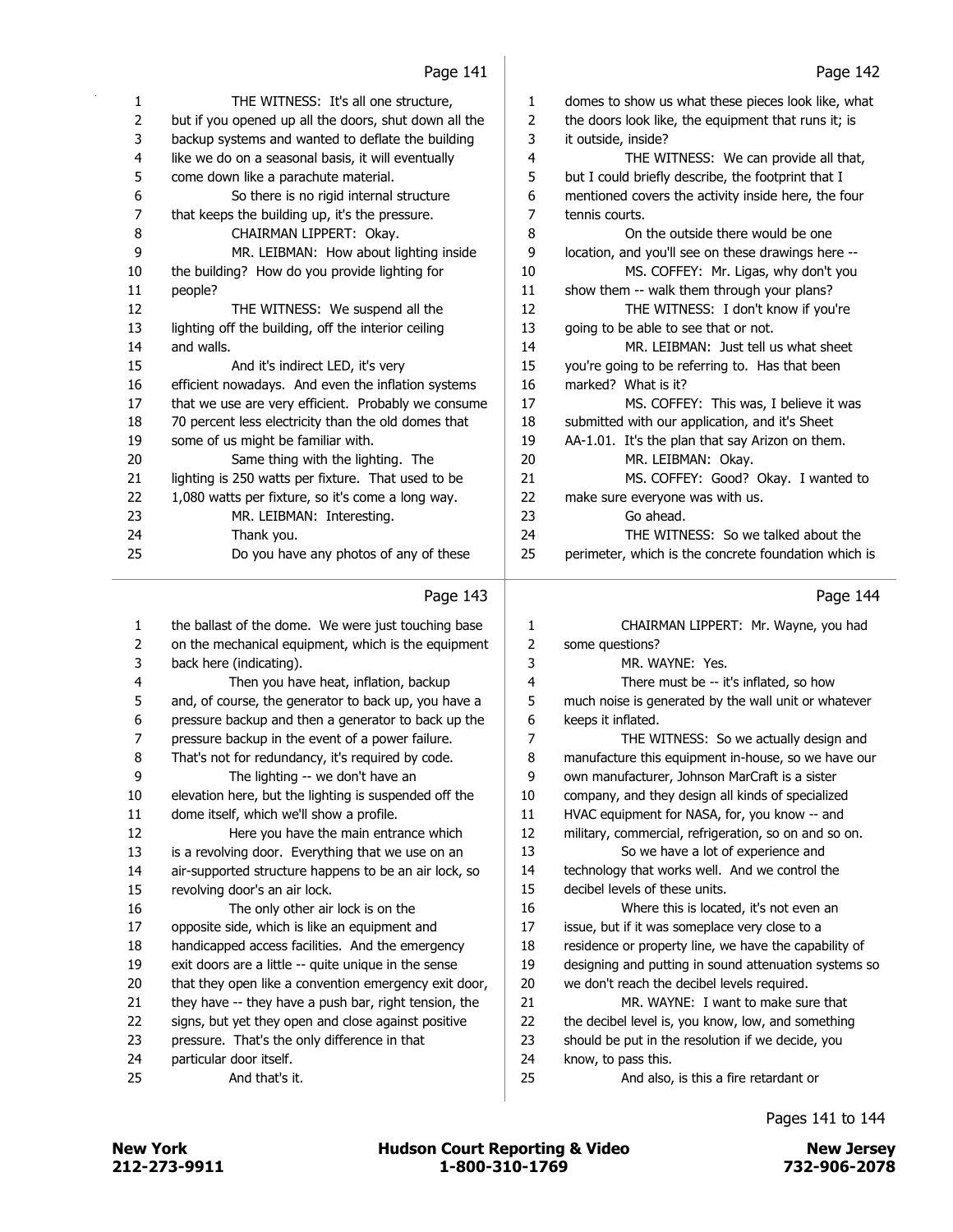THE WITNESS: It's all one structure, but if you opened up all the doors, shut down all the backup systems and wanted to deflate the building like we do on a seasonal basis, it will eventually come down like a parachute material.

So there is no rigid internal structure that keeps the building up, it's the pressure.

CHAIRMAN LIPPERT: Okay.

MR. LEIBMAN: How about lighting inside the building? How do you provide lighting for people?

THE WITNESS: We suspend all the lighting off the building, off the interior ceiling and walls.

And it's indirect LED, it's very efficient nowadays. And even the inflation systems that we use are very efficient. Probably we consume 70 percent less electricity than the old domes that some of us might be familiar with.

Same thing with the lighting. The lighting is 250 watts per fixture. That used to be 1,080 watts per fixture, so it's come a long way.

MR. LEIBMAN: Interesting.

Thank you.

Do you have any photos of any of these domes to show us what these pieces look like, what the doors look like, the equipment that runs it; is it outside, inside?

THE WITNESS: We can provide all that, but I could briefly describe, the footprint that I mentioned covers the activity inside here, the four tennis courts.

On the outside there would be one location, and you'll see on these drawings here --

MS. COFFEY: Mr. Ligas, why don't you show them -- walk them through your plans?

THE WITNESS: I don't know if you're going to be able to see that or not.

MR. LEIBMAN: Just tell us what sheet you're going to be referring to. Has that been marked? What is it?

MS. COFFEY: This was, I believe it was submitted with our application, and it's Sheet AA-1.01. It's the plan that say Arizon on them.

MR. LEIBMAN: Okay.

MS. COFFEY: Good? Okay. I wanted to make sure everyone was with us.

Go ahead.

THE WITNESS: So we talked about the perimeter, which is the concrete foundation which is the ballast of the dome. We were just touching base on the mechanical equipment, which is the equipment back here (indicating).

Then you have heat, inflation, backup and, of course, the generator to back up, you have a pressure backup and then a generator to back up the pressure backup in the event of a power failure. That's not for redundancy, it's required by code.

The lighting -- we don't have an elevation here, but the lighting is suspended off the dome itself, which we'll show a profile.

Here you have the main entrance which is a revolving door. Everything that we use on an air-supported structure happens to be an air lock, so revolving door's an air lock.

The only other air lock is on the opposite side, which is like an equipment and handicapped access facilities. And the emergency exit doors are a little -- quite unique in the sense that they open like a convention emergency exit door, they have -- they have a push bar, right tension, the signs, but yet they open and close against positive pressure. That's the only difference in that particular door itself.

And that's it.

CHAIRMAN LIPPERT: Mr. Wayne, you had some questions?

MR. WAYNE: Yes.

There must be -- it's inflated, so how much noise is generated by the wall unit or whatever keeps it inflated.

THE WITNESS: So we actually design and manufacture this equipment in-house, so we have our own manufacturer, Johnson MarCraft is a sister company, and they design all kinds of specialized HVAC equipment for NASA, for, you know -- and military, commercial, refrigeration, so on and so on.

So we have a lot of experience and technology that works well. And we control the decibel levels of these units.

Where this is located, it's not even an issue, but if it was someplace very close to a residence or property line, we have the capability of designing and putting in sound attenuation systems so we don't reach the decibel levels required.

MR. WAYNE: I want to make sure that the decibel level is, you know, low, and something should be put in the resolution if we decide, you know, to pass this.

And also, is this a fire retardant or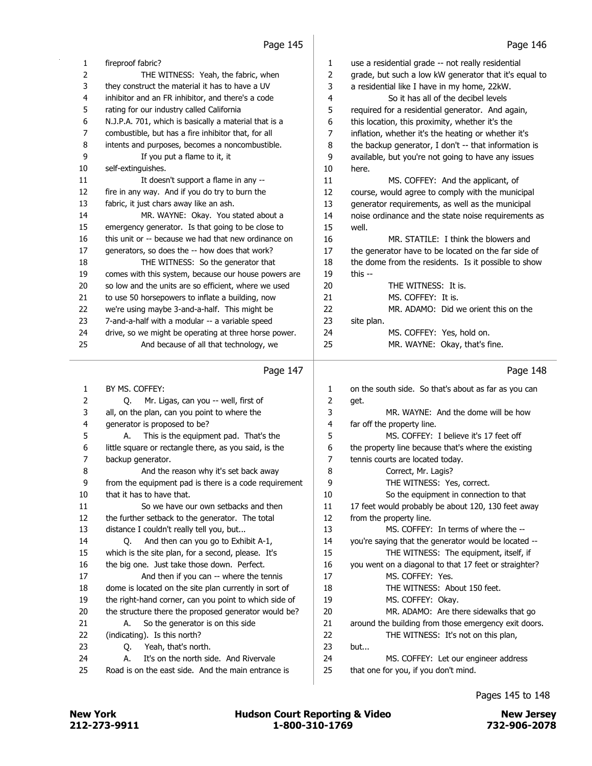Page 145

1 fireproof fabric?
2 THE WITNESS: Yeah, the fabric, when
3 they construct the material it has to have a UV
4 inhibitor and an FR inhibitor, and there's a code
5 rating for our industry called California
6 N.J.P.A. 701, which is basically a material that is a
7 combustible, but has a fire inhibitor that, for all
8 intents and purposes, becomes a noncombustible.
9 If you put a flame to it, it
10 self-extinguishes.
11 It doesn't support a flame in any --
12 fire in any way. And if you do try to burn the
13 fabric, it just chars away like an ash.
14 MR. WAYNE: Okay. You stated about a
15 emergency generator. Is that going to be close to
16 this unit or -- because we had that new ordinance on
17 generators, so does the -- how does that work?
18 THE WITNESS: So the generator that
19 comes with this system, because our house powers are
20 so low and the units are so efficient, where we used
21 to use 50 horsepowers to inflate a building, now
22 we're using maybe 3-and-a-half. This might be
23 7-and-a-half with a modular -- a variable speed
24 drive, so we might be operating at three horse power.
25 And because of all that technology, we

Page 146

1 use a residential grade -- not really residential
2 grade, but such a low kW generator that it's equal to
3 a residential like I have in my home, 22kW.
4 So it has all of the decibel levels
5 required for a residential generator. And again,
6 this location, this proximity, whether it's the
7 inflation, whether it's the heating or whether it's
8 the backup generator, I don't -- that information is
9 available, but you're not going to have any issues
10 here.
11 MS. COFFEY: And the applicant, of
12 course, would agree to comply with the municipal
13 generator requirements, as well as the municipal
14 noise ordinance and the state noise requirements as
15 well.
16 MR. STATILE: I think the blowers and
17 the generator have to be located on the far side of
18 the dome from the residents. Is it possible to show
19 this --
20 THE WITNESS: It is.
21 MS. COFFEY: It is.
22 MR. ADAMO: Did we orient this on the
23 site plan.
24 MS. COFFEY: Yes, hold on.
25 MR. WAYNE: Okay, that's fine.

Page 147

1 BY MS. COFFEY:
2 Q. Mr. Ligas, can you -- well, first of
3 all, on the plan, can you point to where the
4 generator is proposed to be?
5 A. This is the equipment pad. That's the
6 little square or rectangle there, as you said, is the
7 backup generator.
8 And the reason why it's set back away
9 from the equipment pad is there is a code requirement
10 that it has to have that.
11 So we have our own setbacks and then
12 the further setback to the generator. The total
13 distance I couldn't really tell you, but...
14 Q. And then can you go to Exhibit A-1,
15 which is the site plan, for a second, please. It's
16 the big one. Just take those down. Perfect.
17 And then if you can -- where the tennis
18 dome is located on the site plan currently in sort of
19 the right-hand corner, can you point to which side of
20 the structure there the proposed generator would be?
21 A. So the generator is on this side
22 (indicating). Is this north?
23 Q. Yeah, that's north.
24 A. It's on the north side. And Rivervale
25 Road is on the east side. And the main entrance is

Page 148

1 on the south side. So that's about as far as you can
2 get.
3 MR. WAYNE: And the dome will be how
4 far off the property line.
5 MS. COFFEY: I believe it's 17 feet off
6 the property line because that's where the existing
7 tennis courts are located today.
8 Correct, Mr. Lagis?
9 THE WITNESS: Yes, correct.
10 So the equipment in connection to that
11 17 feet would probably be about 120, 130 feet away
12 from the property line.
13 MS. COFFEY: In terms of where the --
14 you're saying that the generator would be located --
15 THE WITNESS: The equipment, itself, if
16 you went on a diagonal to that 17 feet or straighter?
17 MS. COFFEY: Yes.
18 THE WITNESS: About 150 feet.
19 MS. COFFEY: Okay.
20 MR. ADAMO: Are there sidewalks that go
21 around the building from those emergency exit doors.
22 THE WITNESS: It's not on this plan,
23 but...
24 MS. COFFEY: Let our engineer address
25 that one for you, if you don't mind.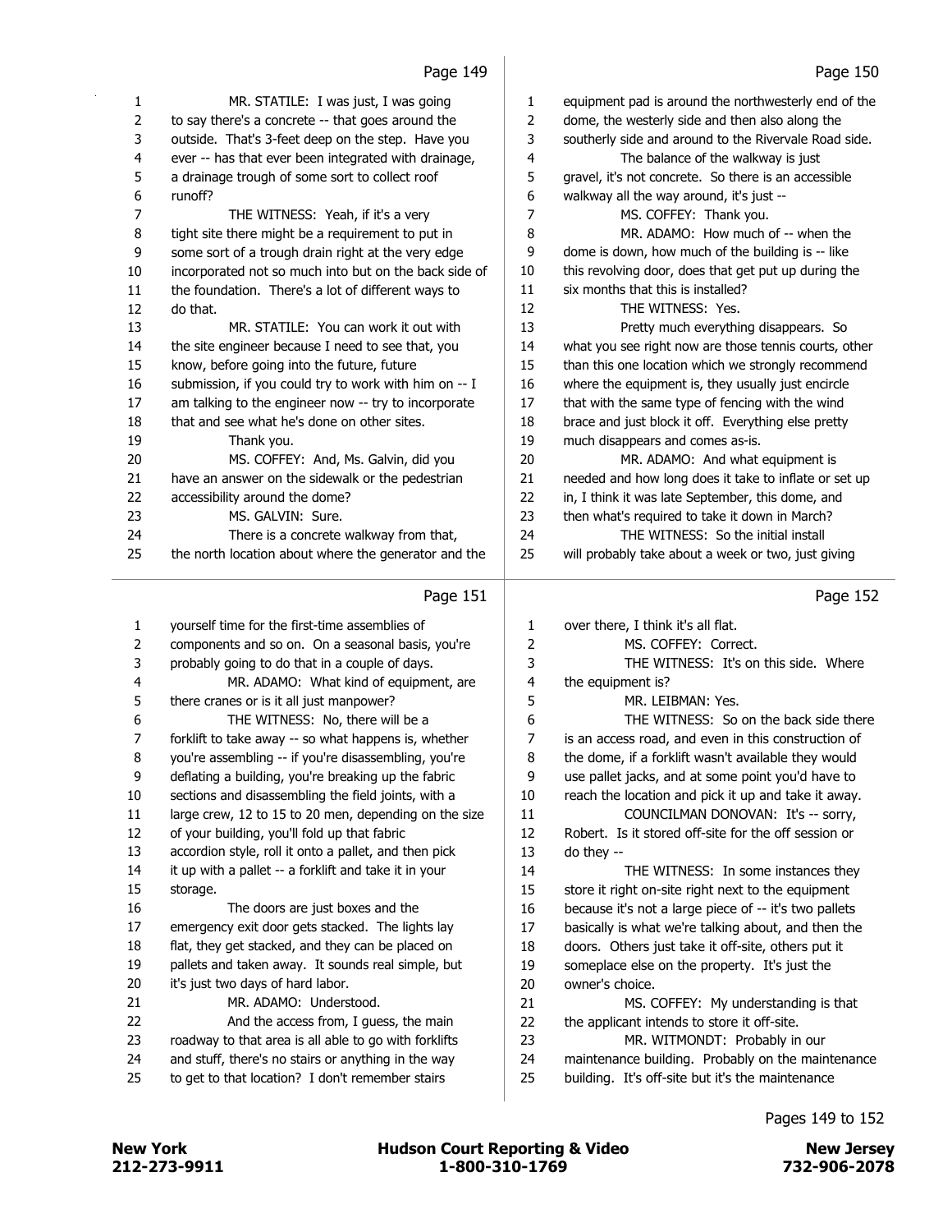Page 149

1 MR. STATILE: I was just, I was going
2 to say there's a concrete -- that goes around the
3 outside. That's 3-feet deep on the step. Have you
4 ever -- has that ever been integrated with drainage,
5 a drainage trough of some sort to collect roof
6 runoff?
7 THE WITNESS: Yeah, if it's a very
8 tight site there might be a requirement to put in
9 some sort of a trough drain right at the very edge
10 incorporated not so much into but on the back side of
11 the foundation. There's a lot of different ways to
12 do that.
13 MR. STATILE: You can work it out with
14 the site engineer because I need to see that, you
15 know, before going into the future, future
16 submission, if you could try to work with him on -- I
17 am talking to the engineer now -- try to incorporate
18 that and see what he's done on other sites.
19 Thank you.
20 MS. COFFEY: And, Ms. Galvin, did you
21 have an answer on the sidewalk or the pedestrian
22 accessibility around the dome?
23 MS. GALVIN: Sure.
24 There is a concrete walkway from that,
25 the north location about where the generator and the

Page 150

1 equipment pad is around the northwesterly end of the
2 dome, the westerly side and then also along the
3 southerly side and around to the Rivervale Road side.
4 The balance of the walkway is just
5 gravel, it's not concrete. So there is an accessible
6 walkway all the way around, it's just --
7 MS. COFFEY: Thank you.
8 MR. ADAMO: How much of -- when the
9 dome is down, how much of the building is -- like
10 this revolving door, does that get put up during the
11 six months that this is installed?
12 THE WITNESS: Yes.
13 Pretty much everything disappears. So
14 what you see right now are those tennis courts, other
15 than this one location which we strongly recommend
16 where the equipment is, they usually just encircle
17 that with the same type of fencing with the wind
18 brace and just block it off. Everything else pretty
19 much disappears and comes as-is.
20 MR. ADAMO: And what equipment is
21 needed and how long does it take to inflate or set up
22 in, I think it was late September, this dome, and
23 then what's required to take it down in March?
24 THE WITNESS: So the initial install
25 will probably take about a week or two, just giving

Page 151

1 yourself time for the first-time assemblies of
2 components and so on. On a seasonal basis, you're
3 probably going to do that in a couple of days.
4 MR. ADAMO: What kind of equipment, are
5 there cranes or is it all just manpower?
6 THE WITNESS: No, there will be a
7 forklift to take away -- so what happens is, whether
8 you're assembling -- if you're disassembling, you're
9 deflating a building, you're breaking up the fabric
10 sections and disassembling the field joints, with a
11 large crew, 12 to 15 to 20 men, depending on the size
12 of your building, you'll fold up that fabric
13 accordion style, roll it onto a pallet, and then pick
14 it up with a pallet -- a forklift and take it in your
15 storage.
16 The doors are just boxes and the
17 emergency exit door gets stacked. The lights lay
18 flat, they get stacked, and they can be placed on
19 pallets and taken away. It sounds real simple, but
20 it's just two days of hard labor.
21 MR. ADAMO: Understood.
22 And the access from, I guess, the main
23 roadway to that area is all able to go with forklifts
24 and stuff, there's no stairs or anything in the way
25 to get to that location? I don't remember stairs

Page 152

1 over there, I think it's all flat.
2 MS. COFFEY: Correct.
3 THE WITNESS: It's on this side. Where
4 the equipment is?
5 MR. LEIBMAN: Yes.
6 THE WITNESS: So on the back side there
7 is an access road, and even in this construction of
8 the dome, if a forklift wasn't available they would
9 use pallet jacks, and at some point you'd have to
10 reach the location and pick it up and take it away.
11 COUNCILMAN DONOVAN: It's -- sorry,
12 Robert. Is it stored off-site for the off session or
13 do they --
14 THE WITNESS: In some instances they
15 store it right on-site right next to the equipment
16 because it's not a large piece of -- it's two pallets
17 basically is what we're talking about, and then the
18 doors. Others just take it off-site, others put it
19 someplace else on the property. It's just the
20 owner's choice.
21 MS. COFFEY: My understanding is that
22 the applicant intends to store it off-site.
23 MR. WITMONDT: Probably in our
24 maintenance building. Probably on the maintenance
25 building. It's off-site but it's the maintenance

Pages 149 to 152

New York 212-273-9911 | Hudson Court Reporting & Video 1-800-310-1769 | New Jersey 732-906-2078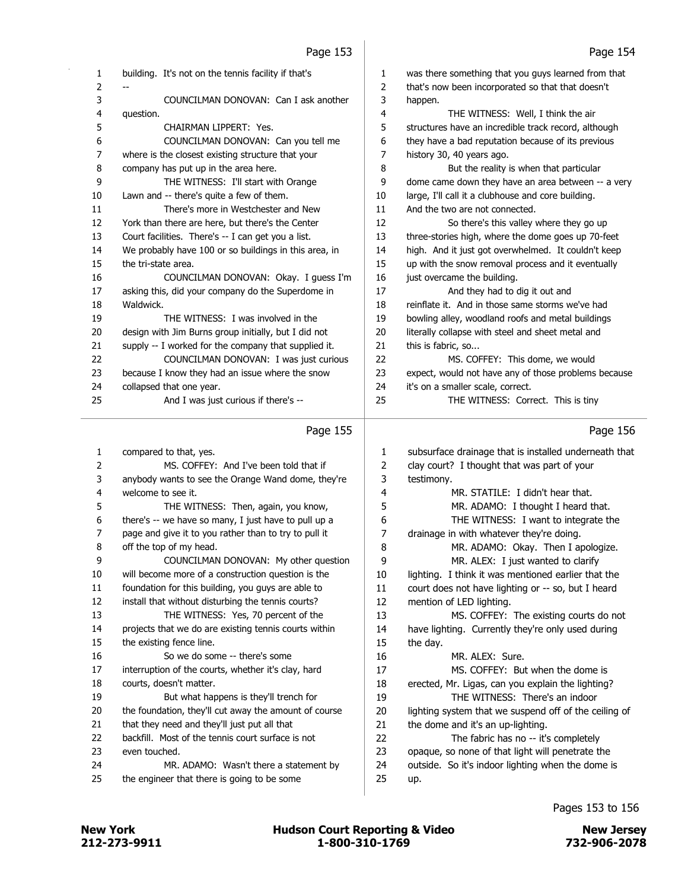building. It's not on the tennis facility if that's
--

COUNCILMAN DONOVAN: Can I ask another question.

CHAIRMAN LIPPERT: Yes.

COUNCILMAN DONOVAN: Can you tell me where is the closest existing structure that your company has put up in the area here.

THE WITNESS: I'll start with Orange Lawn and -- there's quite a few of them.

There's more in Westchester and New York than there are here, but there's the Center Court facilities. There's -- I can get you a list. We probably have 100 or so buildings in this area, in the tri-state area.

COUNCILMAN DONOVAN: Okay. I guess I'm asking this, did your company do the Superdome in Waldwick.

THE WITNESS: I was involved in the design with Jim Burns group initially, but I did not supply -- I worked for the company that supplied it.

COUNCILMAN DONOVAN: I was just curious because I know they had an issue where the snow collapsed that one year.

And I was just curious if there's -- was there something that you guys learned from that that's now been incorporated so that that doesn't happen.

THE WITNESS: Well, I think the air structures have an incredible track record, although they have a bad reputation because of its previous history 30, 40 years ago.

But the reality is when that particular dome came down they have an area between -- a very large, I'll call it a clubhouse and core building. And the two are not connected.

So there's this valley where they go up three-stories high, where the dome goes up 70-feet high. And it just got overwhelmed. It couldn't keep up with the snow removal process and it eventually just overcame the building.

And they had to dig it out and reinflate it. And in those same storms we've had bowling alley, woodland roofs and metal buildings literally collapse with steel and sheet metal and this is fabric, so...

MS. COFFEY: This dome, we would expect, would not have any of those problems because it's on a smaller scale, correct.

THE WITNESS: Correct. This is tiny compared to that, yes.

MS. COFFEY: And I've been told that if anybody wants to see the Orange Wand dome, they're welcome to see it.

THE WITNESS: Then, again, you know, there's -- we have so many, I just have to pull up a page and give it to you rather than to try to pull it off the top of my head.

COUNCILMAN DONOVAN: My other question will become more of a construction question is the foundation for this building, you guys are able to install that without disturbing the tennis courts?

THE WITNESS: Yes, 70 percent of the projects that we do are existing tennis courts within the existing fence line.

So we do some -- there's some interruption of the courts, whether it's clay, hard courts, doesn't matter.

But what happens is they'll trench for the foundation, they'll cut away the amount of course that they need and they'll just put all that backfill. Most of the tennis court surface is not even touched.

MR. ADAMO: Wasn't there a statement by the engineer that there is going to be some subsurface drainage that is installed underneath that clay court? I thought that was part of your testimony.

MR. STATILE: I didn't hear that.

MR. ADAMO: I thought I heard that.

THE WITNESS: I want to integrate the drainage in with whatever they're doing.

MR. ADAMO: Okay. Then I apologize.

MR. ALEX: I just wanted to clarify lighting. I think it was mentioned earlier that the court does not have lighting or -- so, but I heard mention of LED lighting.

MS. COFFEY: The existing courts do not have lighting. Currently they're only used during the day.

MR. ALEX: Sure.

MS. COFFEY: But when the dome is erected, Mr. Ligas, can you explain the lighting?

THE WITNESS: There's an indoor lighting system that we suspend off of the ceiling of the dome and it's an up-lighting.

The fabric has no -- it's completely opaque, so none of that light will penetrate the outside. So it's indoor lighting when the dome is up.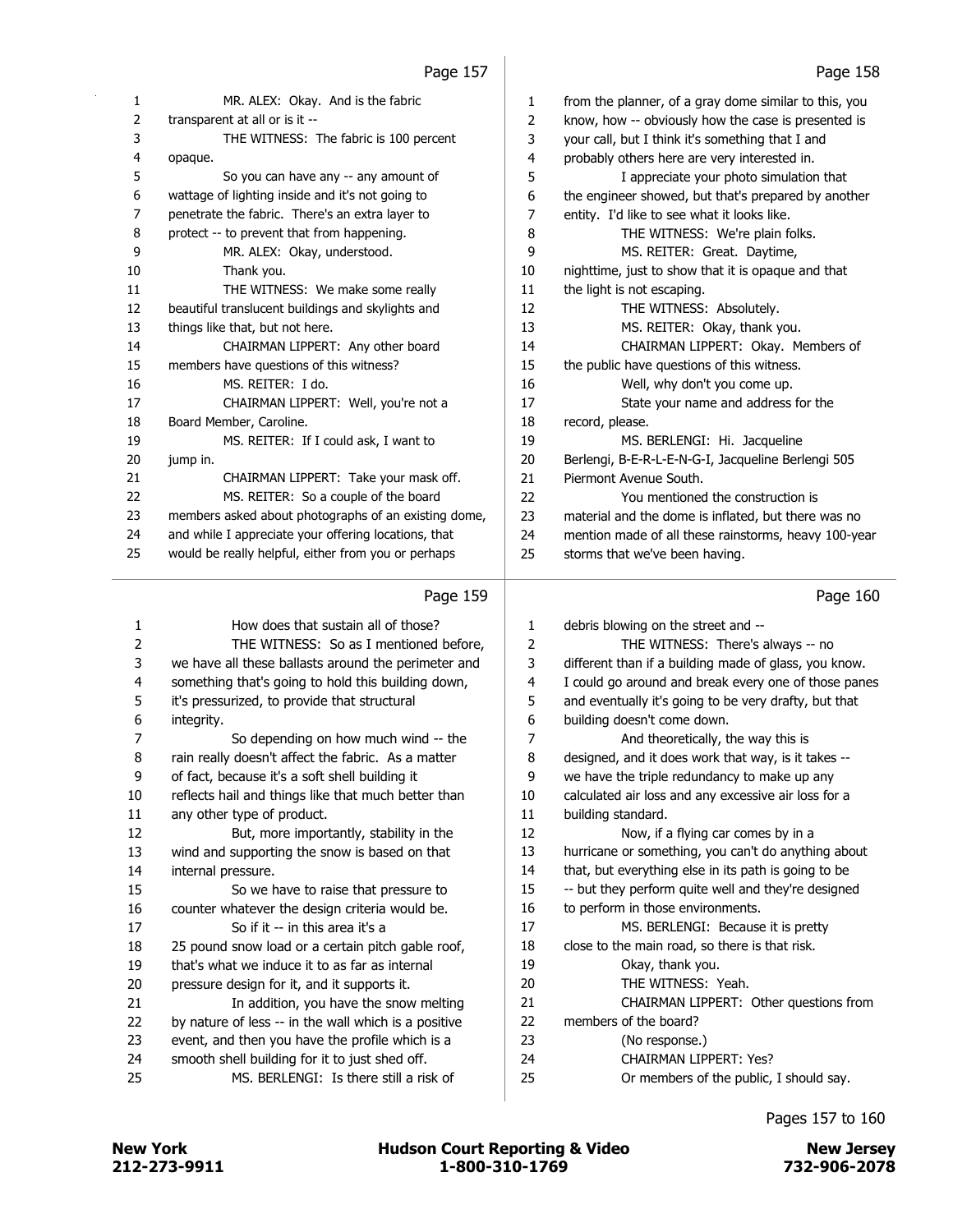MR. ALEX: Okay. And is the fabric transparent at all or is it --

THE WITNESS: The fabric is 100 percent opaque.

So you can have any -- any amount of wattage of lighting inside and it's not going to penetrate the fabric. There's an extra layer to protect -- to prevent that from happening.

MR. ALEX: Okay, understood.

Thank you.

THE WITNESS: We make some really beautiful translucent buildings and skylights and things like that, but not here.

CHAIRMAN LIPPERT: Any other board members have questions of this witness?

MS. REITER: I do.

CHAIRMAN LIPPERT: Well, you're not a Board Member, Caroline.

MS. REITER: If I could ask, I want to jump in.

CHAIRMAN LIPPERT: Take your mask off.

MS. REITER: So a couple of the board members asked about photographs of an existing dome, and while I appreciate your offering locations, that would be really helpful, either from you or perhaps from the planner, of a gray dome similar to this, you know, how -- obviously how the case is presented is your call, but I think it's something that I and probably others here are very interested in.

I appreciate your photo simulation that the engineer showed, but that's prepared by another entity. I'd like to see what it looks like.

THE WITNESS: We're plain folks.

MS. REITER: Great. Daytime, nighttime, just to show that it is opaque and that the light is not escaping.

THE WITNESS: Absolutely.

MS. REITER: Okay, thank you.

CHAIRMAN LIPPERT: Okay. Members of the public have questions of this witness.

Well, why don't you come up.

State your name and address for the record, please.

MS. BERLENGI: Hi. Jacqueline Berlengi, B-E-R-L-E-N-G-I, Jacqueline Berlengi 505 Piermont Avenue South.

You mentioned the construction is material and the dome is inflated, but there was no mention made of all these rainstorms, heavy 100-year storms that we've been having.

How does that sustain all of those?

THE WITNESS: So as I mentioned before, we have all these ballasts around the perimeter and something that's going to hold this building down, it's pressurized, to provide that structural integrity.

So depending on how much wind -- the rain really doesn't affect the fabric. As a matter of fact, because it's a soft shell building it reflects hail and things like that much better than any other type of product.

But, more importantly, stability in the wind and supporting the snow is based on that internal pressure.

So we have to raise that pressure to counter whatever the design criteria would be.

So if it -- in this area it's a 25 pound snow load or a certain pitch gable roof, that's what we induce it to as far as internal pressure design for it, and it supports it.

In addition, you have the snow melting by nature of less -- in the wall which is a positive event, and then you have the profile which is a smooth shell building for it to just shed off.

MS. BERLENGI: Is there still a risk of debris blowing on the street and --

THE WITNESS: There's always -- no different than if a building made of glass, you know. I could go around and break every one of those panes and eventually it's going to be very drafty, but that building doesn't come down.

And theoretically, the way this is designed, and it does work that way, is it takes -- we have the triple redundancy to make up any calculated air loss and any excessive air loss for a building standard.

Now, if a flying car comes by in a hurricane or something, you can't do anything about that, but everything else in its path is going to be -- but they perform quite well and they're designed to perform in those environments.

MS. BERLENGI: Because it is pretty close to the main road, so there is that risk.

Okay, thank you.

THE WITNESS: Yeah.

CHAIRMAN LIPPERT: Other questions from members of the board?

(No response.)

CHAIRMAN LIPPERT: Yes?

Or members of the public, I should say.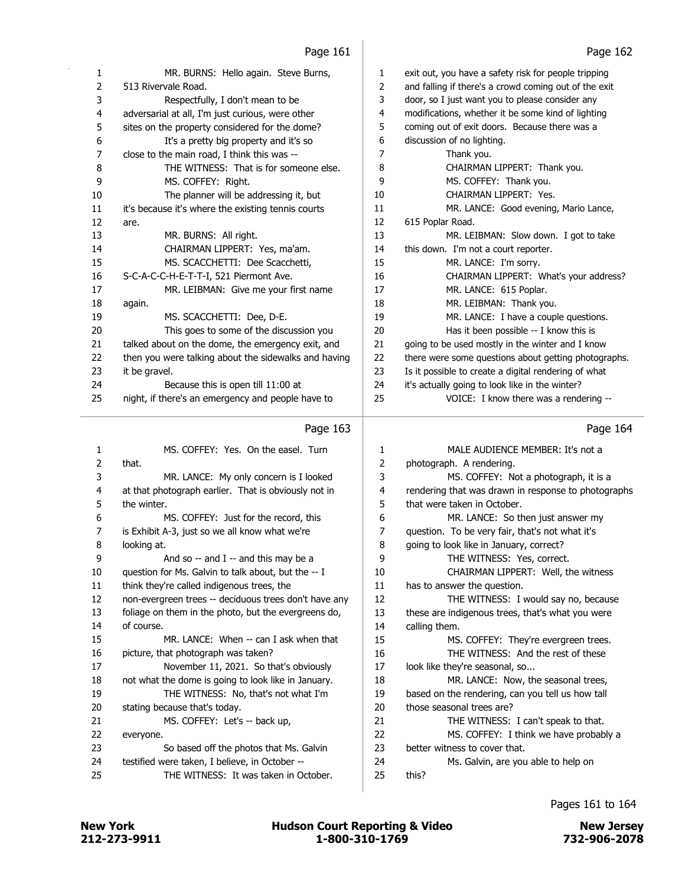MR. BURNS: Hello again. Steve Burns, 513 Rivervale Road.

Respectfully, I don't mean to be adversarial at all, I'm just curious, were other sites on the property considered for the dome?

It's a pretty big property and it's so close to the main road, I think this was --

THE WITNESS: That is for someone else.

MS. COFFEY: Right.

The planner will be addressing it, but it's because it's where the existing tennis courts are.

MR. BURNS: All right.

CHAIRMAN LIPPERT: Yes, ma'am.

MS. SCACCHETTI: Dee Scacchetti, S-C-A-C-C-H-E-T-T-I, 521 Piermont Ave.

MR. LEIBMAN: Give me your first name again.

MS. SCACCHETTI: Dee, D-E.

This goes to some of the discussion you talked about on the dome, the emergency exit, and then you were talking about the sidewalks and having it be gravel.

Because this is open till 11:00 at night, if there's an emergency and people have to exit out, you have a safety risk for people tripping and falling if there's a crowd coming out of the exit door, so I just want you to please consider any modifications, whether it be some kind of lighting coming out of exit doors. Because there was a discussion of no lighting.

Thank you.

CHAIRMAN LIPPERT: Thank you.

MS. COFFEY: Thank you.

CHAIRMAN LIPPERT: Yes.

MR. LANCE: Good evening, Mario Lance, 615 Poplar Road.

MR. LEIBMAN: Slow down. I got to take this down. I'm not a court reporter.

MR. LANCE: I'm sorry.

CHAIRMAN LIPPERT: What's your address?

MR. LANCE: 615 Poplar.

MR. LEIBMAN: Thank you.

MR. LANCE: I have a couple questions.

Has it been possible -- I know this is going to be used mostly in the winter and I know there were some questions about getting photographs. Is it possible to create a digital rendering of what it's actually going to look like in the winter?

VOICE: I know there was a rendering --

MS. COFFEY: Yes. On the easel. Turn that.

MR. LANCE: My only concern is I looked at that photograph earlier. That is obviously not in the winter.

MS. COFFEY: Just for the record, this is Exhibit A-3, just so we all know what we're looking at.

And so -- and I -- and this may be a question for Ms. Galvin to talk about, but the -- I think they're called indigenous trees, the non-evergreen trees -- deciduous trees don't have any foliage on them in the photo, but the evergreens do, of course.

MR. LANCE: When -- can I ask when that picture, that photograph was taken?

November 11, 2021. So that's obviously not what the dome is going to look like in January.

THE WITNESS: No, that's not what I'm stating because that's today.

MS. COFFEY: Let's -- back up, everyone.

So based off the photos that Ms. Galvin testified were taken, I believe, in October --

THE WITNESS: It was taken in October.

MALE AUDIENCE MEMBER: It's not a photograph. A rendering.

MS. COFFEY: Not a photograph, it is a rendering that was drawn in response to photographs that were taken in October.

MR. LANCE: So then just answer my question. To be very fair, that's not what it's going to look like in January, correct?

THE WITNESS: Yes, correct.

CHAIRMAN LIPPERT: Well, the witness has to answer the question.

THE WITNESS: I would say no, because these are indigenous trees, that's what you were calling them.

MS. COFFEY: They're evergreen trees.

THE WITNESS: And the rest of these look like they're seasonal, so...

MR. LANCE: Now, the seasonal trees, based on the rendering, can you tell us how tall those seasonal trees are?

THE WITNESS: I can't speak to that.

MS. COFFEY: I think we have probably a better witness to cover that.

Ms. Galvin, are you able to help on this?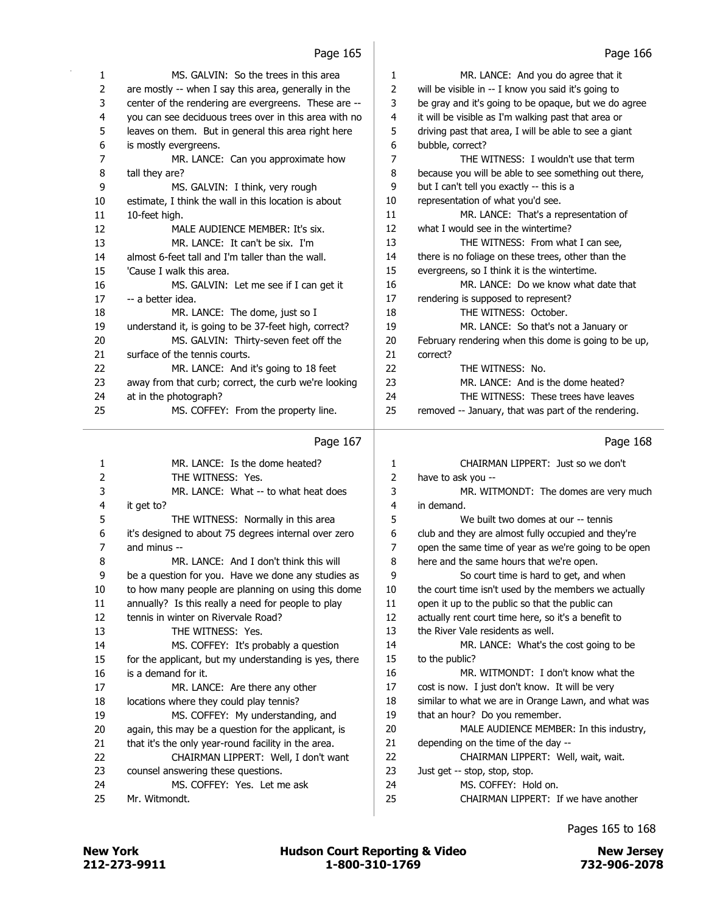Page 165

MS. GALVIN: So the trees in this area are mostly -- when I say this area, generally in the center of the rendering are evergreens. These are -- you can see deciduous trees over in this area with no leaves on them. But in general this area right here is mostly evergreens.

MR. LANCE: Can you approximate how tall they are?

MS. GALVIN: I think, very rough estimate, I think the wall in this location is about 10-feet high.

MALE AUDIENCE MEMBER: It's six.

MR. LANCE: It can't be six. I'm almost 6-feet tall and I'm taller than the wall. 'Cause I walk this area.

MS. GALVIN: Let me see if I can get it -- a better idea.

MR. LANCE: The dome, just so I understand it, is going to be 37-feet high, correct?

MS. GALVIN: Thirty-seven feet off the surface of the tennis courts.

MR. LANCE: And it's going to 18 feet away from that curb; correct, the curb we're looking at in the photograph?

MS. COFFEY: From the property line.

Page 166

MR. LANCE: And you do agree that it will be visible in -- I know you said it's going to be gray and it's going to be opaque, but we do agree it will be visible as I'm walking past that area or driving past that area, I will be able to see a giant bubble, correct?

THE WITNESS: I wouldn't use that term because you will be able to see something out there, but I can't tell you exactly -- this is a representation of what you'd see.

MR. LANCE: That's a representation of what I would see in the wintertime?

THE WITNESS: From what I can see, there is no foliage on these trees, other than the evergreens, so I think it is the wintertime.

MR. LANCE: Do we know what date that rendering is supposed to represent?

THE WITNESS: October.

MR. LANCE: So that's not a January or February rendering when this dome is going to be up, correct?

THE WITNESS: No.

MR. LANCE: And is the dome heated?

THE WITNESS: These trees have leaves removed -- January, that was part of the rendering.

Page 167

MR. LANCE: Is the dome heated?

THE WITNESS: Yes.

MR. LANCE: What -- to what heat does it get to?

THE WITNESS: Normally in this area it's designed to about 75 degrees internal over zero and minus --

MR. LANCE: And I don't think this will be a question for you. Have we done any studies as to how many people are planning on using this dome annually? Is this really a need for people to play tennis in winter on Rivervale Road?

THE WITNESS: Yes.

MS. COFFEY: It's probably a question for the applicant, but my understanding is yes, there is a demand for it.

MR. LANCE: Are there any other locations where they could play tennis?

MS. COFFEY: My understanding, and again, this may be a question for the applicant, is that it's the only year-round facility in the area.

CHAIRMAN LIPPERT: Well, I don't want counsel answering these questions.

MS. COFFEY: Yes. Let me ask Mr. Witmondt.

Page 168

CHAIRMAN LIPPERT: Just so we don't have to ask you --

MR. WITMONDT: The domes are very much in demand.

We built two domes at our -- tennis club and they are almost fully occupied and they're open the same time of year as we're going to be open here and the same hours that we're open.

So court time is hard to get, and when the court time isn't used by the members we actually open it up to the public so that the public can actually rent court time here, so it's a benefit to the River Vale residents as well.

MR. LANCE: What's the cost going to be to the public?

MR. WITMONDT: I don't know what the cost is now. I just don't know. It will be very similar to what we are in Orange Lawn, and what was that an hour? Do you remember.

MALE AUDIENCE MEMBER: In this industry, depending on the time of the day --

CHAIRMAN LIPPERT: Well, wait, wait. Just get -- stop, stop, stop.

MS. COFFEY: Hold on.

CHAIRMAN LIPPERT: If we have another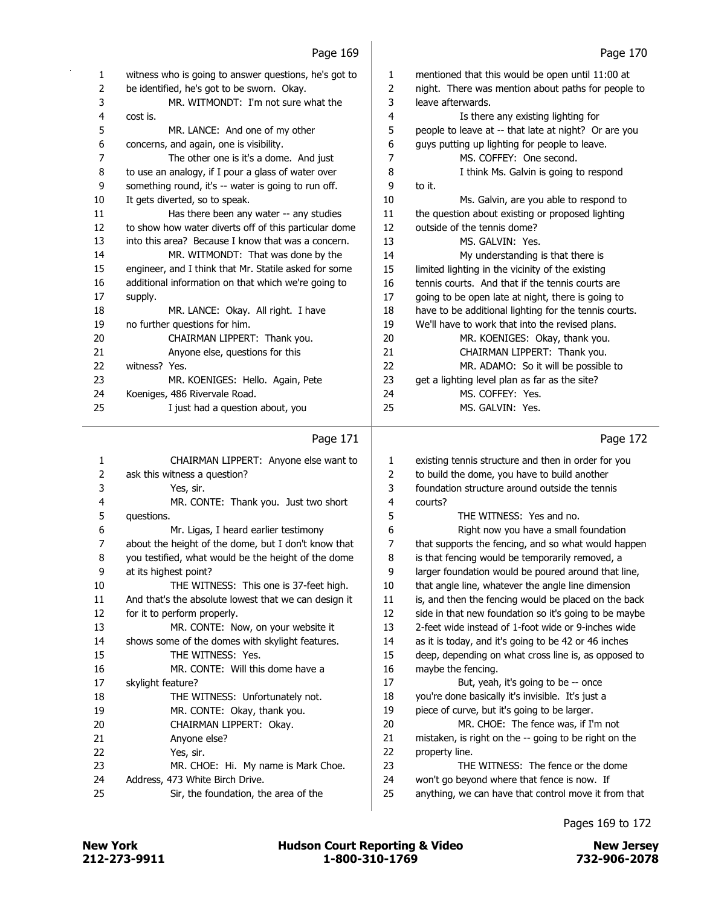Page 169

1 witness who is going to answer questions, he's got to
2 be identified, he's got to be sworn. Okay.
3 MR. WITMONDT: I'm not sure what the
4 cost is.
5 MR. LANCE: And one of my other
6 concerns, and again, one is visibility.
7 The other one is it's a dome. And just
8 to use an analogy, if I pour a glass of water over
9 something round, it's -- water is going to run off.
10 It gets diverted, so to speak.
11 Has there been any water -- any studies
12 to show how water diverts off of this particular dome
13 into this area? Because I know that was a concern.
14 MR. WITMONDT: That was done by the
15 engineer, and I think that Mr. Statile asked for some
16 additional information on that which we're going to
17 supply.
18 MR. LANCE: Okay. All right. I have
19 no further questions for him.
20 CHAIRMAN LIPPERT: Thank you.
21 Anyone else, questions for this
22 witness? Yes.
23 MR. KOENIGES: Hello. Again, Pete
24 Koeniges, 486 Rivervale Road.
25 I just had a question about, you

Page 170

1 mentioned that this would be open until 11:00 at
2 night. There was mention about paths for people to
3 leave afterwards.
4 Is there any existing lighting for
5 people to leave at -- that late at night? Or are you
6 guys putting up lighting for people to leave.
7 MS. COFFEY: One second.
8 I think Ms. Galvin is going to respond
9 to it.
10 Ms. Galvin, are you able to respond to
11 the question about existing or proposed lighting
12 outside of the tennis dome?
13 MS. GALVIN: Yes.
14 My understanding is that there is
15 limited lighting in the vicinity of the existing
16 tennis courts. And that if the tennis courts are
17 going to be open late at night, there is going to
18 have to be additional lighting for the tennis courts.
19 We'll have to work that into the revised plans.
20 MR. KOENIGES: Okay, thank you.
21 CHAIRMAN LIPPERT: Thank you.
22 MR. ADAMO: So it will be possible to
23 get a lighting level plan as far as the site?
24 MS. COFFEY: Yes.
25 MS. GALVIN: Yes.

Page 171

1 CHAIRMAN LIPPERT: Anyone else want to
2 ask this witness a question?
3 Yes, sir.
4 MR. CONTE: Thank you. Just two short
5 questions.
6 Mr. Ligas, I heard earlier testimony
7 about the height of the dome, but I don't know that
8 you testified, what would be the height of the dome
9 at its highest point?
10 THE WITNESS: This one is 37-feet high.
11 And that's the absolute lowest that we can design it
12 for it to perform properly.
13 MR. CONTE: Now, on your website it
14 shows some of the domes with skylight features.
15 THE WITNESS: Yes.
16 MR. CONTE: Will this dome have a
17 skylight feature?
18 THE WITNESS: Unfortunately not.
19 MR. CONTE: Okay, thank you.
20 CHAIRMAN LIPPERT: Okay.
21 Anyone else?
22 Yes, sir.
23 MR. CHOE: Hi. My name is Mark Choe.
24 Address, 473 White Birch Drive.
25 Sir, the foundation, the area of the

Page 172

1 existing tennis structure and then in order for you
2 to build the dome, you have to build another
3 foundation structure around outside the tennis
4 courts?
5 THE WITNESS: Yes and no.
6 Right now you have a small foundation
7 that supports the fencing, and so what would happen
8 is that fencing would be temporarily removed, a
9 larger foundation would be poured around that line,
10 that angle line, whatever the angle line dimension
11 is, and then the fencing would be placed on the back
12 side in that new foundation so it's going to be maybe
13 2-feet wide instead of 1-foot wide or 9-inches wide
14 as it is today, and it's going to be 42 or 46 inches
15 deep, depending on what cross line is, as opposed to
16 maybe the fencing.
17 But, yeah, it's going to be -- once
18 you're done basically it's invisible. It's just a
19 piece of curve, but it's going to be larger.
20 MR. CHOE: The fence was, if I'm not
21 mistaken, is right on the -- going to be right on the
22 property line.
23 THE WITNESS: The fence or the dome
24 won't go beyond where that fence is now. If
25 anything, we can have that control move it from that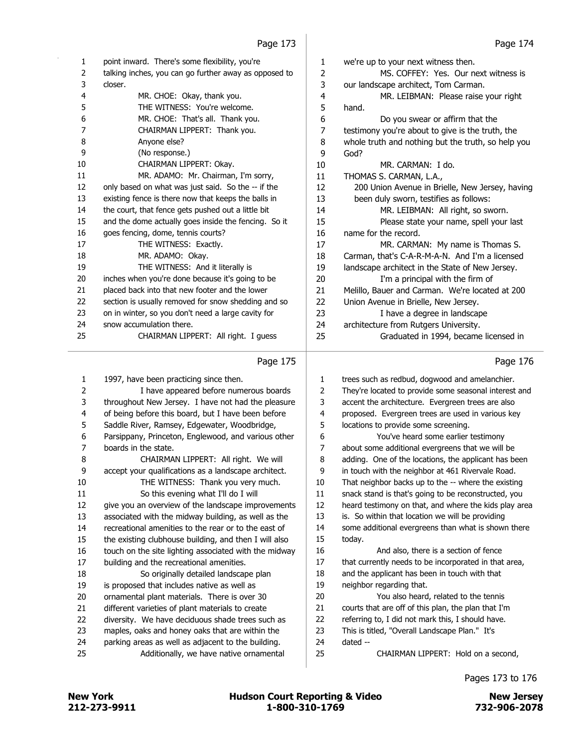Page 173

1 point inward. There's some flexibility, you're
2 talking inches, you can go further away as opposed to
3 closer.
4 MR. CHOE: Okay, thank you.
5 THE WITNESS: You're welcome.
6 MR. CHOE: That's all. Thank you.
7 CHAIRMAN LIPPERT: Thank you.
8 Anyone else?
9 (No response.)
10 CHAIRMAN LIPPERT: Okay.
11 MR. ADAMO: Mr. Chairman, I'm sorry,
12 only based on what was just said. So the -- if the
13 existing fence is there now that keeps the balls in
14 the court, that fence gets pushed out a little bit
15 and the dome actually goes inside the fencing. So it
16 goes fencing, dome, tennis courts?
17 THE WITNESS: Exactly.
18 MR. ADAMO: Okay.
19 THE WITNESS: And it literally is
20 inches when you're done because it's going to be
21 placed back into that new footer and the lower
22 section is usually removed for snow shedding and so
23 on in winter, so you don't need a large cavity for
24 snow accumulation there.
25 CHAIRMAN LIPPERT: All right. I guess

Page 174

1 we're up to your next witness then.
2 MS. COFFEY: Yes. Our next witness is
3 our landscape architect, Tom Carman.
4 MR. LEIBMAN: Please raise your right
5 hand.
6 Do you swear or affirm that the
7 testimony you're about to give is the truth, the
8 whole truth and nothing but the truth, so help you
9 God?
10 MR. CARMAN: I do.
11 THOMAS S. CARMAN, L.A.,
12 200 Union Avenue in Brielle, New Jersey, having
13 been duly sworn, testifies as follows:
14 MR. LEIBMAN: All right, so sworn.
15 Please state your name, spell your last
16 name for the record.
17 MR. CARMAN: My name is Thomas S.
18 Carman, that's C-A-R-M-A-N. And I'm a licensed
19 landscape architect in the State of New Jersey.
20 I'm a principal with the firm of
21 Melillo, Bauer and Carman. We're located at 200
22 Union Avenue in Brielle, New Jersey.
23 I have a degree in landscape
24 architecture from Rutgers University.
25 Graduated in 1994, became licensed in

Page 175

1 1997, have been practicing since then.
2 I have appeared before numerous boards
3 throughout New Jersey. I have not had the pleasure
4 of being before this board, but I have been before
5 Saddle River, Ramsey, Edgewater, Woodbridge,
6 Parsippany, Princeton, Englewood, and various other
7 boards in the state.
8 CHAIRMAN LIPPERT: All right. We will
9 accept your qualifications as a landscape architect.
10 THE WITNESS: Thank you very much.
11 So this evening what I'll do I will
12 give you an overview of the landscape improvements
13 associated with the midway building, as well as the
14 recreational amenities to the rear or to the east of
15 the existing clubhouse building, and then I will also
16 touch on the site lighting associated with the midway
17 building and the recreational amenities.
18 So originally detailed landscape plan
19 is proposed that includes native as well as
20 ornamental plant materials. There is over 30
21 different varieties of plant materials to create
22 diversity. We have deciduous shade trees such as
23 maples, oaks and honey oaks that are within the
24 parking areas as well as adjacent to the building.
25 Additionally, we have native ornamental

Page 176

1 trees such as redbud, dogwood and amelanchier.
2 They're located to provide some seasonal interest and
3 accent the architecture. Evergreen trees are also
4 proposed. Evergreen trees are used in various key
5 locations to provide some screening.
6 You've heard some earlier testimony
7 about some additional evergreens that we will be
8 adding. One of the locations, the applicant has been
9 in touch with the neighbor at 461 Rivervale Road.
10 That neighbor backs up to the -- where the existing
11 snack stand is that's going to be reconstructed, you
12 heard testimony on that, and where the kids play area
13 is. So within that location we will be providing
14 some additional evergreens than what is shown there
15 today.
16 And also, there is a section of fence
17 that currently needs to be incorporated in that area,
18 and the applicant has been in touch with that
19 neighbor regarding that.
20 You also heard, related to the tennis
21 courts that are off of this plan, the plan that I'm
22 referring to, I did not mark this, I should have.
23 This is titled, "Overall Landscape Plan." It's
24 dated --
25 CHAIRMAN LIPPERT: Hold on a second,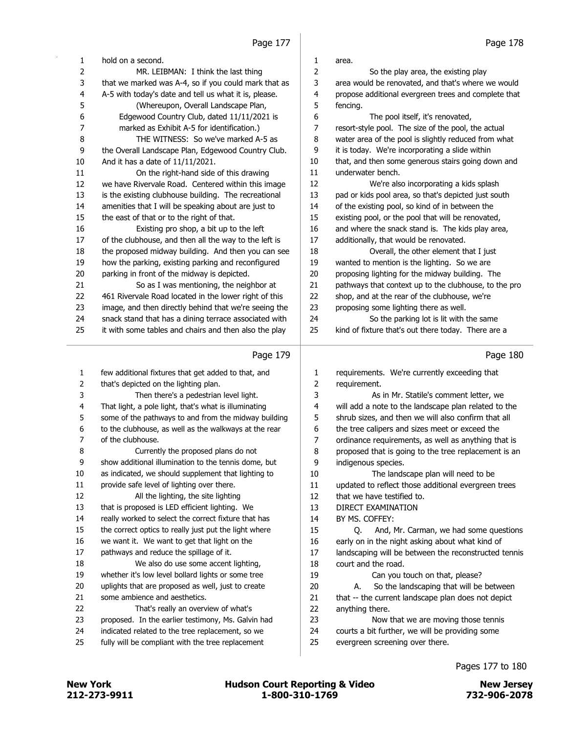hold on a second.

MR. LEIBMAN: I think the last thing that we marked was A-4, so if you could mark that as A-5 with today's date and tell us what it is, please.

(Whereupon, Overall Landscape Plan, Edgewood Country Club, dated 11/11/2021 is marked as Exhibit A-5 for identification.)

THE WITNESS: So we've marked A-5 as the Overall Landscape Plan, Edgewood Country Club. And it has a date of 11/11/2021.

On the right-hand side of this drawing we have Rivervale Road. Centered within this image is the existing clubhouse building. The recreational amenities that I will be speaking about are just to the east of that or to the right of that.

Existing pro shop, a bit up to the left of the clubhouse, and then all the way to the left is the proposed midway building. And then you can see how the parking, existing parking and reconfigured parking in front of the midway is depicted.

So as I was mentioning, the neighbor at 461 Rivervale Road located in the lower right of this image, and then directly behind that we're seeing the snack stand that has a dining terrace associated with it with some tables and chairs and then also the play area.

So the play area, the existing play area would be renovated, and that's where we would propose additional evergreen trees and complete that fencing.

The pool itself, it's renovated, resort-style pool. The size of the pool, the actual water area of the pool is slightly reduced from what it is today. We're incorporating a slide within that, and then some generous stairs going down and underwater bench.

We're also incorporating a kids splash pad or kids pool area, so that's depicted just south of the existing pool, so kind of in between the existing pool, or the pool that will be renovated, and where the snack stand is. The kids play area, additionally, that would be renovated.

Overall, the other element that I just wanted to mention is the lighting. So we are proposing lighting for the midway building. The pathways that context up to the clubhouse, to the pro shop, and at the rear of the clubhouse, we're proposing some lighting there as well.

So the parking lot is lit with the same kind of fixture that's out there today. There are a few additional fixtures that get added to that, and that's depicted on the lighting plan.

Then there's a pedestrian level light. That light, a pole light, that's what is illuminating some of the pathways to and from the midway building to the clubhouse, as well as the walkways at the rear of the clubhouse.

Currently the proposed plans do not show additional illumination to the tennis dome, but as indicated, we should supplement that lighting to provide safe level of lighting over there.

All the lighting, the site lighting that is proposed is LED efficient lighting. We really worked to select the correct fixture that has the correct optics to really just put the light where we want it. We want to get that light on the pathways and reduce the spillage of it.

We also do use some accent lighting, whether it's low level bollard lights or some tree uplights that are proposed as well, just to create some ambience and aesthetics.

That's really an overview of what's proposed. In the earlier testimony, Ms. Galvin had indicated related to the tree replacement, so we fully will be compliant with the tree replacement requirements. We're currently exceeding that requirement.

As in Mr. Statile's comment letter, we will add a note to the landscape plan related to the shrub sizes, and then we will also confirm that all the tree calipers and sizes meet or exceed the ordinance requirements, as well as anything that is proposed that is going to the tree replacement is an indigenous species.

The landscape plan will need to be updated to reflect those additional evergreen trees that we have testified to.

DIRECT EXAMINATION
BY MS. COFFEY:

Q. And, Mr. Carman, we had some questions early on in the night asking about what kind of landscaping will be between the reconstructed tennis court and the road.

Can you touch on that, please?

A. So the landscaping that will be between that -- the current landscape plan does not depict anything there.

Now that we are moving those tennis courts a bit further, we will be providing some evergreen screening over there.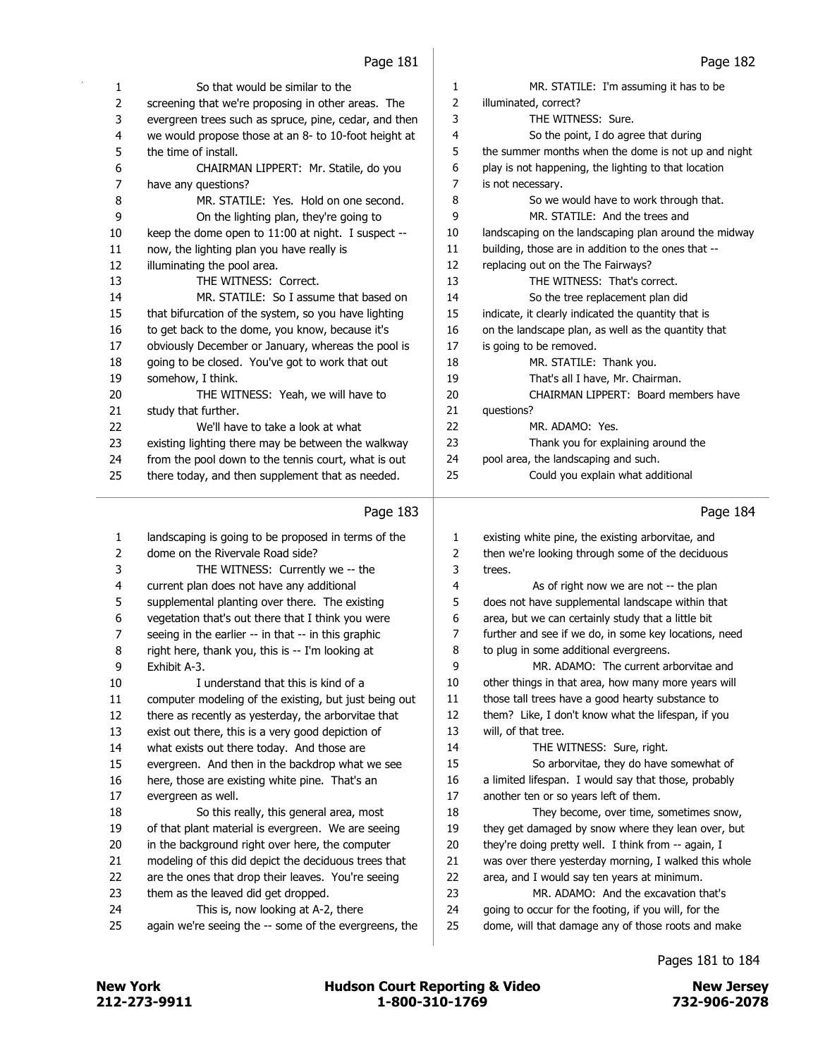Page 181

1 So that would be similar to the
2 screening that we're proposing in other areas. The
3 evergreen trees such as spruce, pine, cedar, and then
4 we would propose those at an 8- to 10-foot height at
5 the time of install.
6 CHAIRMAN LIPPERT: Mr. Statile, do you
7 have any questions?
8 MR. STATILE: Yes. Hold on one second.
9 On the lighting plan, they're going to
10 keep the dome open to 11:00 at night. I suspect --
11 now, the lighting plan you have really is
12 illuminating the pool area.
13 THE WITNESS: Correct.
14 MR. STATILE: So I assume that based on
15 that bifurcation of the system, so you have lighting
16 to get back to the dome, you know, because it's
17 obviously December or January, whereas the pool is
18 going to be closed. You've got to work that out
19 somehow, I think.
20 THE WITNESS: Yeah, we will have to
21 study that further.
22 We'll have to take a look at what
23 existing lighting there may be between the walkway
24 from the pool down to the tennis court, what is out
25 there today, and then supplement that as needed.

Page 182

1 MR. STATILE: I'm assuming it has to be
2 illuminated, correct?
3 THE WITNESS: Sure.
4 So the point, I do agree that during
5 the summer months when the dome is not up and night
6 play is not happening, the lighting to that location
7 is not necessary.
8 So we would have to work through that.
9 MR. STATILE: And the trees and
10 landscaping on the landscaping plan around the midway
11 building, those are in addition to the ones that --
12 replacing out on the The Fairways?
13 THE WITNESS: That's correct.
14 So the tree replacement plan did
15 indicate, it clearly indicated the quantity that is
16 on the landscape plan, as well as the quantity that
17 is going to be removed.
18 MR. STATILE: Thank you.
19 That's all I have, Mr. Chairman.
20 CHAIRMAN LIPPERT: Board members have
21 questions?
22 MR. ADAMO: Yes.
23 Thank you for explaining around the
24 pool area, the landscaping and such.
25 Could you explain what additional

Page 183

1 landscaping is going to be proposed in terms of the
2 dome on the Rivervale Road side?
3 THE WITNESS: Currently we -- the
4 current plan does not have any additional
5 supplemental planting over there. The existing
6 vegetation that's out there that I think you were
7 seeing in the earlier -- in that -- in this graphic
8 right here, thank you, this is -- I'm looking at
9 Exhibit A-3.
10 I understand that this is kind of a
11 computer modeling of the existing, but just being out
12 there as recently as yesterday, the arborvitae that
13 exist out there, this is a very good depiction of
14 what exists out there today. And those are
15 evergreen. And then in the backdrop what we see
16 here, those are existing white pine. That's an
17 evergreen as well.
18 So this really, this general area, most
19 of that plant material is evergreen. We are seeing
20 in the background right over here, the computer
21 modeling of this did depict the deciduous trees that
22 are the ones that drop their leaves. You're seeing
23 them as the leaved did get dropped.
24 This is, now looking at A-2, there
25 again we're seeing the -- some of the evergreens, the

Page 184

1 existing white pine, the existing arborvitae, and
2 then we're looking through some of the deciduous
3 trees.
4 As of right now we are not -- the plan
5 does not have supplemental landscape within that
6 area, but we can certainly study that a little bit
7 further and see if we do, in some key locations, need
8 to plug in some additional evergreens.
9 MR. ADAMO: The current arborvitae and
10 other things in that area, how many more years will
11 those tall trees have a good hearty substance to
12 them? Like, I don't know what the lifespan, if you
13 will, of that tree.
14 THE WITNESS: Sure, right.
15 So arborvitae, they do have somewhat of
16 a limited lifespan. I would say that those, probably
17 another ten or so years left of them.
18 They become, over time, sometimes snow,
19 they get damaged by snow where they lean over, but
20 they're doing pretty well. I think from -- again, I
21 was over there yesterday morning, I walked this whole
22 area, and I would say ten years at minimum.
23 MR. ADAMO: And the excavation that's
24 going to occur for the footing, if you will, for the
25 dome, will that damage any of those roots and make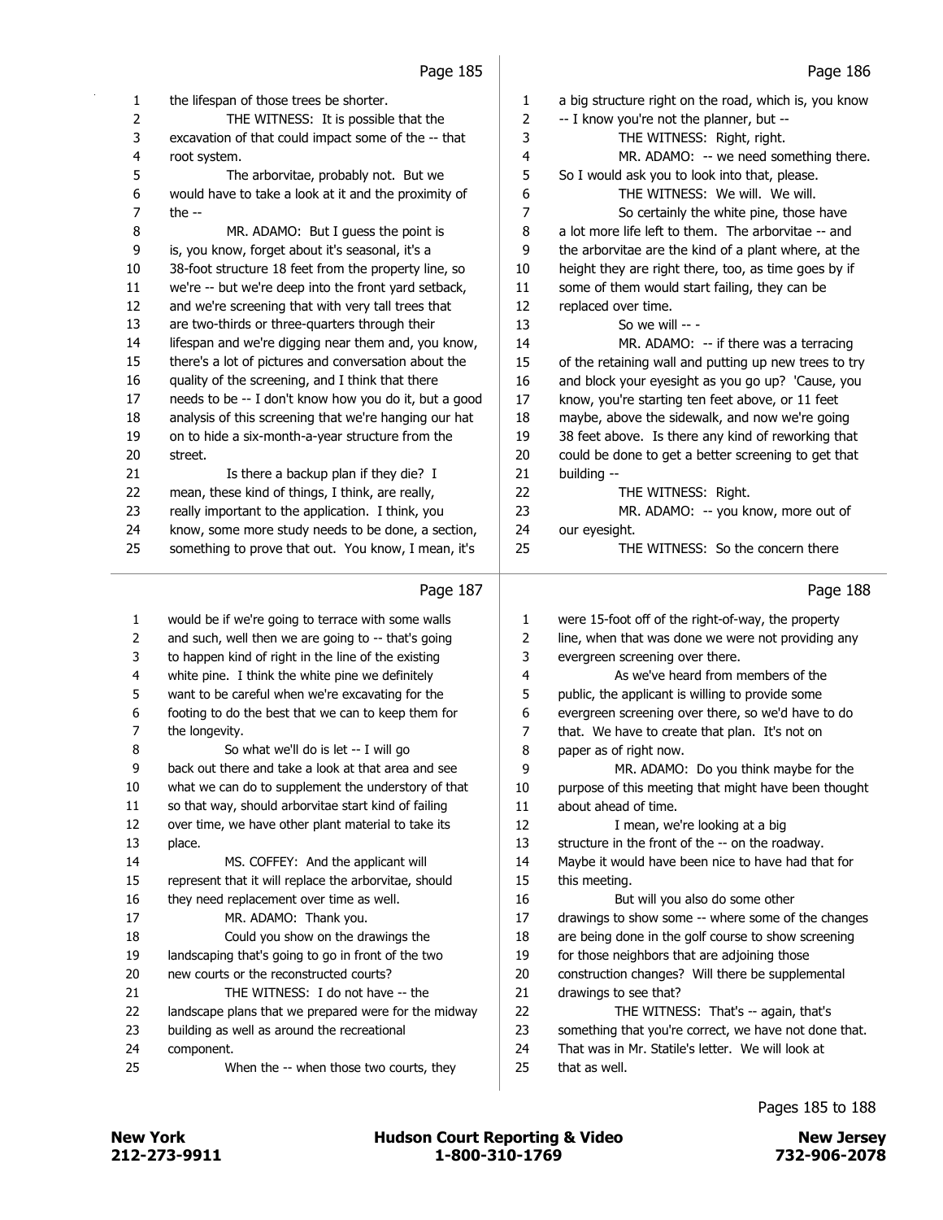Page 185

1 the lifespan of those trees be shorter.
2 THE WITNESS: It is possible that the
3 excavation of that could impact some of the -- that
4 root system.
5 The arborvitae, probably not. But we
6 would have to take a look at it and the proximity of
7 the --
8 MR. ADAMO: But I guess the point is
9 is, you know, forget about it's seasonal, it's a
10 38-foot structure 18 feet from the property line, so
11 we're -- but we're deep into the front yard setback,
12 and we're screening that with very tall trees that
13 are two-thirds or three-quarters through their
14 lifespan and we're digging near them and, you know,
15 there's a lot of pictures and conversation about the
16 quality of the screening, and I think that there
17 needs to be -- I don't know how you do it, but a good
18 analysis of this screening that we're hanging our hat
19 on to hide a six-month-a-year structure from the
20 street.
21 Is there a backup plan if they die? I
22 mean, these kind of things, I think, are really,
23 really important to the application. I think, you
24 know, some more study needs to be done, a section,
25 something to prove that out. You know, I mean, it's

Page 186

1 a big structure right on the road, which is, you know
2 -- I know you're not the planner, but --
3 THE WITNESS: Right, right.
4 MR. ADAMO: -- we need something there.
5 So I would ask you to look into that, please.
6 THE WITNESS: We will. We will.
7 So certainly the white pine, those have
8 a lot more life left to them. The arborvitae -- and
9 the arborvitae are the kind of a plant where, at the
10 height they are right there, too, as time goes by if
11 some of them would start failing, they can be
12 replaced over time.
13 So we will -- -
14 MR. ADAMO: -- if there was a terracing
15 of the retaining wall and putting up new trees to try
16 and block your eyesight as you go up? 'Cause, you
17 know, you're starting ten feet above, or 11 feet
18 maybe, above the sidewalk, and now we're going
19 38 feet above. Is there any kind of reworking that
20 could be done to get a better screening to get that
21 building --
22 THE WITNESS: Right.
23 MR. ADAMO: -- you know, more out of
24 our eyesight.
25 THE WITNESS: So the concern there

Page 187

1 would be if we're going to terrace with some walls
2 and such, well then we are going to -- that's going
3 to happen kind of right in the line of the existing
4 white pine. I think the white pine we definitely
5 want to be careful when we're excavating for the
6 footing to do the best that we can to keep them for
7 the longevity.
8 So what we'll do is let -- I will go
9 back out there and take a look at that area and see
10 what we can do to supplement the understory of that
11 so that way, should arborvitae start kind of failing
12 over time, we have other plant material to take its
13 place.
14 MS. COFFEY: And the applicant will
15 represent that it will replace the arborvitae, should
16 they need replacement over time as well.
17 MR. ADAMO: Thank you.
18 Could you show on the drawings the
19 landscaping that's going to go in front of the two
20 new courts or the reconstructed courts?
21 THE WITNESS: I do not have -- the
22 landscape plans that we prepared were for the midway
23 building as well as around the recreational
24 component.
25 When the -- when those two courts, they

Page 188

1 were 15-foot off of the right-of-way, the property
2 line, when that was done we were not providing any
3 evergreen screening over there.
4 As we've heard from members of the
5 public, the applicant is willing to provide some
6 evergreen screening over there, so we'd have to do
7 that. We have to create that plan. It's not on
8 paper as of right now.
9 MR. ADAMO: Do you think maybe for the
10 purpose of this meeting that might have been thought
11 about ahead of time.
12 I mean, we're looking at a big
13 structure in the front of the -- on the roadway.
14 Maybe it would have been nice to have had that for
15 this meeting.
16 But will you also do some other
17 drawings to show some -- where some of the changes
18 are being done in the golf course to show screening
19 for those neighbors that are adjoining those
20 construction changes? Will there be supplemental
21 drawings to see that?
22 THE WITNESS: That's -- again, that's
23 something that you're correct, we have not done that.
24 That was in Mr. Statile's letter. We will look at
25 that as well.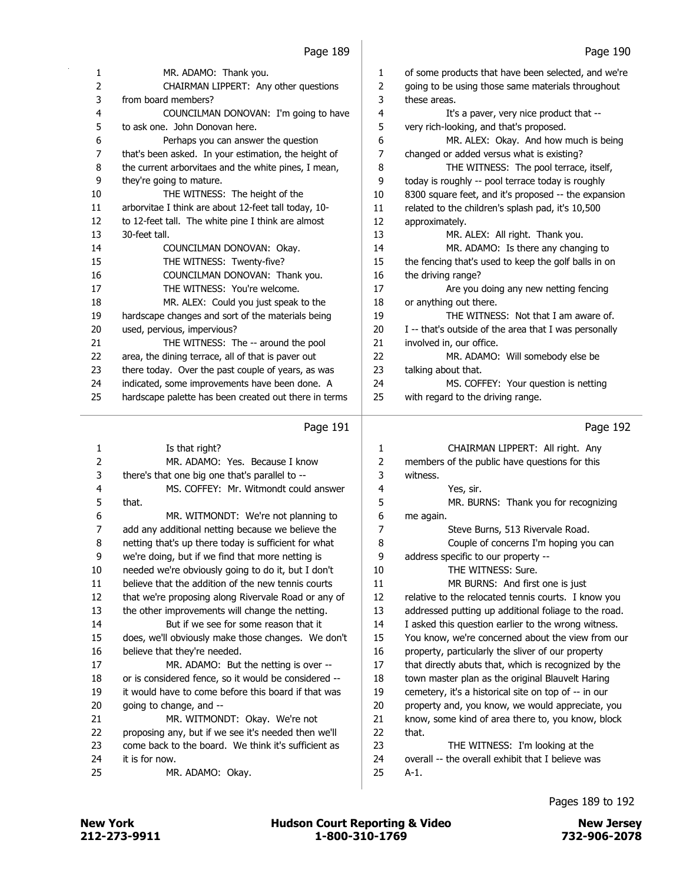MR. ADAMO: Thank you.

CHAIRMAN LIPPERT: Any other questions from board members?

COUNCILMAN DONOVAN: I'm going to have to ask one. John Donovan here.

Perhaps you can answer the question that's been asked. In your estimation, the height of the current arborvitaes and the white pines, I mean, they're going to mature.

THE WITNESS: The height of the arborvitae I think are about 12-feet tall today, 10- to 12-feet tall. The white pine I think are almost 30-feet tall.

COUNCILMAN DONOVAN: Okay.

THE WITNESS: Twenty-five?

COUNCILMAN DONOVAN: Thank you.

THE WITNESS: You're welcome.

MR. ALEX: Could you just speak to the hardscape changes and sort of the materials being used, pervious, impervious?

THE WITNESS: The -- around the pool area, the dining terrace, all of that is paver out there today. Over the past couple of years, as was indicated, some improvements have been done. A hardscape palette has been created out there in terms of some products that have been selected, and we're going to be using those same materials throughout these areas.

It's a paver, very nice product that -- very rich-looking, and that's proposed.

MR. ALEX: Okay. And how much is being changed or added versus what is existing?

THE WITNESS: The pool terrace, itself, today is roughly -- pool terrace today is roughly 8300 square feet, and it's proposed -- the expansion related to the children's splash pad, it's 10,500 approximately.

MR. ALEX: All right. Thank you.

MR. ADAMO: Is there any changing to the fencing that's used to keep the golf balls in on the driving range?

Are you doing any new netting fencing or anything out there.

THE WITNESS: Not that I am aware of. I -- that's outside of the area that I was personally involved in, our office.

MR. ADAMO: Will somebody else be talking about that.

MS. COFFEY: Your question is netting with regard to the driving range.

Is that right?

MR. ADAMO: Yes. Because I know there's that one big one that's parallel to --

MS. COFFEY: Mr. Witmondt could answer that.

MR. WITMONDT: We're not planning to add any additional netting because we believe the netting that's up there today is sufficient for what we're doing, but if we find that more netting is needed we're obviously going to do it, but I don't believe that the addition of the new tennis courts that we're proposing along Rivervale Road or any of the other improvements will change the netting.

But if we see for some reason that it does, we'll obviously make those changes. We don't believe that they're needed.

MR. ADAMO: But the netting is over -- or is considered fence, so it would be considered -- it would have to come before this board if that was going to change, and --

MR. WITMONDT: Okay. We're not proposing any, but if we see it's needed then we'll come back to the board. We think it's sufficient as it is for now.

MR. ADAMO: Okay.

CHAIRMAN LIPPERT: All right. Any members of the public have questions for this witness.

Yes, sir.

MR. BURNS: Thank you for recognizing me again.

Steve Burns, 513 Rivervale Road.

Couple of concerns I'm hoping you can address specific to our property --

THE WITNESS: Sure.

MR BURNS: And first one is just relative to the relocated tennis courts. I know you addressed putting up additional foliage to the road. I asked this question earlier to the wrong witness. You know, we're concerned about the view from our property, particularly the sliver of our property that directly abuts that, which is recognized by the town master plan as the original Blauvelt Haring cemetery, it's a historical site on top of -- in our property and, you know, we would appreciate, you know, some kind of area there to, you know, block that.

THE WITNESS: I'm looking at the overall -- the overall exhibit that I believe was A-1.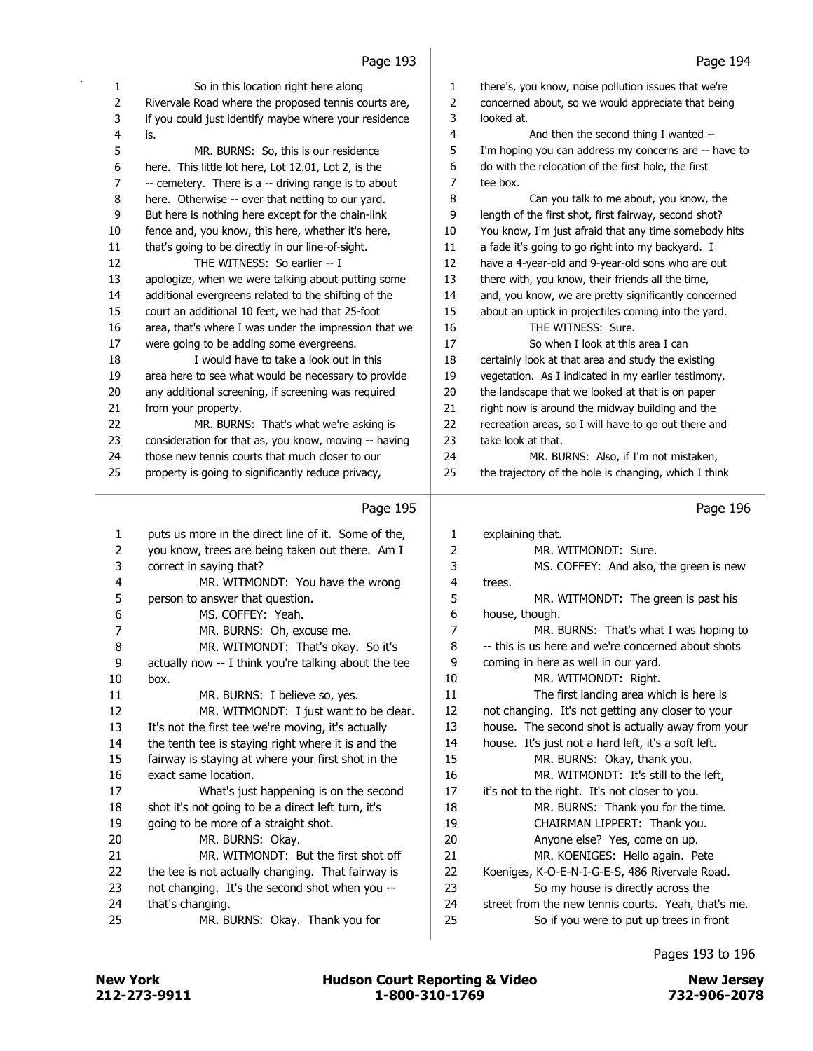Page 193

1 So in this location right here along
2 Rivervale Road where the proposed tennis courts are,
3 if you could just identify maybe where your residence
4 is.
5 MR. BURNS: So, this is our residence
6 here. This little lot here, Lot 12.01, Lot 2, is the
7 -- cemetery. There is a -- driving range is to about
8 here. Otherwise -- over that netting to our yard.
9 But here is nothing here except for the chain-link
10 fence and, you know, this here, whether it's here,
11 that's going to be directly in our line-of-sight.
12 THE WITNESS: So earlier -- I
13 apologize, when we were talking about putting some
14 additional evergreens related to the shifting of the
15 court an additional 10 feet, we had that 25-foot
16 area, that's where I was under the impression that we
17 were going to be adding some evergreens.
18 I would have to take a look out in this
19 area here to see what would be necessary to provide
20 any additional screening, if screening was required
21 from your property.
22 MR. BURNS: That's what we're asking is
23 consideration for that as, you know, moving -- having
24 those new tennis courts that much closer to our
25 property is going to significantly reduce privacy,

Page 194

1 there's, you know, noise pollution issues that we're
2 concerned about, so we would appreciate that being
3 looked at.
4 And then the second thing I wanted --
5 I'm hoping you can address my concerns are -- have to
6 do with the relocation of the first hole, the first
7 tee box.
8 Can you talk to me about, you know, the
9 length of the first shot, first fairway, second shot?
10 You know, I'm just afraid that any time somebody hits
11 a fade it's going to go right into my backyard. I
12 have a 4-year-old and 9-year-old sons who are out
13 there with, you know, their friends all the time,
14 and, you know, we are pretty significantly concerned
15 about an uptick in projectiles coming into the yard.
16 THE WITNESS: Sure.
17 So when I look at this area I can
18 certainly look at that area and study the existing
19 vegetation. As I indicated in my earlier testimony,
20 the landscape that we looked at that is on paper
21 right now is around the midway building and the
22 recreation areas, so I will have to go out there and
23 take look at that.
24 MR. BURNS: Also, if I'm not mistaken,
25 the trajectory of the hole is changing, which I think

Page 195

1 puts us more in the direct line of it. Some of the,
2 you know, trees are being taken out there. Am I
3 correct in saying that?
4 MR. WITMONDT: You have the wrong
5 person to answer that question.
6 MS. COFFEY: Yeah.
7 MR. BURNS: Oh, excuse me.
8 MR. WITMONDT: That's okay. So it's
9 actually now -- I think you're talking about the tee
10 box.
11 MR. BURNS: I believe so, yes.
12 MR. WITMONDT: I just want to be clear.
13 It's not the first tee we're moving, it's actually
14 the tenth tee is staying right where it is and the
15 fairway is staying at where your first shot in the
16 exact same location.
17 What's just happening is on the second
18 shot it's not going to be a direct left turn, it's
19 going to be more of a straight shot.
20 MR. BURNS: Okay.
21 MR. WITMONDT: But the first shot off
22 the tee is not actually changing. That fairway is
23 not changing. It's the second shot when you --
24 that's changing.
25 MR. BURNS: Okay. Thank you for

Page 196

1 explaining that.
2 MR. WITMONDT: Sure.
3 MS. COFFEY: And also, the green is new
4 trees.
5 MR. WITMONDT: The green is past his
6 house, though.
7 MR. BURNS: That's what I was hoping to
8 -- this is us here and we're concerned about shots
9 coming in here as well in our yard.
10 MR. WITMONDT: Right.
11 The first landing area which is here is
12 not changing. It's not getting any closer to your
13 house. The second shot is actually away from your
14 house. It's just not a hard left, it's a soft left.
15 MR. BURNS: Okay, thank you.
16 MR. WITMONDT: It's still to the left,
17 it's not to the right. It's not closer to you.
18 MR. BURNS: Thank you for the time.
19 CHAIRMAN LIPPERT: Thank you.
20 Anyone else? Yes, come on up.
21 MR. KOENIGES: Hello again. Pete
22 Koeniges, K-O-E-N-I-G-E-S, 486 Rivervale Road.
23 So my house is directly across the
24 street from the new tennis courts. Yeah, that's me.
25 So if you were to put up trees in front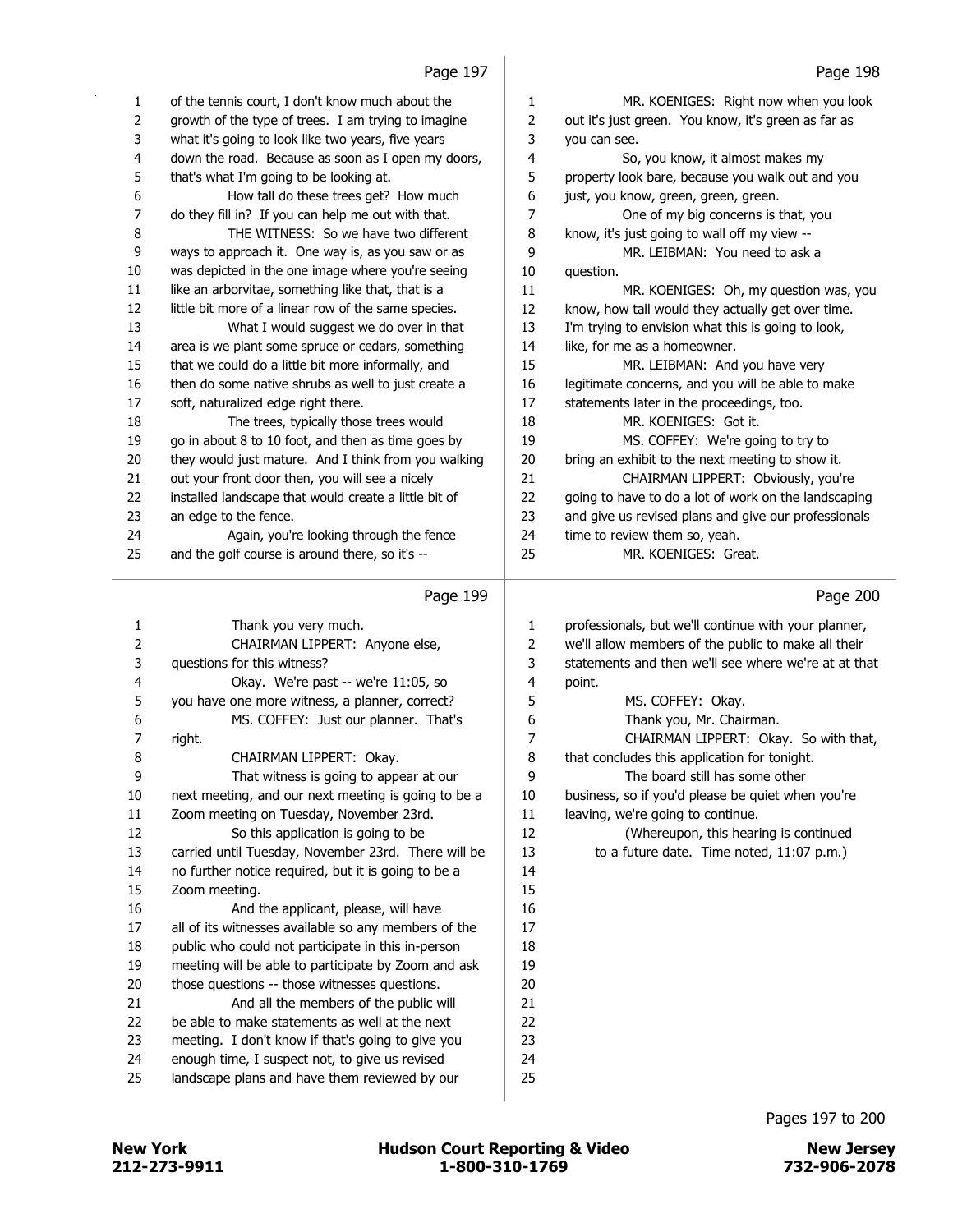of the tennis court, I don't know much about the growth of the type of trees. I am trying to imagine what it's going to look like two years, five years down the road. Because as soon as I open my doors, that's what I'm going to be looking at.

How tall do these trees get? How much do they fill in? If you can help me out with that.

THE WITNESS: So we have two different ways to approach it. One way is, as you saw or as was depicted in the one image where you're seeing like an arborvitae, something like that, that is a little bit more of a linear row of the same species.

What I would suggest we do over in that area is we plant some spruce or cedars, something that we could do a little bit more informally, and then do some native shrubs as well to just create a soft, naturalized edge right there.

The trees, typically those trees would go in about 8 to 10 foot, and then as time goes by they would just mature. And I think from you walking out your front door then, you will see a nicely installed landscape that would create a little bit of an edge to the fence.

Again, you're looking through the fence and the golf course is around there, so it's --

MR. KOENIGES: Right now when you look out it's just green. You know, it's green as far as you can see.

So, you know, it almost makes my property look bare, because you walk out and you just, you know, green, green, green.

One of my big concerns is that, you know, it's just going to wall off my view --

MR. LEIBMAN: You need to ask a question.

MR. KOENIGES: Oh, my question was, you know, how tall would they actually get over time. I'm trying to envision what this is going to look, like, for me as a homeowner.

MR. LEIBMAN: And you have very legitimate concerns, and you will be able to make statements later in the proceedings, too.

MR. KOENIGES: Got it.

MS. COFFEY: We're going to try to bring an exhibit to the next meeting to show it.

CHAIRMAN LIPPERT: Obviously, you're going to have to do a lot of work on the landscaping and give us revised plans and give our professionals time to review them so, yeah.

MR. KOENIGES: Great.

Thank you very much.

CHAIRMAN LIPPERT: Anyone else, questions for this witness?

Okay. We're past -- we're 11:05, so you have one more witness, a planner, correct?

MS. COFFEY: Just our planner. That's right.

CHAIRMAN LIPPERT: Okay.

That witness is going to appear at our next meeting, and our next meeting is going to be a Zoom meeting on Tuesday, November 23rd.

So this application is going to be carried until Tuesday, November 23rd. There will be no further notice required, but it is going to be a Zoom meeting.

And the applicant, please, will have all of its witnesses available so any members of the public who could not participate in this in-person meeting will be able to participate by Zoom and ask those questions -- those witnesses questions.

And all the members of the public will be able to make statements as well at the next meeting. I don't know if that's going to give you enough time, I suspect not, to give us revised landscape plans and have them reviewed by our professionals, but we'll continue with your planner, we'll allow members of the public to make all their statements and then we'll see where we're at at that point.

MS. COFFEY: Okay.

Thank you, Mr. Chairman.

CHAIRMAN LIPPERT: Okay. So with that, that concludes this application for tonight.

The board still has some other business, so if you'd please be quiet when you're leaving, we're going to continue.

(Whereupon, this hearing is continued to a future date. Time noted, 11:07 p.m.)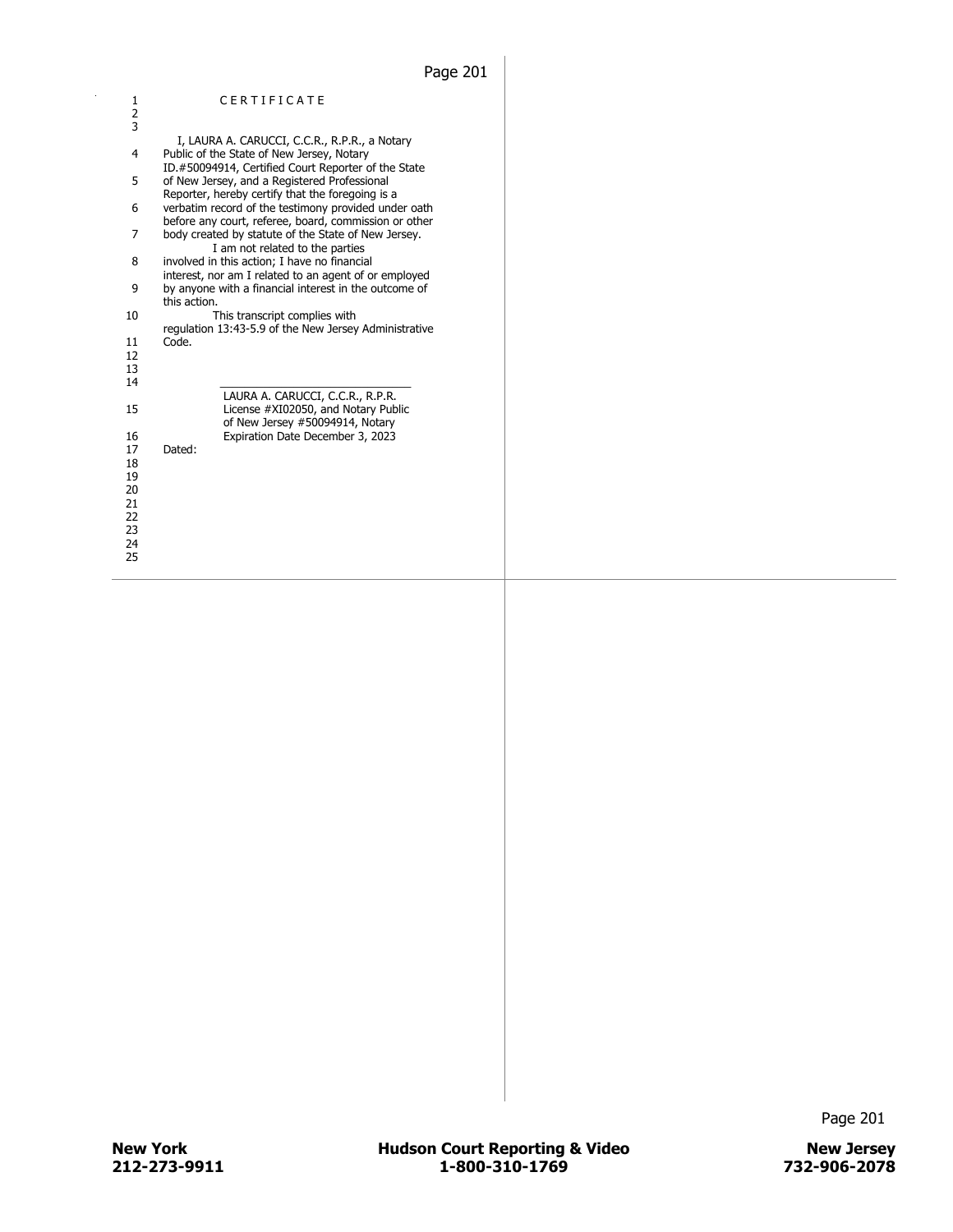# CERTIFICATE

I, LAURA A. CARUCCI, C.C.R., R.P.R., a Notary Public of the State of New Jersey, Notary ID.#50094914, Certified Court Reporter of the State of New Jersey, and a Registered Professional Reporter, hereby certify that the foregoing is a verbatim record of the testimony provided under oath before any court, referee, board, commission or other body created by statute of the State of New Jersey.

I am not related to the parties involved in this action; I have no financial interest, nor am I related to an agent of or employed by anyone with a financial interest in the outcome of this action.

This transcript complies with regulation 13:43-5.9 of the New Jersey Administrative Code.

\_\_\_\_\_\_\_\_\_\_\_\_\_\_\_\_\_\_\_\_\_\_\_\_\_\_\_\_\_\_\_\_

LAURA A. CARUCCI, C.C.R., R.P.R.
License #XI02050, and Notary Public of New Jersey #50094914, Notary Expiration Date December 3, 2023

Dated: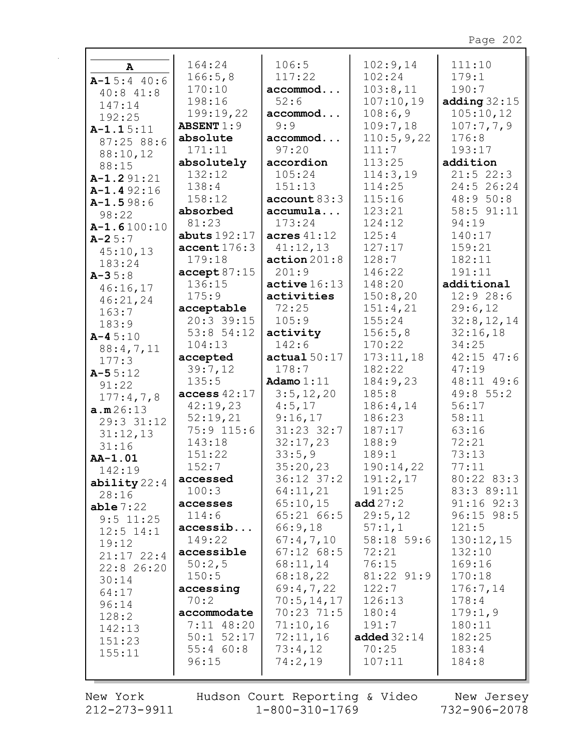**A**

**A-1** 5:4 40:6 40:8 41:8 147:14 192:25
**A-1.1** 5:11 87:25 88:6 88:10,12 88:15
**A-1.2** 91:21
**A-1.4** 92:16
**A-1.5** 98:6 98:22
**A-1.6** 100:10
**A-2** 5:7 45:10,13 183:24
**A-3** 5:8 46:16,17 46:21,24 163:7 183:9
**A-4** 5:10 88:4,7,11 177:3
**A-5** 5:12 91:22 177:4,7,8
**a.m** 26:13 29:3 31:12 31:12,13 31:16
**AA-1.01** 142:19
**ability** 22:4 28:16
**able** 7:22 9:5 11:25 12:5 14:1 19:12 21:17 22:4 22:8 26:20 30:14 64:17 96:14 128:2 142:13 151:23 155:11 164:24 166:5,8 170:10 198:16 199:19,22
**ABSENT** 1:9
**absolute** 171:11
**absolutely** 132:12 138:4 158:12
**absorbed** 81:23
**abuts** 192:17
**accent** 176:3 179:18
**accept** 87:15 136:15 175:9
**acceptable** 20:3 39:15 53:8 54:12 104:13
**accepted** 39:7,12 135:5
**access** 42:17 42:19,23 52:19,21 75:9 115:6 143:18 151:22 152:7
**accessed** 100:3
**accesses** 114:6
**accessib...** 149:22
**accessible** 50:2,5 150:5
**accessing** 70:2
**accommodate** 7:11 48:20 50:1 52:17 55:4 60:8 96:15 106:5 117:22
**accommod...** 52:6
**accommod...** 9:9
**accommod...** 97:20
**accordion** 105:24 151:13
**account** 83:3
**accumula...** 173:24
**acres** 41:12 41:12,13
**action** 201:8 201:9
**active** 16:13
**activities** 72:25 105:9
**activity** 142:6
**actual** 50:17 178:7
**Adamo** 1:11 3:5,12,20 4:5,17 9:16,17 31:23 32:7 32:17,23 33:5,9 35:20,23 36:12 37:2 64:11,21 65:10,15 65:21 66:5 66:9,18 67:4,7,10 67:12 68:5 68:11,14 68:18,22 69:4,7,22 70:5,14,17 70:23 71:5 71:10,16 72:11,16 73:4,12 74:2,19 102:9,14 102:24 103:8,11 107:10,19 108:6,9 109:7,18 110:5,9,22 111:7 113:25 114:3,19 114:25 115:16 123:21 124:12 125:4 127:17 128:7 146:22 148:20 150:8,20 151:4,21 155:24 156:5,8 170:22 173:11,18 182:22 184:9,23 185:8 186:4,14 186:23 187:17 188:9 189:1 190:14,22 191:2,17 191:25
**add** 27:2 29:5,12 57:1,1 58:18 59:6 72:21 76:15 81:22 91:9 122:7 126:13 180:4 191:7
**added** 32:14 70:25 107:11 111:10 179:1 190:7
**adding** 32:15 105:10,12 107:7,7,9 176:8 193:17
**addition** 21:5 22:3 24:5 26:24 48:9 50:8 58:5 91:11 94:19 140:17 159:21 182:11 191:11
**additional** 12:9 28:6 29:6,12 32:8,12,14 32:16,18 34:25 42:15 47:6 47:19 48:11 49:6 49:8 55:2 56:17 58:11 63:16 72:21 73:13 77:11 80:22 83:3 83:3 89:11 91:16 92:3 96:15 98:5 121:5 130:12,15 132:10 169:16 170:18 176:7,14 178:4 179:1,9 180:11 182:25 183:4 184:8

New York 212-273-9911 | Hudson Court Reporting & Video 1-800-310-1769 | New Jersey 732-906-2078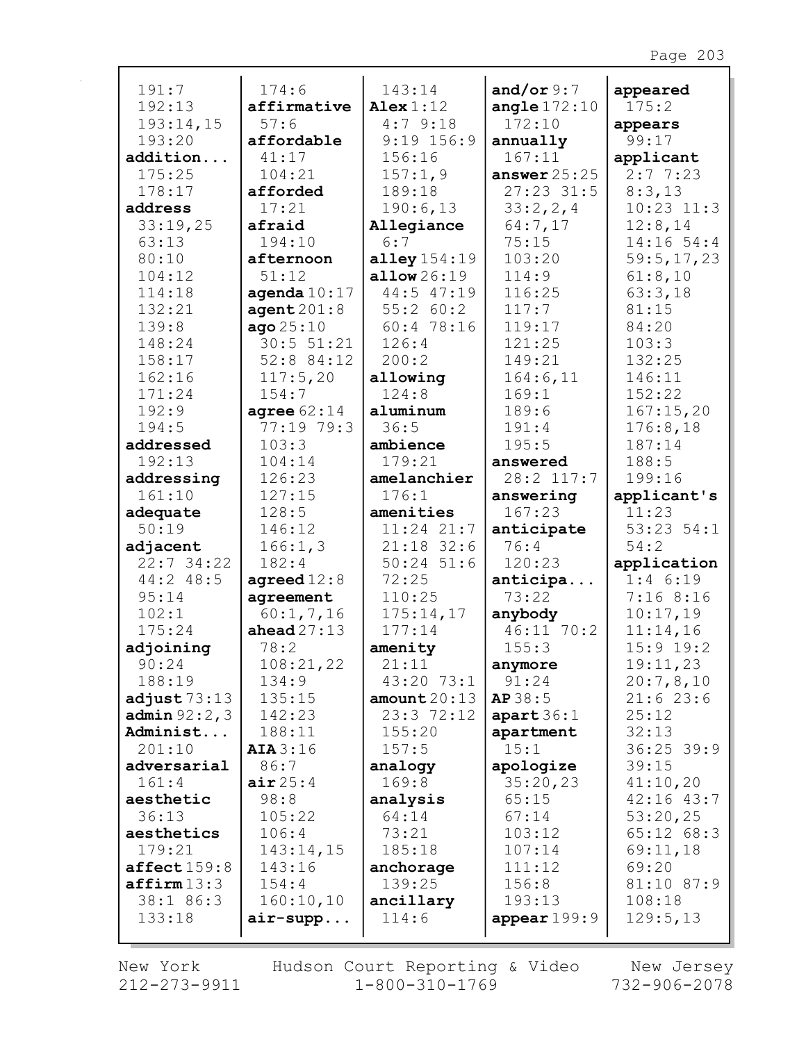191:7
192:13
193:14,15
193:20
**addition...**
175:25
178:17
**address**
33:19,25
63:13
80:10
104:12
114:18
132:21
139:8
148:24
158:17
162:16
171:24
192:9
194:5
**addressed**
192:13
**addressing**
161:10
**adequate**
50:19
**adjacent**
22:7 34:22
44:2 48:5
95:14
102:1
175:24
**adjoining**
90:24
188:19
**adjust** 73:13
**admin** 92:2,3
**Administ...**
201:10
**adversarial**
161:4
**aesthetic**
36:13
**aesthetics**
179:21
**affect** 159:8
**affirm** 13:3
38:1 86:3
133:18

174:6
**affirmative**
57:6
**affordable**
41:17
104:21
**afforded**
17:21
**afraid**
194:10
**afternoon**
51:12
**agenda** 10:17
**agent** 201:8
**ago** 25:10
30:5 51:21
52:8 84:12
117:5,20
154:7
**agree** 62:14
77:19 79:3
103:3
104:14
126:23
127:15
128:5
146:12
166:1,3
182:4
**agreed** 12:8
**agreement**
60:1,7,16
**ahead** 27:13
78:2
108:21,22
134:9
135:15
142:23
188:11
**AIA** 3:16
86:7
**air** 25:4
98:8
105:22
106:4
143:14,15
143:16
154:4
160:10,10
**air-supp...**

143:14
**Alex** 1:12
4:7 9:18
9:19 156:9
156:16
157:1,9
189:18
190:6,13
**Allegiance**
6:7
**alley** 154:19
**allow** 26:19
44:5 47:19
55:2 60:2
60:4 78:16
126:4
200:2
**allowing**
124:8
**aluminum**
36:5
**ambience**
179:21
**amelanchier**
176:1
**amenities**
11:24 21:7
21:18 32:6
50:24 51:6
72:25
110:25
175:14,17
177:14
**amenity**
21:11
43:20 73:1
**amount** 20:13
23:3 72:12
155:20
157:5
**analogy**
169:8
**analysis**
64:14
73:21
185:18
**anchorage**
139:25
**ancillary**
114:6

**and/or** 9:7
**angle** 172:10
172:10
**annually**
167:11
**answer** 25:25
27:23 31:5
33:2,2,4
64:7,17
75:15
103:20
114:9
116:25
117:7
119:17
121:25
149:21
164:6,11
169:1
189:6
191:4
195:5
**answered**
28:2 117:7
**answering**
167:23
**anticipate**
76:4
120:23
**anticipa...**
73:22
**anybody**
46:11 70:2
155:3
**anymore**
91:24
**AP** 38:5
**apart** 36:1
**apartment**
15:1
**apologize**
35:20,23
65:15
67:14
103:12
107:14
111:12
156:8
193:13
**appear** 199:9

**appeared**
175:2
**appears**
99:17
**applicant**
2:7 7:23
8:3,13
10:23 11:3
12:8,14
14:16 54:4
59:5,17,23
61:8,10
63:3,18
81:15
84:20
103:3
132:25
146:11
152:22
167:15,20
176:8,18
187:14
188:5
199:16
**applicant's**
11:23
53:23 54:1
54:2
**application**
1:4 6:19
7:16 8:16
10:17,19
11:14,16
15:9 19:2
19:11,23
20:7,8,10
21:6 23:6
25:12
32:13
36:25 39:9
39:15
41:10,20
42:16 43:7
53:20,25
65:12 68:3
69:11,18
69:20
81:10 87:9
108:18
129:5,13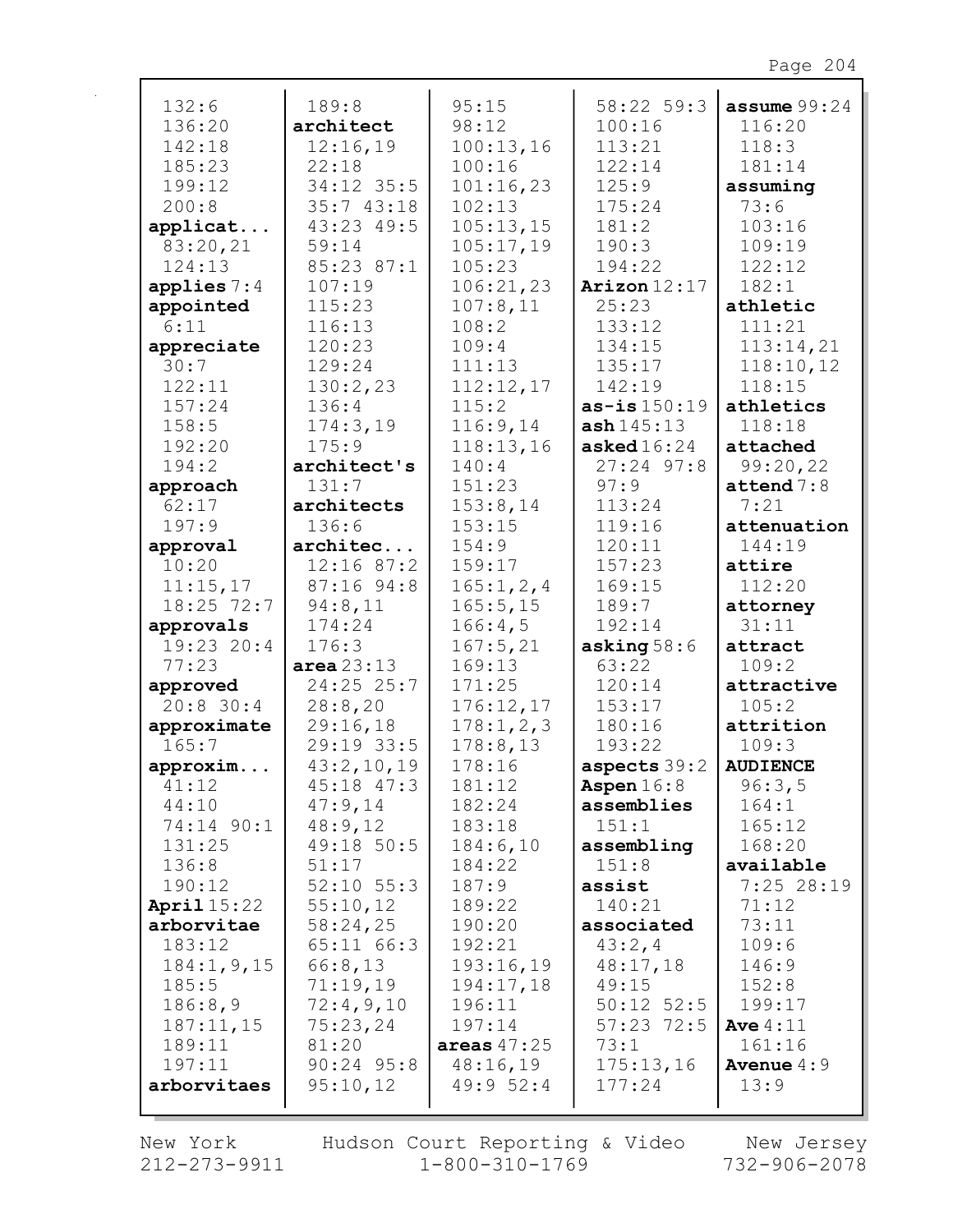132:6
136:20
142:18
185:23
199:12
200:8
**applicat...**
83:20,21
124:13
**applies** 7:4
**appointed**
6:11
**appreciate**
30:7
122:11
157:24
158:5
192:20
194:2
**approach**
62:17
197:9
**approval**
10:20
11:15,17
18:25 72:7
**approvals**
19:23 20:4
77:23
**approved**
20:8 30:4
**approximate**
165:7
**approxim...**
41:12
44:10
74:14 90:1
131:25
136:8
190:12
**April** 15:22
**arborvitae**
183:12
184:1,9,15
185:5
186:8,9
187:11,15
189:11
197:11
**arborvitaes**

189:8
**architect**
12:16,19
22:18
34:12 35:5
35:7 43:18
43:23 49:5
59:14
85:23 87:1
107:19
115:23
116:13
120:23
129:24
130:2,23
136:4
174:3,19
175:9
**architect's**
131:7
**architects**
136:6
**architec...**
12:16 87:2
87:16 94:8
94:8,11
174:24
176:3
**area** 23:13
24:25 25:7
28:8,20
29:16,18
29:19 33:5
43:2,10,19
45:18 47:3
47:9,14
48:9,12
49:18 50:5
51:17
52:10 55:3
55:10,12
58:24,25
65:11 66:3
66:8,13
71:19,19
72:4,9,10
75:23,24
81:20
90:24 95:8
95:10,12

95:15
98:12
100:13,16
100:16
101:16,23
102:13
105:13,15
105:17,19
105:23
106:21,23
107:8,11
108:2
109:4
111:13
112:12,17
115:2
116:9,14
118:13,16
140:4
151:23
153:8,14
153:15
154:9
159:17
165:1,2,4
165:5,15
166:4,5
167:5,21
169:13
171:25
176:12,17
178:1,2,3
178:8,13
178:16
181:12
182:24
183:18
184:6,10
184:22
187:9
189:22
190:20
192:21
193:16,19
194:17,18
196:11
197:14
**areas** 47:25
48:16,19
49:9 52:4

58:22 59:3
100:16
113:21
122:14
125:9
175:24
181:2
190:3
194:22
**Arizon** 12:17
25:23
133:12
134:15
135:17
142:19
**as-is** 150:19
**ash** 145:13
**asked** 16:24
27:24 97:8
97:9
113:24
119:16
120:11
157:23
169:15
189:7
192:14
**asking** 58:6
63:22
120:14
153:17
180:16
193:22
**aspects** 39:2
**Aspen** 16:8
**assemblies**
151:1
**assembling**
151:8
**assist**
140:21
**associated**
43:2,4
48:17,18
49:15
50:12 52:5
57:23 72:5
73:1
175:13,16
177:24

**assume** 99:24
116:20
118:3
181:14
**assuming**
73:6
103:16
109:19
122:12
182:1
**athletic**
111:21
113:14,21
118:10,12
118:15
**athletics**
118:18
**attached**
99:20,22
**attend** 7:8
7:21
**attenuation**
144:19
**attire**
112:20
**attorney**
31:11
**attract**
109:2
**attractive**
105:2
**attrition**
109:3
**AUDIENCE**
96:3,5
164:1
165:12
168:20
**available**
7:25 28:19
71:12
73:11
109:6
146:9
152:8
199:17
**Ave** 4:11
161:16
**Avenue** 4:9
13:9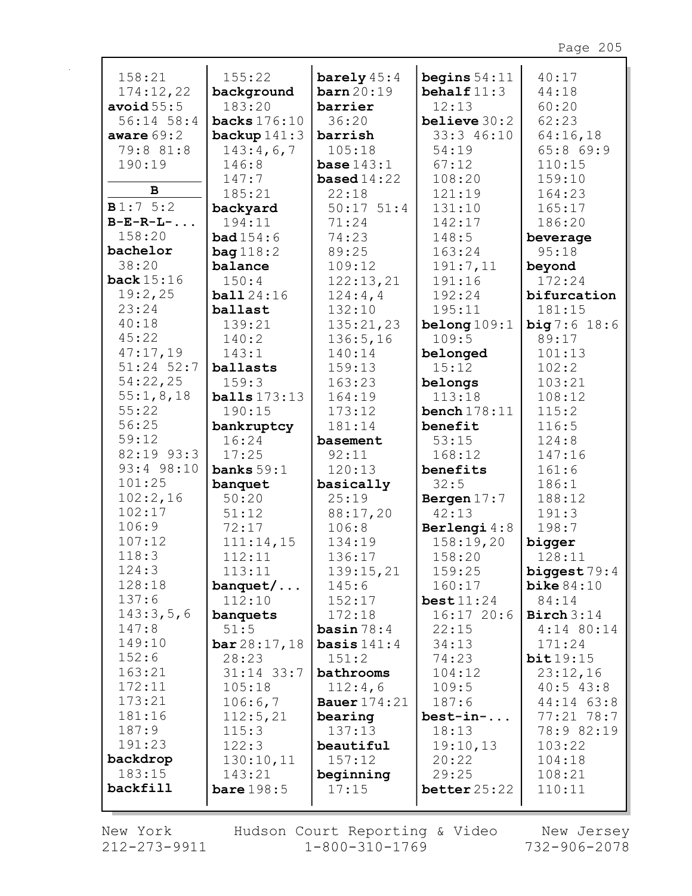158:21
174:12,22
**avoid** 55:5
56:14 58:4
**aware** 69:2
79:8 81:8
190:19

**B**

**B** 1:7 5:2
**B-E-R-L-...**
158:20
**bachelor**
38:20
**back** 15:16
19:2,25
23:24
40:18
45:22
47:17,19
51:24 52:7
54:22,25
55:1,8,18
55:22
56:25
59:12
82:19 93:3
93:4 98:10
101:25
102:2,16
102:17
106:9
107:12
118:3
124:3
128:18
137:6
143:3,5,6
147:8
149:10
152:6
163:21
172:11
173:21
181:16
187:9
191:23
**backdrop**
183:15
**backfill**
155:22
**background**
183:20
**backs** 176:10
**backup** 141:3
143:4,6,7
146:8
147:7
185:21
**backyard**
194:11
**bad** 154:6
**bag** 118:2
**balance**
150:4
**ball** 24:16
**ballast**
139:21
140:2
143:1
**ballasts**
159:3
**balls** 173:13
190:15
**bankruptcy**
16:24
17:25
**banks** 59:1
**banquet**
50:20
51:12
72:17
111:14,15
112:11
113:11
**banquet/...**
112:10
**banquets**
51:5
**bar** 28:17,18
28:23
31:14 33:7
105:18
106:6,7
112:5,21
115:3
122:3
130:10,11
143:21
**bare** 198:5
**barely** 45:4
**barn** 20:19
**barrier**
36:20
**barrish**
105:18
**base** 143:1
**based** 14:22
22:18
50:17 51:4
71:24
74:23
89:25
109:12
122:13,21
124:4,4
132:10
135:21,23
136:5,16
140:14
159:13
163:23
164:19
173:12
181:14
**basement**
92:11
120:13
**basically**
25:19
88:17,20
106:8
134:19
136:17
139:15,21
145:6
152:17
172:18
**basin** 78:4
**basis** 141:4
151:2
**bathrooms**
112:4,6
**Bauer** 174:21
**bearing**
137:13
**beautiful**
157:12
**beginning**
17:15
**begins** 54:11
**behalf** 11:3
12:13
**believe** 30:2
33:3 46:10
54:19
67:12
108:20
121:19
131:10
142:17
148:5
163:24
191:7,11
191:16
192:24
195:11
**belong** 109:1
109:5
**belonged**
15:12
**belongs**
113:18
**bench** 178:11
**benefit**
53:15
168:12
**benefits**
32:5
**Bergen** 17:7
42:13
**Berlengi** 4:8
158:19,20
158:20
159:25
160:17
**best** 11:24
16:17 20:6
22:15
34:13
74:23
104:12
109:5
187:6
**best-in-...**
18:13
19:10,13
20:22
29:25
**better** 25:22
40:17
44:18
60:20
62:23
64:16,18
65:8 69:9
110:15
159:10
164:23
165:17
186:20
**beverage**
95:18
**beyond**
172:24
**bifurcation**
181:15
**big** 7:6 18:6
89:17
101:13
102:2
103:21
108:12
115:2
116:5
124:8
147:16
161:6
186:1
188:12
191:3
198:7
**bigger**
128:11
**biggest** 79:4
**bike** 84:10
84:14
**Birch** 3:14
4:14 80:14
171:24
**bit** 19:15
23:12,16
40:5 43:8
44:14 63:8
77:21 78:7
78:9 82:19
103:22
104:18
108:21
110:11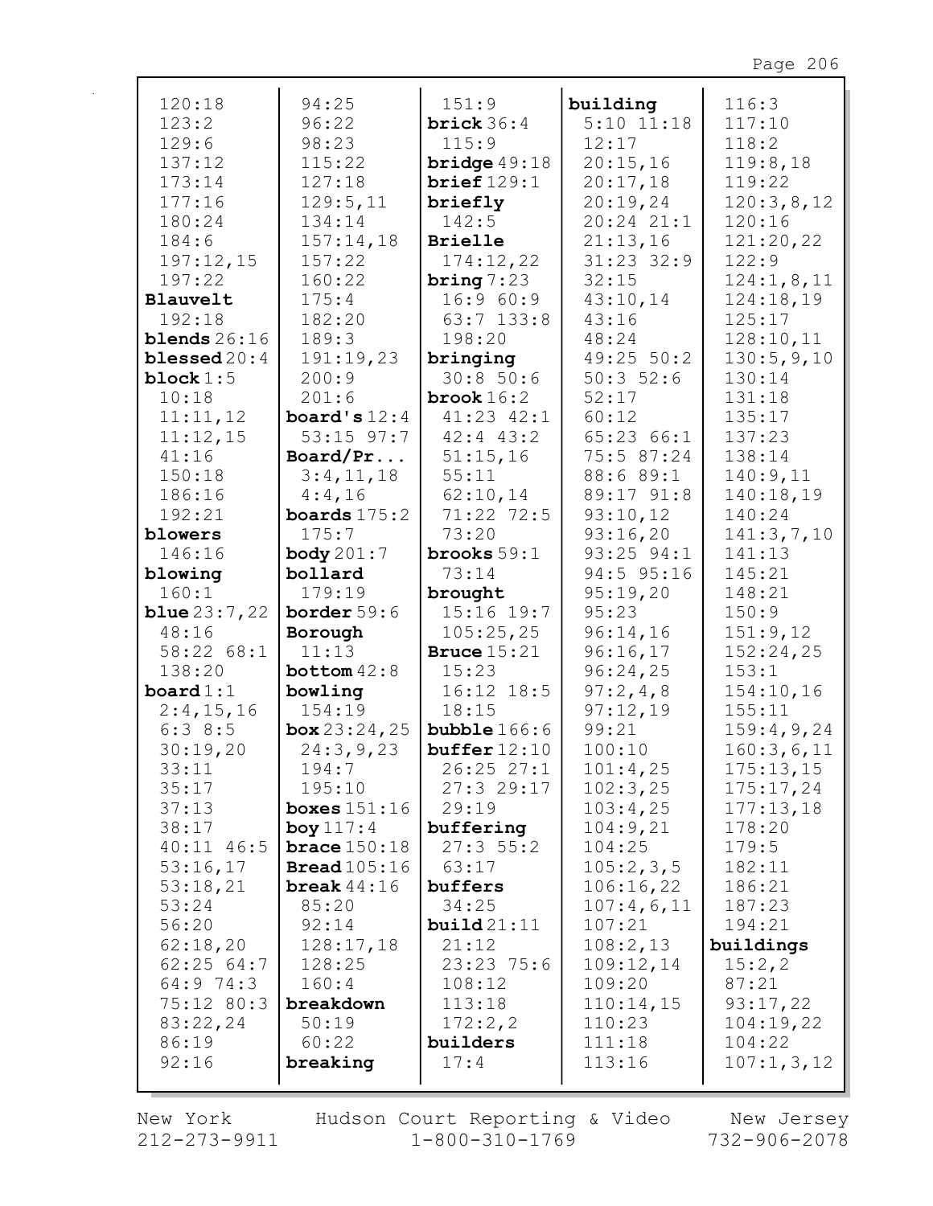120:18
123:2
129:6
137:12
173:14
177:16
180:24
184:6
197:12,15
197:22
**Blauvelt**
192:18
**blends** 26:16
**blessed** 20:4
**block** 1:5
10:18
11:11,12
11:12,15
41:16
150:18
186:16
192:21
**blowers**
146:16
**blowing**
160:1
**blue** 23:7,22
48:16
58:22 68:1
138:20
**board** 1:1
2:4,15,16
6:3 8:5
30:19,20
33:11
35:17
37:13
38:17
40:11 46:5
53:16,17
53:18,21
53:24
56:20
62:18,20
62:25 64:7
64:9 74:3
75:12 80:3
83:22,24
86:19
92:16
94:25
96:22
98:23
115:22
127:18
129:5,11
134:14
157:14,18
157:22
160:22
175:4
182:20
189:3
191:19,23
200:9
201:6
**board's** 12:4
53:15 97:7
**Board/Pr...**
3:4,11,18
4:4,16
**boards** 175:2
175:7
**body** 201:7
**bollard**
179:19
**border** 59:6
**Borough**
11:13
**bottom** 42:8
**bowling**
154:19
**box** 23:24,25
24:3,9,23
194:7
195:10
**boxes** 151:16
**boy** 117:4
**brace** 150:18
**Bread** 105:16
**break** 44:16
85:20
92:14
128:17,18
128:25
160:4
**breakdown**
50:19
60:22
**breaking**
151:9
**brick** 36:4
115:9
**bridge** 49:18
**brief** 129:1
**briefly**
142:5
**Brielle**
174:12,22
**bring** 7:23
16:9 60:9
63:7 133:8
198:20
**bringing**
30:8 50:6
**brook** 16:2
41:23 42:1
42:4 43:2
51:15,16
55:11
62:10,14
71:22 72:5
73:20
**brooks** 59:1
73:14
**brought**
15:16 19:7
105:25,25
**Bruce** 15:21
15:23
16:12 18:5
18:15
**bubble** 166:6
**buffer** 12:10
26:25 27:1
27:3 29:17
29:19
**buffering**
27:3 55:2
63:17
**buffers**
34:25
**build** 21:11
21:12
23:23 75:6
108:12
113:18
172:2,2
**builders**
17:4
**building**
5:10 11:18
12:17
20:15,16
20:17,18
20:19,24
20:24 21:1
21:13,16
31:23 32:9
32:15
43:10,14
43:16
48:24
49:25 50:2
50:3 52:6
52:17
60:12
65:23 66:1
75:5 87:24
88:6 89:1
89:17 91:8
93:10,12
93:16,20
93:25 94:1
94:5 95:16
95:19,20
95:23
96:14,16
96:16,17
96:24,25
97:2,4,8
97:12,19
99:21
100:10
101:4,25
102:3,25
103:4,25
104:9,21
104:25
105:2,3,5
106:16,22
107:4,6,11
107:21
108:2,13
109:12,14
109:20
110:14,15
110:23
111:18
113:16
116:3
117:10
118:2
119:8,18
119:22
120:3,8,12
120:16
121:20,22
122:9
124:1,8,11
124:18,19
125:17
128:10,11
130:5,9,10
130:14
131:18
135:17
137:23
138:14
140:9,11
140:18,19
140:24
141:3,7,10
141:13
145:21
148:21
150:9
151:9,12
152:24,25
153:1
154:10,16
155:11
159:4,9,24
160:3,6,11
175:13,15
175:17,24
177:13,18
178:20
179:5
182:11
186:21
187:23
194:21
**buildings**
15:2,2
87:21
93:17,22
104:19,22
104:22
107:1,3,12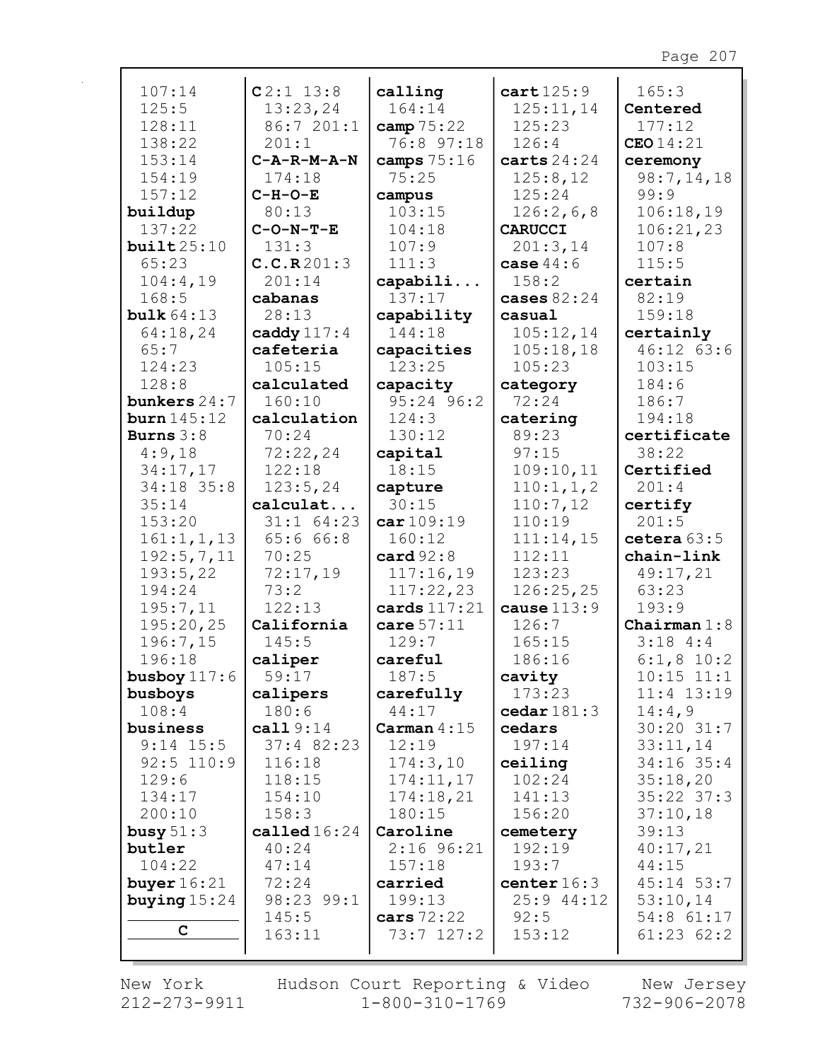107:14
125:5
128:11
138:22
153:14
154:19
157:12
**buildup**
137:22
**built** 25:10
65:23
104:4,19
168:5
**bulk** 64:13
64:18,24
65:7
124:23
128:8
**bunkers** 24:7
**burn** 145:12
**Burns** 3:8
4:9,18
34:17,17
34:18 35:8
35:14
153:20
161:1,1,13
192:5,7,11
193:5,22
194:24
195:7,11
195:20,25
196:7,15
196:18
**busboy** 117:6
**busboys**
108:4
**business**
9:14 15:5
92:5 110:9
129:6
134:17
200:10
**busy** 51:3
**butler**
104:22
**buyer** 16:21
**buying** 15:24

**C**

**C** 2:1 13:8
13:23,24
86:7 201:1
201:1
**C-A-R-M-A-N**
174:18
**C-H-O-E**
80:13
**C-O-N-T-E**
131:3
**C.C.R** 201:3
201:14
**cabanas**
28:13
**caddy** 117:4
**cafeteria**
105:15
**calculated**
160:10
**calculation**
70:24
72:22,24
122:18
123:5,24
**calculat...**
31:1 64:23
65:6 66:8
70:25
72:17,19
73:2
122:13
**California**
145:5
**caliper**
59:17
**calipers**
180:6
**call** 9:14
37:4 82:23
116:18
118:15
154:10
158:3
**called** 16:24
40:24
47:14
72:24
98:23 99:1
145:5
163:11
**calling**
164:14
**camp** 75:22
76:8 97:18
**camps** 75:16
75:25
**campus**
103:15
104:18
107:9
111:3
**capabili...**
137:17
**capability**
144:18
**capacities**
123:25
**capacity**
95:24 96:2
124:3
130:12
**capital**
18:15
**capture**
30:15
**car** 109:19
160:12
**card** 92:8
117:16,19
117:22,23
**cards** 117:21
**care** 57:11
129:7
**careful**
187:5
**carefully**
44:17
**Carman** 4:15
12:19
174:3,10
174:11,17
174:18,21
180:15
**Caroline**
2:16 96:21
157:18
**carried**
199:13
**cars** 72:22
73:7 127:2
**cart** 125:9
125:11,14
125:23
126:4
**carts** 24:24
125:8,12
125:24
126:2,6,8
**CARUCCI**
201:3,14
**case** 44:6
158:2
**cases** 82:24
**casual**
105:12,14
105:18,18
105:23
**category**
72:24
**catering**
89:23
97:15
109:10,11
110:1,1,2
110:7,12
110:19
111:14,15
112:11
123:23
126:25,25
**cause** 113:9
126:7
165:15
186:16
**cavity**
173:23
**cedar** 181:3
**cedars**
197:14
**ceiling**
102:24
141:13
156:20
**cemetery**
192:19
193:7
**center** 16:3
25:9 44:12
92:5
153:12
165:3
**Centered**
177:12
**CEO** 14:21
**ceremony**
98:7,14,18
99:9
106:18,19
106:21,23
107:8
115:5
**certain**
82:19
159:18
**certainly**
46:12 63:6
103:15
184:6
186:7
194:18
**certificate**
38:22
**Certified**
201:4
**certify**
201:5
**cetera** 63:5
**chain-link**
49:17,21
63:23
193:9
**Chairman** 1:8
3:18 4:4
6:1,8 10:2
10:15 11:1
11:4 13:19
14:4,9
30:20 31:7
33:11,14
34:16 35:4
35:18,20
35:22 37:3
37:10,18
39:13
40:17,21
44:15
45:14 53:7
53:10,14
54:8 61:17
61:23 62:2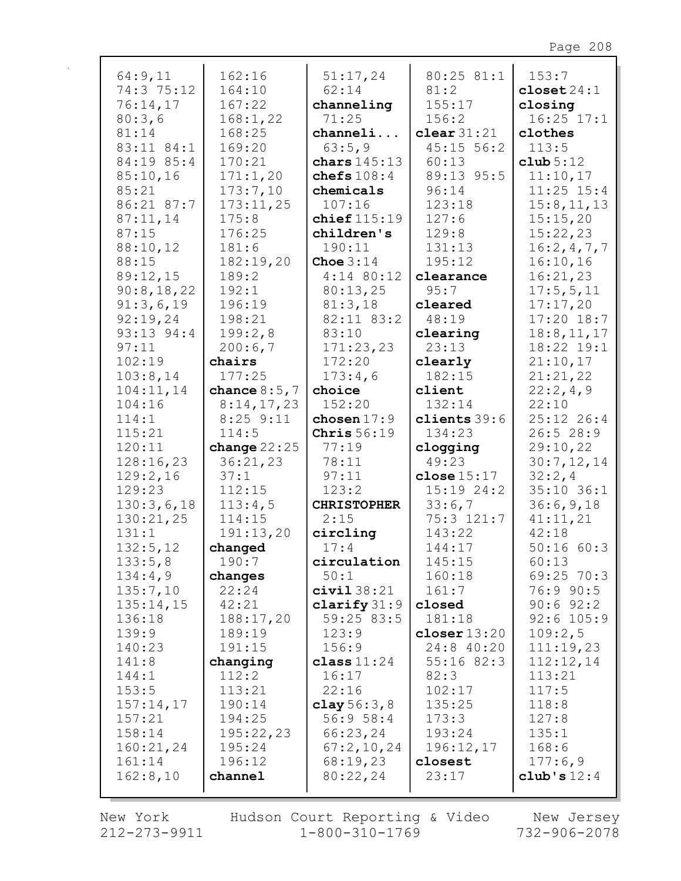64:9,11
74:3 75:12
76:14,17
80:3,6
81:14
83:11 84:1
84:19 85:4
85:10,16
85:21
86:21 87:7
87:11,14
87:15
88:10,12
88:15
89:12,15
90:8,18,22
91:3,6,19
92:19,24
93:13 94:4
97:11
102:19
103:8,14
104:11,14
104:16
114:1
115:21
120:11
128:16,23
129:2,16
129:23
130:3,6,18
130:21,25
131:1
132:5,12
133:5,8
134:4,9
135:7,10
135:14,15
136:18
139:9
140:23
141:8
144:1
153:5
157:14,17
157:21
158:14
160:21,24
161:14
162:8,10
162:16
164:10
167:22
168:1,22
168:25
169:20
170:21
171:1,20
173:7,10
173:11,25
175:8
176:25
181:6
182:19,20
189:2
192:1
196:19
198:21
199:2,8
200:6,7

**chairs** 177:25

**chance** 8:5,7 8:14,17,23 8:25 9:11 114:5

**change** 22:25 36:21,23 37:1 112:15 113:4,5 114:15 191:13,20

**changed** 190:7

**changes** 22:24 42:21 188:17,20 189:19 191:15

**changing** 112:2 113:21 190:14 194:25 195:22,23 195:24 196:12

**channel** 51:17,24 62:14

**channeling** 71:25

**channeli...** 63:5,9

**chars** 145:13

**chefs** 108:4

**chemicals** 107:16

**chief** 115:19

**children's** 190:11

**Choe** 3:14 4:14 80:12 80:13,25 81:3,18 82:11 83:2 83:10 171:23,23 172:20 173:4,6

**choice** 152:20

**chosen** 17:9

**Chris** 56:19 77:19 78:11 97:11 123:2

**CHRISTOPHER** 2:15

**circling** 17:4

**circulation** 50:1

**civil** 38:21

**clarify** 31:9 59:25 83:5 123:9 156:9

**class** 11:24 16:17 22:16

**clay** 56:3,8 56:9 58:4 66:23,24 67:2,10,24 68:19,23 80:22,24 80:25 81:1 81:2 155:17 156:2

**clear** 31:21 45:15 56:2 60:13 89:13 95:5 96:14 123:18 127:6 129:8 131:13 195:12

**clearance** 95:7

**cleared** 48:19

**clearing** 23:13

**clearly** 182:15

**client** 132:14

**clients** 39:6 134:23

**clogging** 49:23

**close** 15:17 15:19 24:2 33:6,7 75:3 121:7 143:22 144:17 145:15 160:18 161:7

**closed** 181:18

**closer** 13:20 24:8 40:20 55:16 82:3 82:3 102:17 135:25 173:3 193:24 196:12,17

**closest** 23:17 153:7

**closet** 24:1

**closing** 16:25 17:1

**clothes** 113:5

**club** 5:12 11:10,17 11:25 15:4 15:8,11,13 15:15,20 15:22,23 16:2,4,7,7 16:10,16 16:21,23 17:5,5,11 17:17,20 17:20 18:7 18:8,11,17 18:22 19:1 21:10,17 21:21,22 22:2,4,9 22:10 25:12 26:4 26:5 28:9 29:10,22 30:7,12,14 32:2,4 35:10 36:1 36:6,9,18 41:11,21 42:18 50:16 60:3 60:13 69:25 70:3 76:9 90:5 90:6 92:2 92:6 105:9 109:2,5 111:19,23 112:12,14 113:21 117:5 118:8 127:8 135:1 168:6 177:6,9

**club's** 12:4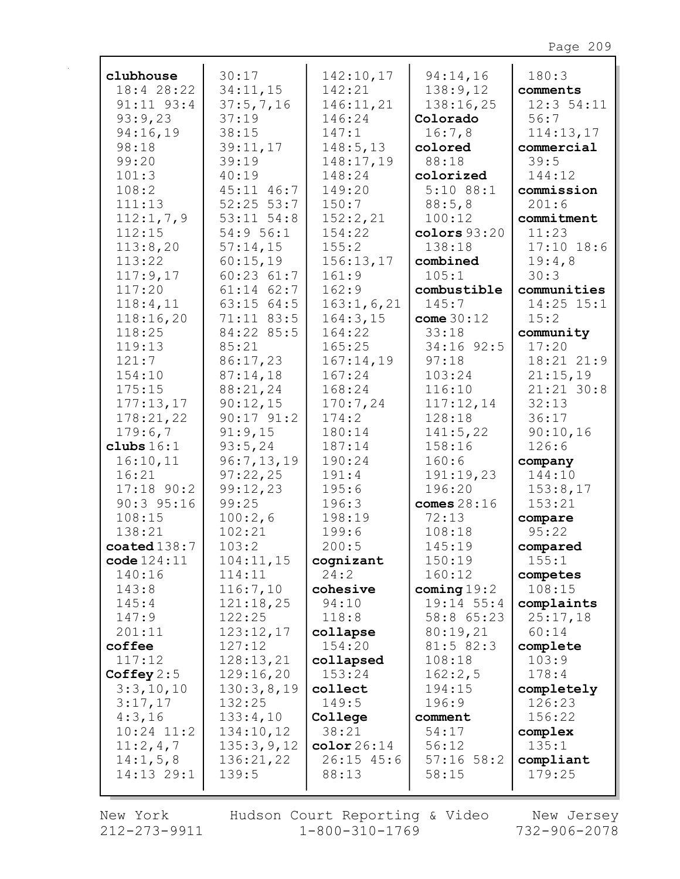**clubhouse**
18:4 28:22
91:11 93:4
93:9,23
94:16,19
98:18
99:20
101:3
108:2
111:13
112:1,7,9
112:15
113:8,20
113:22
117:9,17
117:20
118:4,11
118:16,20
118:25
119:13
121:7
154:10
175:15
177:13,17
178:21,22
179:6,7

**clubs** 16:1
16:10,11
16:21
17:18 90:2
90:3 95:16
108:15
138:21

**coated** 138:7

**code** 124:11
140:16
143:8
145:4
147:9
201:11

**coffee**
117:12

**Coffey** 2:5
3:3,10,10
3:17,17
4:3,16
10:24 11:2
11:2,4,7
14:1,5,8
14:13 29:1
30:17
34:11,15
37:5,7,16
37:19
38:15
39:11,17
39:19
40:19
45:11 46:7
52:25 53:7
53:11 54:8
54:9 56:1
57:14,15
60:15,19
60:23 61:7
61:14 62:7
63:15 64:5
71:11 83:5
84:22 85:5
85:21
86:17,23
87:14,18
88:21,24
90:12,15
90:17 91:2
91:9,15
93:5,24
96:7,13,19
97:22,25
99:12,23
99:25
100:2,6
102:21
103:2
104:11,15
114:11
116:7,10
121:18,25
122:25
123:12,17
127:12
128:13,21
129:16,20
130:3,8,19
132:25
133:4,10
134:10,12
135:3,9,12
136:21,22
139:5
142:10,17
142:21
146:11,21
146:24
147:1
148:5,13
148:17,19
148:24
149:20
150:7
152:2,21
154:22
155:2
156:13,17
161:9
162:9
163:1,6,21
164:3,15
164:22
165:25
167:14,19
167:24
168:24
170:7,24
174:2
180:14
187:14
190:24
191:4
195:6
196:3
198:19
199:6
200:5

**cognizant**
24:2

**cohesive**
94:10
118:8

**collapse**
154:20

**collapsed**
153:24

**collect**
149:5

**College**
38:21

**color** 26:14
26:15 45:6
88:13
94:14,16
138:9,12
138:16,25

**Colorado**
16:7,8

**colored**
88:18

**colorized**
5:10 88:1
88:5,8
100:12

**colors** 93:20
138:18

**combined**
105:1

**combustible**
145:7

**come** 30:12
33:18
34:16 92:5
97:18
103:24
116:10
117:12,14
128:18
141:5,22
158:16
160:6
191:19,23
196:20

**comes** 28:16
72:13
108:18
145:19
150:19
160:12

**coming** 19:2
19:14 55:4
58:8 65:23
80:19,21
81:5 82:3
108:18
162:2,5
194:15
196:9

**comment**
54:17
56:12
57:16 58:2
58:15
180:3

**comments**
12:3 54:11
56:7
114:13,17

**commercial**
39:5
144:12

**commission**
201:6

**commitment**
11:23
17:10 18:6
19:4,8
30:3

**communities**
14:25 15:1
15:2

**community**
17:20
18:21 21:9
21:15,19
21:21 30:8
32:13
36:17
90:10,16
126:6

**company**
144:10
153:8,17
153:21

**compare**
95:22

**compared**
155:1

**competes**
108:15

**complaints**
25:17,18
60:14

**complete**
103:9
178:4

**completely**
126:23
156:22

**complex**
135:1

**compliant**
179:25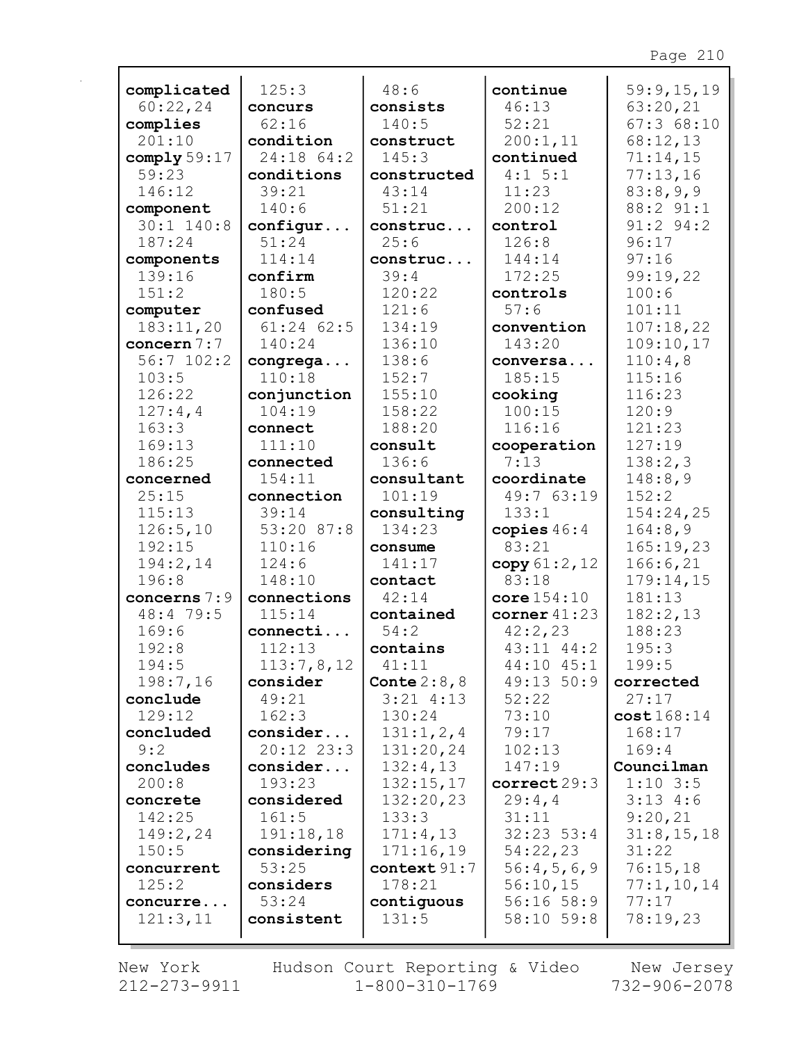**complicated** 60:22,24
**complies** 201:10
**comply** 59:17 59:23 146:12
**component** 30:1 140:8 187:24
**components** 139:16 151:2
**computer** 183:11,20
**concern** 7:7 56:7 102:2 103:5 126:22 127:4,4 163:3 169:13 186:25
**concerned** 25:15 115:13 126:5,10 192:15 194:2,14 196:8
**concerns** 7:9 48:4 79:5 169:6 192:8 194:5 198:7,16
**conclude** 129:12
**concluded** 9:2
**concludes** 200:8
**concrete** 142:25 149:2,24 150:5
**concurrent** 125:2
**concurre...** 121:3,11 125:3
**concurs** 62:16
**condition** 24:18 64:2
**conditions** 39:21 140:6
**configur...** 51:24 114:14
**confirm** 180:5
**confused** 61:24 62:5 140:24
**congrega...** 110:18
**conjunction** 104:19
**connect** 111:10
**connected** 154:11
**connection** 39:14 53:20 87:8 110:16 124:6 148:10
**connections** 115:14
**connecti...** 112:13 113:7,8,12
**consider** 49:21 162:3
**consider...** 20:12 23:3
**consider...** 193:23
**considered** 161:5 191:18,18
**considering** 53:25
**considers** 53:24
**consistent** 48:6
**consists** 140:5
**construct** 145:3
**constructed** 43:14 51:21
**construc...** 25:6
**construc...** 39:4 120:22 121:6 134:19 136:10 138:6 152:7 155:10 158:22 188:20
**consult** 136:6
**consultant** 101:19
**consulting** 134:23
**consume** 141:17
**contact** 42:14
**contained** 54:2
**contains** 41:11
**Conte** 2:8,8 3:21 4:13 130:24 131:1,2,4 131:20,24 132:4,13 132:15,17 132:20,23 133:3 171:4,13 171:16,19
**context** 91:7 178:21
**contiguous** 131:5
**continue** 46:13 52:21 200:1,11
**continued** 4:1 5:1 11:23 200:12
**control** 126:8 144:14 172:25
**controls** 57:6
**convention** 143:20
**conversa...** 185:15
**cooking** 100:15 116:16
**cooperation** 7:13
**coordinate** 49:7 63:19 133:1
**copies** 46:4 83:21
**copy** 61:2,12 83:18
**core** 154:10
**corner** 41:23 42:2,23 43:11 44:2 44:10 45:1 49:13 50:9 52:22 73:10 79:17 102:13 147:19
**correct** 29:3 29:4,4 31:11 32:23 53:4 54:22,23 56:4,5,6,9 56:10,15 56:16 58:9 58:10 59:8 59:9,15,19 63:20,21 67:3 68:10 68:12,13 71:14,15 77:13,16 83:8,9,9 88:2 91:1 91:2 94:2 96:17 97:16 99:19,22 100:6 101:11 107:18,22 109:10,17 110:4,8 115:16 116:23 120:9 121:23 127:19 138:2,3 148:8,9 152:2 154:24,25 164:8,9 165:19,23 166:6,21 179:14,15 181:13 182:2,13 188:23 195:3 199:5
**corrected** 27:17
**cost** 168:14 168:17 169:4
**Councilman** 1:10 3:5 3:13 4:6 9:20,21 31:8,15,18 31:22 76:15,18 77:1,10,14 77:17 78:19,23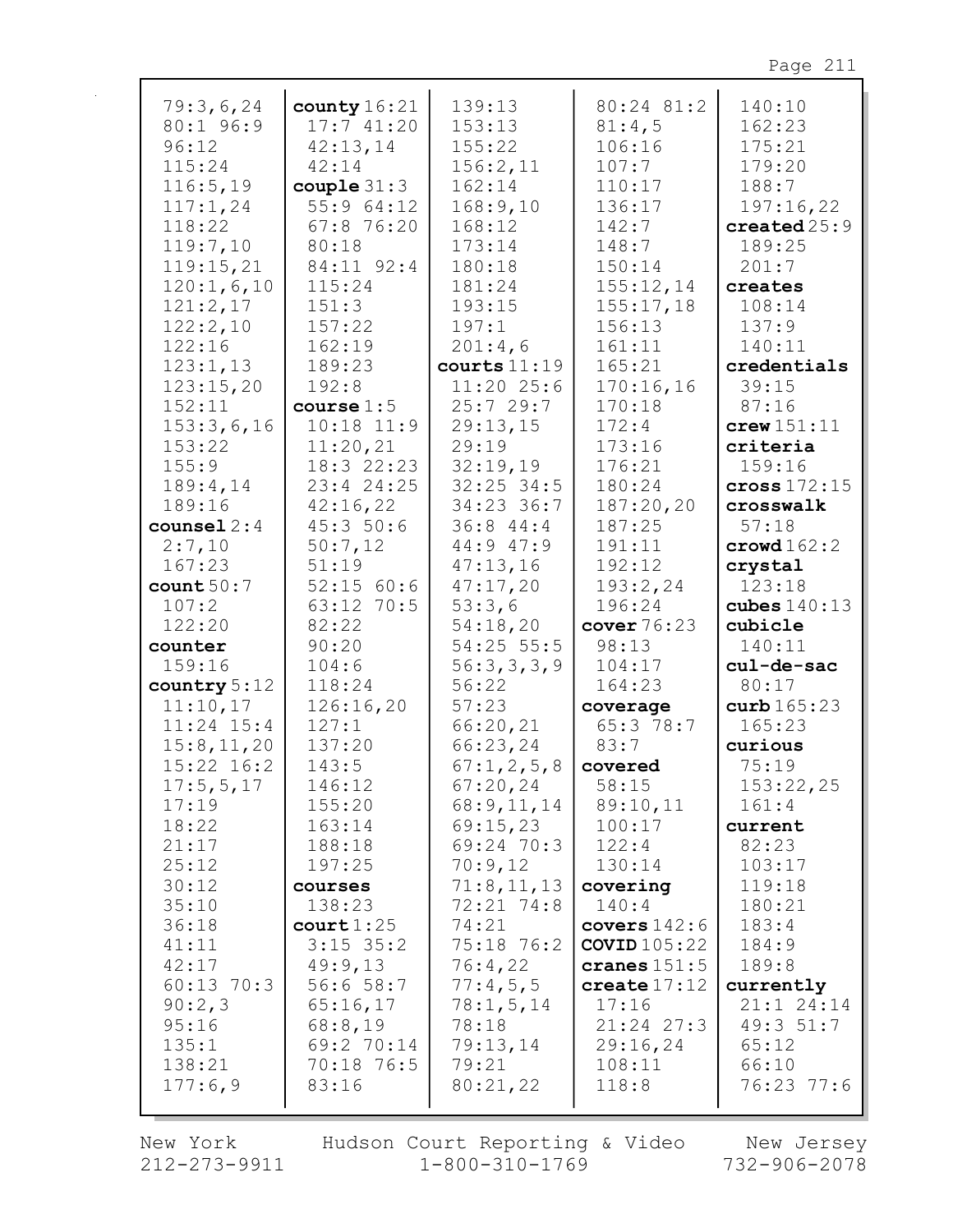79:3,6,24
80:1 96:9
96:12
115:24
116:5,19
117:1,24
118:22
119:7,10
119:15,21
120:1,6,10
121:2,17
122:2,10
122:16
123:1,13
123:15,20
152:11
153:3,6,16
153:22
155:9
189:4,14
189:16
**counsel** 2:4
2:7,10
167:23
**count** 50:7
107:2
122:20
**counter**
159:16
**country** 5:12
11:10,17
11:24 15:4
15:8,11,20
15:22 16:2
17:5,5,17
17:19
18:22
21:17
25:12
30:12
35:10
36:18
41:11
42:17
60:13 70:3
90:2,3
95:16
135:1
138:21
177:6,9

**county** 16:21
17:7 41:20
42:13,14
42:14
**couple** 31:3
55:9 64:12
67:8 76:20
80:18
84:11 92:4
115:24
151:3
157:22
162:19
189:23
192:8
**course** 1:5
10:18 11:9
11:20,21
18:3 22:23
23:4 24:25
42:16,22
45:3 50:6
50:7,12
51:19
52:15 60:6
63:12 70:5
82:22
90:20
104:6
118:24
126:16,20
127:1
137:20
143:5
146:12
155:20
163:14
188:18
197:25
**courses**
138:23
**court** 1:25
3:15 35:2
49:9,13
56:6 58:7
65:16,17
68:8,19
69:2 70:14
70:18 76:5
83:16

139:13
153:13
155:22
156:2,11
162:14
168:9,10
168:12
173:14
180:18
181:24
193:15
197:1
201:4,6
**courts** 11:19
11:20 25:6
25:7 29:7
29:13,15
29:19
32:19,19
32:25 34:5
34:23 36:7
36:8 44:4
44:9 47:9
47:13,16
47:17,20
53:3,6
54:18,20
54:25 55:5
56:3,3,3,9
56:22
57:23
66:20,21
66:23,24
67:1,2,5,8
67:20,24
68:9,11,14
69:15,23
69:24 70:3
70:9,12
71:8,11,13
72:21 74:8
74:21
75:18 76:2
76:4,22
77:4,5,5
78:1,5,14
78:18
79:13,14
79:21
80:21,22

80:24 81:2
81:4,5
106:16
107:7
110:17
136:17
142:7
148:7
150:14
155:12,14
155:17,18
156:13
161:11
165:21
170:16,16
170:18
172:4
173:16
176:21
180:24
187:20,20
187:25
191:11
192:12
193:2,24
196:24
**cover** 76:23
98:13
104:17
164:23
**coverage**
65:3 78:7
83:7
**covered**
58:15
89:10,11
100:17
122:4
130:14
**covering**
140:4
**covers** 142:6
**COVID** 105:22
**cranes** 151:5
**create** 17:12
17:16
21:24 27:3
29:16,24
108:11
118:8

140:10
162:23
175:21
179:20
188:7
197:16,22
**created** 25:9
189:25
201:7
**creates**
108:14
137:9
140:11
**credentials**
39:15
87:16
**crew** 151:11
**criteria**
159:16
**cross** 172:15
**crosswalk**
57:18
**crowd** 162:2
**crystal**
123:18
**cubes** 140:13
**cubicle**
140:11
**cul-de-sac**
80:17
**curb** 165:23
165:23
**curious**
75:19
153:22,25
161:4
**current**
82:23
103:17
119:18
180:21
183:4
184:9
189:8
**currently**
21:1 24:14
49:3 51:7
65:12
66:10
76:23 77:6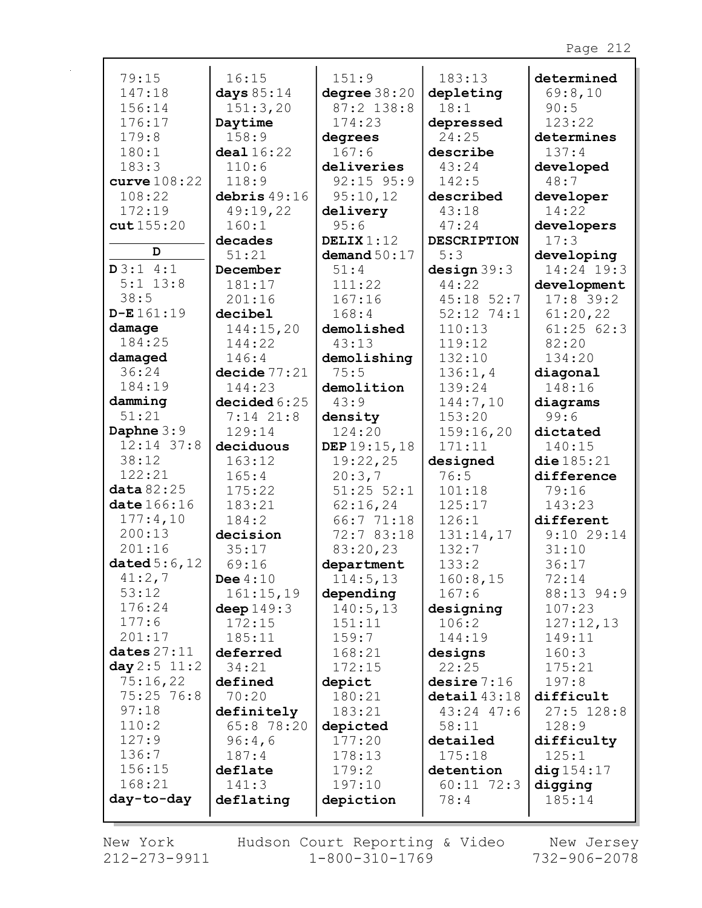79:15
147:18
156:14
176:17
179:8
180:1
183:3

**curve** 108:22
108:22
172:19

**cut** 155:20

## D

**D** 3:1 4:1
5:1 13:8
38:5

**D-E** 161:19

**damage**
184:25

**damaged**
36:24
184:19

**damming**
51:21

**Daphne** 3:9
12:14 37:8
38:12
122:21

**data** 82:25

**date** 166:16
177:4,10
200:13
201:16

**dated** 5:6,12
41:2,7
53:12
176:24
177:6
201:17

**dates** 27:11

**day** 2:5 11:2
75:16,22
75:25 76:8
97:18
110:2
127:9
136:7
156:15
168:21

**day-to-day**
16:15

**days** 85:14
151:3,20

**Daytime**
158:9

**deal** 16:22
110:6
118:9

**debris** 49:16
49:19,22
160:1

**decades**
51:21

**December**
181:17
201:16

**decibel**
144:15,20
144:22
146:4

**decide** 77:21
144:23

**decided** 6:25
7:14 21:8
129:14

**deciduous**
163:12
165:4
175:22
183:21
184:2

**decision**
35:17
69:16

**Dee** 4:10
161:15,19

**deep** 149:3
172:15
185:11

**deferred**
34:21

**defined**
70:20

**definitely**
65:8 78:20
96:4,6
187:4

**deflate**
141:3

**deflating**
151:9

**degree** 38:20
87:2 138:8
174:23

**degrees**
167:6

**deliveries**
92:15 95:9
95:10,12

**delivery**
95:6

**DELIX** 1:12

**demand** 50:17
51:4
111:22
167:16
168:4

**demolished**
43:13

**demolishing**
75:5

**demolition**
43:9

**density**
124:20

**DEP** 19:15,18
19:22,25
20:3,7
51:25 52:1
62:16,24
66:7 71:18
72:7 83:18
83:20,23

**department**
114:5,13

**depending**
140:5,13
151:11
159:7
168:21
172:15

**depict**
180:21
183:21

**depicted**
177:20
178:13
179:2
197:10

**depiction**
183:13

**depleting**
18:1

**depressed**
24:25

**describe**
43:24
142:5

**described**
43:18
47:24

**DESCRIPTION**
5:3

**design** 39:3
44:22
45:18 52:7
52:12 74:1
110:13
119:12
132:10
136:1,4
139:24
144:7,10
153:20
159:16,20
171:11

**designed**
76:5
101:18
125:17
126:1
131:14,17
132:7
133:2
160:8,15
167:6

**designing**
106:2
144:19

**designs**
22:25

**desire** 7:16

**detail** 43:18
43:24 47:6
58:11

**detailed**
175:18

**detention**
60:11 72:3
78:4

**determined**
69:8,10
90:5
123:22

**determines**
137:4

**developed**
48:7

**developer**
14:22

**developers**
17:3

**developing**
14:24 19:3

**development**
17:8 39:2
61:20,22
61:25 62:3
82:20
134:20

**diagonal**
148:16

**diagrams**
99:6

**dictated**
140:15

**die** 185:21

**difference**
79:16
143:23

**different**
9:10 29:14
31:10
36:17
72:14
88:13 94:9
107:23
127:12,13
149:11
160:3
175:21
197:8

**difficult**
27:5 128:8
128:9

**difficulty**
125:1

**dig** 154:17

**digging**
185:14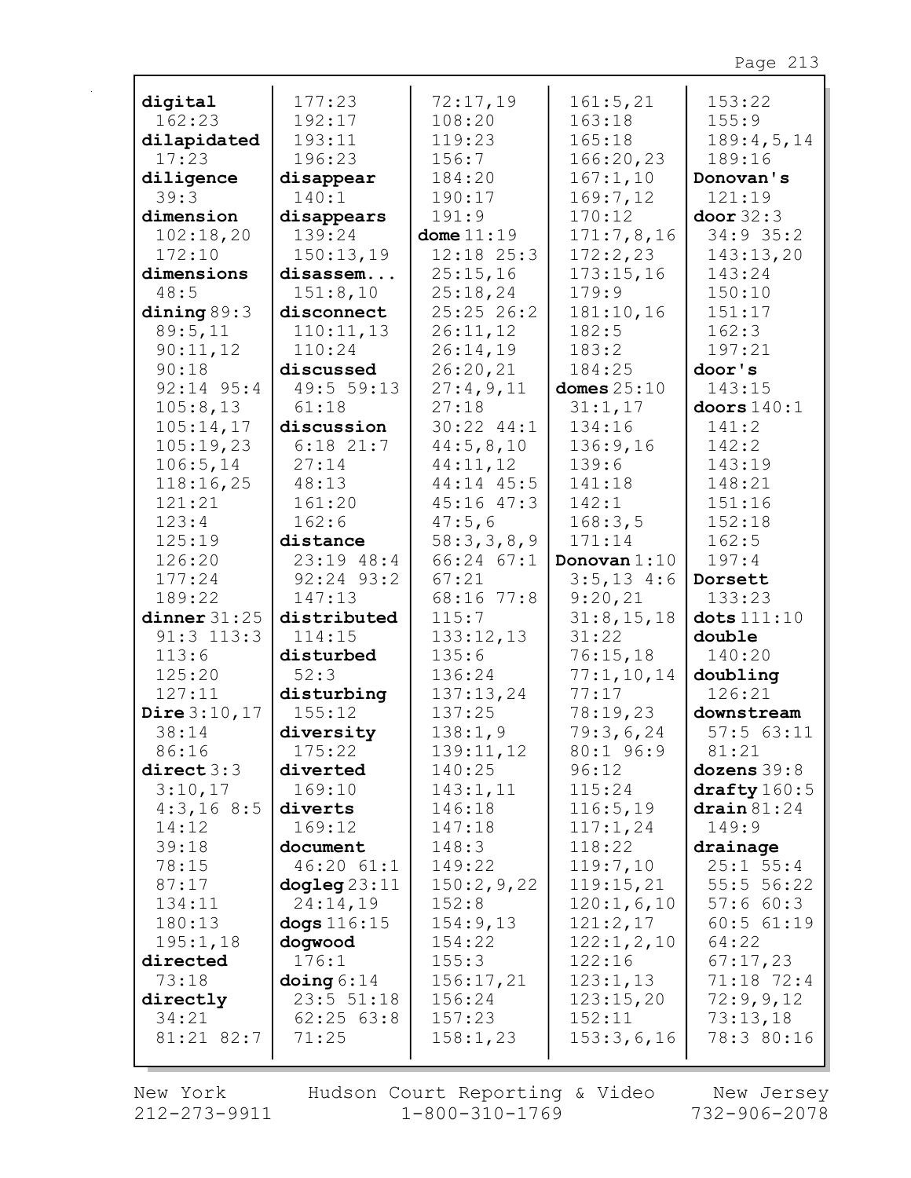**digital** 162:23
**dilapidated** 17:23
**diligence** 39:3
**dimension** 102:18,20 172:10
**dimensions** 48:5
**dining** 89:3 89:5,11 90:11,12 90:18 92:14 95:4 105:8,13 105:14,17 105:19,23 106:5,14 118:16,25 121:21 123:4 125:19 126:20 177:24 189:22
**dinner** 31:25 91:3 113:3 113:6 125:20 127:11
**Dire** 3:10,17 38:14 86:16
**direct** 3:3 3:10,17 4:3,16 8:5 14:12 39:18 78:15 87:17 134:11 180:13 195:1,18
**directed** 73:18
**directly** 34:21 81:21 82:7 177:23 192:17 193:11 196:23
**disappear** 140:1
**disappears** 139:24 150:13,19
**disassem...** 151:8,10
**disconnect** 110:11,13 110:24
**discussed** 49:5 59:13 61:18
**discussion** 6:18 21:7 27:14 48:13 161:20 162:6
**distance** 23:19 48:4 92:24 93:2 147:13
**distributed** 114:15
**disturbed** 52:3
**disturbing** 155:12
**diversity** 175:22
**diverted** 169:10
**diverts** 169:12
**document** 46:20 61:1
**dogleg** 23:11 24:14,19
**dogs** 116:15
**dogwood** 176:1
**doing** 6:14 23:5 51:18 62:25 63:8 71:25 72:17,19 108:20 119:23 156:7 184:20 190:17 191:9
**dome** 11:19 12:18 25:3 25:15,16 25:18,24 25:25 26:2 26:11,12 26:14,19 26:20,21 27:4,9,11 27:18 30:22 44:1 44:5,8,10 44:11,12 44:14 45:5 45:16 47:3 47:5,6 58:3,3,8,9 66:24 67:1 67:21 68:16 77:8 115:7 133:12,13 135:6 136:24 137:13,24 137:25 138:1,9 139:11,12 140:25 143:1,11 146:18 147:18 148:3 149:22 150:2,9,22 152:8 154:9,13 154:22 155:3 156:17,21 156:24 157:23 158:1,23 161:5,21 163:18 165:18 166:20,23 167:1,10 169:7,12 170:12 171:7,8,16 172:2,23 173:15,16 179:9 181:10,16 182:5 183:2 184:25
**domes** 25:10 31:1,17 134:16 136:9,16 139:6 141:18 142:1 168:3,5 171:14
**Donovan** 1:10 3:5,13 4:6 9:20,21 31:8,15,18 31:22 76:15,18 77:1,10,14 77:17 78:19,23 79:3,6,24 80:1 96:9 96:12 115:24 116:5,19 117:1,24 118:22 119:7,10 119:15,21 120:1,6,10 121:2,17 122:1,2,10 122:16 123:1,13 123:15,20 152:11 153:3,6,16 153:22 155:9 189:4,5,14 189:16
**Donovan's** 121:19
**door** 32:3 34:9 35:2 143:13,20 143:24 150:10 151:17 162:3 197:21
**door's** 143:15
**doors** 140:1 141:2 142:2 143:19 148:21 151:16 152:18 162:5 197:4
**Dorsett** 133:23
**dots** 111:10
**double** 140:20
**doubling** 126:21
**downstream** 57:5 63:11 81:21
**dozens** 39:8
**drafty** 160:5
**drain** 81:24 149:9
**drainage** 25:1 55:4 55:5 56:22 57:6 60:3 60:5 61:19 64:22 67:17,23 71:18 72:4 72:9,9,12 73:13,18 78:3 80:16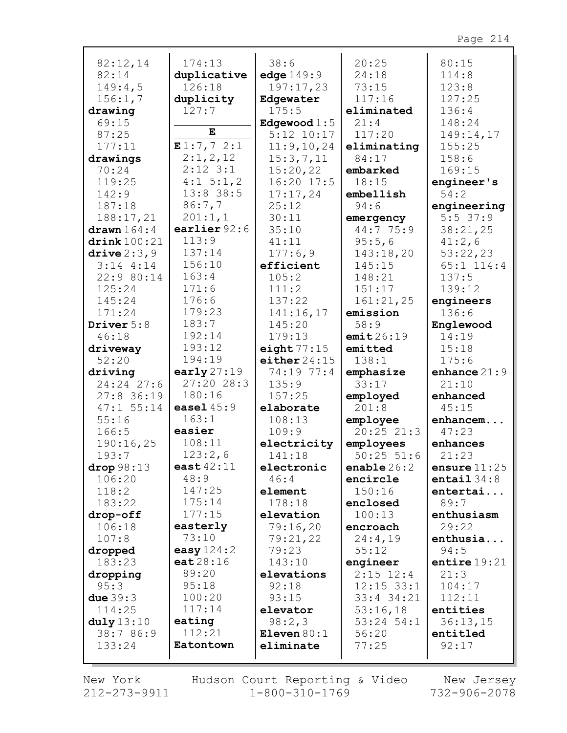82:12,14
82:14
149:4,5
156:1,7
**drawing**
69:15
87:25
177:11
**drawings**
70:24
119:25
142:9
187:18
188:17,21
**drawn** 164:4
**drink** 100:21
**drive** 2:3,9
3:14 4:14
22:9 80:14
125:24
145:24
171:24
**Driver** 5:8
46:18
**driveway**
52:20
**driving**
24:24 27:6
27:8 36:19
47:1 55:14
55:16
166:5
190:16,25
193:7
**drop** 98:13
106:20
118:2
183:22
**drop-off**
106:18
107:8
**dropped**
183:23
**dropping**
95:3
**due** 39:3
114:25
**duly** 13:10
38:7 86:9
133:24

174:13
**duplicative**
126:18
**duplicity**
127:7

**E**

**E** 1:7,7 2:1
2:1,2,12
2:12 3:1
4:1 5:1,2
13:8 38:5
86:7,7
201:1,1
**earlier** 92:6
113:9
137:14
156:10
163:4
171:6
176:6
179:23
183:7
192:14
193:12
194:19
**early** 27:19
27:20 28:3
180:16
**easel** 45:9
163:1
**easier**
108:11
123:2,6
**east** 42:11
48:9
147:25
175:14
177:15
**easterly**
73:10
**easy** 124:2
**eat** 28:16
89:20
95:18
100:20
117:14
**eating**
112:21
**Eatontown**

38:6
**edge** 149:9
197:17,23
**Edgewater**
175:5
**Edgewood** 1:5
5:12 10:17
11:9,10,24
15:3,7,11
15:20,22
16:20 17:5
17:17,24
25:12
30:11
35:10
41:11
177:6,9
**efficient**
105:2
111:2
137:22
141:16,17
145:20
179:13
**eight** 77:15
**either** 24:15
74:19 77:4
135:9
157:25
**elaborate**
108:13
109:9
**electricity**
141:18
**electronic**
46:4
**element**
178:18
**elevation**
79:16,20
79:21,22
79:23
143:10
**elevations**
92:18
93:15
**elevator**
98:2,3
**Eleven** 80:1
**eliminate**

20:25
24:18
73:15
117:16
**eliminated**
21:4
117:20
**eliminating**
84:17
**embarked**
18:15
**embellish**
94:6
**emergency**
44:7 75:9
95:5,6
143:18,20
145:15
148:21
151:17
161:21,25
**emission**
58:9
**emit** 26:19
**emitted**
138:1
**emphasize**
33:17
**employed**
201:8
**employee**
20:25 21:3
**employees**
50:25 51:6
**enable** 26:2
**encircle**
150:16
**enclosed**
100:13
**encroach**
24:4,19
55:12
**engineer**
2:15 12:4
12:15 33:1
33:4 34:21
53:16,18
53:24 54:1
56:20
77:25

80:15
114:8
123:8
127:25
136:4
148:24
149:14,17
155:25
158:6
169:15
**engineer's**
54:2
**engineering**
5:5 37:9
38:21,25
41:2,6
53:22,23
65:1 114:4
137:5
139:12
**engineers**
136:6
**Englewood**
14:19
15:18
175:6
**enhance** 21:9
21:10
**enhanced**
45:15
**enhancem...**
47:23
**enhances**
21:23
**ensure** 11:25
**entail** 34:8
**entertai...**
89:7
**enthusiasm**
29:22
**enthusia...**
94:5
**entire** 19:21
21:3
104:17
112:11
**entities**
36:13,15
**entitled**
92:17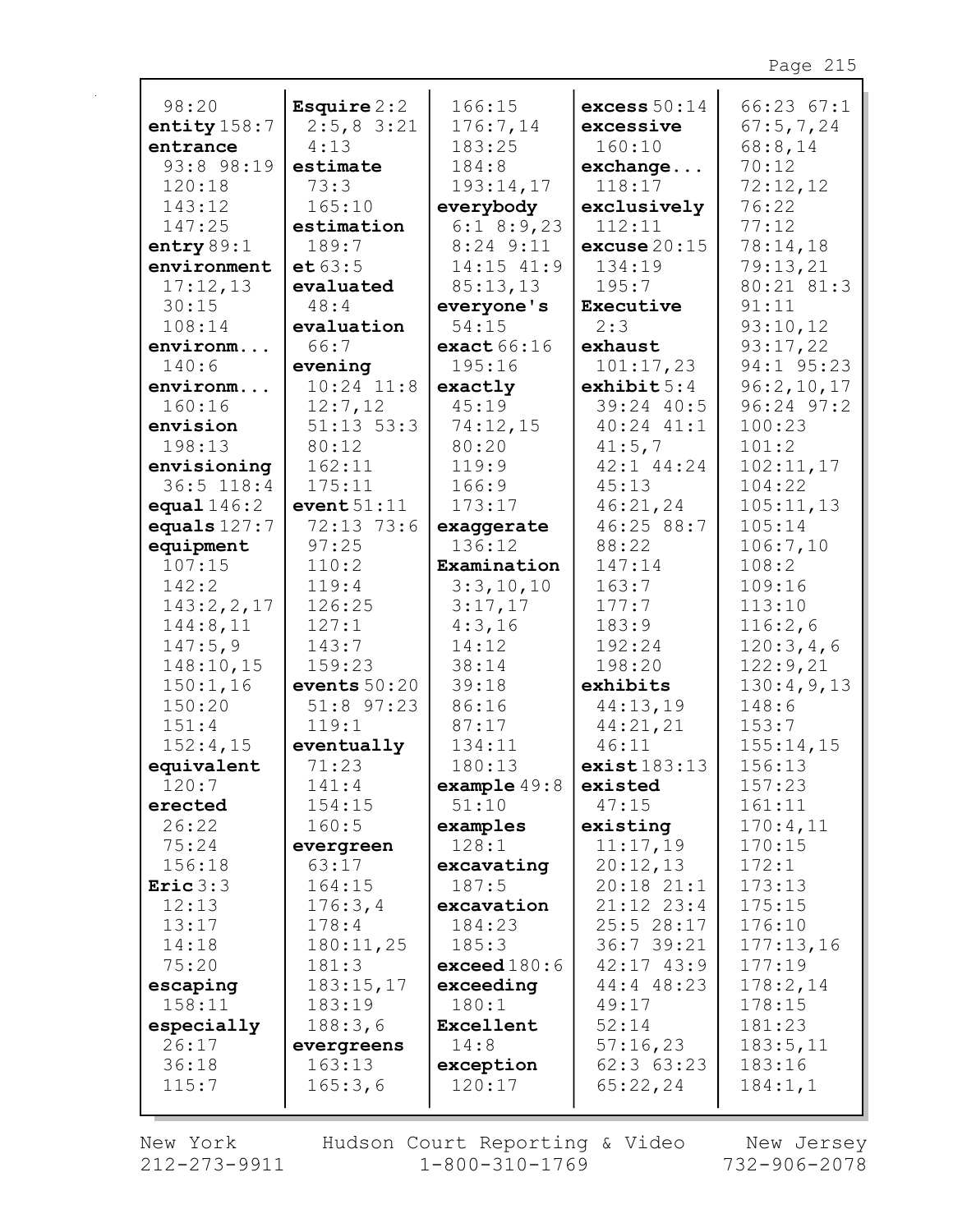98:20
**entity** 158:7
**entrance**
93:8 98:19
120:18
143:12
147:25
**entry** 89:1
**environment**
17:12,13
30:15
108:14
**environm...**
140:6
**environm...**
160:16
**envision**
198:13
**envisioning**
36:5 118:4
**equal** 146:2
**equals** 127:7
**equipment**
107:15
142:2
143:2,2,17
144:8,11
147:5,9
148:10,15
150:1,16
150:20
151:4
152:4,15
**equivalent**
120:7
**erected**
26:22
75:24
156:18
**Eric** 3:3
12:13
13:17
14:18
75:20
**escaping**
158:11
**especially**
26:17
36:18
115:7

**Esquire** 2:2
2:5,8 3:21
4:13
**estimate**
73:3
165:10
**estimation**
189:7
**et** 63:5
**evaluated**
48:4
**evaluation**
66:7
**evening**
10:24 11:8
12:7,12
51:13 53:3
80:12
162:11
175:11
**event** 51:11
72:13 73:6
97:25
110:2
119:4
126:25
127:1
143:7
159:23
**events** 50:20
51:8 97:23
119:1
**eventually**
71:23
141:4
154:15
160:5
**evergreen**
63:17
164:15
176:3,4
178:4
180:11,25
181:3
183:15,17
183:19
188:3,6
**evergreens**
163:13
165:3,6

166:15
176:7,14
183:25
184:8
193:14,17
**everybody**
6:1 8:9,23
8:24 9:11
14:15 41:9
85:13,13
**everyone's**
54:15
**exact** 66:16
195:16
**exactly**
45:19
74:12,15
80:20
119:9
166:9
173:17
**exaggerate**
136:12
**Examination**
3:3,10,10
3:17,17
4:3,16
14:12
38:14
39:18
86:16
87:17
134:11
180:13
**example** 49:8
51:10
**examples**
128:1
**excavating**
187:5
**excavation**
184:23
185:3
**exceed** 180:6
**exceeding**
180:1
**Excellent**
14:8
**exception**
120:17

**excess** 50:14
**excessive**
160:10
**exchange...**
118:17
**exclusively**
112:11
**excuse** 20:15
134:19
195:7
**Executive**
2:3
**exhaust**
101:17,23
**exhibit** 5:4
39:24 40:5
40:24 41:1
41:5,7
42:1 44:24
45:13
46:21,24
46:25 88:7
88:22
147:14
163:7
177:7
183:9
192:24
198:20
**exhibits**
44:13,19
44:21,21
46:11
**exist** 183:13
**existed**
47:15
**existing**
11:17,19
20:12,13
20:18 21:1
21:12 23:4
25:5 28:17
36:7 39:21
42:17 43:9
44:4 48:23
49:17
52:14
57:16,23
62:3 63:23
65:22,24

66:23 67:1
67:5,7,24
68:8,14
70:12
72:12,12
76:22
77:12
78:14,18
79:13,21
80:21 81:3
91:11
93:10,12
93:17,22
94:1 95:23
96:2,10,17
96:24 97:2
100:23
101:2
102:11,17
104:22
105:11,13
105:14
106:7,10
108:2
109:16
113:10
116:2,6
120:3,4,6
122:9,21
130:4,9,13
148:6
153:7
155:14,15
156:13
157:23
161:11
170:4,11
170:15
172:1
173:13
175:15
176:10
177:13,16
177:19
178:2,14
178:15
181:23
183:5,11
183:16
184:1,1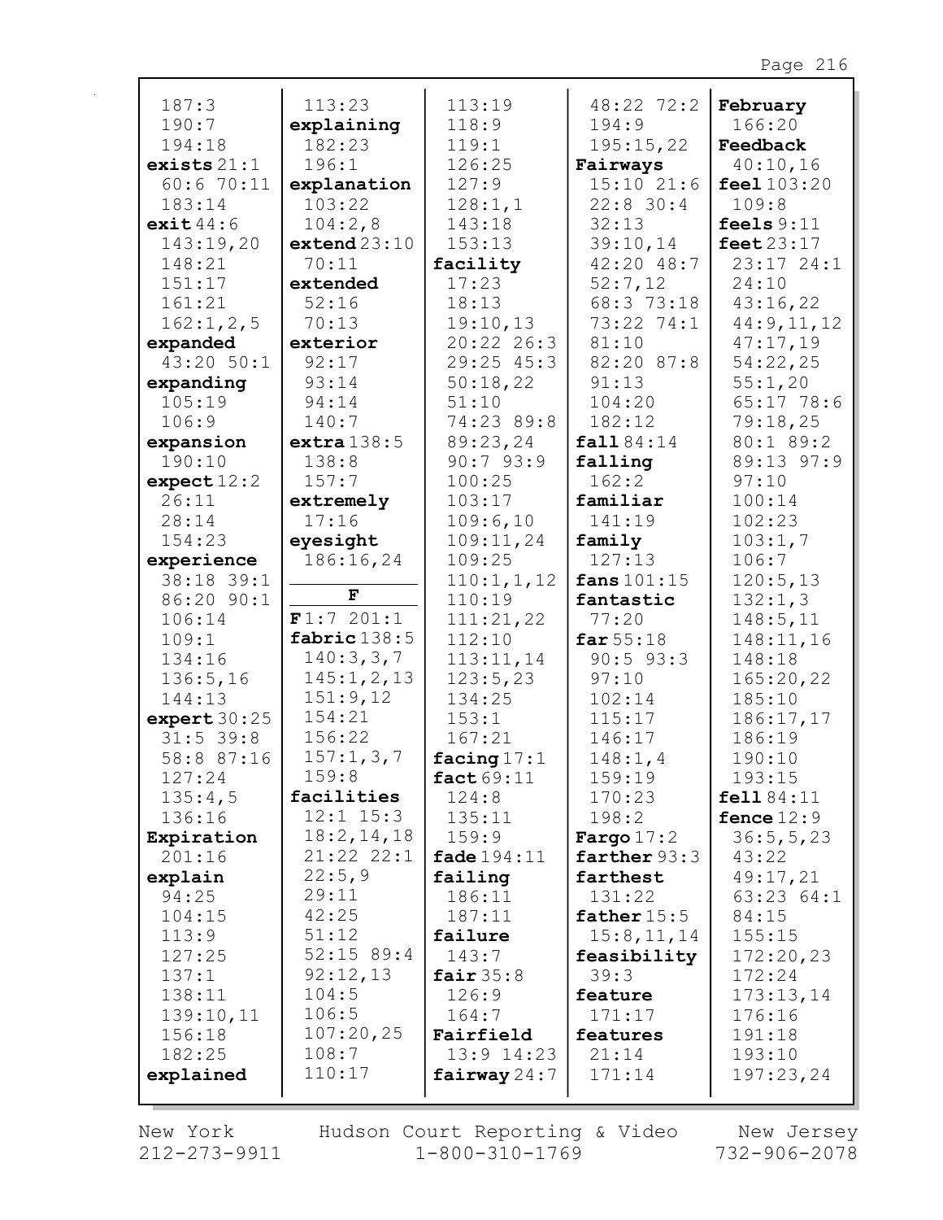187:3
190:7
194:18
**exists** 21:1
60:6 70:11
183:14
**exit** 44:6
143:19,20
148:21
151:17
161:21
162:1,2,5
**expanded**
43:20 50:1
**expanding**
105:19
106:9
**expansion**
190:10
**expect** 12:2
26:11
28:14
154:23
**experience**
38:18 39:1
86:20 90:1
106:14
109:1
134:16
136:5,16
144:13
**expert** 30:25
31:5 39:8
58:8 87:16
127:24
135:4,5
136:16
**Expiration**
201:16
**explain**
94:25
104:15
113:9
127:25
137:1
138:11
139:10,11
156:18
182:25
**explained**
113:23
**explaining**
182:23
196:1
**explanation**
103:22
104:2,8
**extend** 23:10
70:11
**extended**
52:16
70:13
**exterior**
92:17
93:14
94:14
140:7
**extra** 138:5
138:8
157:7
**extremely**
17:16
**eyesight**
186:16,24

**F**

**F** 1:7 201:1
**fabric** 138:5
140:3,3,7
145:1,2,13
151:9,12
154:21
156:22
157:1,3,7
159:8
**facilities**
12:1 15:3
18:2,14,18
21:22 22:1
22:5,9
29:11
42:25
51:12
52:15 89:4
92:12,13
104:5
106:5
107:20,25
108:7
110:17
113:19
118:9
119:1
126:25
127:9
128:1,1
143:18
153:13
**facility**
17:23
18:13
19:10,13
20:22 26:3
29:25 45:3
50:18,22
51:10
74:23 89:8
89:23,24
90:7 93:9
100:25
103:17
109:6,10
109:11,24
109:25
110:1,1,12
110:19
111:21,22
112:10
113:11,14
123:5,23
134:25
153:1
167:21
**facing** 17:1
**fact** 69:11
124:8
135:11
159:9
**fade** 194:11
**failing**
186:11
187:11
**failure**
143:7
**fair** 35:8
126:9
164:7
**Fairfield**
13:9 14:23
**fairway** 24:7
48:22 72:2
194:9
195:15,22
**Fairways**
15:10 21:6
22:8 30:4
32:13
39:10,14
42:20 48:7
52:7,12
68:3 73:18
73:22 74:1
81:10
82:20 87:8
91:13
104:20
182:12
**fall** 84:14
**falling**
162:2
**familiar**
141:19
**family**
127:13
**fans** 101:15
**fantastic**
77:20
**far** 55:18
90:5 93:3
97:10
102:14
115:17
146:17
148:1,4
159:19
170:23
198:2
**Fargo** 17:2
**farther** 93:3
**farthest**
131:22
**father** 15:5
15:8,11,14
**feasibility**
39:3
**feature**
171:17
**features**
21:14
171:14
**February**
166:20
**Feedback**
40:10,16
**feel** 103:20
109:8
**feels** 9:11
**feet** 23:17
23:17 24:1
24:10
43:16,22
44:9,11,12
47:17,19
54:22,25
55:1,20
65:17 78:6
79:18,25
80:1 89:2
89:13 97:9
97:10
100:14
102:23
103:1,7
106:7
120:5,13
132:1,3
148:5,11
148:11,16
148:18
165:20,22
185:10
186:17,17
186:19
190:10
193:15
**fell** 84:11
**fence** 12:9
36:5,5,23
43:22
49:17,21
63:23 64:1
84:15
155:15
172:20,23
172:24
173:13,14
176:16
191:18
193:10
197:23,24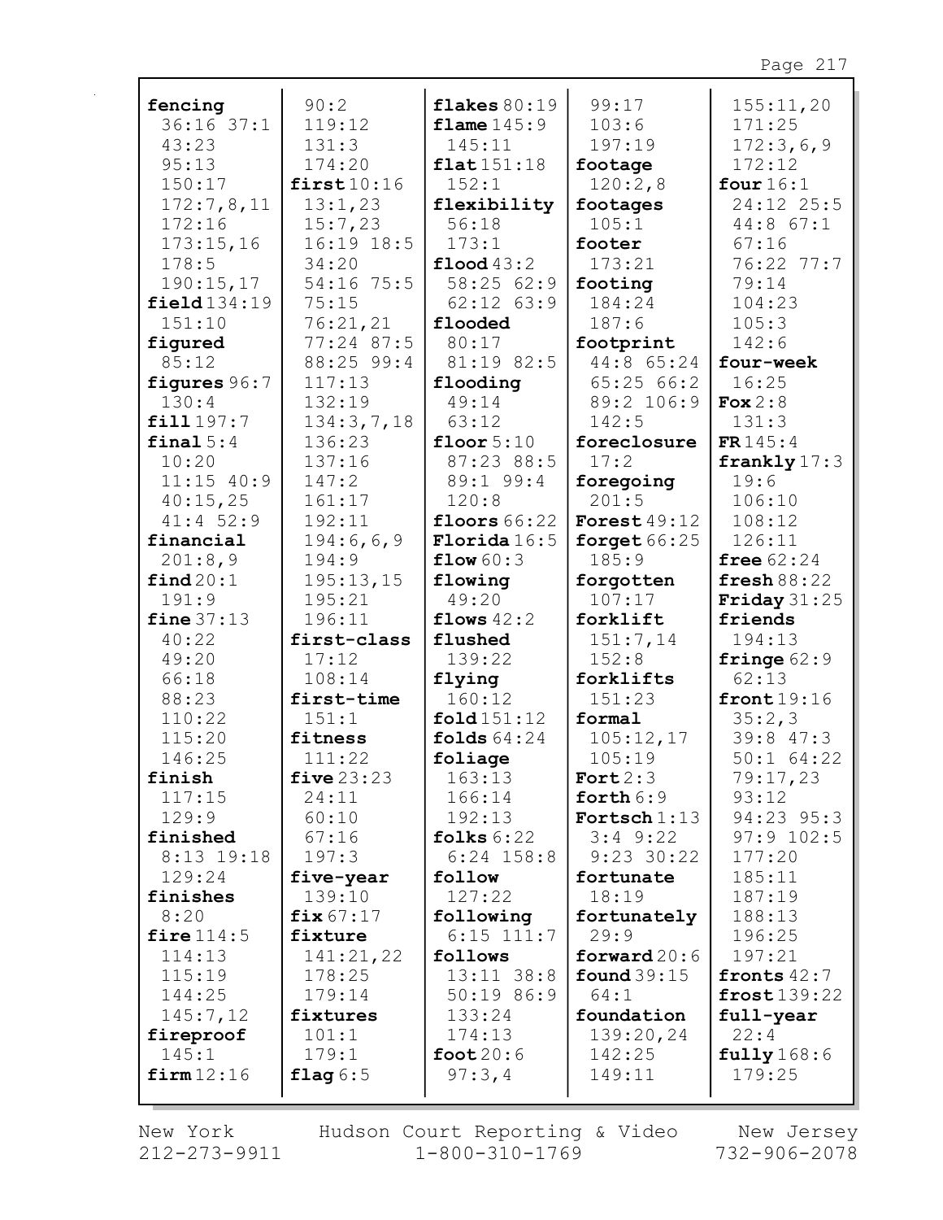**fencing** 36:16 37:1 43:23 95:13 150:17 172:7,8,11 172:16 173:15,16 178:5 190:15,17
**field** 134:19 151:10
**figured** 85:12
**figures** 96:7 130:4
**fill** 197:7
**final** 5:4 10:20 11:15 40:9 40:15,25 41:4 52:9
**financial** 201:8,9
**find** 20:1 191:9
**fine** 37:13 40:22 49:20 66:18 88:23 110:22 115:20 146:25
**finish** 117:15 129:9
**finished** 8:13 19:18 129:24
**finishes** 8:20
**fire** 114:5 114:13 115:19 144:25 145:7,12
**fireproof** 145:1
**firm** 12:16 90:2 119:12 131:3 174:20
**first** 10:16 13:1,23 15:7,23 16:19 18:5 34:20 54:16 75:5 75:15 76:21,21 77:24 87:5 88:25 99:4 117:13 132:19 134:3,7,18 136:23 137:16 147:2 161:17 192:11 194:6,6,9 194:9 195:13,15 195:21 196:11
**first-class** 17:12 108:14
**first-time** 151:1
**fitness** 111:22
**five** 23:23 24:11 60:10 67:16 197:3
**five-year** 139:10
**fix** 67:17
**fixture** 141:21,22 178:25 179:14
**fixtures** 101:1 179:1
**flag** 6:5
**flakes** 80:19
**flame** 145:9 145:11
**flat** 151:18 152:1
**flexibility** 56:18 173:1
**flood** 43:2 58:25 62:9 62:12 63:9
**flooded** 80:17 81:19 82:5
**flooding** 49:14 63:12
**floor** 5:10 87:23 88:5 89:1 99:4 120:8
**floors** 66:22
**Florida** 16:5
**flow** 60:3
**flowing** 49:20
**flows** 42:2
**flushed** 139:22
**flying** 160:12
**fold** 151:12
**folds** 64:24
**foliage** 163:13 166:14 192:13
**folks** 6:22 6:24 158:8
**follow** 127:22
**following** 6:15 111:7
**follows** 13:11 38:8 50:19 86:9 133:24 174:13
**foot** 20:6 97:3,4 99:17 103:6 197:19
**footage** 120:2,8
**footages** 105:1
**footer** 173:21
**footing** 184:24 187:6
**footprint** 44:8 65:24 65:25 66:2 89:2 106:9 142:5
**foreclosure** 17:2
**foregoing** 201:5
**Forest** 49:12
**forget** 66:25 185:9
**forgotten** 107:17
**forklift** 151:7,14 152:8
**forklifts** 151:23
**formal** 105:12,17 105:19
**Fort** 2:3
**forth** 6:9
**Fortsch** 1:13 3:4 9:22 9:23 30:22
**fortunate** 18:19
**fortunately** 29:9
**forward** 20:6
**found** 39:15 64:1
**foundation** 139:20,24 142:25 149:11 155:11,20 171:25 172:3,6,9 172:12
**four** 16:1 24:12 25:5 44:8 67:1 67:16 76:22 77:7 79:14 104:23 105:3 142:6
**four-week** 16:25
**Fox** 2:8 131:3
**FR** 145:4
**frankly** 17:3 19:6 106:10 108:12 126:11
**free** 62:24
**fresh** 88:22
**Friday** 31:25
**friends** 194:13
**fringe** 62:9 62:13
**front** 19:16 35:2,3 39:8 47:3 50:1 64:22 79:17,23 93:12 94:23 95:3 97:9 102:5 177:20 185:11 187:19 188:13 196:25 197:21
**fronts** 42:7
**frost** 139:22
**full-year** 22:4
**fully** 168:6 179:25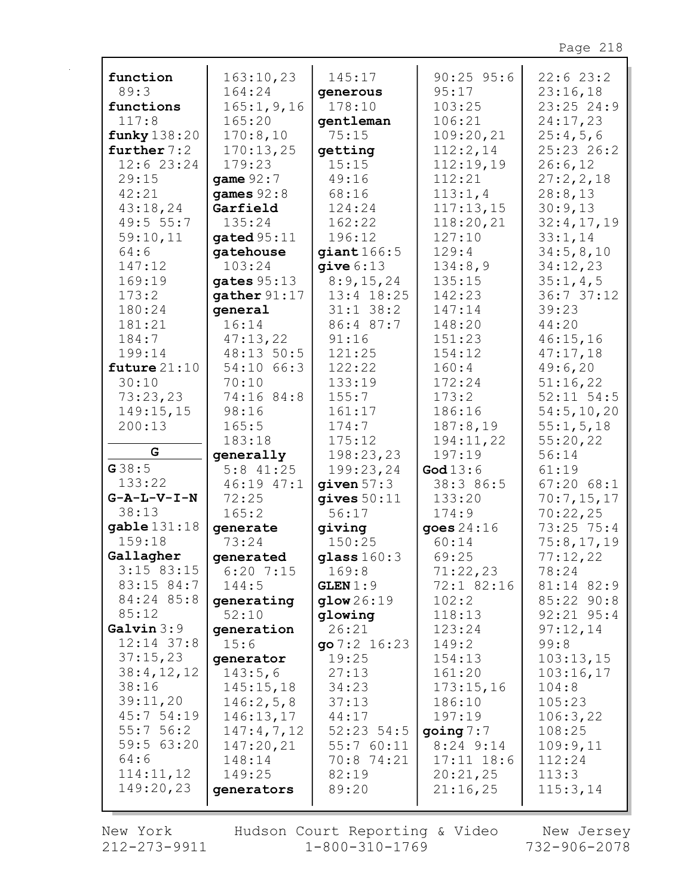**function** 89:3
**functions** 117:8
**funky** 138:20
**further** 7:2 12:6 23:24 29:15 42:21 43:18,24 49:5 55:7 59:10,11 64:6 147:12 169:19 173:2 180:24 181:21 184:7 199:14
**future** 21:10 30:10 73:23,23 149:15,15 200:13

## G

**G** 38:5 133:22
**G-A-L-V-I-N** 38:13
**gable** 131:18 159:18
**Gallagher** 3:15 83:15 83:15 84:7 84:24 85:8 85:12
**Galvin** 3:9 12:14 37:8 37:15,23 38:4,12,12 38:16 39:11,20 45:7 54:19 55:7 56:2 59:5 63:20 64:6 114:11,12 149:20,23 163:10,23 164:24 165:1,9,16 165:20 170:8,10 170:13,25 179:23
**game** 92:7
**games** 92:8
**Garfield** 135:24
**gated** 95:11
**gatehouse** 103:24
**gates** 95:13
**gather** 91:17
**general** 16:14 47:13,22 48:13 50:5 54:10 66:3 70:10 74:16 84:8 98:16 165:5 183:18
**generally** 5:8 41:25 46:19 47:1 72:25 165:2
**generate** 73:24
**generated** 6:20 7:15 144:5
**generating** 52:10
**generation** 15:6
**generator** 143:5,6 145:15,18 146:2,5,8 146:13,17 147:4,7,12 147:20,21 148:14 149:25
**generators** 145:17
**generous** 178:10
**gentleman** 75:15
**getting** 15:15 49:16 68:16 124:24 162:22 196:12
**giant** 166:5
**give** 6:13 8:9,15,24 13:4 18:25 31:1 38:2 86:4 87:7 91:16 121:25 122:22 133:19 155:7 161:17 174:7 175:12 198:23,23 199:23,24
**given** 57:3
**gives** 50:11 56:17
**giving** 150:25
**glass** 160:3 169:8
**GLEN** 1:9
**glow** 26:19
**glowing** 26:21
**go** 7:2 16:23 19:25 27:13 34:23 37:13 44:17 52:23 54:5 55:7 60:11 70:8 74:21 82:19 89:20 90:25 95:6 95:17 103:25 106:21 109:20,21 112:2,14 112:19,19 112:21 113:1,4 117:13,15 118:20,21 127:10 129:4 134:8,9 135:15 142:23 147:14 148:20 151:23 154:12 160:4 172:24 173:2 186:16 187:8,19 194:11,22 197:19
**God** 13:6 38:3 86:5 133:20 174:9
**goes** 24:16 60:14 69:25 71:22,23 72:1 82:16 102:2 118:13 123:24 149:2 154:13 161:20 173:15,16 186:10 197:19
**going** 7:7 8:24 9:14 17:11 18:6 20:21,25 21:16,25 22:6 23:2 23:16,18 23:25 24:9 24:17,23 25:4,5,6 25:23 26:2 26:6,12 27:2,2,18 28:8,13 30:9,13 32:4,17,19 33:1,14 34:5,8,10 34:12,23 35:1,4,5 36:7 37:12 39:23 44:20 46:15,16 47:17,18 49:6,20 51:16,22 52:11 54:5 54:5,10,20 55:1,5,18 55:20,22 56:14 61:19 67:20 68:1 70:7,15,17 70:22,25 73:25 75:4 75:8,17,19 77:12,22 78:24 81:14 82:9 85:22 90:8 92:21 95:4 97:12,14 99:8 103:13,15 103:16,17 104:8 105:23 106:3,22 108:25 109:9,11 112:24 113:3 115:3,14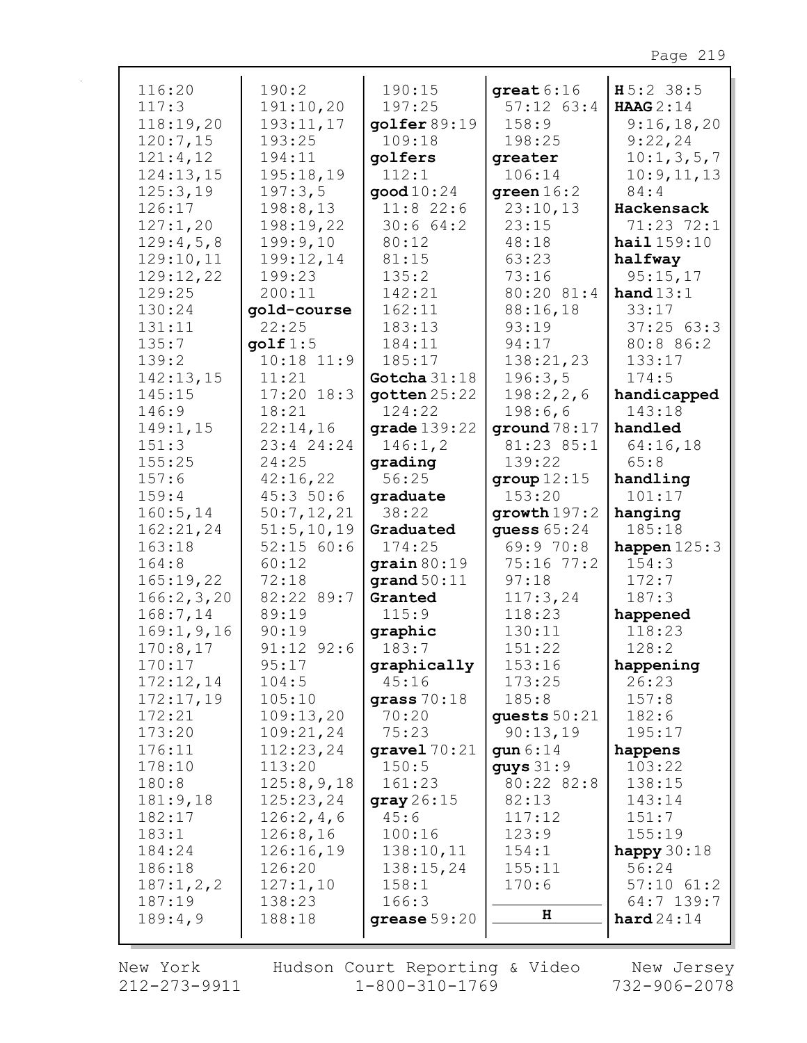116:20
117:3
118:19,20
120:7,15
121:4,12
124:13,15
125:3,19
126:17
127:1,20
129:4,5,8
129:10,11
129:12,22
129:25
130:24
131:11
135:7
139:2
142:13,15
145:15
146:9
149:1,15
151:3
155:25
157:6
159:4
160:5,14
162:21,24
163:18
164:8
165:19,22
166:2,3,20
168:7,14
169:1,9,16
170:8,17
170:17
172:12,14
172:17,19
172:21
173:20
176:11
178:10
180:8
181:9,18
182:17
183:1
184:24
186:18
187:1,2,2
187:19
189:4,9
190:2
191:10,20
193:11,17
193:25
194:11
195:18,19
197:3,5
198:8,13
198:19,22
199:9,10
199:12,14
199:23
200:11

**gold-course** 22:25

**golf** 1:5 10:18 11:9 11:21 17:20 18:3 18:21 22:14,16 23:4 24:24 24:25 42:16,22 45:3 50:6 50:7,12,21 51:5,10,19 52:15 60:6 60:12 72:18 82:22 89:7 89:19 90:19 91:12 92:6 95:17 104:5 105:10 109:13,20 109:21,24 112:23,24 113:20 125:8,9,18 125:23,24 126:2,4,6 126:8,16 126:16,19 126:20 127:1,10 138:23 188:18 190:15 197:25

**golfer** 89:19 109:18

**golfers** 112:1

**good** 10:24 11:8 22:6 30:6 64:2 80:12 81:15 135:2 142:21 162:11 183:13 184:11 185:17

**Gotcha** 31:18

**gotten** 25:22 124:22

**grade** 139:22 146:1,2

**grading** 56:25

**graduate** 38:22

**Graduated** 174:25

**grain** 80:19

**grand** 50:11

**Granted** 115:9

**graphic** 183:7

**graphically** 45:16

**grass** 70:18 70:20 75:23

**gravel** 70:21 150:5 161:23

**gray** 26:15 45:6 100:16 138:10,11 138:15,24 158:1 166:3

**grease** 59:20

**great** 6:16 57:12 63:4 158:9 198:25

**greater** 106:14

**green** 16:2 23:10,13 23:15 48:18 63:23 73:16 80:20 81:4 88:16,18 93:19 94:17 138:21,23 196:3,5 198:2,2,6 198:6,6

**ground** 78:17 81:23 85:1 139:22

**group** 12:15 153:20

**growth** 197:2

**guess** 65:24 69:9 70:8 75:16 77:2 97:18 117:3,24 118:23 130:11 151:22 153:16 173:25 185:8

**guests** 50:21 90:13,19

**gun** 6:14

**guys** 31:9 80:22 82:8 82:13 117:12 123:9 154:1 155:11 170:6

## H

**H** 5:2 38:5

**HAAG** 2:14 9:16,18,20 9:22,24 10:1,3,5,7 10:9,11,13 84:4

**Hackensack** 71:23 72:1

**hail** 159:10

**halfway** 95:15,17

**hand** 13:1 33:17 37:25 63:3 80:8 86:2 133:17 174:5

**handicapped** 143:18

**handled** 64:16,18 65:8

**handling** 101:17

**hanging** 185:18

**happen** 125:3 154:3 172:7 187:3

**happened** 118:23 128:2

**happening** 26:23 157:8 182:6 195:17

**happens** 103:22 138:15 143:14 151:7 155:19

**happy** 30:18 56:24 57:10 61:2 64:7 139:7

**hard** 24:14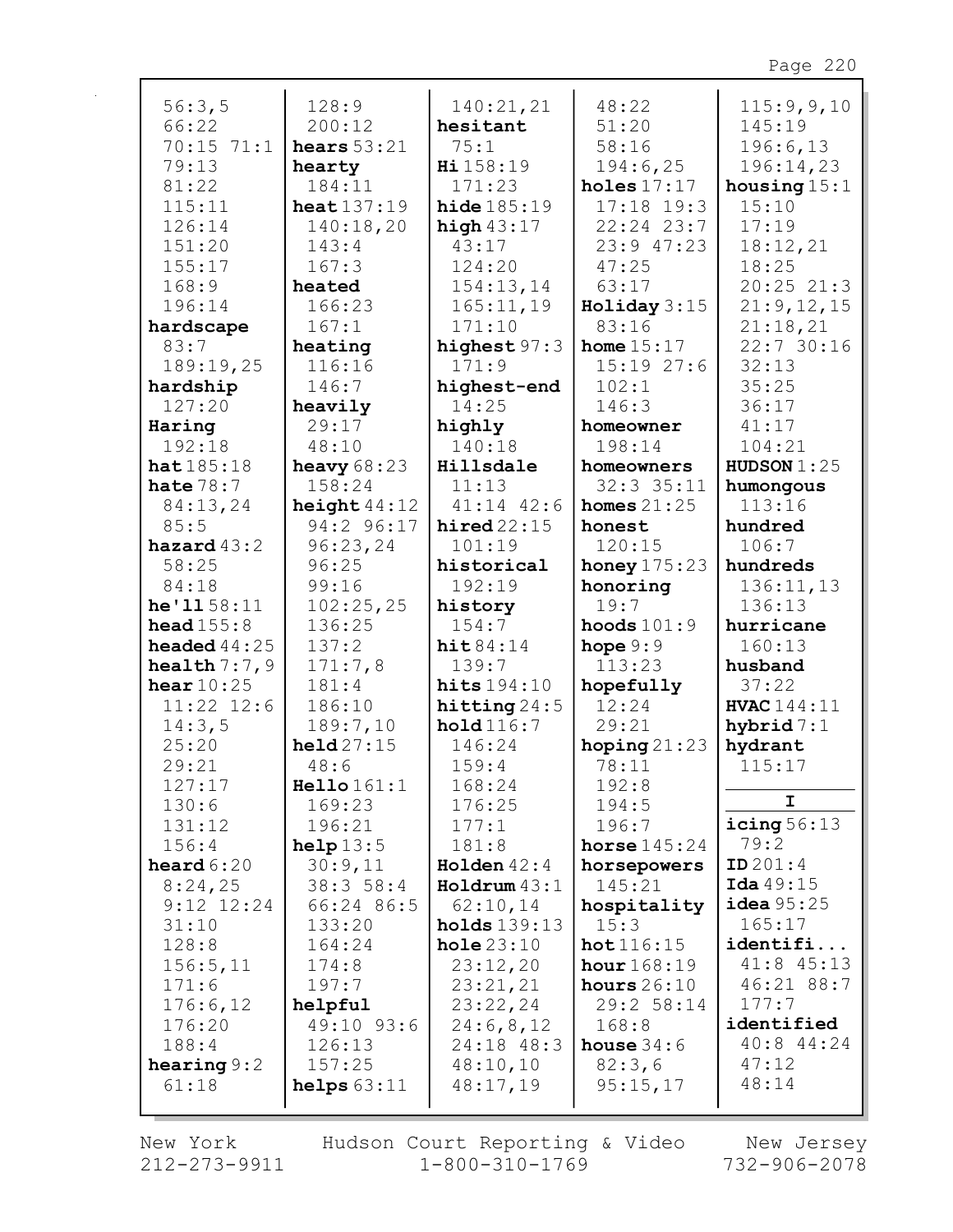56:3,5
66:22
70:15 71:1
79:13
81:22
115:11
126:14
151:20
155:17
168:9
196:14
**hardscape**
83:7
189:19,25
**hardship**
127:20
**Haring**
192:18
**hat** 185:18
**hate** 78:7
84:13,24
85:5
**hazard** 43:2
58:25
84:18
**he'll** 58:11
**head** 155:8
**headed** 44:25
**health** 7:7,9
**hear** 10:25
11:22 12:6
14:3,5
25:20
29:21
127:17
130:6
131:12
156:4
**heard** 6:20
8:24,25
9:12 12:24
31:10
128:8
156:5,11
171:6
176:6,12
176:20
188:4
**hearing** 9:2
61:18

128:9
200:12
**hears** 53:21
**hearty**
184:11
**heat** 137:19
140:18,20
143:4
167:3
**heated**
166:23
167:1
**heating**
116:16
146:7
**heavily**
29:17
48:10
**heavy** 68:23
158:24
**height** 44:12
94:2 96:17
96:23,24
96:25
99:16
102:25,25
136:25
137:2
171:7,8
181:4
186:10
189:7,10
**held** 27:15
48:6
**Hello** 161:1
169:23
196:21
**help** 13:5
30:9,11
38:3 58:4
66:24 86:5
133:20
164:24
174:8
197:7
**helpful**
49:10 93:6
126:13
157:25
**helps** 63:11

140:21,21
**hesitant**
75:1
**Hi** 158:19
171:23
**hide** 185:19
**high** 43:17
43:17
124:20
154:13,14
165:11,19
171:10
**highest** 97:3
171:9
**highest-end**
14:25
**highly**
140:18
**Hillsdale**
11:13
41:14 42:6
**hired** 22:15
101:19
**historical**
192:19
**history**
154:7
**hit** 84:14
139:7
**hits** 194:10
**hitting** 24:5
**hold** 116:7
146:24
159:4
168:24
176:25
177:1
181:8
**Holden** 42:4
**Holdrum** 43:1
62:10,14
**holds** 139:13
**hole** 23:10
23:12,20
23:21,21
23:22,24
24:6,8,12
24:18 48:3
48:10,10
48:17,19

48:22
51:20
58:16
194:6,25
**holes** 17:17
17:18 19:3
22:24 23:7
23:9 47:23
47:25
63:17
**Holiday** 3:15
83:16
**home** 15:17
15:19 27:6
102:1
146:3
**homeowner**
198:14
**homeowners**
32:3 35:11
**homes** 21:25
**honest**
120:15
**honey** 175:23
**honoring**
19:7
**hoods** 101:9
**hope** 9:9
113:23
**hopefully**
12:24
29:21
**hoping** 21:23
78:11
192:8
194:5
196:7
**horse** 145:24
**horsepowers**
145:21
**hospitality**
15:3
**hot** 116:15
**hour** 168:19
**hours** 26:10
29:2 58:14
168:8
**house** 34:6
82:3,6
95:15,17

115:9,9,10
145:19
196:6,13
196:14,23
**housing** 15:1
15:10
17:19
18:12,21
18:25
20:25 21:3
21:9,12,15
21:18,21
22:7 30:16
32:13
35:25
36:17
41:17
104:21
**HUDSON** 1:25
**humongous**
113:16
**hundred**
106:7
**hundreds**
136:11,13
136:13
**hurricane**
160:13
**husband**
37:22
**HVAC** 144:11
**hybrid** 7:1
**hydrant**
115:17

**I**

**icing** 56:13
79:2
**ID** 201:4
**Ida** 49:15
**idea** 95:25
165:17
**identifi...**
41:8 45:13
46:21 88:7
177:7
**identified**
40:8 44:24
47:12
48:14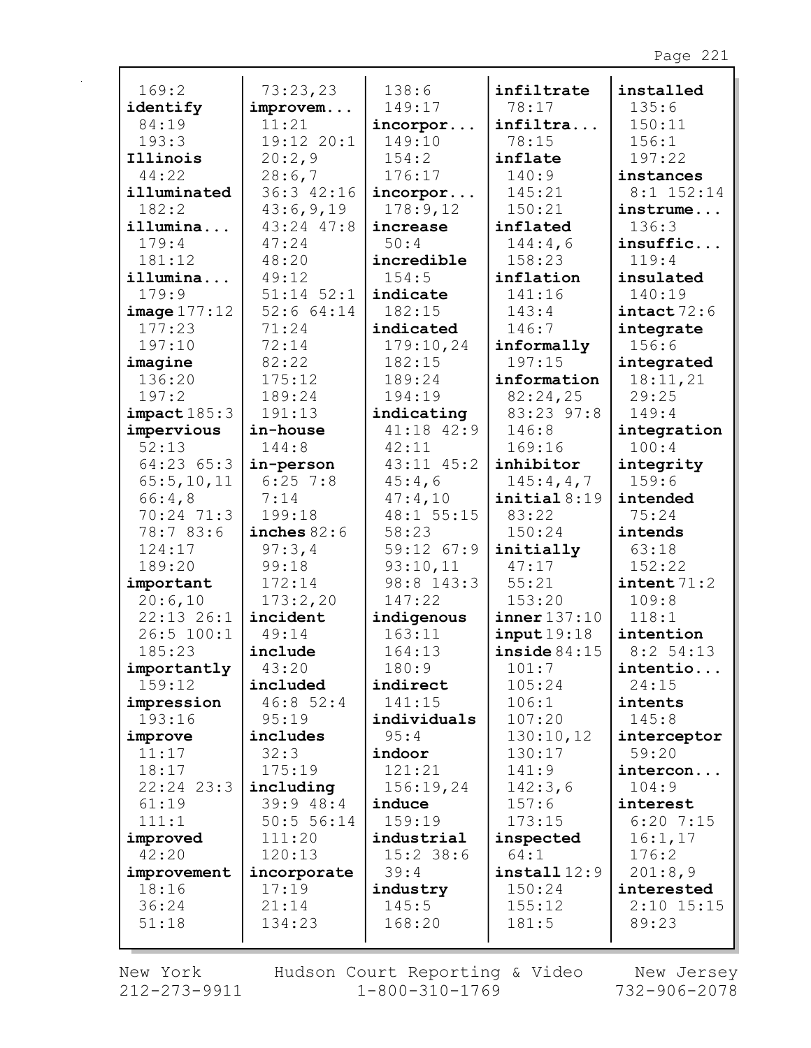169:2
**identify**
84:19
193:3
**Illinois**
44:22
**illuminated**
182:2
**illumina...**
179:4
181:12
**illumina...**
179:9
**image** 177:12
177:23
197:10
**imagine**
136:20
197:2
**impact** 185:3
**impervious**
52:13
64:23 65:3
65:5,10,11
66:4,8
70:24 71:3
78:7 83:6
124:17
189:20
**important**
20:6,10
22:13 26:1
26:5 100:1
185:23
**importantly**
159:12
**impression**
193:16
**improve**
11:17
18:17
22:24 23:3
61:19
111:1
**improved**
42:20
**improvement**
18:16
36:24
51:18

73:23,23
**improvem...**
11:21
19:12 20:1
20:2,9
28:6,7
36:3 42:16
43:6,9,19
43:24 47:8
47:24
48:20
49:12
51:14 52:1
52:6 64:14
71:24
72:14
82:22
175:12
189:24
191:13
**in-house**
144:8
**in-person**
6:25 7:8
7:14
199:18
**inches** 82:6
97:3,4
99:18
172:14
173:2,20
**incident**
49:14
**include**
43:20
**included**
46:8 52:4
95:19
**includes**
32:3
175:19
**including**
39:9 48:4
50:5 56:14
111:20
120:13
**incorporate**
17:19
21:14
134:23

138:6
149:17
**incorpor...**
149:10
154:2
176:17
**incorpor...**
178:9,12
**increase**
50:4
**incredible**
154:5
**indicate**
182:15
**indicated**
179:10,24
182:15
189:24
194:19
**indicating**
41:18 42:9
42:11
43:11 45:2
45:4,6
47:4,10
48:1 55:15
58:23
59:12 67:9
93:10,11
98:8 143:3
147:22
**indigenous**
163:11
164:13
180:9
**indirect**
141:15
**individuals**
95:4
**indoor**
121:21
156:19,24
**induce**
159:19
**industrial**
15:2 38:6
39:4
**industry**
145:5
168:20

**infiltrate**
78:17
**infiltra...**
78:15
**inflate**
140:9
145:21
150:21
**inflated**
144:4,6
158:23
**inflation**
141:16
143:4
146:7
**informally**
197:15
**information**
82:24,25
83:23 97:8
146:8
169:16
**inhibitor**
145:4,4,7
**initial** 8:19
83:22
150:24
**initially**
47:17
55:21
153:20
**inner** 137:10
**input** 19:18
**inside** 84:15
101:7
105:24
106:1
107:20
130:10,12
130:17
141:9
142:3,6
157:6
173:15
**inspected**
64:1
**install** 12:9
150:24
155:12
181:5

**installed**
135:6
150:11
156:1
197:22
**instances**
8:1 152:14
**instrume...**
136:3
**insuffic...**
119:4
**insulated**
140:19
**intact** 72:6
**integrate**
156:6
**integrated**
18:11,21
29:25
149:4
**integration**
100:4
**integrity**
159:6
**intended**
75:24
**intends**
63:18
152:22
**intent** 71:2
109:8
118:1
**intention**
8:2 54:13
**intentio...**
24:15
**intents**
145:8
**interceptor**
59:20
**intercon...**
104:9
**interest**
6:20 7:15
16:1,17
176:2
201:8,9
**interested**
2:10 15:15
89:23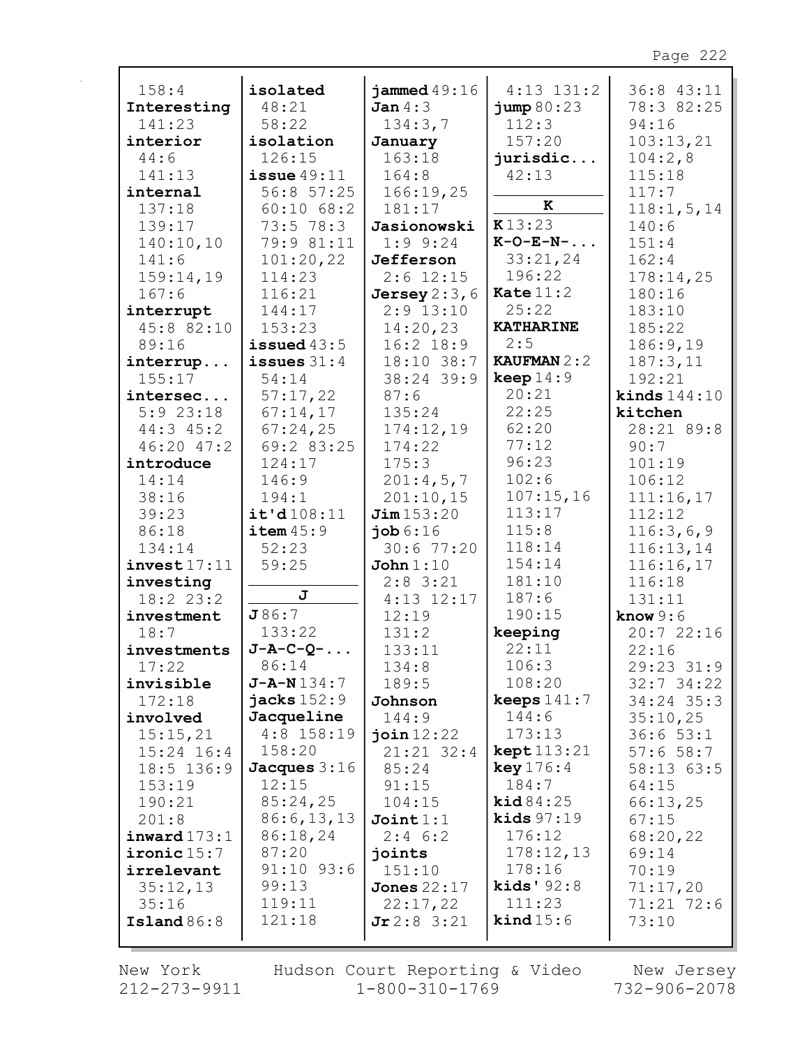158:4
**Interesting**
141:23
**interior**
44:6
141:13
**internal**
137:18
139:17
140:10,10
141:6
159:14,19
167:6
**interrupt**
45:8 82:10
89:16
**interrup...**
155:17
**intersec...**
5:9 23:18
44:3 45:2
46:20 47:2
**introduce**
14:14
38:16
39:23
86:18
134:14
**invest** 17:11
**investing**
18:2 23:2
**investment**
18:7
**investments**
17:22
**invisible**
172:18
**involved**
15:15,21
15:24 16:4
18:5 136:9
153:19
190:21
201:8
**inward** 173:1
**ironic** 15:7
**irrelevant**
35:12,13
35:16
**Island** 86:8
**isolated**
48:21
58:22
**isolation**
126:15
**issue** 49:11
56:8 57:25
60:10 68:2
73:5 78:3
79:9 81:11
101:20,22
114:23
116:21
144:17
153:23
**issued** 43:5
**issues** 31:4
54:14
57:17,22
67:14,17
67:24,25
69:2 83:25
124:17
146:9
194:1
**it'd** 108:11
**item** 45:9
52:23
59:25

**J**

**J** 86:7
133:22
**J-A-C-Q-...**
86:14
**J-A-N** 134:7
**jacks** 152:9
**Jacqueline**
4:8 158:19
158:20
**Jacques** 3:16
12:15
85:24,25
86:6,13,13
86:18,24
87:20
91:10 93:6
99:13
119:11
121:18
**jammed** 49:16
**Jan** 4:3
134:3,7
**January**
163:18
164:8
166:19,25
181:17
**Jasionowski**
1:9 9:24
**Jefferson**
2:6 12:15
**Jersey** 2:3,6
2:9 13:10
14:20,23
16:2 18:9
18:10 38:7
38:24 39:9
87:6
135:24
174:12,19
174:22
175:3
201:4,5,7
201:10,15
**Jim** 153:20
**job** 6:16
30:6 77:20
**John** 1:10
2:8 3:21
4:13 12:17
12:19
131:2
133:11
134:8
189:5
**Johnson**
144:9
**join** 12:22
21:21 32:4
85:24
91:15
104:15
**Joint** 1:1
2:4 6:2
**joints**
151:10
**Jones** 22:17
22:17,22
**Jr** 2:8 3:21
4:13 131:2
**jump** 80:23
112:3
157:20
**jurisdic...**
42:13

**K**

**K** 13:23
**K-O-E-N-...**
33:21,24
196:22
**Kate** 11:2
25:22
**KATHARINE**
2:5
**KAUFMAN** 2:2
**keep** 14:9
20:21
22:25
62:20
77:12
96:23
102:6
107:15,16
113:17
115:8
118:14
154:14
181:10
187:6
190:15
**keeping**
22:11
106:3
108:20
**keeps** 141:7
144:6
173:13
**kept** 113:21
**key** 176:4
184:7
**kid** 84:25
**kids** 97:19
176:12
178:12,13
178:16
**kids'** 92:8
111:23
**kind** 15:6
36:8 43:11
78:3 82:25
94:16
103:13,21
104:2,8
115:18
117:7
118:1,5,14
140:6
151:4
162:4
178:14,25
180:16
183:10
185:22
186:9,19
187:3,11
192:21
**kinds** 144:10
**kitchen**
28:21 89:8
90:7
101:19
106:12
111:16,17
112:12
116:3,6,9
116:13,14
116:16,17
116:18
131:11
**know** 9:6
20:7 22:16
22:16
29:23 31:9
32:7 34:22
34:24 35:3
35:10,25
36:6 53:1
57:6 58:7
58:13 63:5
64:15
66:13,25
67:15
68:20,22
69:14
70:19
71:17,20
71:21 72:6
73:10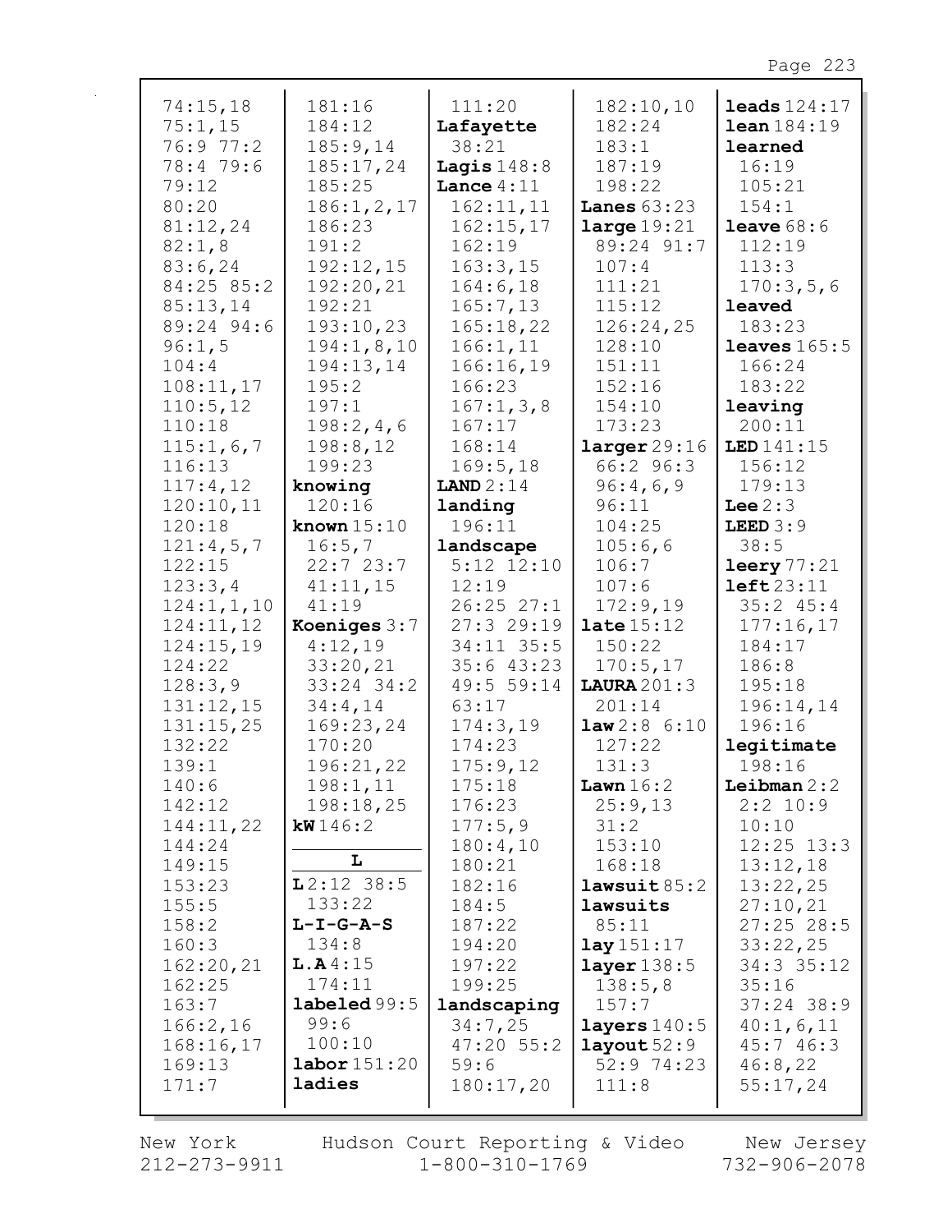74:15,18
75:1,15
76:9 77:2
78:4 79:6
79:12
80:20
81:12,24
82:1,8
83:6,24
84:25 85:2
85:13,14
89:24 94:6
96:1,5
104:4
108:11,17
110:5,12
110:18
115:1,6,7
116:13
117:4,12
120:10,11
120:18
121:4,5,7
122:15
123:3,4
124:1,1,10
124:11,12
124:15,19
124:22
128:3,9
131:12,15
131:15,25
132:22
139:1
140:6
142:12
144:11,22
144:24
149:15
153:23
155:5
158:2
160:3
162:20,21
162:25
163:7
166:2,16
168:16,17
169:13
171:7

181:16
184:12
185:9,14
185:17,24
185:25
186:1,2,17
186:23
191:2
192:12,15
192:20,21
192:21
193:10,23
194:1,8,10
194:13,14
195:2
197:1
198:2,4,6
198:8,12
199:23
**knowing**
120:16
**known** 15:10
16:5,7
22:7 23:7
41:11,15
41:19
**Koeniges** 3:7
4:12,19
33:20,21
33:24 34:2
34:4,14
169:23,24
170:20
196:21,22
198:1,11
198:18,25
**kW** 146:2

**L**

**L** 2:12 38:5
133:22
**L-I-G-A-S**
134:8
**L.A** 4:15
174:11
**labeled** 99:5
99:6
100:10
**labor** 151:20
**ladies**

111:20
**Lafayette**
38:21
**Lagis** 148:8
**Lance** 4:11
162:11,11
162:15,17
162:19
163:3,15
164:6,18
165:7,13
165:18,22
166:1,11
166:16,19
166:23
167:1,3,8
167:17
168:14
169:5,18
**LAND** 2:14
**landing**
196:11
**landscape**
5:12 12:10
12:19
26:25 27:1
27:3 29:19
34:11 35:5
35:6 43:23
49:5 59:14
63:17
174:3,19
174:23
175:9,12
175:18
176:23
177:5,9
180:4,10
180:21
182:16
184:5
187:22
194:20
197:22
199:25
**landscaping**
34:7,25
47:20 55:2
59:6
180:17,20

182:10,10
182:24
183:1
187:19
198:22
**Lanes** 63:23
**large** 19:21
89:24 91:7
107:4
111:21
115:12
126:24,25
128:10
151:11
152:16
154:10
173:23
**larger** 29:16
66:2 96:3
96:4,6,9
96:11
104:25
105:6,6
106:7
107:6
172:9,19
**late** 15:12
150:22
170:5,17
**LAURA** 201:3
201:14
**law** 2:8 6:10
127:22
131:3
**Lawn** 16:2
25:9,13
31:2
153:10
168:18
**lawsuit** 85:2
**lawsuits**
85:11
**lay** 151:17
**layer** 138:5
138:5,8
157:7
**layers** 140:5
**layout** 52:9
52:9 74:23
111:8

**leads** 124:17
**lean** 184:19
**learned**
16:19
105:21
154:1
**leave** 68:6
112:19
113:3
170:3,5,6
**leaved**
183:23
**leaves** 165:5
166:24
183:22
**leaving**
200:11
**LED** 141:15
156:12
179:13
**Lee** 2:3
**LEED** 3:9
38:5
**leery** 77:21
**left** 23:11
35:2 45:4
177:16,17
184:17
186:8
195:18
196:14,14
196:16
**legitimate**
198:16
**Leibman** 2:2
2:2 10:9
10:10
12:25 13:3
13:12,18
13:22,25
27:10,21
27:25 28:5
33:22,25
34:3 35:12
35:16
37:24 38:9
40:1,6,11
45:7 46:3
46:8,22
55:17,24

New York 212-273-9911 Hudson Court Reporting & Video 1-800-310-1769 New Jersey 732-906-2078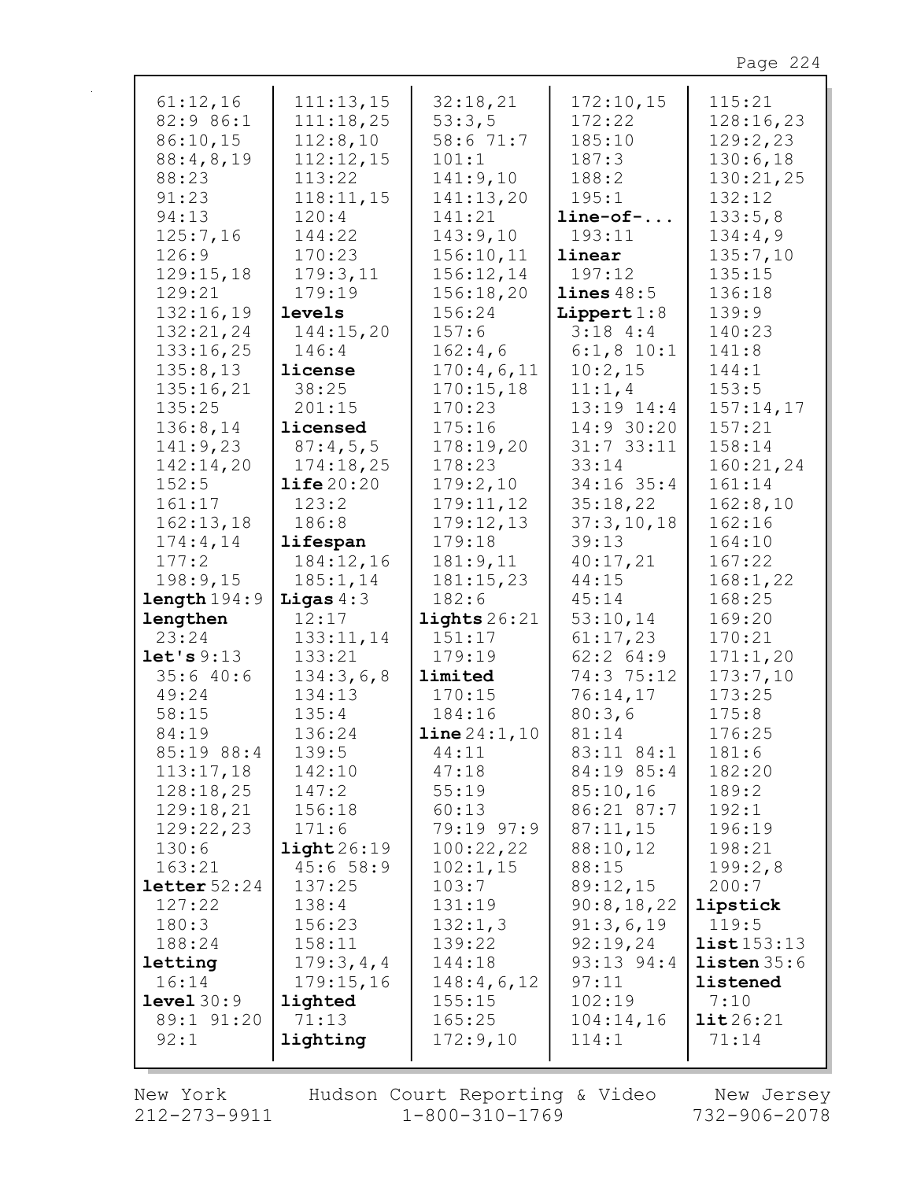61:12,16
82:9 86:1
86:10,15
88:4,8,19
88:23
91:23
94:13
125:7,16
126:9
129:15,18
129:21
132:16,19
132:21,24
133:16,25
135:8,13
135:16,21
135:25
136:8,14
141:9,23
142:14,20
152:5
161:17
162:13,18
174:4,14
177:2
198:9,15

**length** 194:9

**lengthen**
23:24

**let's** 9:13
35:6 40:6
49:24
58:15
84:19
85:19 88:4
113:17,18
128:18,25
129:18,21
129:22,23
130:6
163:21

**letter** 52:24
127:22
180:3
188:24

**letting**
16:14

**level** 30:9
89:1 91:20
92:1

111:13,15
111:18,25
112:8,10
112:12,15
113:22
118:11,15
120:4
144:22
170:23
179:3,11
179:19

**levels**
144:15,20
146:4

**license**
38:25
201:15

**licensed**
87:4,5,5
174:18,25

**life** 20:20
123:2
186:8

**lifespan**
184:12,16
185:1,14

**Ligas** 4:3
12:17
133:11,14
133:21
134:3,6,8
134:13
135:4
136:24
139:5
142:10
147:2
156:18
171:6

**light** 26:19
45:6 58:9
137:25
138:4
156:23
158:11
179:3,4,4
179:15,16

**lighted**
71:13

**lighting**

32:18,21
53:3,5
58:6 71:7
101:1
141:9,10
141:13,20
141:21
143:9,10
156:10,11
156:12,14
156:18,20
156:24
157:6
162:4,6
170:4,6,11
170:15,18
170:23
175:16
178:19,20
178:23
179:2,10
179:11,12
179:12,13
179:18
181:9,11
181:15,23
182:6

**lights** 26:21
151:17
179:19

**limited**
170:15
184:16

**line** 24:1,10
44:11
47:18
55:19
60:13
79:19 97:9
100:22,22
102:1,15
103:7
131:19
132:1,3
139:22
144:18
148:4,6,12
155:15
165:25
172:9,10

172:10,15
172:22
185:10
187:3
188:2
195:1

**line-of-...**
193:11

**linear**
197:12

**lines** 48:5

**Lippert** 1:8
3:18 4:4
6:1,8 10:1
10:2,15
11:1,4
13:19 14:4
14:9 30:20
31:7 33:11
33:14
34:16 35:4
35:18,22
37:3,10,18
39:13
40:17,21
44:15
45:14
53:10,14
61:17,23
62:2 64:9
74:3 75:12
76:14,17
80:3,6
81:14
83:11 84:1
84:19 85:4
85:10,16
86:21 87:7
87:11,15
88:10,12
88:15
89:12,15
90:8,18,22
91:3,6,19
92:19,24
93:13 94:4
97:11
102:19
104:14,16
114:1

115:21
128:16,23
129:2,23
130:6,18
130:21,25
132:12
133:5,8
134:4,9
135:7,10
135:15
136:18
139:9
140:23
141:8
144:1
153:5
157:14,17
157:21
158:14
160:21,24
161:14
162:8,10
162:16
164:10
167:22
168:1,22
168:25
169:20
170:21
171:1,20
173:7,10
173:25
175:8
176:25
181:6
182:20
189:2
192:1
196:19
198:21
199:2,8
200:7

**lipstick**
119:5

**list** 153:13

**listen** 35:6

**listened**
7:10

**lit** 26:21
71:14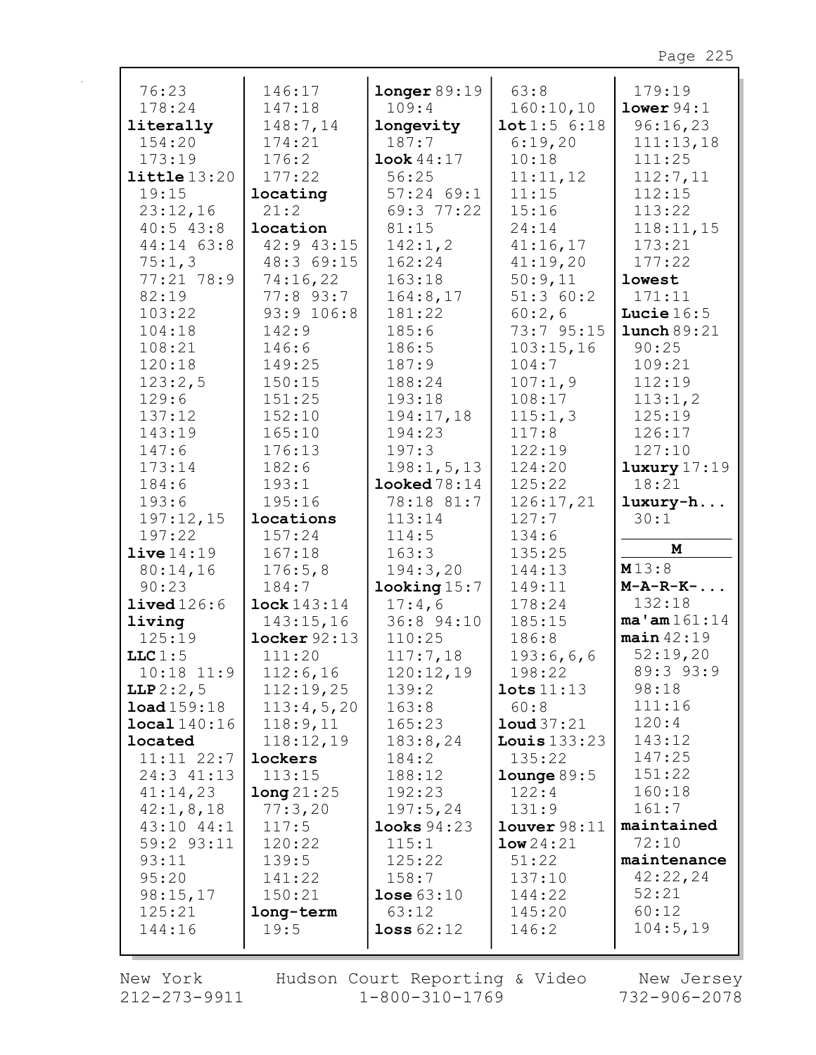76:23
178:24
**literally**
154:20
173:19
**little** 13:20
19:15
23:12,16
40:5 43:8
44:14 63:8
75:1,3
77:21 78:9
82:19
103:22
104:18
108:21
120:18
123:2,5
129:6
137:12
143:19
147:6
173:14
184:6
193:6
197:12,15
197:22
**live** 14:19
80:14,16
90:23
**lived** 126:6
**living**
125:19
**LLC** 1:5
10:18 11:9
**LLP** 2:2,5
**load** 159:18
**local** 140:16
**located**
11:11 22:7
24:3 41:13
41:14,23
42:1,8,18
43:10 44:1
59:2 93:11
93:11
95:20
98:15,17
125:21
144:16

146:17
147:18
148:7,14
174:21
176:2
177:22
**locating**
21:2
**location**
42:9 43:15
48:3 69:15
74:16,22
77:8 93:7
93:9 106:8
142:9
146:6
149:25
150:15
151:25
152:10
165:10
176:13
182:6
193:1
195:16
**locations**
157:24
167:18
176:5,8
184:7
**lock** 143:14
143:15,16
**locker** 92:13
111:20
112:6,16
112:19,25
113:4,5,20
118:9,11
118:12,19
**lockers**
113:15
**long** 21:25
77:3,20
117:5
120:22
139:5
141:22
150:21
**long-term**
19:5

**longer** 89:19
109:4
**longevity**
187:7
**look** 44:17
56:25
57:24 69:1
69:3 77:22
81:15
142:1,2
162:24
163:18
164:8,17
181:22
185:6
186:5
187:9
188:24
193:18
194:17,18
194:23
197:3
198:1,5,13
**looked** 78:14
78:18 81:7
113:14
114:5
163:3
194:3,20
**looking** 15:7
17:4,6
36:8 94:10
110:25
117:7,18
120:12,19
139:2
163:8
165:23
183:8,24
184:2
188:12
192:23
197:5,24
**looks** 94:23
115:1
125:22
158:7
**lose** 63:10
63:12
**loss** 62:12

63:8
160:10,10
**lot** 1:5 6:18
6:19,20
10:18
11:11,12
11:15
15:16
24:14
41:16,17
41:19,20
50:9,11
51:3 60:2
60:2,6
73:7 95:15
103:15,16
104:7
107:1,9
108:17
115:1,3
117:8
122:19
124:20
125:22
126:17,21
127:7
134:6
135:25
144:13
149:11
178:24
185:15
186:8
193:6,6,6
198:22
**lots** 11:13
60:8
**loud** 37:21
**Louis** 133:23
135:22
**lounge** 89:5
122:4
131:9
**louver** 98:11
**low** 24:21
51:22
137:10
144:22
145:20
146:2

179:19
**lower** 94:1
96:16,23
111:13,18
111:25
112:7,11
112:15
113:22
118:11,15
173:21
177:22
**lowest**
171:11
**Lucie** 16:5
**lunch** 89:21
90:25
109:21
112:19
113:1,2
125:19
126:17
127:10
**luxury** 17:19
18:21
**luxury-h...**
30:1

## M

**M** 13:8
**M-A-R-K-...**
132:18
**ma'am** 161:14
**main** 42:19
52:19,20
89:3 93:9
98:18
111:16
120:4
143:12
147:25
151:22
160:18
161:7
**maintained**
72:10
**maintenance**
42:22,24
52:21
60:12
104:5,19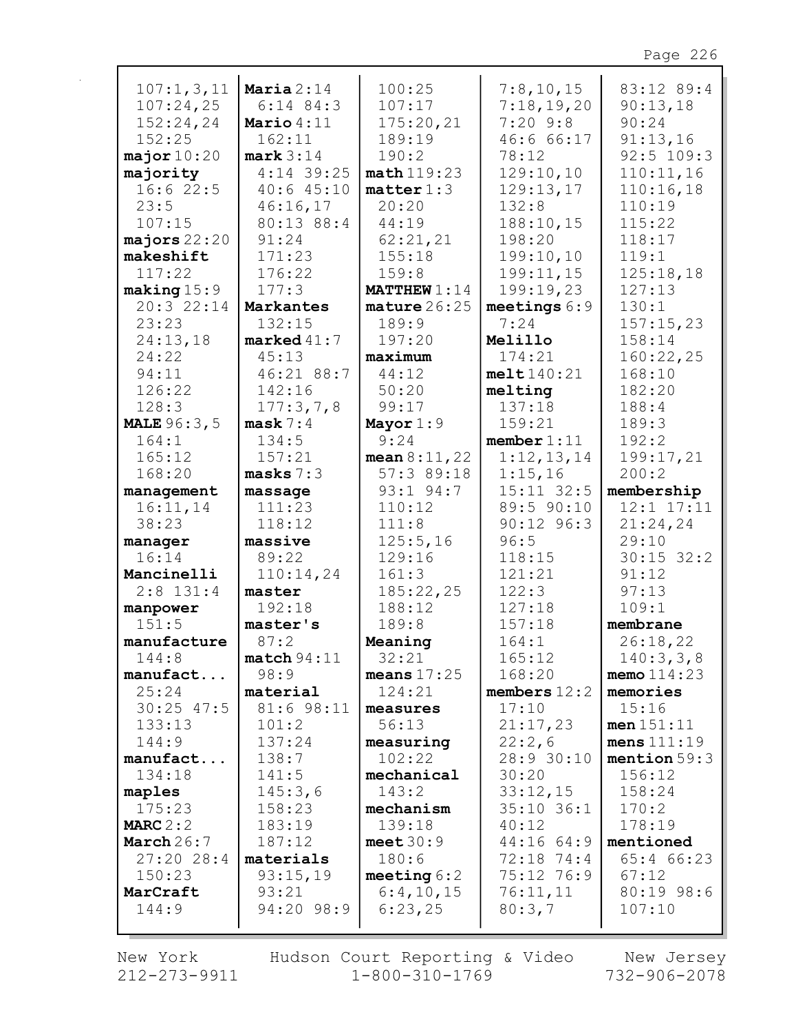107:1,3,11
107:24,25
152:24,24
152:25
**major** 10:20
**majority**
16:6 22:5
23:5
107:15
**majors** 22:20
**makeshift**
117:22
**making** 15:9
20:3 22:14
23:23
24:13,18
24:22
94:11
126:22
128:3
**MALE** 96:3,5
164:1
165:12
168:20
**management**
16:11,14
38:23
**manager**
16:14
**Mancinelli**
2:8 131:4
**manpower**
151:5
**manufacture**
144:8
**manufact...**
25:24
30:25 47:5
133:13
144:9
**manufact...**
134:18
**maples**
175:23
**MARC** 2:2
**March** 26:7
27:20 28:4
150:23
**MarCraft**
144:9

**Maria** 2:14
6:14 84:3
**Mario** 4:11
162:11
**mark** 3:14
4:14 39:25
40:6 45:10
46:16,17
80:13 88:4
91:24
171:23
176:22
177:3
**Markantes**
132:15
**marked** 41:7
45:13
46:21 88:7
142:16
177:3,7,8
**mask** 7:4
134:5
157:21
**masks** 7:3
**massage**
111:23
118:12
**massive**
89:22
110:14,24
**master**
192:18
**master's**
87:2
**match** 94:11
98:9
**material**
81:6 98:11
101:2
137:24
138:7
141:5
145:3,6
158:23
183:19
187:12
**materials**
93:15,19
93:21
94:20 98:9

100:25
107:17
175:20,21
189:19
190:2
**math** 119:23
**matter** 1:3
20:20
44:19
62:21,21
155:18
159:8
**MATTHEW** 1:14
**mature** 26:25
189:9
197:20
**maximum**
44:12
50:20
99:17
**Mayor** 1:9
9:24
**mean** 8:11,22
57:3 89:18
93:1 94:7
110:12
111:8
125:5,16
129:16
161:3
185:22,25
188:12
189:8
**Meaning**
32:21
**means** 17:25
124:21
**measures**
56:13
**measuring**
102:22
**mechanical**
143:2
**mechanism**
139:18
**meet** 30:9
180:6
**meeting** 6:2
6:4,10,15
6:23,25

7:8,10,15
7:18,19,20
7:20 9:8
46:6 66:17
78:12
129:10,10
129:13,17
132:8
188:10,15
198:20
199:10,10
199:11,15
199:19,23
**meetings** 6:9
7:24
**Melillo**
174:21
**melt** 140:21
**melting**
137:18
159:21
**member** 1:11
1:12,13,14
1:15,16
15:11 32:5
89:5 90:10
90:12 96:3
96:5
118:15
121:21
122:3
127:18
157:18
164:1
165:12
168:20
**members** 12:2
17:10
21:17,23
22:2,6
28:9 30:10
30:20
33:12,15
35:10 36:1
40:12
44:16 64:9
72:18 74:4
75:12 76:9
76:11,11
80:3,7

83:12 89:4
90:13,18
90:24
91:13,16
92:5 109:3
110:11,16
110:16,18
110:19
115:22
118:17
119:1
125:18,18
127:13
130:1
157:15,23
158:14
160:22,25
168:10
182:20
188:4
189:3
192:2
199:17,21
200:2
**membership**
12:1 17:11
21:24,24
29:10
30:15 32:2
91:12
97:13
109:1
**membrane**
26:18,22
140:3,3,8
**memo** 114:23
**memories**
15:16
**men** 151:11
**mens** 111:19
**mention** 59:3
156:12
158:24
170:2
178:19
**mentioned**
65:4 66:23
67:12
80:19 98:6
107:10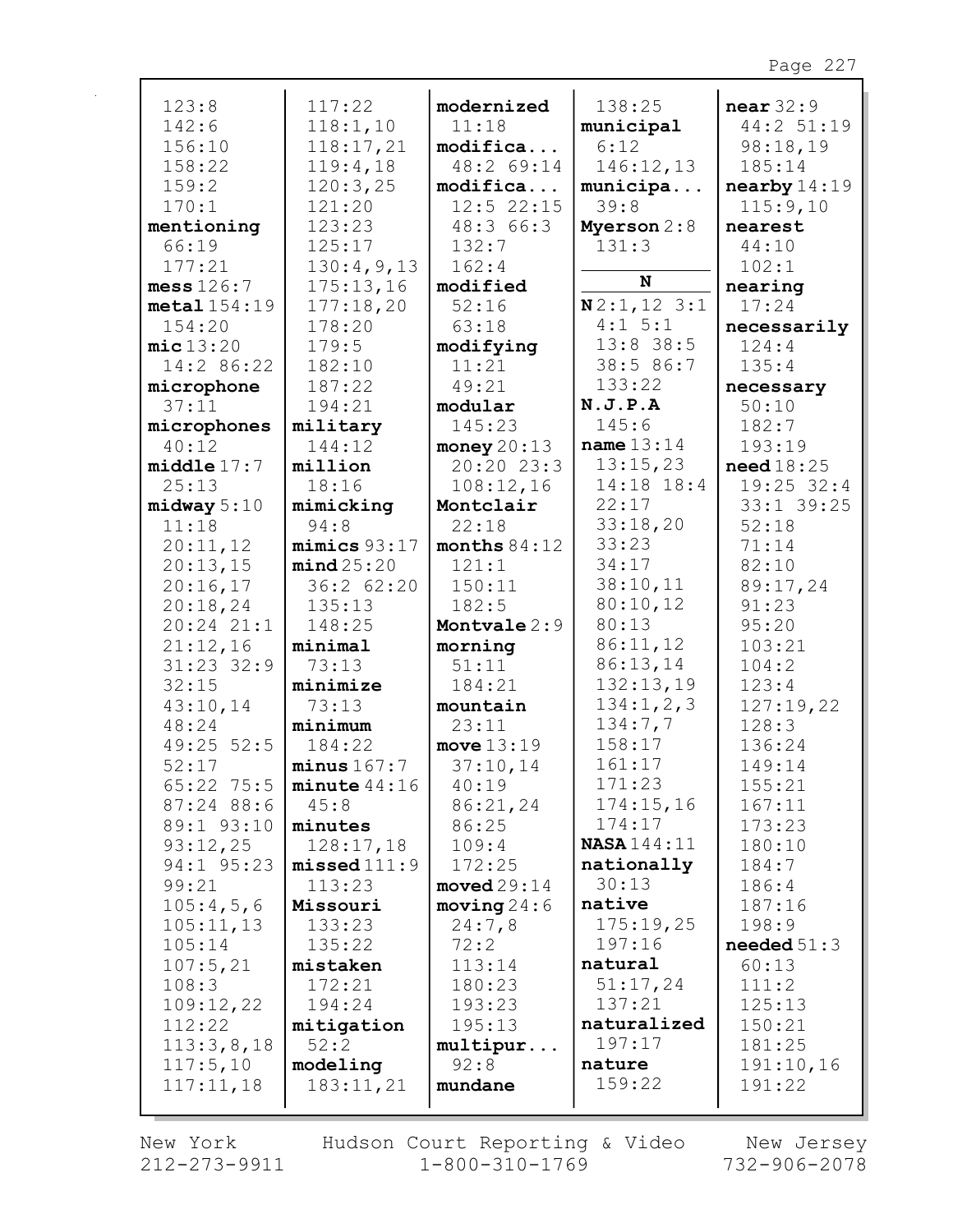123:8
142:6
156:10
158:22
159:2
170:1
**mentioning**
66:19
177:21
**mess** 126:7
**metal** 154:19
154:20
**mic** 13:20
14:2 86:22
**microphone**
37:11
**microphones**
40:12
**middle** 17:7
25:13
**midway** 5:10
11:18
20:11,12
20:13,15
20:16,17
20:18,24
20:24 21:1
21:12,16
31:23 32:9
32:15
43:10,14
48:24
49:25 52:5
52:17
65:22 75:5
87:24 88:6
89:1 93:10
93:12,25
94:1 95:23
99:21
105:4,5,6
105:11,13
105:14
107:5,21
108:3
109:12,22
112:22
113:3,8,18
117:5,10
117:11,18
117:22
118:1,10
118:17,21
119:4,18
120:3,25
121:20
123:23
125:17
130:4,9,13
175:13,16
177:18,20
178:20
179:5
182:10
187:22
194:21
**military**
144:12
**million**
18:16
**mimicking**
94:8
**mimics** 93:17
**mind** 25:20
36:2 62:20
135:13
148:25
**minimal**
73:13
**minimize**
73:13
**minimum**
184:22
**minus** 167:7
**minute** 44:16
45:8
**minutes**
128:17,18
**missed** 111:9
113:23
**Missouri**
133:23
135:22
**mistaken**
172:21
194:24
**mitigation**
52:2
**modeling**
183:11,21
**modernized**
11:18
**modifica...**
48:2 69:14
**modifica...**
12:5 22:15
48:3 66:3
132:7
162:4
**modified**
52:16
63:18
**modifying**
11:21
49:21
**modular**
145:23
**money** 20:13
20:20 23:3
108:12,16
**Montclair**
22:18
**months** 84:12
121:1
150:11
182:5
**Montvale** 2:9
**morning**
51:11
184:21
**mountain**
23:11
**move** 13:19
37:10,14
40:19
86:21,24
86:25
109:4
172:25
**moved** 29:14
**moving** 24:6
24:7,8
72:2
113:14
180:23
193:23
195:13
**multipur...**
92:8
**mundane**
138:25
**municipal**
6:12
146:12,13
**municipa...**
39:8
**Myerson** 2:8
131:3

**N**

**N** 2:1,12 3:1
4:1 5:1
13:8 38:5
38:5 86:7
133:22
**N.J.P.A**
145:6
**name** 13:14
13:15,23
14:18 18:4
22:17
33:18,20
33:23
34:17
38:10,11
80:10,12
80:13
86:11,12
86:13,14
132:13,19
134:1,2,3
134:7,7
158:17
161:17
171:23
174:15,16
174:17
**NASA** 144:11
**nationally**
30:13
**native**
175:19,25
197:16
**natural**
51:17,24
137:21
**naturalized**
197:17
**nature**
159:22
**near** 32:9
44:2 51:19
98:18,19
185:14
**nearby** 14:19
115:9,10
**nearest**
44:10
102:1
**nearing**
17:24
**necessarily**
124:4
135:4
**necessary**
50:10
182:7
193:19
**need** 18:25
19:25 32:4
33:1 39:25
52:18
71:14
82:10
89:17,24
91:23
95:20
103:21
104:2
123:4
127:19,22
128:3
136:24
149:14
155:21
167:11
173:23
180:10
184:7
186:4
187:16
198:9
**needed** 51:3
60:13
111:2
125:13
150:21
181:25
191:10,16
191:22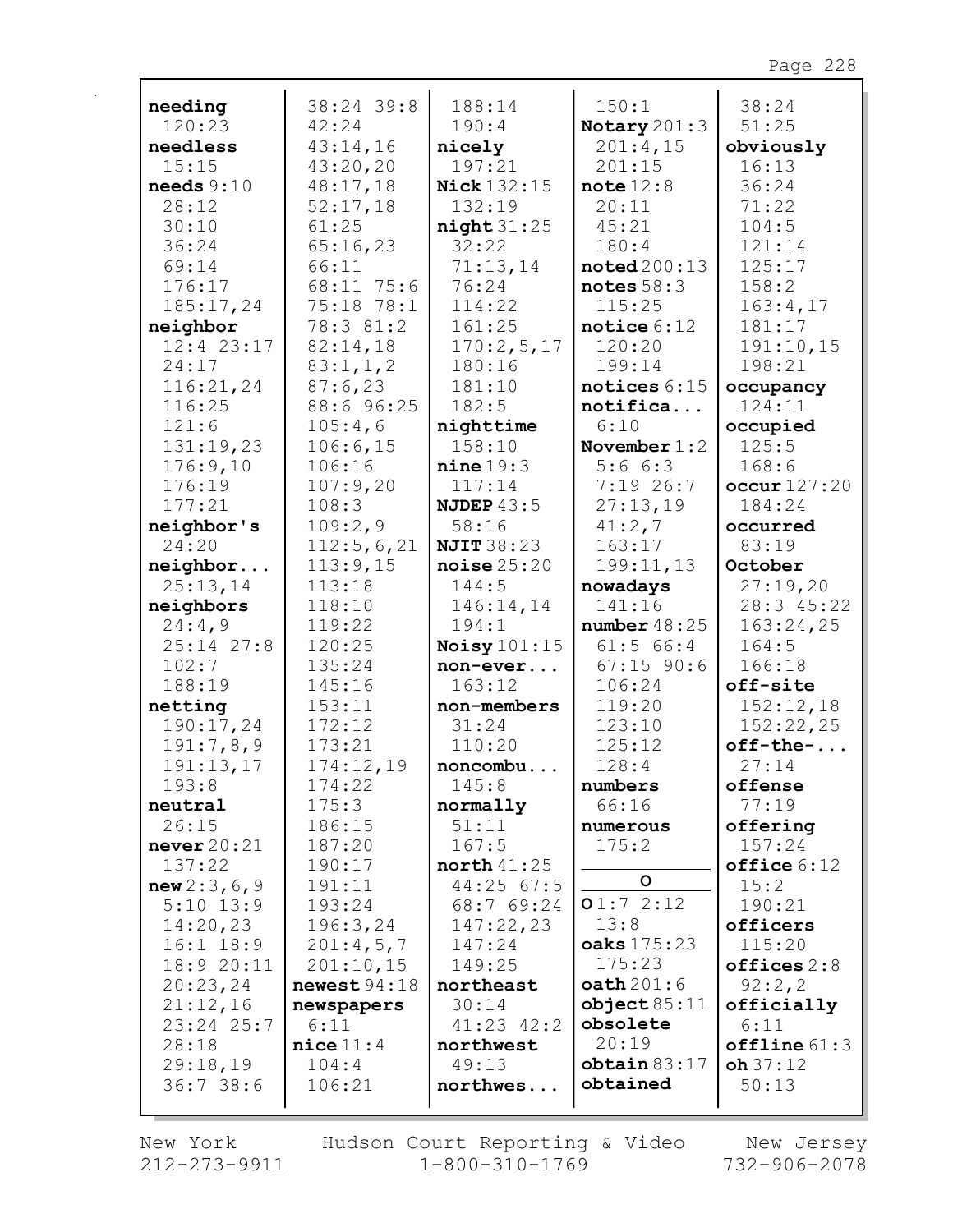**needing**
120:23
**needless**
15:15
**needs** 9:10
28:12
30:10
36:24
69:14
176:17
185:17,24
**neighbor**
12:4 23:17
24:17
116:21,24
116:25
121:6
131:19,23
176:9,10
176:19
177:21
**neighbor's**
24:20
**neighbor...**
25:13,14
**neighbors**
24:4,9
25:14 27:8
102:7
188:19
**netting**
190:17,24
191:7,8,9
191:13,17
193:8
**neutral**
26:15
**never** 20:21
137:22
**new** 2:3,6,9
5:10 13:9
14:20,23
16:1 18:9
18:9 20:11
20:23,24
21:12,16
23:24 25:7
28:18
29:18,19
36:7 38:6
38:24 39:8
42:24
43:14,16
43:20,20
48:17,18
52:17,18
61:25
65:16,23
66:11
68:11 75:6
75:18 78:1
78:3 81:2
82:14,18
83:1,1,2
87:6,23
88:6 96:25
105:4,6
106:6,15
106:16
107:9,20
108:3
109:2,9
112:5,6,21
113:9,15
113:18
118:10
119:22
120:25
135:24
145:16
153:11
172:12
173:21
174:12,19
174:22
175:3
186:15
187:20
190:17
191:11
193:24
196:3,24
201:4,5,7
201:10,15
**newest** 94:18
**newspapers**
6:11
**nice** 11:4
104:4
106:21
188:14
190:4
**nicely**
197:21
**Nick** 132:15
132:19
**night** 31:25
32:22
71:13,14
76:24
114:22
161:25
170:2,5,17
180:16
181:10
182:5
**nighttime**
158:10
**nine** 19:3
117:14
**NJDEP** 43:5
58:16
**NJIT** 38:23
**noise** 25:20
144:5
146:14,14
194:1
**Noisy** 101:15
**non-ever...**
163:12
**non-members**
31:24
110:20
**noncombu...**
145:8
**normally**
51:11
167:5
**north** 41:25
44:25 67:5
68:7 69:24
147:22,23
147:24
149:25
**northeast**
30:14
41:23 42:2
**northwest**
49:13
**northwes...**
150:1
**Notary** 201:3
201:4,15
201:15
**note** 12:8
20:11
45:21
180:4
**noted** 200:13
**notes** 58:3
115:25
**notice** 6:12
120:20
199:14
**notices** 6:15
**notifica...**
6:10
**November** 1:2
5:6 6:3
7:19 26:7
27:13,19
41:2,7
163:17
199:11,13
**nowadays**
141:16
**number** 48:25
61:5 66:4
67:15 90:6
106:24
119:20
123:10
125:12
128:4
**numbers**
66:16
**numerous**
175:2

**O**

**O** 1:7 2:12
13:8
**oaks** 175:23
175:23
**oath** 201:6
**object** 85:11
**obsolete**
20:19
**obtain** 83:17
**obtained**
38:24
51:25
**obviously**
16:13
36:24
71:22
104:5
121:14
125:17
158:2
163:4,17
181:17
191:10,15
198:21
**occupancy**
124:11
**occupied**
125:5
168:6
**occur** 127:20
184:24
**occurred**
83:19
**October**
27:19,20
28:3 45:22
163:24,25
164:5
166:18
**off-site**
152:12,18
152:22,25
**off-the-...**
27:14
**offense**
77:19
**offering**
157:24
**office** 6:12
15:2
190:21
**officers**
115:20
**offices** 2:8
92:2,2
**officially**
6:11
**offline** 61:3
**oh** 37:12
50:13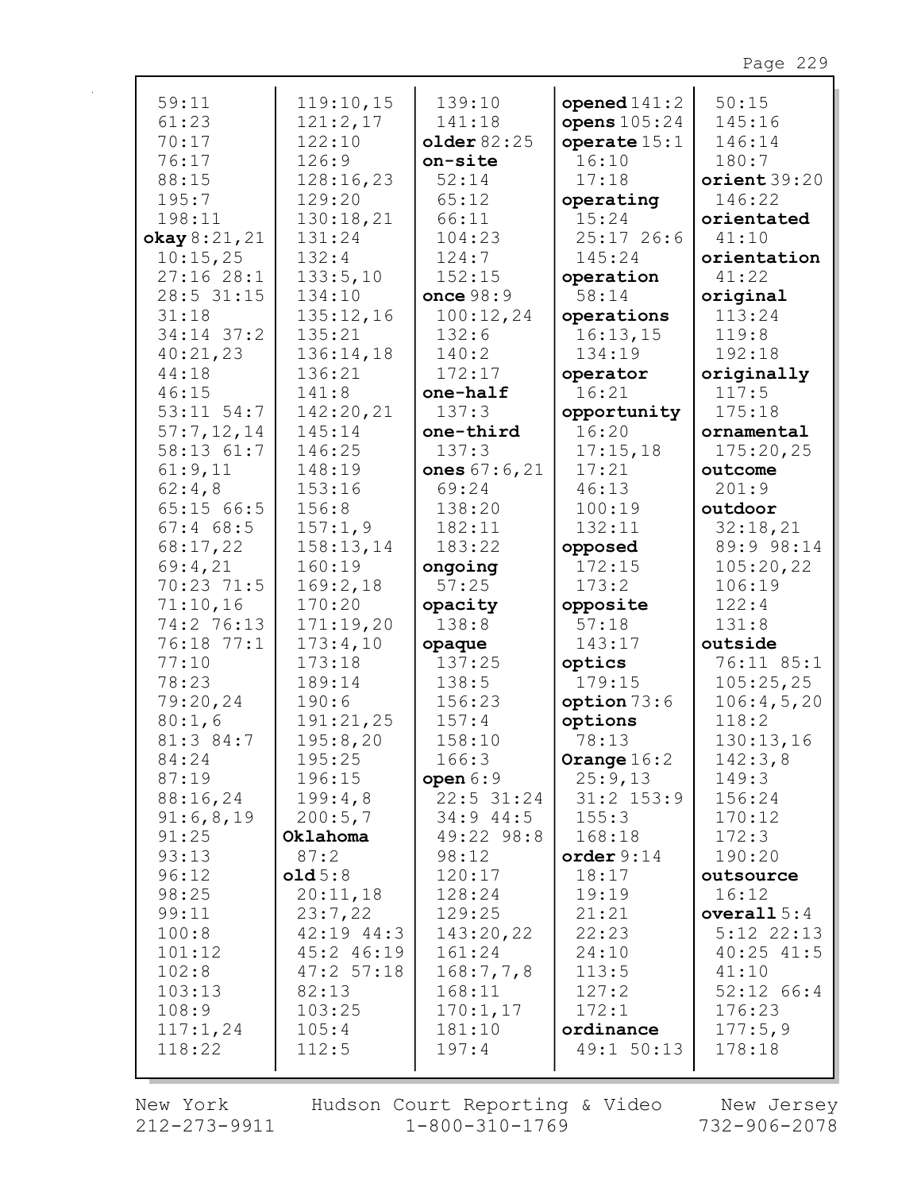59:11
61:23
70:17
76:17
88:15
195:7
198:11
**okay** 8:21,21
10:15,25
27:16 28:1
28:5 31:15
31:18
34:14 37:2
40:21,23
44:18
46:15
53:11 54:7
57:7,12,14
58:13 61:7
61:9,11
62:4,8
65:15 66:5
67:4 68:5
68:17,22
69:4,21
70:23 71:5
71:10,16
74:2 76:13
76:18 77:1
77:10
78:23
79:20,24
80:1,6
81:3 84:7
84:24
87:19
88:16,24
91:6,8,19
91:25
93:13
96:12
98:25
99:11
100:8
101:12
102:8
103:13
108:9
117:1,24
118:22
119:10,15
121:2,17
122:10
126:9
128:16,23
129:20
130:18,21
131:24
132:4
133:5,10
134:10
135:12,16
135:21
136:14,18
136:21
141:8
142:20,21
145:14
146:25
148:19
153:16
156:8
157:1,9
158:13,14
160:19
169:2,18
170:20
171:19,20
173:4,10
173:18
189:14
190:6
191:21,25
195:8,20
195:25
196:15
199:4,8
200:5,7

**Oklahoma**
87:2

**old** 5:8
20:11,18
23:7,22
42:19 44:3
45:2 46:19
47:2 57:18
82:13
103:25
105:4
112:5
139:10
141:18

**older** 82:25

**on-site**
52:14
65:12
66:11
104:23
124:7
152:15

**once** 98:9
100:12,24
132:6
140:2
172:17

**one-half**
137:3

**one-third**
137:3

**ones** 67:6,21
69:24
138:20
182:11
183:22

**ongoing**
57:25

**opacity**
138:8

**opaque**
137:25
138:5
156:23
157:4
158:10
166:3

**open** 6:9
22:5 31:24
34:9 44:5
49:22 98:8
98:12
120:17
128:24
129:25
143:20,22
161:24
168:7,7,8
168:11
170:1,17
181:10
197:4

**opened** 141:2

**opens** 105:24

**operate** 15:1
16:10
17:18

**operating**
15:24
25:17 26:6
145:24

**operation**
58:14

**operations**
16:13,15
134:19

**operator**
16:21

**opportunity**
16:20
17:15,18
17:21
46:13
100:19
132:11

**opposed**
172:15
173:2

**opposite**
57:18
143:17

**optics**
179:15

**option** 73:6

**options**
78:13

**Orange** 16:2
25:9,13
31:2 153:9
155:3
168:18

**order** 9:14
18:17
19:19
21:21
22:23
24:10
113:5
127:2
172:1

**ordinance**
49:1 50:13
50:15
145:16
146:14
180:7

**orient** 39:20
146:22

**orientated**
41:10

**orientation**
41:22

**original**
113:24
119:8
192:18

**originally**
117:5
175:18

**ornamental**
175:20,25

**outcome**
201:9

**outdoor**
32:18,21
89:9 98:14
105:20,22
106:19
122:4
131:8

**outside**
76:11 85:1
105:25,25
106:4,5,20
118:2
130:13,16
142:3,8
149:3
156:24
170:12
172:3
190:20

**outsource**
16:12

**overall** 5:4
5:12 22:13
40:25 41:5
41:10
52:12 66:4
176:23
177:5,9
178:18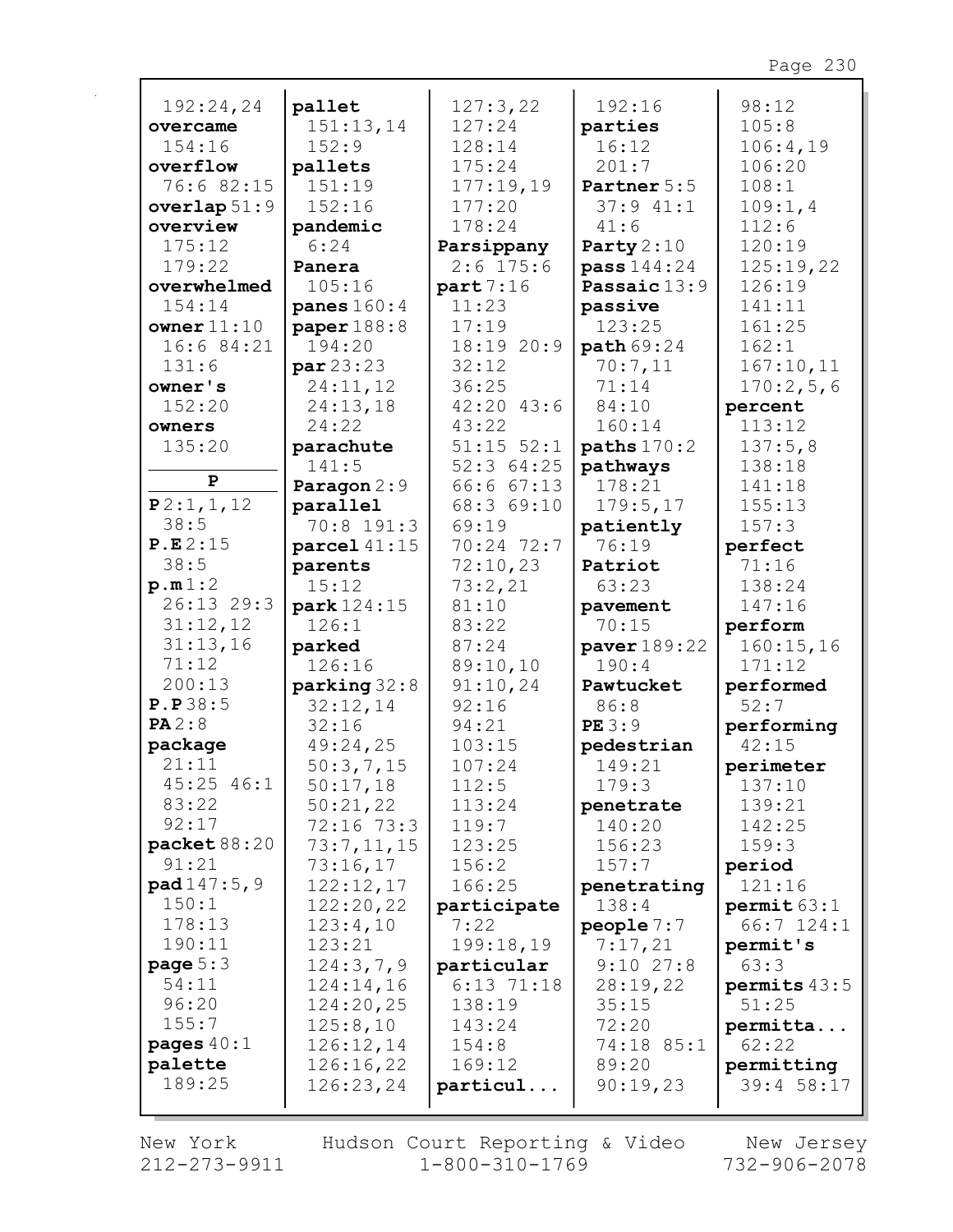192:24,24
**overcame**
154:16
**overflow**
76:6 82:15
**overlap** 51:9
**overview**
175:12
179:22
**overwhelmed**
154:14
**owner** 11:10
16:6 84:21
131:6
**owner's**
152:20
**owners**
135:20

**P**

**P** 2:1,1,12
38:5
**P.E** 2:15
38:5
**p.m** 1:2
26:13 29:3
31:12,12
31:13,16
71:12
200:13
**P.P** 38:5
**PA** 2:8
**package**
21:11
45:25 46:1
83:22
92:17
**packet** 88:20
91:21
**pad** 147:5,9
150:1
178:13
190:11
**page** 5:3
54:11
96:20
155:7
**pages** 40:1
**palette**
189:25

**pallet**
151:13,14
152:9
**pallets**
151:19
152:16
**pandemic**
6:24
**Panera**
105:16
**panes** 160:4
**paper** 188:8
194:20
**par** 23:23
24:11,12
24:13,18
24:22
**parachute**
141:5
**Paragon** 2:9
**parallel**
70:8 191:3
**parcel** 41:15
**parents**
15:12
**park** 124:15
126:1
**parked**
126:16
**parking** 32:8
32:12,14
32:16
49:24,25
50:3,7,15
50:17,18
50:21,22
72:16 73:3
73:7,11,15
73:16,17
122:12,17
122:20,22
123:4,10
123:21
124:3,7,9
124:14,16
124:20,25
125:8,10
126:12,14
126:16,22
126:23,24

127:3,22
127:24
128:14
175:24
177:19,19
177:20
178:24
**Parsippany**
2:6 175:6
**part** 7:16
11:23
17:19
18:19 20:9
32:12
36:25
42:20 43:6
43:22
51:15 52:1
52:3 64:25
66:6 67:13
68:3 69:10
69:19
70:24 72:7
72:10,23
73:2,21
81:10
83:22
87:24
89:10,10
91:10,24
92:16
94:21
103:15
107:24
112:5
113:24
119:7
123:25
156:2
166:25
**participate**
7:22
199:18,19
**particular**
6:13 71:18
138:19
143:24
154:8
169:12
**particul...**

192:16
**parties**
16:12
201:7
**Partner** 5:5
37:9 41:1
41:6
**Party** 2:10
**pass** 144:24
**Passaic** 13:9
**passive**
123:25
**path** 69:24
70:7,11
71:14
84:10
160:14
**paths** 170:2
**pathways**
178:21
179:5,17
**patiently**
76:19
**Patriot**
63:23
**pavement**
70:15
**paver** 189:22
190:4
**Pawtucket**
86:8
**PE** 3:9
**pedestrian**
149:21
179:3
**penetrate**
140:20
156:23
157:7
**penetrating**
138:4
**people** 7:7
7:17,21
9:10 27:8
28:19,22
35:15
72:20
74:18 85:1
89:20
90:19,23

98:12
105:8
106:4,19
106:20
108:1
109:1,4
112:6
120:19
125:19,22
126:19
141:11
161:25
162:1
167:10,11
170:2,5,6
**percent**
113:12
137:5,8
138:18
141:18
155:13
157:3
**perfect**
71:16
138:24
147:16
**perform**
160:15,16
171:12
**performed**
52:7
**performing**
42:15
**perimeter**
137:10
139:21
142:25
159:3
**period**
121:16
**permit** 63:1
66:7 124:1
**permit's**
63:3
**permits** 43:5
51:25
**permitta...**
62:22
**permitting**
39:4 58:17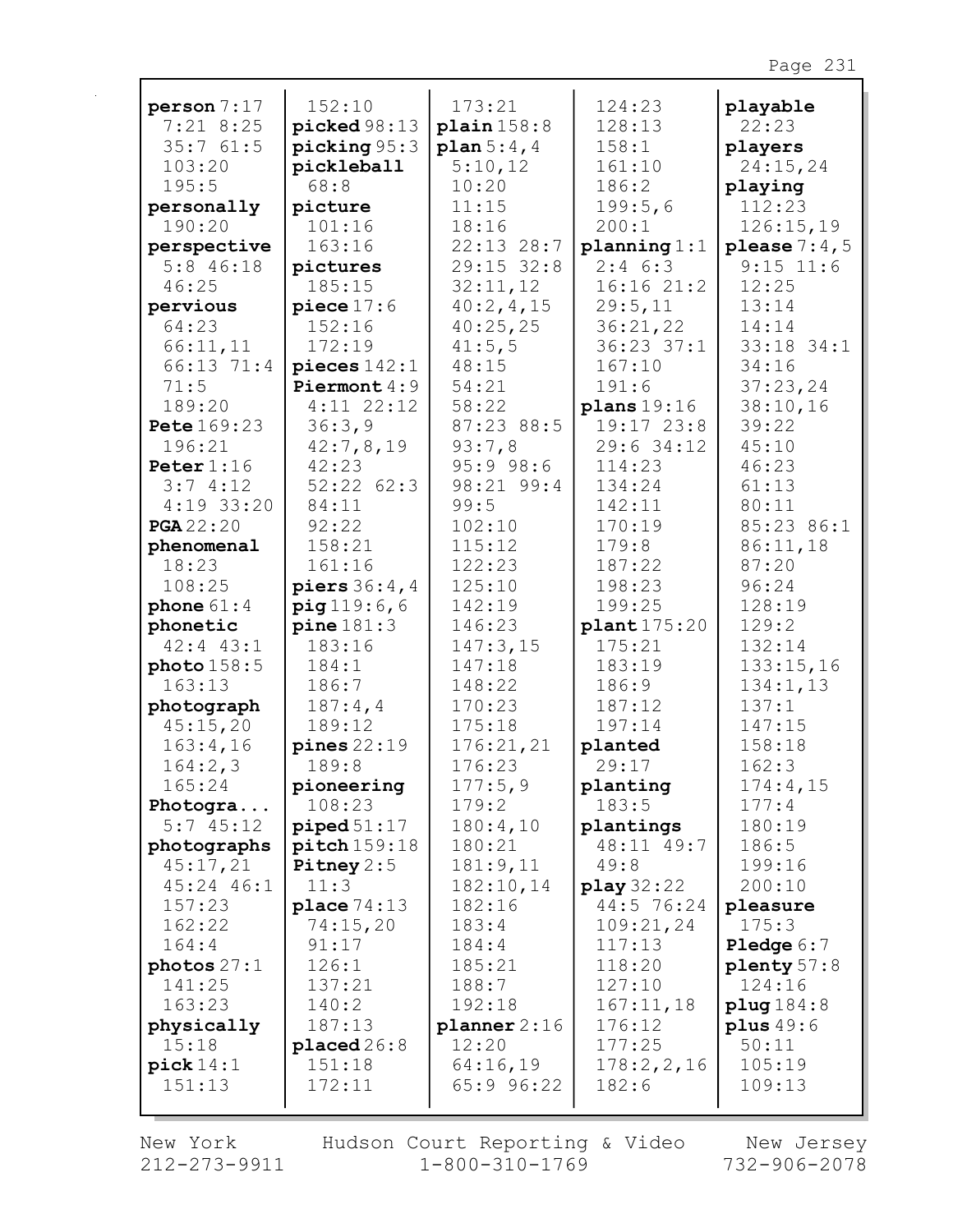**person** 7:17 7:21 8:25 35:7 61:5 103:20 195:5
**personally** 190:20
**perspective** 5:8 46:18 46:25
**pervious** 64:23 66:11,11 66:13 71:4 71:5 189:20
**Pete** 169:23 196:21
**Peter** 1:16 3:7 4:12 4:19 33:20
**PGA** 22:20
**phenomenal** 18:23 108:25
**phone** 61:4
**phonetic** 42:4 43:1
**photo** 158:5 163:13
**photograph** 45:15,20 163:4,16 164:2,3 165:24
**Photogra...** 5:7 45:12
**photographs** 45:17,21 45:24 46:1 157:23 162:22 164:4
**photos** 27:1 141:25 163:23
**physically** 15:18
**pick** 14:1 151:13 152:10
**picked** 98:13
**picking** 95:3
**pickleball** 68:8
**picture** 101:16 163:16
**pictures** 185:15
**piece** 17:6 152:16 172:19
**pieces** 142:1
**Piermont** 4:9 4:11 22:12 36:3,9 42:7,8,19 42:23 52:22 62:3 84:11 92:22 158:21 161:16
**piers** 36:4,4
**pig** 119:6,6
**pine** 181:3 183:16 184:1 186:7 187:4,4 189:12
**pines** 22:19 189:8
**pioneering** 108:23
**piped** 51:17
**pitch** 159:18
**Pitney** 2:5 11:3
**place** 74:13 74:15,20 91:17 126:1 137:21 140:2 187:13
**placed** 26:8 151:18 172:11 173:21
**plain** 158:8
**plan** 5:4,4 5:10,12 10:20 11:15 18:16 22:13 28:7 29:15 32:8 32:11,12 40:2,4,15 40:25,25 41:5,5 48:15 54:21 58:22 87:23 88:5 93:7,8 95:9 98:6 98:21 99:4 99:5 102:10 115:12 122:23 125:10 142:19 146:23 147:3,15 147:18 148:22 170:23 175:18 176:21,21 176:23 177:5,9 179:2 180:4,10 180:21 181:9,11 182:10,14 182:16 183:4 184:4 185:21 188:7 192:18
**planner** 2:16 12:20 64:16,19 65:9 96:22 124:23 128:13 158:1 161:10 186:2 199:5,6 200:1
**planning** 1:1 2:4 6:3 16:16 21:2 29:5,11 36:21,22 36:23 37:1 167:10 191:6
**plans** 19:16 19:17 23:8 29:6 34:12 114:23 134:24 142:11 170:19 179:8 187:22 198:23 199:25
**plant** 175:20 175:21 183:19 186:9 187:12 197:14
**planted** 29:17
**planting** 183:5
**plantings** 48:11 49:7 49:8
**play** 32:22 44:5 76:24 109:21,24 117:13 118:20 127:10 167:11,18 176:12 177:25 178:2,2,16 182:6
**playable** 22:23
**players** 24:15,24
**playing** 112:23 126:15,19
**please** 7:4,5 9:15 11:6 12:25 13:14 14:14 33:18 34:1 34:16 37:23,24 38:10,16 39:22 45:10 46:23 61:13 80:11 85:23 86:1 86:11,18 87:20 96:24 128:19 129:2 132:14 133:15,16 134:1,13 137:1 147:15 158:18 162:3 174:4,15 177:4 180:19 186:5 199:16 200:10
**pleasure** 175:3
**Pledge** 6:7
**plenty** 57:8 124:16
**plug** 184:8
**plus** 49:6 50:11 105:19 109:13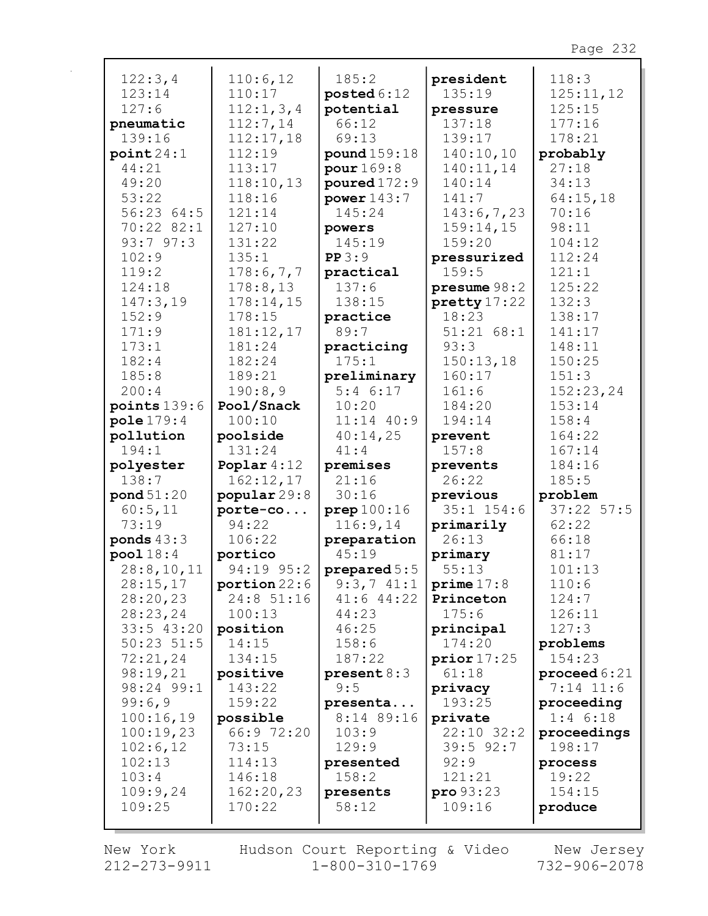122:3,4
123:14
127:6
**pneumatic**
139:16
**point** 24:1
44:21
49:20
53:22
56:23 64:5
70:22 82:1
93:7 97:3
102:9
119:2
124:18
147:3,19
152:9
171:9
173:1
182:4
185:8
200:4
**points** 139:6
**pole** 179:4
**pollution**
194:1
**polyester**
138:7
**pond** 51:20
60:5,11
73:19
**ponds** 43:3
**pool** 18:4
28:8,10,11
28:15,17
28:20,23
28:23,24
33:5 43:20
50:23 51:5
72:21,24
98:19,21
98:24 99:1
99:6,9
100:16,19
100:19,23
102:6,12
102:13
103:4
109:9,24
109:25

110:6,12
110:17
112:1,3,4
112:7,14
112:17,18
112:19
113:17
118:10,13
118:16
121:14
127:10
131:22
135:1
178:6,7,7
178:8,13
178:14,15
178:15
181:12,17
181:24
182:24
189:21
190:8,9
**Pool/Snack**
100:10
**poolside**
131:24
**Poplar** 4:12
162:12,17
**popular** 29:8
**porte-co...**
94:22
106:22
**portico**
94:19 95:2
**portion** 22:6
24:8 51:16
100:13
**position**
14:15
134:15
**positive**
143:22
159:22
**possible**
66:9 72:20
73:15
114:13
146:18
162:20,23
170:22

185:2
**posted** 6:12
**potential**
66:12
69:13
**pound** 159:18
**pour** 169:8
**poured** 172:9
**power** 143:7
145:24
**powers**
145:19
**PP** 3:9
**practical**
137:6
138:15
**practice**
89:7
**practicing**
175:1
**preliminary**
5:4 6:17
10:20
11:14 40:9
40:14,25
41:4
**premises**
21:16
30:16
**prep** 100:16
116:9,14
**preparation**
45:19
**prepared** 5:5
9:3,7 41:1
41:6 44:22
44:23
46:25
158:6
187:22
**present** 8:3
9:5
**presenta...**
8:14 89:16
103:9
129:9
**presented**
158:2
**presents**
58:12

**president**
135:19
**pressure**
137:18
139:17
140:10,10
140:11,14
140:14
141:7
143:6,7,23
159:14,15
159:20
**pressurized**
159:5
**presume** 98:2
**pretty** 17:22
18:23
51:21 68:1
93:3
150:13,18
160:17
161:6
184:20
194:14
**prevent**
157:8
**prevents**
26:22
**previous**
35:1 154:6
**primarily**
26:13
**primary**
55:13
**prime** 17:8
**Princeton**
175:6
**principal**
174:20
**prior** 17:25
61:18
**privacy**
193:25
**private**
22:10 32:2
39:5 92:7
92:9
121:21
**pro** 93:23
109:16

118:3
125:11,12
125:15
177:16
178:21
**probably**
27:18
34:13
64:15,18
70:16
98:11
104:12
112:24
121:1
125:22
132:3
138:17
141:17
148:11
150:25
151:3
152:23,24
153:14
158:4
164:22
167:14
184:16
185:5
**problem**
37:22 57:5
62:22
66:18
81:17
101:13
110:6
124:7
126:11
127:3
**problems**
154:23
**proceed** 6:21
7:14 11:6
**proceeding**
1:4 6:18
**proceedings**
198:17
**process**
19:22
154:15
**produce**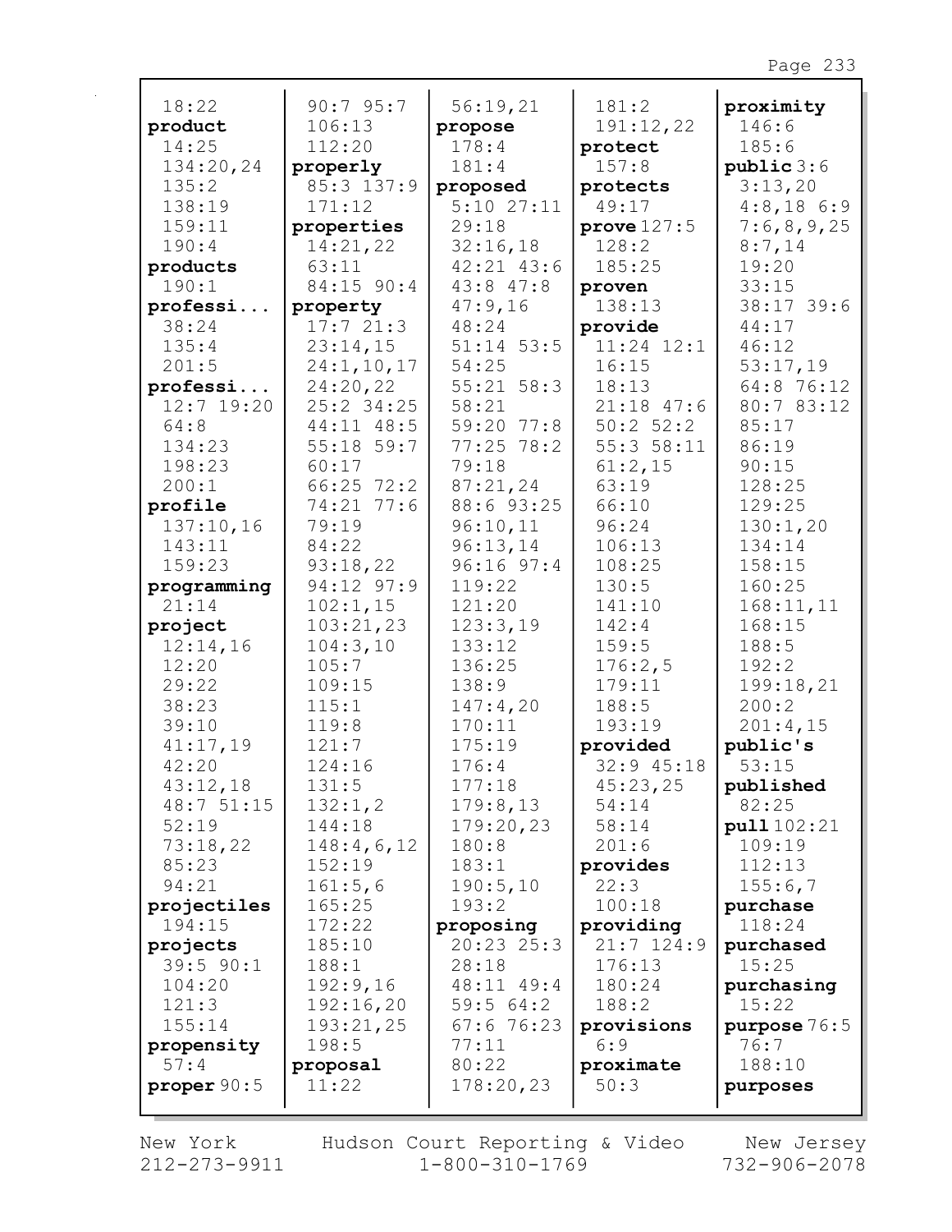18:22
**product**
14:25
134:20,24
135:2
138:19
159:11
190:4
**products**
190:1
**professi...**
38:24
135:4
201:5
**professi...**
12:7 19:20
64:8
134:23
198:23
200:1
**profile**
137:10,16
143:11
159:23
**programming**
21:14
**project**
12:14,16
12:20
29:22
38:23
39:10
41:17,19
42:20
43:12,18
48:7 51:15
52:19
73:18,22
85:23
94:21
**projectiles**
194:15
**projects**
39:5 90:1
104:20
121:3
155:14
**propensity**
57:4
**proper** 90:5

90:7 95:7
106:13
112:20
**properly**
85:3 137:9
171:12
**properties**
14:21,22
63:11
84:15 90:4
**property**
17:7 21:3
23:14,15
24:1,10,17
24:20,22
25:2 34:25
44:11 48:5
55:18 59:7
60:17
66:25 72:2
74:21 77:6
79:19
84:22
93:18,22
94:12 97:9
102:1,15
103:21,23
104:3,10
105:7
109:15
115:1
119:8
121:7
124:16
131:5
132:1,2
144:18
148:4,6,12
152:19
161:5,6
165:25
172:22
185:10
188:1
192:9,16
192:16,20
193:21,25
198:5
**proposal**
11:22

56:19,21
**propose**
178:4
181:4
**proposed**
5:10 27:11
29:18
32:16,18
42:21 43:6
43:8 47:8
47:9,16
48:24
51:14 53:5
54:25
55:21 58:3
58:21
59:20 77:8
77:25 78:2
79:18
87:21,24
88:6 93:25
96:10,11
96:13,14
96:16 97:4
119:22
121:20
123:3,19
133:12
136:25
138:9
147:4,20
170:11
175:19
176:4
177:18
179:8,13
179:20,23
180:8
183:1
190:5,10
193:2
**proposing**
20:23 25:3
28:18
48:11 49:4
59:5 64:2
67:6 76:23
77:11
80:22
178:20,23

181:2
191:12,22
**protect**
157:8
**protects**
49:17
**prove** 127:5
128:2
185:25
**proven**
138:13
**provide**
11:24 12:1
16:15
18:13
21:18 47:6
50:2 52:2
55:3 58:11
61:2,15
63:19
66:10
96:24
106:13
108:25
130:5
141:10
142:4
159:5
176:2,5
179:11
188:5
193:19
**provided**
32:9 45:18
45:23,25
54:14
58:14
201:6
**provides**
22:3
100:18
**providing**
21:7 124:9
176:13
180:24
188:2
**provisions**
6:9
**proximate**
50:3

**proximity**
146:6
185:6
**public** 3:6
3:13,20
4:8,18 6:9
7:6,8,9,25
8:7,14
19:20
33:15
38:17 39:6
44:17
46:12
53:17,19
64:8 76:12
80:7 83:12
85:17
86:19
90:15
128:25
129:25
130:1,20
134:14
158:15
160:25
168:11,11
168:15
188:5
192:2
199:18,21
200:2
201:4,15
**public's**
53:15
**published**
82:25
**pull** 102:21
109:19
112:13
155:6,7
**purchase**
118:24
**purchased**
15:25
**purchasing**
15:22
**purpose** 76:5
76:7
188:10
**purposes**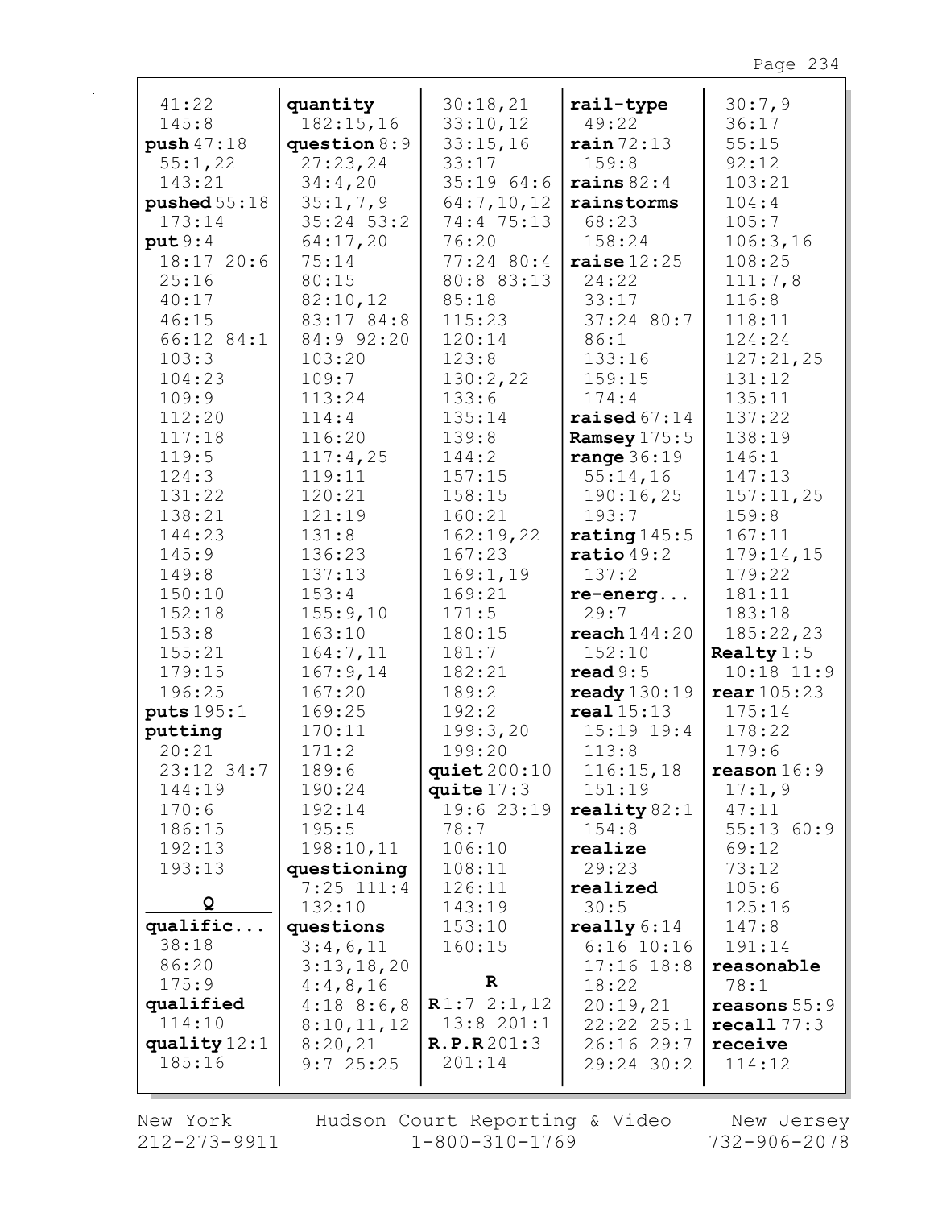41:22
145:8
**push** 47:18
55:1,22
143:21
**pushed** 55:18
173:14
**put** 9:4
18:17 20:6
25:16
40:17
46:15
66:12 84:1
103:3
104:23
109:9
112:20
117:18
119:5
124:3
131:22
138:21
144:23
145:9
149:8
150:10
152:18
153:8
155:21
179:15
196:25
**puts** 195:1
**putting**
20:21
23:12 34:7
144:19
170:6
186:15
192:13
193:13

**Q**

**qualific...**
38:18
86:20
175:9
**qualified**
114:10
**quality** 12:1
185:16
**quantity**
182:15,16
**question** 8:9
27:23,24
34:4,20
35:1,7,9
35:24 53:2
64:17,20
75:14
80:15
82:10,12
83:17 84:8
84:9 92:20
103:20
109:7
113:24
114:4
116:20
117:4,25
119:11
120:21
121:19
131:8
136:23
137:13
153:4
155:9,10
163:10
164:7,11
167:9,14
167:20
169:25
170:11
171:2
189:6
190:24
192:14
195:5
198:10,11
**questioning**
7:25 111:4
132:10
**questions**
3:4,6,11
3:13,18,20
4:4,8,16
4:18 8:6,8
8:10,11,12
8:20,21
9:7 25:25
30:18,21
33:10,12
33:15,16
33:17
35:19 64:6
64:7,10,12
74:4 75:13
76:20
77:24 80:4
80:8 83:13
85:18
115:23
120:14
123:8
130:2,22
133:6
135:14
139:8
144:2
157:15
158:15
160:21
162:19,22
167:23
169:1,19
169:21
171:5
180:15
181:7
182:21
189:2
192:2
199:3,20
199:20
**quiet** 200:10
**quite** 17:3
19:6 23:19
78:7
106:10
108:11
126:11
143:19
153:10
160:15

**R**

**R** 1:7 2:1,12
13:8 201:1
**R.P.R** 201:3
201:14
**rail-type**
49:22
**rain** 72:13
159:8
**rains** 82:4
**rainstorms**
68:23
158:24
**raise** 12:25
24:22
33:17
37:24 80:7
86:1
133:16
159:15
174:4
**raised** 67:14
**Ramsey** 175:5
**range** 36:19
55:14,16
190:16,25
193:7
**rating** 145:5
**ratio** 49:2
137:2
**re-energ...**
29:7
**reach** 144:20
152:10
**read** 9:5
**ready** 130:19
**real** 15:13
15:19 19:4
113:8
116:15,18
151:19
**reality** 82:1
154:8
**realize**
29:23
**realized**
30:5
**really** 6:14
6:16 10:16
17:16 18:8
18:22
20:19,21
22:22 25:1
26:16 29:7
29:24 30:2
30:7,9
36:17
55:15
92:12
103:21
104:4
105:7
106:3,16
108:25
111:7,8
116:8
118:11
124:24
127:21,25
131:12
135:11
137:22
138:19
146:1
147:13
157:11,25
159:8
167:11
179:14,15
179:22
181:11
183:18
185:22,23
**Realty** 1:5
10:18 11:9
**rear** 105:23
175:14
178:22
179:6
**reason** 16:9
17:1,9
47:11
55:13 60:9
69:12
73:12
105:6
125:16
147:8
191:14
**reasonable**
78:1
**reasons** 55:9
**recall** 77:3
**receive**
114:12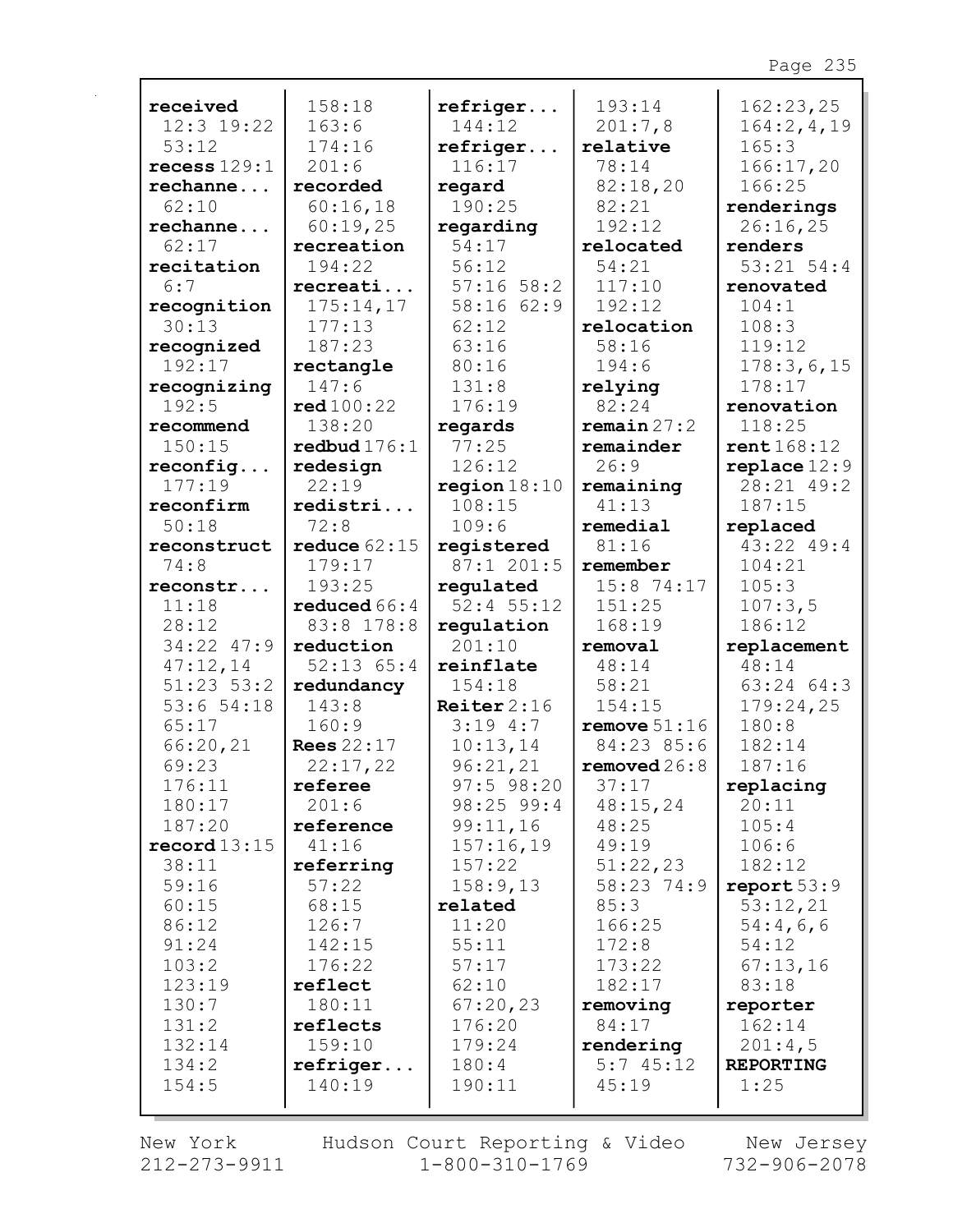**received** 12:3 19:22 53:12
**recess** 129:1
**rechanne...** 62:10
**rechanne...** 62:17
**recitation** 6:7
**recognition** 30:13
**recognized** 192:17
**recognizing** 192:5
**recommend** 150:15
**reconfig...** 177:19
**reconfirm** 50:18
**reconstruct** 74:8
**reconstr...** 11:18 28:12 34:22 47:9 47:12,14 51:23 53:2 53:6 54:18 65:17 66:20,21 69:23 176:11 180:17 187:20
**record** 13:15 38:11 59:16 60:15 86:12 91:24 103:2 123:19 130:7 131:2 132:14 134:2 154:5 158:18 163:6 174:16 201:6
**recorded** 60:16,18 60:19,25
**recreation** 194:22
**recreati...** 175:14,17 177:13 187:23
**rectangle** 147:6
**red** 100:22 138:20
**redbud** 176:1
**redesign** 22:19
**redistri...** 72:8
**reduce** 62:15 179:17 193:25
**reduced** 66:4 83:8 178:8
**reduction** 52:13 65:4
**redundancy** 143:8 160:9
**Rees** 22:17 22:17,22
**referee** 201:6
**reference** 41:16
**referring** 57:22 68:15 126:7 142:15 176:22
**reflect** 180:11
**reflects** 159:10
**refriger...** 140:19
**refriger...** 144:12
**refriger...** 116:17
**regard** 190:25
**regarding** 54:17 56:12 57:16 58:2 58:16 62:9 62:12 63:16 80:16 131:8 176:19
**regards** 77:25 126:12
**region** 18:10 108:15 109:6
**registered** 87:1 201:5
**regulated** 52:4 55:12
**regulation** 201:10
**reinflate** 154:18
**Reiter** 2:16 3:19 4:7 10:13,14 96:21,21 97:5 98:20 98:25 99:4 99:11,16 157:16,19 157:22 158:9,13
**related** 11:20 55:11 57:17 62:10 67:20,23 176:20 179:24 180:4 190:11 193:14 201:7,8
**relative** 78:14 82:18,20 82:21 192:12
**relocated** 54:21 117:10 192:12
**relocation** 58:16 194:6
**relying** 82:24
**remain** 27:2
**remainder** 26:9
**remaining** 41:13
**remedial** 81:16
**remember** 15:8 74:17 151:25 168:19
**removal** 48:14 58:21 154:15
**remove** 51:16 84:23 85:6
**removed** 26:8 37:17 48:15,24 48:25 49:19 51:22,23 58:23 74:9 85:3 166:25 172:8 173:22 182:17
**removing** 84:17
**rendering** 5:7 45:12 45:19 162:23,25 164:2,4,19 165:3 166:17,20 166:25
**renderings** 26:16,25
**renders** 53:21 54:4
**renovated** 104:1 108:3 119:12 178:3,6,15 178:17
**renovation** 118:25
**rent** 168:12
**replace** 12:9 28:21 49:2 187:15
**replaced** 43:22 49:4 104:21 105:3 107:3,5 186:12
**replacement** 48:14 63:24 64:3 179:24,25 180:8 182:14 187:16
**replacing** 20:11 105:4 106:6 182:12
**report** 53:9 53:12,21 54:4,6,6 54:12 67:13,16 83:18
**reporter** 162:14 201:4,5
**REPORTING** 1:25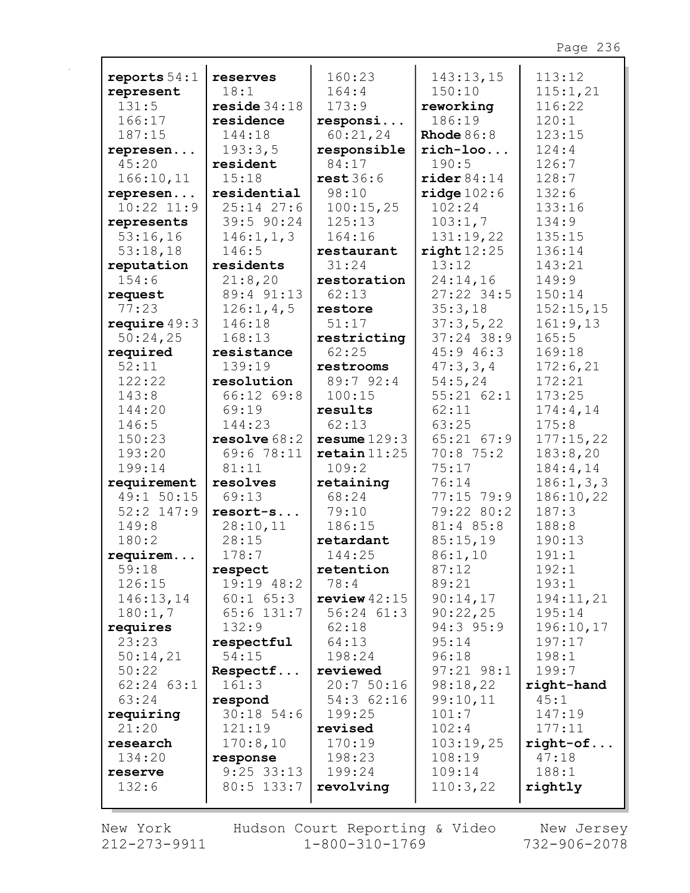**reports** 54:1
**represent**
131:5
166:17
187:15
**represen...**
45:20
166:10,11
**represen...**
10:22 11:9
**represents**
53:16,16
53:18,18
**reputation**
154:6
**request**
77:23
**require** 49:3
50:24,25
**required**
52:11
122:22
143:8
144:20
146:5
150:23
193:20
199:14
**requirement**
49:1 50:15
52:2 147:9
149:8
180:2
**requirem...**
59:18
126:15
146:13,14
180:1,7
**requires**
23:23
50:14,21
50:22
62:24 63:1
63:24
**requiring**
21:20
**research**
134:20
**reserve**
132:6

**reserves**
18:1
**reside** 34:18
**residence**
144:18
193:3,5
**resident**
15:18
**residential**
25:14 27:6
39:5 90:24
146:1,1,3
146:5
**residents**
21:8,20
89:4 91:13
126:1,4,5
146:18
168:13
**resistance**
139:19
**resolution**
66:12 69:8
69:19
144:23
**resolve** 68:2
69:6 78:11
81:11
**resolves**
69:13
**resort-s...**
28:10,11
28:15
178:7
**respect**
19:19 48:2
60:1 65:3
65:6 131:7
132:9
**respectful**
54:15
**Respectf...**
161:3
**respond**
30:18 54:6
121:19
170:8,10
**response**
9:25 33:13
80:5 133:7

160:23
164:4
173:9
**responsi...**
60:21,24
**responsible**
84:17
**rest** 36:6
98:10
100:15,25
125:13
164:16
**restaurant**
31:24
**restoration**
62:13
**restore**
51:17
**restricting**
62:25
**restrooms**
89:7 92:4
100:15
**results**
62:13
**resume** 129:3
**retain** 11:25
109:2
**retaining**
68:24
79:10
186:15
**retardant**
144:25
**retention**
78:4
**review** 42:15
56:24 61:3
62:18
64:13
198:24
**reviewed**
20:7 50:16
54:3 62:16
199:25
**revised**
170:19
198:23
199:24
**revolving**

143:13,15
150:10
**reworking**
186:19
**Rhode** 86:8
**rich-loo...**
190:5
**rider** 84:14
**ridge** 102:6
102:24
103:1,7
131:19,22
**right** 12:25
13:12
24:14,16
27:22 34:5
35:3,18
37:3,5,22
37:24 38:9
45:9 46:3
47:3,3,4
54:5,24
55:21 62:1
62:11
63:25
65:21 67:9
70:8 75:2
75:17
76:14
77:15 79:9
79:22 80:2
81:4 85:8
85:15,19
86:1,10
87:12
89:21
90:14,17
90:22,25
94:3 95:9
95:14
96:18
97:21 98:1
98:18,22
99:10,11
101:7
102:4
103:19,25
108:19
109:14
110:3,22

113:12
115:1,21
116:22
120:1
123:15
124:4
126:7
128:7
132:6
133:16
134:9
135:15
136:14
143:21
149:9
150:14
152:15,15
161:9,13
165:5
169:18
172:6,21
172:21
173:25
174:4,14
175:8
177:15,22
183:8,20
184:4,14
186:1,3,3
186:10,22
187:3
188:8
190:13
191:1
192:1
193:1
194:11,21
195:14
196:10,17
197:17
198:1
199:7
**right-hand**
45:1
147:19
177:11
**right-of...**
47:18
188:1
**rightly**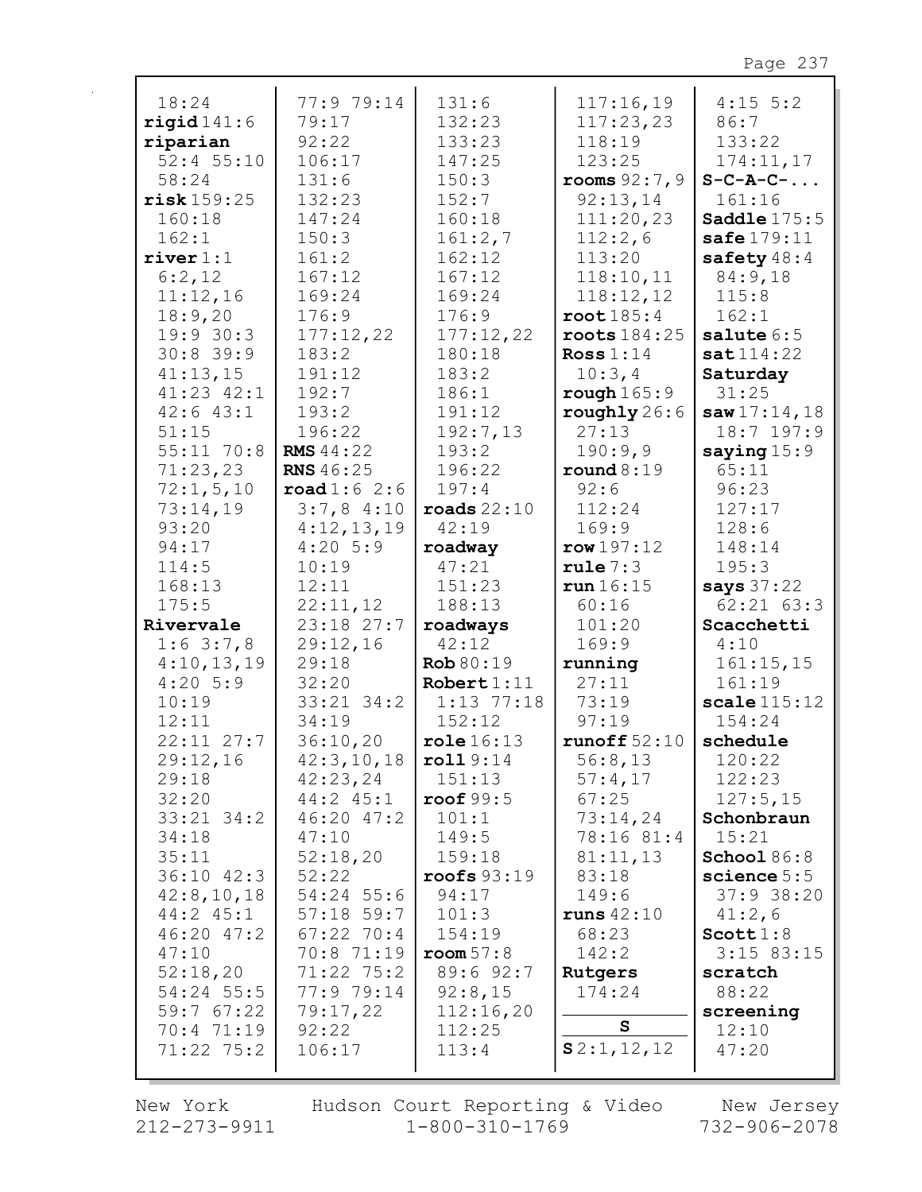18:24
**rigid** 141:6
**riparian**
52:4 55:10
58:24
**risk** 159:25
160:18
162:1
**river** 1:1
6:2,12
11:12,16
18:9,20
19:9 30:3
30:8 39:9
41:13,15
41:23 42:1
42:6 43:1
51:15
55:11 70:8
71:23,23
72:1,5,10
73:14,19
93:20
94:17
114:5
168:13
175:5
**Rivervale**
1:6 3:7,8
4:10,13,19
4:20 5:9
10:19
12:11
22:11 27:7
29:12,16
29:18
32:20
33:21 34:2
34:18
35:11
36:10 42:3
42:8,10,18
44:2 45:1
46:20 47:2
47:10
52:18,20
54:24 55:5
59:7 67:22
70:4 71:19
71:22 75:2
77:9 79:14
79:17
92:22
106:17
131:6
132:23
147:24
150:3
161:2
167:12
169:24
176:9
177:12,22
183:2
191:12
192:7
193:2
196:22
**RMS** 44:22
**RNS** 46:25
**road** 1:6 2:6
3:7,8 4:10
4:12,13,19
4:20 5:9
10:19
12:11
22:11,12
23:18 27:7
29:12,16
29:18
32:20
33:21 34:2
34:19
36:10,20
42:3,10,18
42:23,24
44:2 45:1
46:20 47:2
47:10
52:18,20
52:22
54:24 55:6
57:18 59:7
67:22 70:4
70:8 71:19
71:22 75:2
77:9 79:14
79:17,22
92:22
106:17
131:6
132:23
133:23
147:25
150:3
152:7
160:18
161:2,7
162:12
167:12
169:24
176:9
177:12,22
180:18
183:2
186:1
191:12
192:7,13
193:2
196:22
197:4
**roads** 22:10
42:19
**roadway**
47:21
151:23
188:13
**roadways**
42:12
**Rob** 80:19
**Robert** 1:11
1:13 77:18
152:12
**role** 16:13
**roll** 9:14
151:13
**roof** 99:5
101:1
149:5
159:18
**roofs** 93:19
94:17
101:3
154:19
**room** 57:8
89:6 92:7
92:8,15
112:16,20
112:25
113:4
117:16,19
117:23,23
118:19
123:25
**rooms** 92:7,9
92:13,14
111:20,23
112:2,6
113:20
118:10,11
118:12,12
**root** 185:4
**roots** 184:25
**Ross** 1:14
10:3,4
**rough** 165:9
**roughly** 26:6
27:13
190:9,9
**round** 8:19
92:6
112:24
169:9
**row** 197:12
**rule** 7:3
**run** 16:15
60:16
101:20
169:9
**running**
27:11
73:19
97:19
**runoff** 52:10
56:8,13
57:4,17
67:25
73:14,24
78:16 81:4
81:11,13
83:18
149:6
**runs** 42:10
68:23
142:2
**Rutgers**
174:24

**S**

**S** 2:1,12,12
4:15 5:2
86:7
133:22
174:11,17
**S-C-A-C-...**
161:16
**Saddle** 175:5
**safe** 179:11
**safety** 48:4
84:9,18
115:8
162:1
**salute** 6:5
**sat** 114:22
**Saturday**
31:25
**saw** 17:14,18
18:7 197:9
**saying** 15:9
65:11
96:23
127:17
128:6
148:14
195:3
**says** 37:22
62:21 63:3
**Scacchetti**
4:10
161:15,15
161:19
**scale** 115:12
154:24
**schedule**
120:22
122:23
127:5,15
**Schonbraun**
15:21
**School** 86:8
**science** 5:5
37:9 38:20
41:2,6
**Scott** 1:8
3:15 83:15
**scratch**
88:22
**screening**
12:10
47:20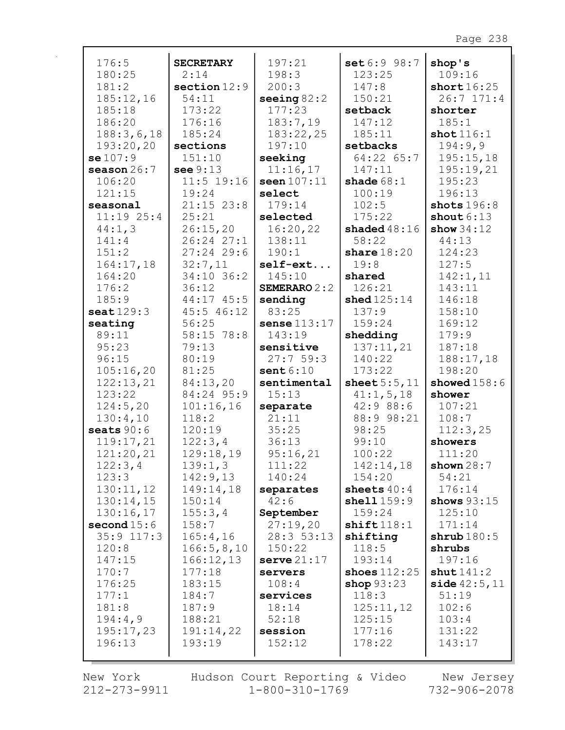176:5
180:25
181:2
185:12,16
185:18
186:20
188:3,6,18
193:20,20
**se** 107:9
**season** 26:7
106:20
121:15
**seasonal**
11:19 25:4
44:1,3
141:4
151:2
164:17,18
164:20
176:2
185:9
**seat** 129:3
**seating**
89:11
95:23
96:15
105:16,20
122:13,21
123:22
124:5,20
130:4,10
**seats** 90:6
119:17,21
121:20,21
122:3,4
123:3
130:11,12
130:14,15
130:16,17
**second** 15:6
35:9 117:3
120:8
147:15
170:7
176:25
177:1
181:8
194:4,9
195:17,23
196:13

**SECRETARY**
2:14
**section** 12:9
54:11
173:22
176:16
185:24
**sections**
151:10
**see** 9:13
11:5 19:16
19:24
21:15 23:8
25:21
26:15,20
26:24 27:1
27:24 29:6
32:7,11
34:10 36:2
36:12
44:17 45:5
45:5 46:12
56:25
58:15 78:8
79:13
80:19
81:25
84:13,20
84:24 95:9
101:16,16
118:2
120:19
122:3,4
129:18,19
139:1,3
142:9,13
149:14,18
150:14
155:3,4
158:7
165:4,16
166:5,8,10
166:12,13
177:18
183:15
184:7
187:9
188:21
191:14,22
193:19

197:21
198:3
200:3
**seeing** 82:2
177:23
183:7,19
183:22,25
197:10
**seeking**
11:16,17
**seen** 107:11
**select**
179:14
**selected**
16:20,22
138:11
190:1
**self-ext...**
145:10
**SEMERARO** 2:2
**sending**
83:25
**sense** 113:17
143:19
**sensitive**
27:7 59:3
**sent** 6:10
**sentimental**
15:13
**separate**
21:11
35:25
36:13
95:16,21
111:22
140:24
**separates**
42:6
**September**
27:19,20
28:3 53:13
150:22
**serve** 21:17
**servers**
108:4
**services**
18:14
52:18
**session**
152:12

**set** 6:9 98:7
123:25
147:8
150:21
**setback**
147:12
185:11
**setbacks**
64:22 65:7
147:11
**shade** 68:1
100:19
102:5
175:22
**shaded** 48:16
58:22
**share** 18:20
19:8
**shared**
126:21
**shed** 125:14
137:9
159:24
**shedding**
137:11,21
140:22
173:22
**sheet** 5:5,11
41:1,5,18
42:9 88:6
88:9 98:21
98:25
99:10
100:22
142:14,18
154:20
**sheets** 40:4
**shell** 159:9
159:24
**shift** 118:1
**shifting**
118:5
193:14
**shoes** 112:25
**shop** 93:23
118:3
125:11,12
125:15
177:16
178:22

**shop's**
109:16
**short** 16:25
26:7 171:4
**shorter**
185:1
**shot** 116:1
194:9,9
195:15,18
195:19,21
195:23
196:13
**shots** 196:8
**shout** 6:13
**show** 34:12
44:13
124:23
127:5
142:1,11
143:11
146:18
158:10
169:12
179:9
187:18
188:17,18
198:20
**showed** 158:6
**shower**
107:21
108:7
112:3,25
**showers**
111:20
**shown** 28:7
54:21
176:14
**shows** 93:15
125:10
171:14
**shrub** 180:5
**shrubs**
197:16
**shut** 141:2
**side** 42:5,11
51:19
102:6
103:4
131:22
143:17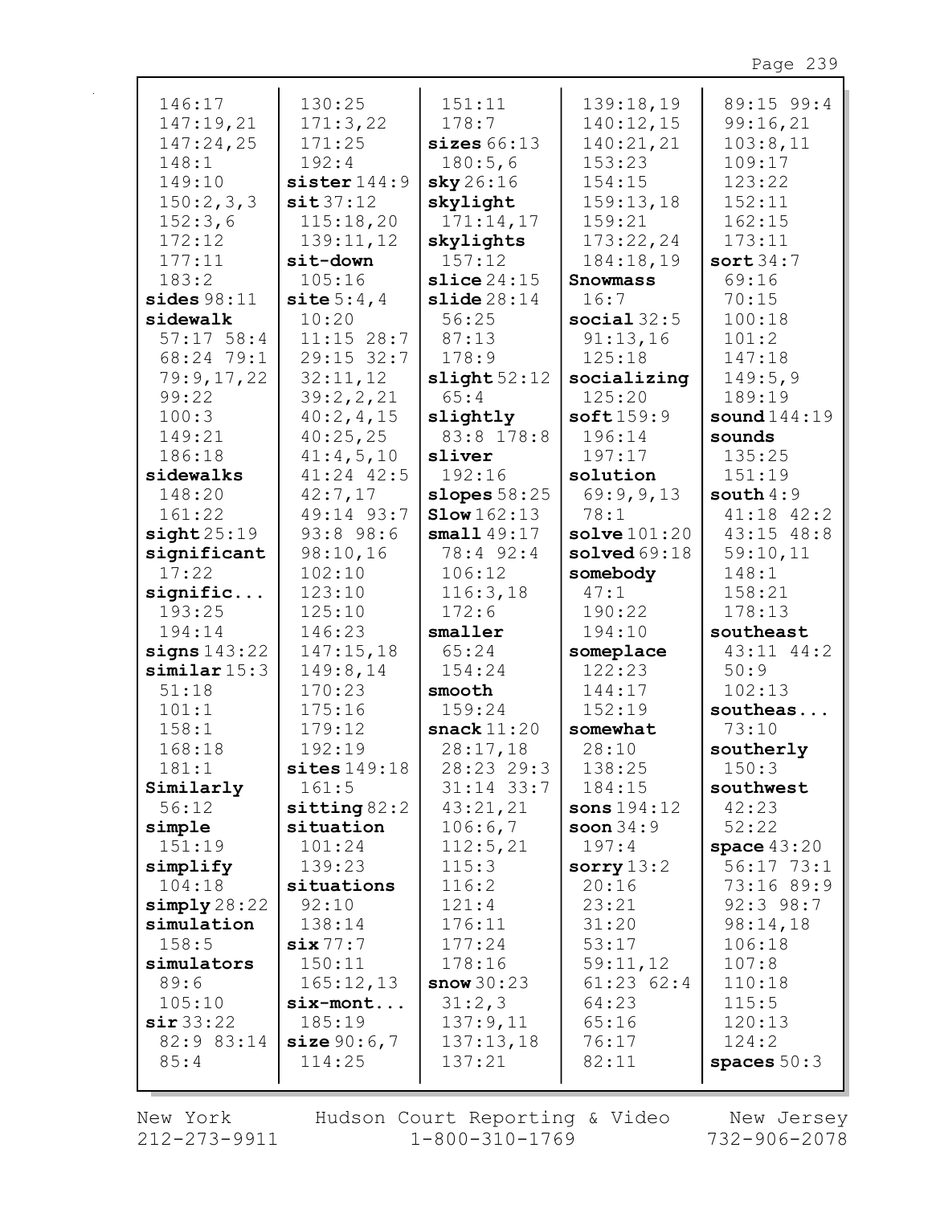146:17
147:19,21
147:24,25
148:1
149:10
150:2,3,3
152:3,6
172:12
177:11
183:2
**sides** 98:11
**sidewalk**
57:17 58:4
68:24 79:1
79:9,17,22
99:22
100:3
149:21
186:18
**sidewalks**
148:20
161:22
**sight** 25:19
**significant**
17:22
**signific...**
193:25
194:14
**signs** 143:22
**similar** 15:3
51:18
101:1
158:1
168:18
181:1
**Similarly**
56:12
**simple**
151:19
**simplify**
104:18
**simply** 28:22
**simulation**
158:5
**simulators**
89:6
105:10
**sir** 33:22
82:9 83:14
85:4

130:25
171:3,22
171:25
192:4
**sister** 144:9
**sit** 37:12
115:18,20
139:11,12
**sit-down**
105:16
**site** 5:4,4
10:20
11:15 28:7
29:15 32:7
32:11,12
39:2,2,21
40:2,4,15
40:25,25
41:4,5,10
41:24 42:5
42:7,17
49:14 93:7
93:8 98:6
98:10,16
102:10
123:10
125:10
146:23
147:15,18
149:8,14
170:23
175:16
179:12
192:19
**sites** 149:18
161:5
**sitting** 82:2
**situation**
101:24
139:23
**situations**
92:10
138:14
**six** 77:7
150:11
165:12,13
**six-mont...**
185:19
**size** 90:6,7
114:25

151:11
178:7
**sizes** 66:13
180:5,6
**sky** 26:16
**skylight**
171:14,17
**skylights**
157:12
**slice** 24:15
**slide** 28:14
56:25
87:13
178:9
**slight** 52:12
65:4
**slightly**
83:8 178:8
**sliver**
192:16
**slopes** 58:25
**Slow** 162:13
**small** 49:17
78:4 92:4
106:12
116:3,18
172:6
**smaller**
65:24
154:24
**smooth**
159:24
**snack** 11:20
28:17,18
28:23 29:3
31:14 33:7
43:21,21
106:6,7
112:5,21
115:3
116:2
121:4
176:11
177:24
178:16
**snow** 30:23
31:2,3
137:9,11
137:13,18
137:21

139:18,19
140:12,15
140:21,21
153:23
154:15
159:13,18
159:21
173:22,24
184:18,19
**Snowmass**
16:7
**social** 32:5
91:13,16
125:18
**socializing**
125:20
**soft** 159:9
196:14
197:17
**solution**
69:9,9,13
78:1
**solve** 101:20
**solved** 69:18
**somebody**
47:1
190:22
194:10
**someplace**
122:23
144:17
152:19
**somewhat**
28:10
138:25
184:15
**sons** 194:12
**soon** 34:9
197:4
**sorry** 13:2
20:16
23:21
31:20
53:17
59:11,12
61:23 62:4
64:23
65:16
76:17
82:11

89:15 99:4
99:16,21
103:8,11
109:17
123:22
152:11
162:15
173:11
**sort** 34:7
69:16
70:15
100:18
101:2
147:18
149:5,9
189:19
**sound** 144:19
**sounds**
135:25
151:19
**south** 4:9
41:18 42:2
43:15 48:8
59:10,11
148:1
158:21
178:13
**southeast**
43:11 44:2
50:9
102:13
**southeas...**
73:10
**southerly**
150:3
**southwest**
42:23
52:22
**space** 43:20
56:17 73:1
73:16 89:9
92:3 98:7
98:14,18
106:18
107:8
110:18
115:5
120:13
124:2
**spaces** 50:3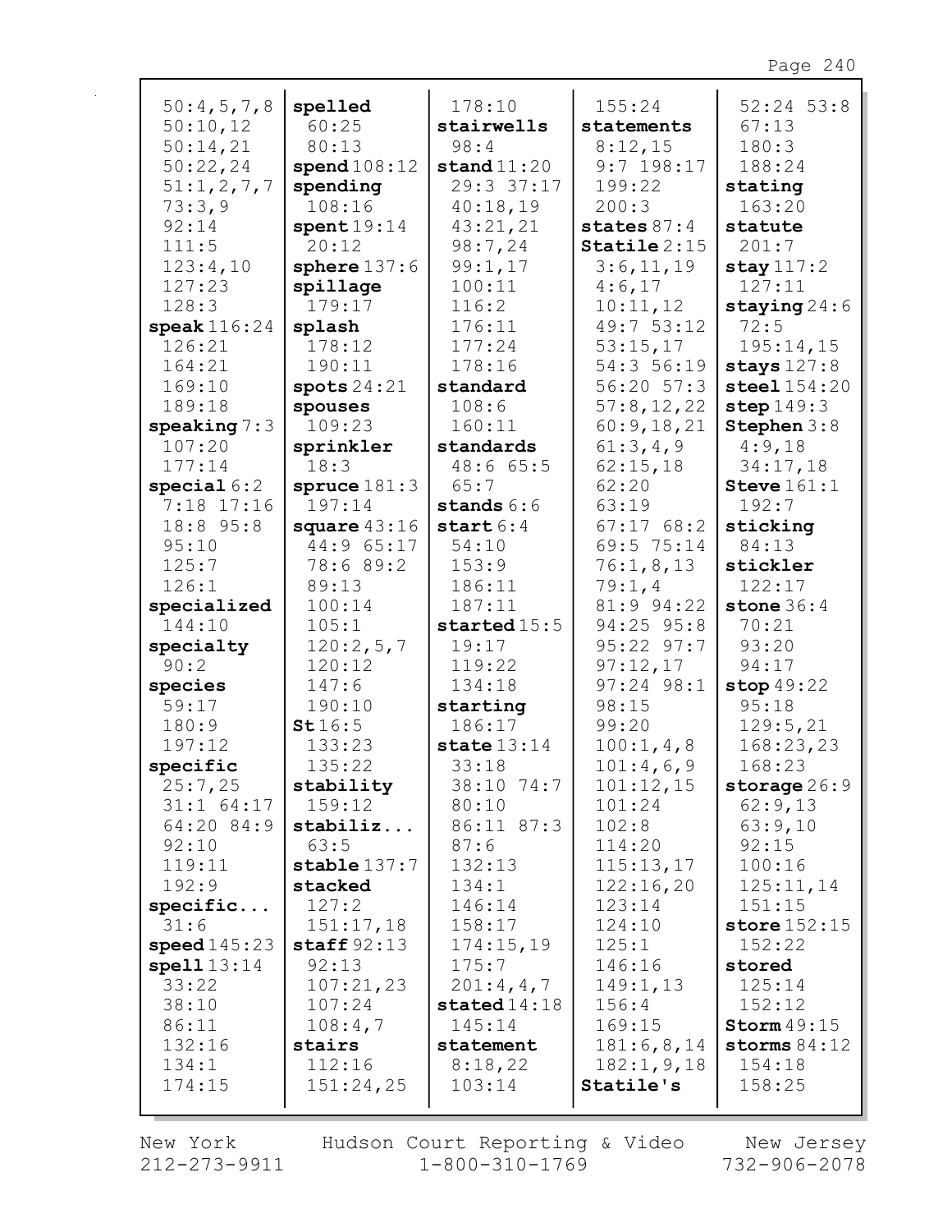50:4,5,7,8
50:10,12
50:14,21
50:22,24
51:1,2,7,7
73:3,9
92:14
111:5
123:4,10
127:23
128:3
**speak** 116:24
126:21
164:21
169:10
189:18
**speaking** 7:3
107:20
177:14
**special** 6:2
7:18 17:16
18:8 95:8
95:10
125:7
126:1
**specialized**
144:10
**specialty**
90:2
**species**
59:17
180:9
197:12
**specific**
25:7,25
31:1 64:17
64:20 84:9
92:10
119:11
192:9
**specific...**
31:6
**speed** 145:23
**spell** 13:14
33:22
38:10
86:11
132:16
134:1
174:15

**spelled**
60:25
80:13
**spend** 108:12
**spending**
108:16
**spent** 19:14
20:12
**sphere** 137:6
**spillage**
179:17
**splash**
178:12
190:11
**spots** 24:21
**spouses**
109:23
**sprinkler**
18:3
**spruce** 181:3
197:14
**square** 43:16
44:9 65:17
78:6 89:2
89:13
100:14
105:1
120:2,5,7
120:12
147:6
190:10
**St** 16:5
133:23
135:22
**stability**
159:12
**stabiliz...**
63:5
**stable** 137:7
**stacked**
127:2
151:17,18
**staff** 92:13
92:13
107:21,23
107:24
108:4,7
**stairs**
112:16
151:24,25

178:10
**stairwells**
98:4
**stand** 11:20
29:3 37:17
40:18,19
43:21,21
98:7,24
99:1,17
100:11
116:2
176:11
177:24
178:16
**standard**
108:6
160:11
**standards**
48:6 65:5
65:7
**stands** 6:6
**start** 6:4
54:10
153:9
186:11
187:11
**started** 15:5
19:17
119:22
134:18
**starting**
186:17
**state** 13:14
33:18
38:10 74:7
80:10
86:11 87:3
87:6
132:13
134:1
146:14
158:17
174:15,19
175:7
201:4,4,7
**stated** 14:18
145:14
**statement**
8:18,22
103:14

155:24
**statements**
8:12,15
9:7 198:17
199:22
200:3
**states** 87:4
**Statile** 2:15
3:6,11,19
4:6,17
10:11,12
49:7 53:12
53:15,17
54:3 56:19
56:20 57:3
57:8,12,22
60:9,18,21
61:3,4,9
62:15,18
62:20
63:19
67:17 68:2
69:5 75:14
76:1,8,13
79:1,4
81:9 94:22
94:25 95:8
95:22 97:7
97:12,17
97:24 98:1
98:15
99:20
100:1,4,8
101:4,6,9
101:12,15
101:24
102:8
114:20
115:13,17
122:16,20
123:14
124:10
125:1
146:16
149:1,13
156:4
169:15
181:6,8,14
182:1,9,18
**Statile's**

52:24 53:8
67:13
180:3
188:24
**stating**
163:20
**statute**
201:7
**stay** 117:2
127:11
**staying** 24:6
72:5
195:14,15
**stays** 127:8
**steel** 154:20
**step** 149:3
**Stephen** 3:8
4:9,18
34:17,18
**Steve** 161:1
192:7
**sticking**
84:13
**stickler**
122:17
**stone** 36:4
70:21
93:20
94:17
**stop** 49:22
95:18
129:5,21
168:23,23
168:23
**storage** 26:9
62:9,13
63:9,10
92:15
100:16
125:11,14
151:15
**store** 152:15
152:22
**stored**
125:14
152:12
**Storm** 49:15
**storms** 84:12
154:18
158:25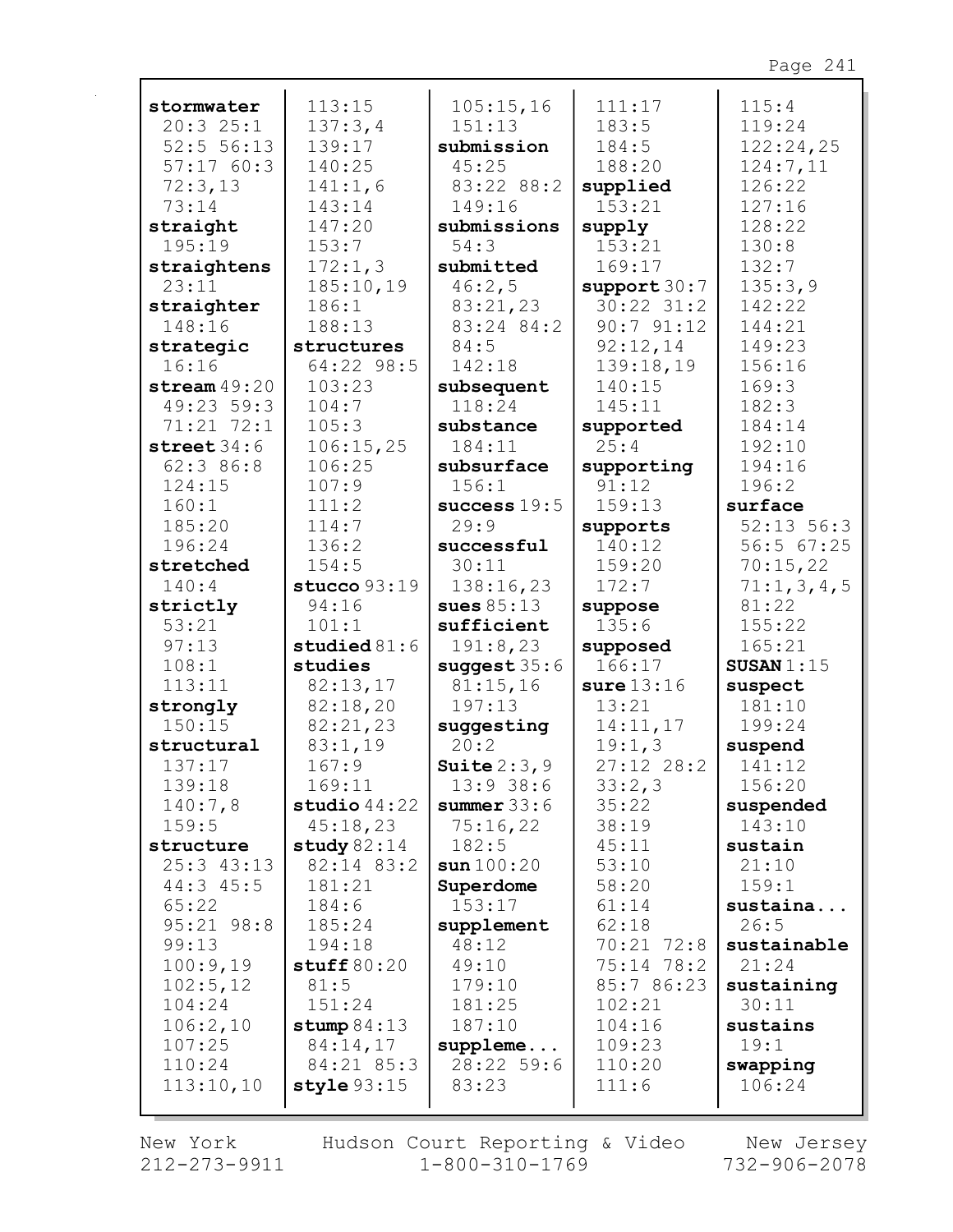**stormwater** 20:3 25:1 52:5 56:13 57:17 60:3 72:3,13 73:14
**straight** 195:19
**straightens** 23:11
**straighter** 148:16
**strategic** 16:16
**stream** 49:20 49:23 59:3 71:21 72:1
**street** 34:6 62:3 86:8 124:15 160:1 185:20 196:24
**stretched** 140:4
**strictly** 53:21 97:13 108:1 113:11
**strongly** 150:15
**structural** 137:17 139:18 140:7,8 159:5
**structure** 25:3 43:13 44:3 45:5 65:22 95:21 98:8 99:13 100:9,19 102:5,12 104:24 106:2,10 107:25 110:24 113:10,10 113:15 137:3,4 139:17 140:25 141:1,6 143:14 147:20 153:7 172:1,3 185:10,19 186:1 188:13
**structures** 64:22 98:5 103:23 104:7 105:3 106:15,25 106:25 107:9 111:2 114:7 136:2 154:5
**stucco** 93:19 94:16 101:1
**studied** 81:6
**studies** 82:13,17 82:18,20 82:21,23 83:1,19 167:9 169:11
**studio** 44:22 45:18,23
**study** 82:14 82:14 83:2 181:21 184:6 185:24 194:18
**stuff** 80:20 81:5 151:24
**stump** 84:13 84:14,17 84:21 85:3
**style** 93:15 105:15,16 151:13
**submission** 45:25 83:22 88:2 149:16
**submissions** 54:3
**submitted** 46:2,5 83:21,23 83:24 84:2 84:5 142:18
**subsequent** 118:24
**substance** 184:11
**subsurface** 156:1
**success** 19:5 29:9
**successful** 30:11 138:16,23
**sues** 85:13
**sufficient** 191:8,23
**suggest** 35:6 81:15,16 197:13
**suggesting** 20:2
**Suite** 2:3,9 13:9 38:6
**summer** 33:6 75:16,22 182:5
**sun** 100:20
**Superdome** 153:17
**supplement** 48:12 49:10 179:10 181:25 187:10
**suppleme...** 28:22 59:6 83:23 111:17 183:5 184:5 188:20
**supplied** 153:21
**supply** 153:21 169:17
**support** 30:7 30:22 31:2 90:7 91:12 92:12,14 139:18,19 140:15 145:11
**supported** 25:4
**supporting** 91:12 159:13
**supports** 140:12 159:20 172:7
**suppose** 135:6
**supposed** 166:17
**sure** 13:16 13:21 14:11,17 19:1,3 27:12 28:2 33:2,3 35:22 38:19 45:11 53:10 58:20 61:14 62:18 70:21 72:8 75:14 78:2 85:7 86:23 102:21 104:16 109:23 110:20 111:6 115:4 119:24 122:24,25 124:7,11 126:22 127:16 128:22 130:8 132:7 135:3,9 142:22 144:21 149:23 156:16 169:3 182:3 184:14 192:10 194:16 196:2
**surface** 52:13 56:3 56:5 67:25 70:15,22 71:1,3,4,5 81:22 155:22 165:21
**SUSAN** 1:15
**suspect** 181:10 199:24
**suspend** 141:12 156:20
**suspended** 143:10
**sustain** 21:10 159:1
**sustaina...** 26:5
**sustainable** 21:24
**sustaining** 30:11
**sustains** 19:1
**swapping** 106:24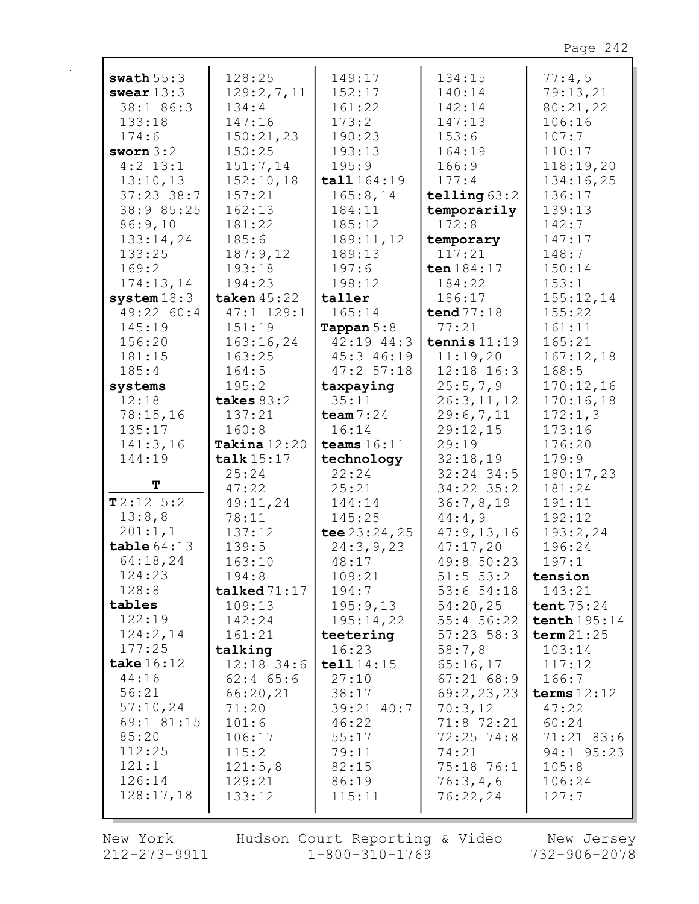**swath** 55:3
**swear** 13:3
38:1 86:3
133:18
174:6
**sworn** 3:2
4:2 13:1
13:10,13
37:23 38:7
38:9 85:25
86:9,10
133:14,24
133:25
169:2
174:13,14
**system** 18:3
49:22 60:4
145:19
156:20
181:15
185:4
**systems**
12:18
78:15,16
135:17
141:3,16
144:19

**T**

**T** 2:12 5:2
13:8,8
201:1,1
**table** 64:13
64:18,24
124:23
128:8
**tables**
122:19
124:2,14
177:25
**take** 16:12
44:16
56:21
57:10,24
69:1 81:15
85:20
112:25
121:1
126:14
128:17,18
128:25
129:2,7,11
134:4
147:16
150:21,23
150:25
151:7,14
152:10,18
157:21
162:13
181:22
185:6
187:9,12
193:18
194:23
**taken** 45:22
47:1 129:1
151:19
163:16,24
163:25
164:5
195:2
**takes** 83:2
137:21
160:8
**Takina** 12:20
**talk** 15:17
25:24
47:22
49:11,24
78:11
137:12
139:5
163:10
194:8
**talked** 71:17
109:13
142:24
161:21
**talking**
12:18 34:6
62:4 65:6
66:20,21
71:20
101:6
106:17
115:2
121:5,8
129:21
133:12
149:17
152:17
161:22
173:2
190:23
193:13
195:9
**tall** 164:19
165:8,14
184:11
185:12
189:11,12
189:13
197:6
198:12
**taller**
165:14
**Tappan** 5:8
42:19 44:3
45:3 46:19
47:2 57:18
**taxpaying**
35:11
**team** 7:24
16:14
**teams** 16:11
**technology**
22:24
25:21
144:14
145:25
**tee** 23:24,25
24:3,9,23
48:17
109:21
194:7
195:9,13
195:14,22
**teetering**
16:23
**tell** 14:15
27:10
38:17
39:21 40:7
46:22
55:17
79:11
82:15
86:19
115:11
134:15
140:14
142:14
147:13
153:6
164:19
166:9
177:4
**telling** 63:2
**temporarily**
172:8
**temporary**
117:21
**ten** 184:17
184:22
186:17
**tend** 77:18
77:21
**tennis** 11:19
11:19,20
12:18 16:3
25:5,7,9
26:3,11,12
29:6,7,11
29:12,15
29:19
32:18,19
32:24 34:5
34:22 35:2
36:7,8,19
44:4,9
47:9,13,16
47:17,20
49:8 50:23
51:5 53:2
53:6 54:18
54:20,25
55:4 56:22
57:23 58:3
58:7,8
65:16,17
67:21 68:9
69:2,23,23
70:3,12
71:8 72:21
72:25 74:8
74:21
75:18 76:1
76:3,4,6
76:22,24
77:4,5
79:13,21
80:21,22
106:16
107:7
110:17
118:19,20
134:16,25
136:17
139:13
142:7
147:17
148:7
150:14
153:1
155:12,14
155:22
161:11
165:21
167:12,18
168:5
170:12,16
170:16,18
172:1,3
173:16
176:20
179:9
180:17,23
181:24
191:11
192:12
193:2,24
196:24
197:1
**tension**
143:21
**tent** 75:24
**tenth** 195:14
**term** 21:25
103:14
117:12
166:7
**terms** 12:12
47:22
60:24
71:21 83:6
94:1 95:23
105:8
106:24
127:7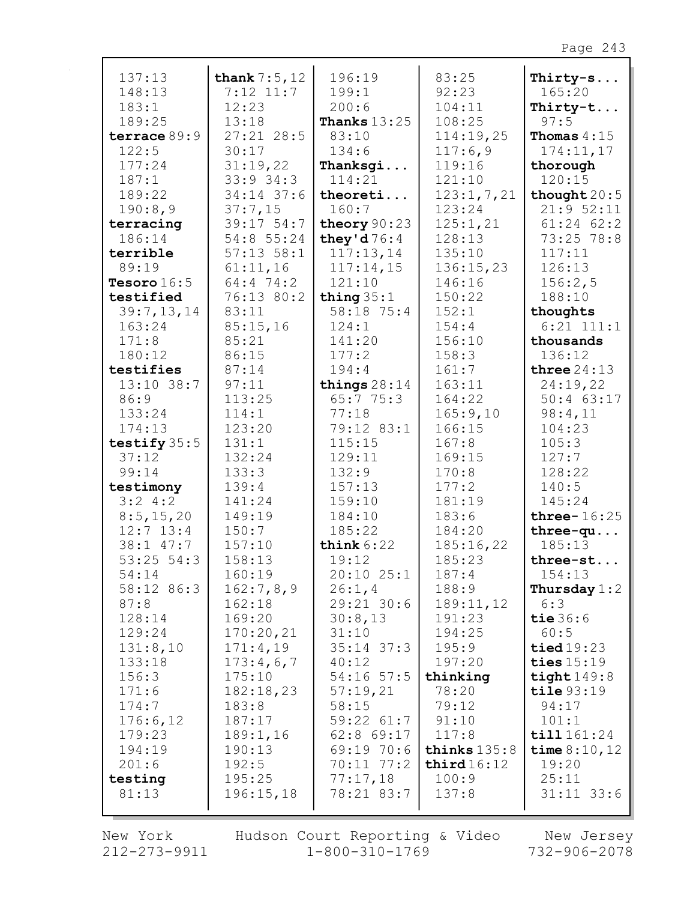137:13
148:13
183:1
189:25
**terrace** 89:9
122:5
177:24
187:1
189:22
190:8,9
**terracing**
186:14
**terrible**
89:19
**Tesoro** 16:5
**testified**
39:7,13,14
163:24
171:8
180:12
**testifies**
13:10 38:7
86:9
133:24
174:13
**testify** 35:5
37:12
99:14
**testimony**
3:2 4:2
8:5,15,20
12:7 13:4
38:1 47:7
53:25 54:3
54:14
58:12 86:3
87:8
128:14
129:24
131:8,10
133:18
156:3
171:6
174:7
176:6,12
179:23
194:19
201:6
**testing**
81:13

**thank** 7:5,12
7:12 11:7
12:23
13:18
27:21 28:5
30:17
31:19,22
33:9 34:3
34:14 37:6
37:7,15
39:17 54:7
54:8 55:24
57:13 58:1
61:11,16
64:4 74:2
76:13 80:2
83:11
85:15,16
85:21
86:15
87:14
97:11
113:25
114:1
123:20
131:1
132:24
133:3
139:4
141:24
149:19
150:7
157:10
158:13
160:19
162:7,8,9
162:18
169:20
170:20,21
171:4,19
173:4,6,7
175:10
182:18,23
183:8
187:17
189:1,16
190:13
192:5
195:25
196:15,18

196:19
199:1
200:6
**Thanks** 13:25
83:10
134:6
**Thanksgi...**
114:21
**theoreti...**
160:7
**theory** 90:23
**they'd** 76:4
117:13,14
117:14,15
121:10
**thing** 35:1
58:18 75:4
124:1
141:20
177:2
194:4
**things** 28:14
65:7 75:3
77:18
79:12 83:1
115:15
129:11
132:9
157:13
159:10
184:10
185:22
**think** 6:22
19:12
20:10 25:1
26:1,4
29:21 30:6
30:8,13
31:10
35:14 37:3
40:12
54:16 57:5
57:19,21
58:15
59:22 61:7
62:8 69:17
69:19 70:6
70:11 77:2
77:17,18
78:21 83:7

83:25
92:23
104:11
108:25
114:19,25
117:6,9
119:16
121:10
123:1,7,21
123:24
125:1,21
128:13
135:10
136:15,23
146:16
150:22
152:1
154:4
156:10
158:3
161:7
163:11
164:22
165:9,10
166:15
167:8
169:15
170:8
177:2
181:19
183:6
184:20
185:16,22
185:23
187:4
188:9
189:11,12
191:23
194:25
195:9
197:20
**thinking**
78:20
79:12
91:10
117:8
**thinks** 135:8
**third** 16:12
100:9
137:8

**Thirty-s...**
165:20
**Thirty-t...**
97:5
**Thomas** 4:15
174:11,17
**thorough**
120:15
**thought** 20:5
21:9 52:11
61:24 62:2
73:25 78:8
117:11
126:13
156:2,5
188:10
**thoughts**
6:21 111:1
**thousands**
136:12
**three** 24:13
24:19,22
50:4 63:17
98:4,11
104:23
105:3
127:7
128:22
140:5
145:24
**three-** 16:25
**three-qu...**
185:13
**three-st...**
154:13
**Thursday** 1:2
6:3
**tie** 36:6
60:5
**tied** 19:23
**ties** 15:19
**tight** 149:8
**tile** 93:19
94:17
101:1
**till** 161:24
**time** 8:10,12
19:20
25:11
31:11 33:6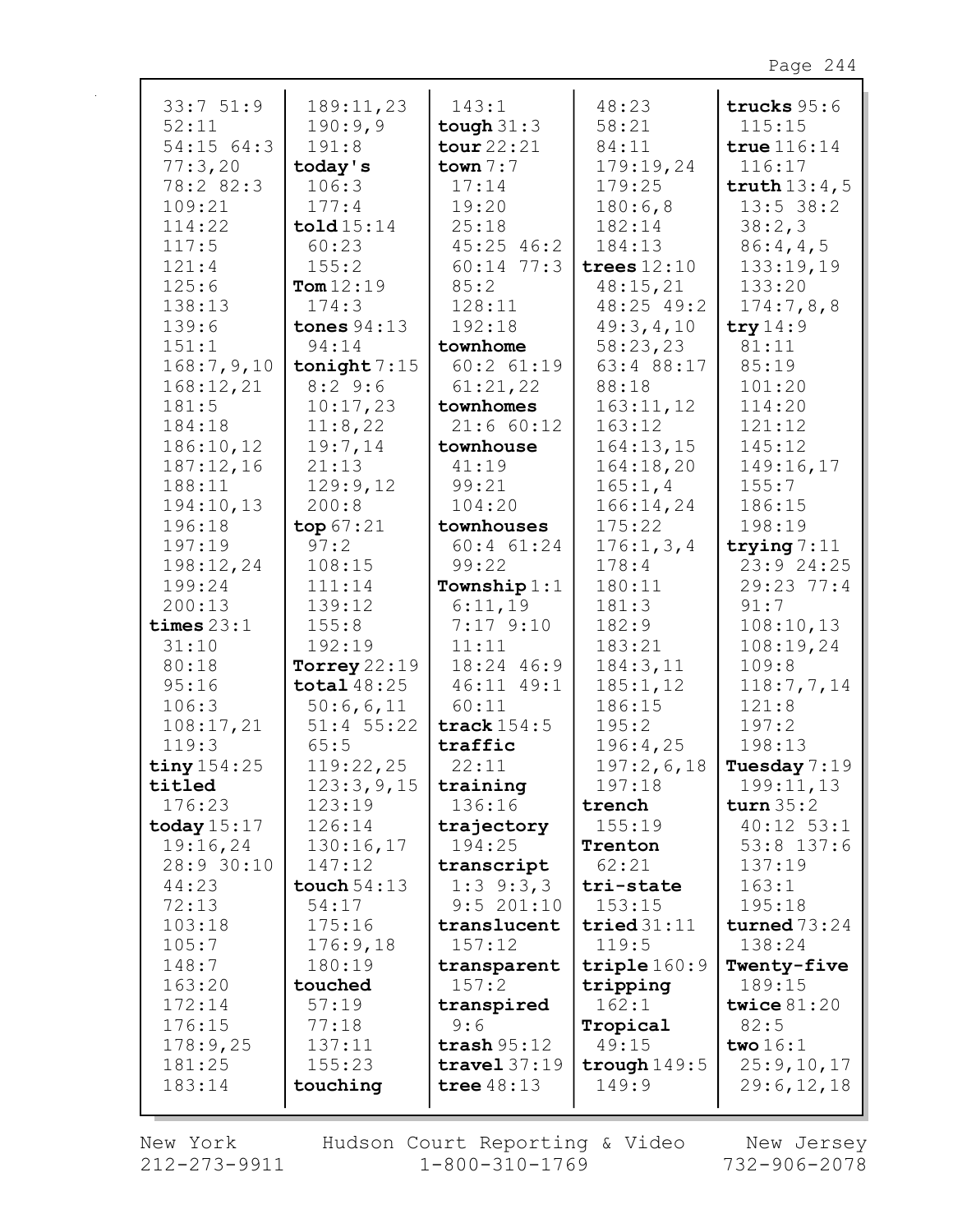33:7 51:9
52:11
54:15 64:3
77:3,20
78:2 82:3
109:21
114:22
117:5
121:4
125:6
138:13
139:6
151:1
168:7,9,10
168:12,21
181:5
184:18
186:10,12
187:12,16
188:11
194:10,13
196:18
197:19
198:12,24
199:24
200:13
**times** 23:1
31:10
80:18
95:16
106:3
108:17,21
119:3
**tiny** 154:25
**titled**
176:23
**today** 15:17
19:16,24
28:9 30:10
44:23
72:13
103:18
105:7
148:7
163:20
172:14
176:15
178:9,25
181:25
183:14

189:11,23
190:9,9
191:8
**today's**
106:3
177:4
**told** 15:14
60:23
155:2
**Tom** 12:19
174:3
**tones** 94:13
94:14
**tonight** 7:15
8:2 9:6
10:17,23
11:8,22
19:7,14
21:13
129:9,12
200:8
**top** 67:21
97:2
108:15
111:14
139:12
155:8
192:19
**Torrey** 22:19
**total** 48:25
50:6,6,11
51:4 55:22
65:5
119:22,25
123:3,9,15
123:19
126:14
130:16,17
147:12
**touch** 54:13
54:17
175:16
176:9,18
180:19
**touched**
57:19
77:18
137:11
155:23
**touching**

143:1
**tough** 31:3
**tour** 22:21
**town** 7:7
17:14
19:20
25:18
45:25 46:2
60:14 77:3
85:2
128:11
192:18
**townhome**
60:2 61:19
61:21,22
**townhomes**
21:6 60:12
**townhouse**
41:19
99:21
104:20
**townhouses**
60:4 61:24
99:22
**Township** 1:1
6:11,19
7:17 9:10
11:11
18:24 46:9
46:11 49:1
60:11
**track** 154:5
**traffic**
22:11
**training**
136:16
**trajectory**
194:25
**transcript**
1:3 9:3,3
9:5 201:10
**translucent**
157:12
**transparent**
157:2
**transpired**
9:6
**trash** 95:12
**travel** 37:19
**tree** 48:13

48:23
58:21
84:11
179:19,24
179:25
180:6,8
182:14
184:13
**trees** 12:10
48:15,21
48:25 49:2
49:3,4,10
58:23,23
63:4 88:17
88:18
163:11,12
163:12
164:13,15
164:18,20
165:1,4
166:14,24
175:22
176:1,3,4
178:4
180:11
181:3
182:9
183:21
184:3,11
185:1,12
186:15
195:2
196:4,25
197:2,6,18
197:18
**trench**
155:19
**Trenton**
62:21
**tri-state**
153:15
**tried** 31:11
119:5
**triple** 160:9
**tripping**
162:1
**Tropical**
49:15
**trough** 149:5
149:9

**trucks** 95:6
115:15
**true** 116:14
116:17
**truth** 13:4,5
13:5 38:2
38:2,3
86:4,4,5
133:19,19
133:20
174:7,8,8
**try** 14:9
81:11
85:19
101:20
114:20
121:12
145:12
149:16,17
155:7
186:15
198:19
**trying** 7:11
23:9 24:25
29:23 77:4
91:7
108:10,13
108:19,24
109:8
118:7,7,14
121:8
197:2
198:13
**Tuesday** 7:19
199:11,13
**turn** 35:2
40:12 53:1
53:8 137:6
137:19
163:1
195:18
**turned** 73:24
138:24
**Twenty-five**
189:15
**twice** 81:20
82:5
**two** 16:1
25:9,10,17
29:6,12,18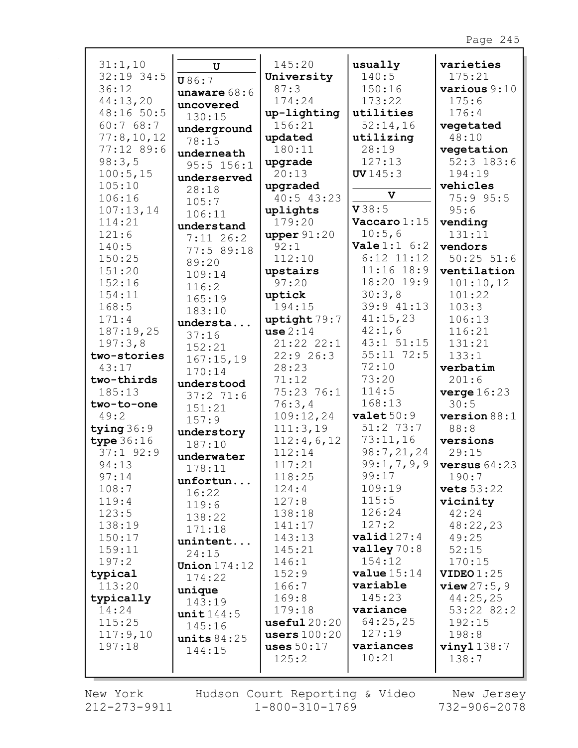31:1,10
32:19 34:5
36:12
44:13,20
48:16 50:5
60:7 68:7
77:8,10,12
77:12 89:6
98:3,5
100:5,15
105:10
106:16
107:13,14
114:21
121:6
140:5
150:25
151:20
152:16
154:11
168:5
171:4
187:19,25
197:3,8

**two-stories** 43:17
**two-thirds** 185:13
**two-to-one** 49:2
**tying** 36:9
**type** 36:16 37:1 92:9 94:13 97:14 108:7 119:4 123:5 138:19 150:17 159:11 197:2
**typical** 113:20
**typically** 14:24 115:25 117:9,10 197:18

**U**

**U** 86:7
**unaware** 68:6
**uncovered** 130:15
**underground** 78:15
**underneath** 95:5 156:1
**underserved** 28:18 105:7 106:11
**understand** 7:11 26:2 77:5 89:18 89:20 109:14 116:2 165:19 183:10
**understa...** 37:16 152:21 167:15,19 170:14
**understood** 37:2 71:6 151:21 157:9
**understory** 187:10
**underwater** 178:11
**unfortun...** 16:22 119:6 138:22 171:18
**unintent...** 24:15
**Union** 174:12 174:22
**unique** 143:19
**unit** 144:5 145:16
**units** 84:25 144:15

145:20
**University** 87:3 174:24
**up-lighting** 156:21
**updated** 180:11
**upgrade** 20:13
**upgraded** 40:5 43:23
**uplights** 179:20
**upper** 91:20 92:1 112:10
**upstairs** 97:20
**uptick** 194:15
**uptight** 79:7
**use** 2:14 21:22 22:1 22:9 26:3 28:23 71:12 75:23 76:1 76:3,4 109:12,24 111:3,19 112:4,6,12 112:14 117:21 118:25 124:4 127:8 138:18 141:17 143:13 145:21 146:1 152:9 166:7 169:8 179:18
**useful** 20:20
**users** 100:20
**uses** 50:17 125:2

**usually** 140:5 150:16 173:22
**utilities** 52:14,16
**utilizing** 28:19 127:13
**UV** 145:3

**V**

**V** 38:5
**Vaccaro** 1:15 10:5,6
**Vale** 1:1 6:2 6:12 11:12 11:16 18:9 18:20 19:9 30:3,8 39:9 41:13 41:15,23 42:1,6 43:1 51:15 55:11 72:5 72:10 73:20 114:5 168:13
**valet** 50:9 51:2 73:7 73:11,16 98:7,21,24 99:1,7,9,9 99:17 109:19 115:5 126:24 127:2
**valid** 127:4
**valley** 70:8 154:12
**value** 15:14
**variable** 145:23
**variance** 64:25,25 127:19
**variances** 10:21

**varieties** 175:21
**various** 9:10 175:6 176:4
**vegetated** 48:10
**vegetation** 52:3 183:6 194:19
**vehicles** 75:9 95:5 95:6
**vending** 131:11
**vendors** 50:25 51:6
**ventilation** 101:10,12 101:22 103:3 106:13 116:21 131:21 133:1
**verbatim** 201:6
**verge** 16:23 30:5
**version** 88:1 88:8
**versions** 29:15
**versus** 64:23 190:7
**vets** 53:22
**vicinity** 42:24 48:22,23 49:25 52:15 170:15
**VIDEO** 1:25
**view** 27:5,9 44:25,25 53:22 82:2 192:15 198:8
**vinyl** 138:7 138:7

New York 212-273-9911 | Hudson Court Reporting & Video 1-800-310-1769 | New Jersey 732-906-2078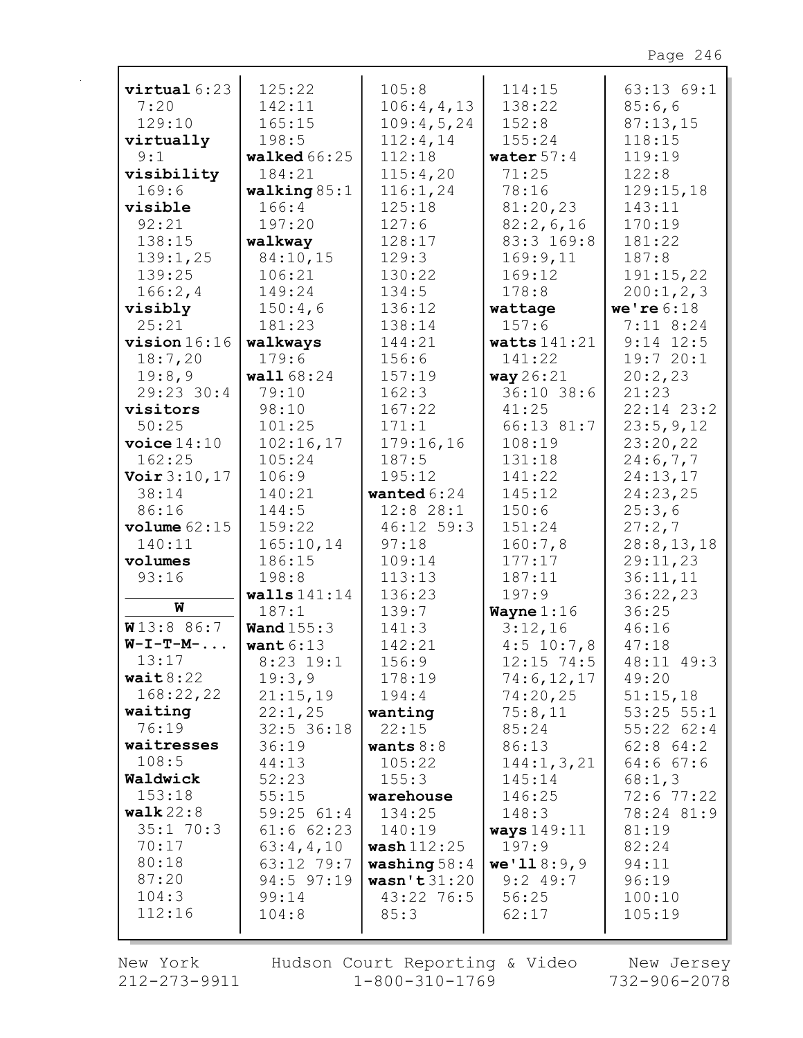**virtual** 6:23
7:20
129:10
**virtually**
9:1
**visibility**
169:6
**visible**
92:21
138:15
139:1,25
139:25
166:2,4
**visibly**
25:21
**vision** 16:16
18:7,20
19:8,9
29:23 30:4
**visitors**
50:25
**voice** 14:10
162:25
**Voir** 3:10,17
38:14
86:16
**volume** 62:15
140:11
**volumes**
93:16

**W**

**W** 13:8 86:7
**W-I-T-M-...**
13:17
**wait** 8:22
168:22,22
**waiting**
76:19
**waitresses**
108:5
**Waldwick**
153:18
**walk** 22:8
35:1 70:3
70:17
80:18
87:20
104:3
112:16
125:22
142:11
165:15
198:5
**walked** 66:25
184:21
**walking** 85:1
166:4
197:20
**walkway**
84:10,15
106:21
149:24
150:4,6
181:23
**walkways**
179:6
**wall** 68:24
79:10
98:10
101:25
102:16,17
105:24
106:9
140:21
144:5
159:22
165:10,14
186:15
198:8
**walls** 141:14
187:1
**Wand** 155:3
**want** 6:13
8:23 19:1
19:3,9
21:15,19
22:1,25
32:5 36:18
36:19
44:13
52:23
55:15
59:25 61:4
61:6 62:23
63:4,4,10
63:12 79:7
94:5 97:19
99:14
104:8
105:8
106:4,4,13
109:4,5,24
112:4,14
112:18
115:4,20
116:1,24
125:18
127:6
128:17
129:3
130:22
134:5
136:12
138:14
144:21
156:6
157:19
162:3
167:22
171:1
179:16,16
187:5
195:12
**wanted** 6:24
12:8 28:1
46:12 59:3
97:18
109:14
113:13
136:23
139:7
141:3
142:21
156:9
178:19
194:4
**wanting**
22:15
**wants** 8:8
105:22
155:3
**warehouse**
134:25
140:19
**wash** 112:25
**washing** 58:4
**wasn't** 31:20
43:22 76:5
85:3
114:15
138:22
152:8
155:24
**water** 57:4
71:25
78:16
81:20,23
82:2,6,16
83:3 169:8
169:9,11
169:12
178:8
**wattage**
157:6
**watts** 141:21
141:22
**way** 26:21
36:10 38:6
41:25
66:13 81:7
108:19
131:18
141:22
145:12
150:6
151:24
160:7,8
177:17
187:11
197:9
**Wayne** 1:16
3:12,16
4:5 10:7,8
12:15 74:5
74:6,12,17
74:20,25
75:8,11
85:24
86:13
144:1,3,21
145:14
146:25
148:3
**ways** 149:11
197:9
**we'll** 8:9,9
9:2 49:7
56:25
62:17
63:13 69:1
85:6,6
87:13,15
118:15
119:19
122:8
129:15,18
143:11
170:19
181:22
187:8
191:15,22
200:1,2,3
**we're** 6:18
7:11 8:24
9:14 12:5
19:7 20:1
20:2,23
21:23
22:14 23:2
23:5,9,12
23:20,22
24:6,7,7
24:13,17
24:23,25
25:3,6
27:2,7
28:8,13,18
29:11,23
36:11,11
36:22,23
36:25
46:16
47:18
48:11 49:3
49:20
51:15,18
53:25 55:1
55:22 62:4
62:8 64:2
64:6 67:6
68:1,3
72:6 77:22
78:24 81:9
81:19
82:24
94:11
96:19
100:10
105:19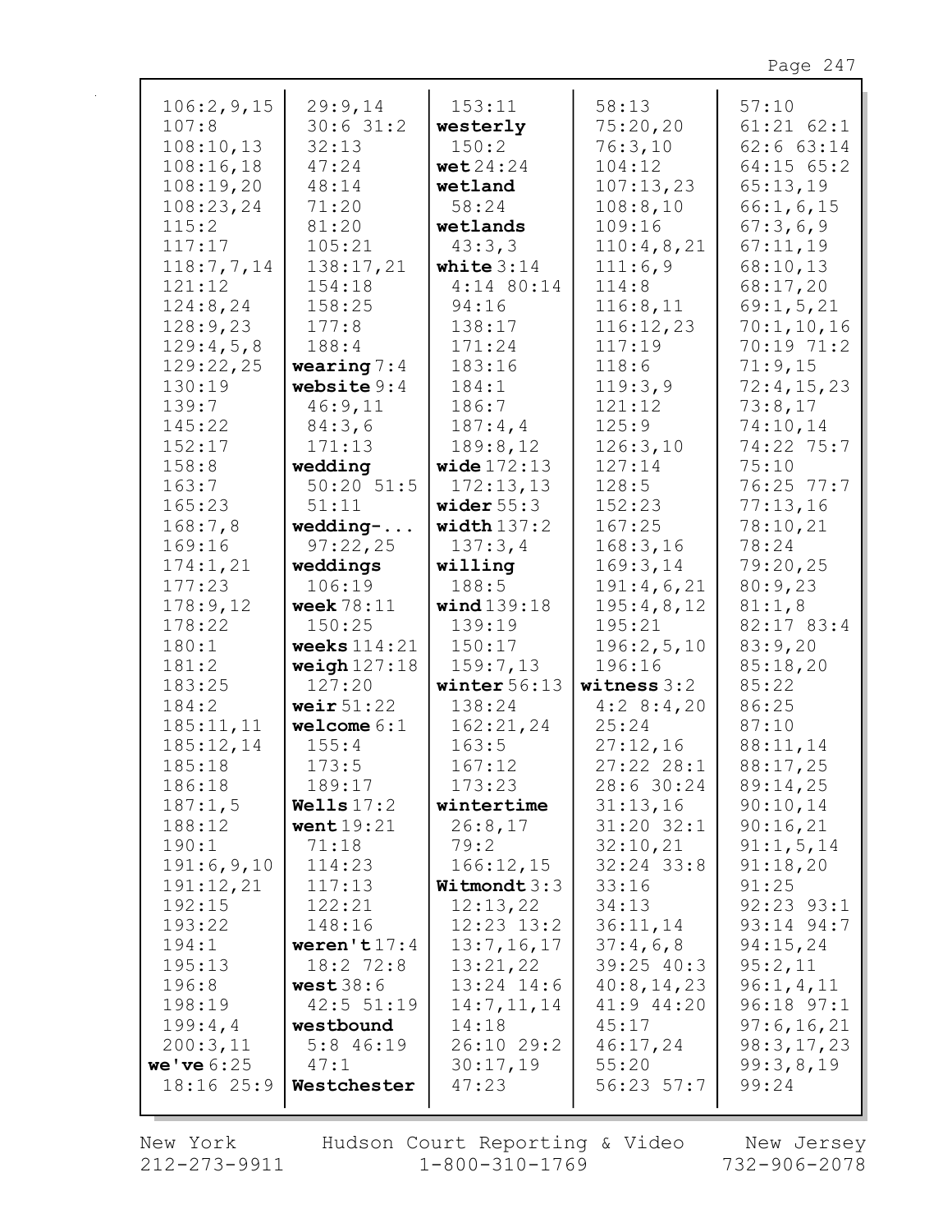106:2,9,15
107:8
108:10,13
108:16,18
108:19,20
108:23,24
115:2
117:17
118:7,7,14
121:12
124:8,24
128:9,23
129:4,5,8
129:22,25
130:19
139:7
145:22
152:17
158:8
163:7
165:23
168:7,8
169:16
174:1,21
177:23
178:9,12
178:22
180:1
181:2
183:25
184:2
185:11,11
185:12,14
185:18
186:18
187:1,5
188:12
190:1
191:6,9,10
191:12,21
192:15
193:22
194:1
195:13
196:8
198:19
199:4,4
200:3,11

**we've** 6:25
18:16 25:9
29:9,14
30:6 31:2
32:13
47:24
48:14
71:20
81:20
105:21
138:17,21
154:18
158:25
177:8
188:4

**wearing** 7:4

**website** 9:4
46:9,11
84:3,6
171:13

**wedding**
50:20 51:5
51:11

**wedding-...**
97:22,25

**weddings**
106:19

**week** 78:11
150:25

**weeks** 114:21

**weigh** 127:18
127:20

**weir** 51:22

**welcome** 6:1
155:4
173:5
189:17

**Wells** 17:2

**went** 19:21
71:18
114:23
117:13
122:21
148:16

**weren't** 17:4
18:2 72:8

**west** 38:6
42:5 51:19

**westbound**
5:8 46:19
47:1

**Westchester**
153:11

**westerly**
150:2

**wet** 24:24

**wetland**
58:24

**wetlands**
43:3,3

**white** 3:14
4:14 80:14
94:16
138:17
171:24
183:16
184:1
186:7
187:4,4
189:8,12

**wide** 172:13
172:13,13

**wider** 55:3

**width** 137:2
137:3,4

**willing**
188:5

**wind** 139:18
139:19
150:17
159:7,13

**winter** 56:13
138:24
162:21,24
163:5
167:12
173:23

**wintertime**
26:8,17
79:2
166:12,15

**Witmondt** 3:3
12:13,22
12:23 13:2
13:7,16,17
13:21,22
13:24 14:6
14:7,11,14
14:18
26:10 29:2
30:17,19
47:23
58:13
75:20,20
76:3,10
104:12
107:13,23
108:8,10
109:16
110:4,8,21
111:6,9
114:8
116:8,11
116:12,23
117:19
118:6
119:3,9
121:12
125:9
126:3,10
127:14
128:5
152:23
167:25
168:3,16
169:3,14
191:4,6,21
195:4,8,12
195:21
196:2,5,10
196:16

**witness** 3:2
4:2 8:4,20
25:24
27:12,16
27:22 28:1
28:6 30:24
31:13,16
31:20 32:1
32:10,21
32:24 33:8
33:16
34:13
36:11,14
37:4,6,8
39:25 40:3
40:8,14,23
41:9 44:20
45:17
46:17,24
55:20
56:23 57:7
57:10
61:21 62:1
62:6 63:14
64:15 65:2
65:13,19
66:1,6,15
67:3,6,9
67:11,19
68:10,13
68:17,20
69:1,5,21
70:1,10,16
70:19 71:2
71:9,15
72:4,15,23
73:8,17
74:10,14
74:22 75:7
75:10
76:25 77:7
77:13,16
78:10,21
78:24
79:20,25
80:9,23
81:1,8
82:17 83:4
83:9,20
85:18,20
85:22
86:25
87:10
88:11,14
88:17,25
89:14,25
90:10,14
90:16,21
91:1,5,14
91:18,20
91:25
92:23 93:1
93:14 94:7
94:15,24
95:2,11
96:1,4,11
96:18 97:1
97:6,16,21
98:3,17,23
99:3,8,19
99:24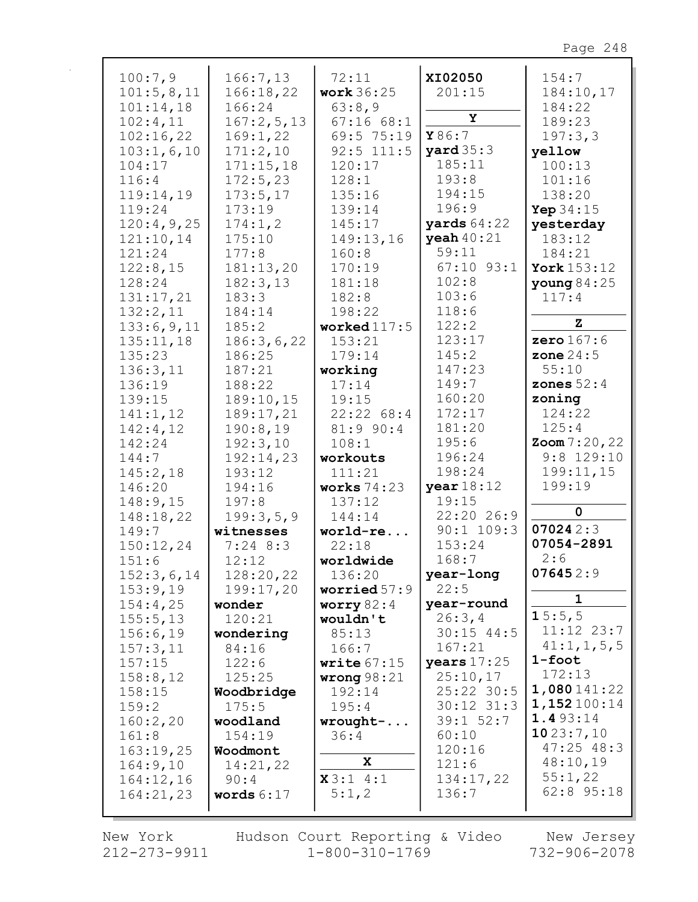100:7,9
101:5,8,11
101:14,18
102:4,11
102:16,22
103:1,6,10
104:17
116:4
119:14,19
119:24
120:4,9,25
121:10,14
121:24
122:8,15
128:24
131:17,21
132:2,11
133:6,9,11
135:11,18
135:23
136:3,11
136:19
139:15
141:1,12
142:4,12
142:24
144:7
145:2,18
146:20
148:9,15
148:18,22
149:7
150:12,24
151:6
152:3,6,14
153:9,19
154:4,25
155:5,13
156:6,19
157:3,11
157:15
158:8,12
158:15
159:2
160:2,20
161:8
163:19,25
164:9,10
164:12,16
164:21,23
166:7,13
166:18,22
166:24
167:2,5,13
169:1,22
171:2,10
171:15,18
172:5,23
173:5,17
173:19
174:1,2
175:10
177:8
181:13,20
182:3,13
183:3
184:14
185:2
186:3,6,22
186:25
187:21
188:22
189:10,15
189:17,21
190:8,19
192:3,10
192:14,23
193:12
194:16
197:8
199:3,5,9

**witnesses** 7:24 8:3 12:12 128:20,22 199:17,20
**wonder** 120:21
**wondering** 84:16 122:6 125:25
**Woodbridge** 175:5
**woodland** 154:19
**Woodmont** 14:21,22 90:4
**words** 6:17
72:11
**work** 36:25 63:8,9 67:16 68:1 69:5 75:19 92:5 111:5 120:17 128:1 135:16 139:14 145:17 149:13,16 160:8 170:19 181:18 182:8 198:22
**worked** 117:5 153:21 179:14
**working** 17:14 19:15 22:22 68:4 81:9 90:4 108:1
**workouts** 111:21
**works** 74:23 137:12 144:14
**world-re...** 22:18
**worldwide** 136:20
**worried** 57:9
**worry** 82:4
**wouldn't** 85:13 166:7
**write** 67:15
**wrong** 98:21 192:14 195:4
**wrought-...** 36:4

**X**

**X** 3:1 4:1 5:1,2
**XI02050** 201:15

**Y**

**Y** 86:7
**yard** 35:3 185:11 193:8 194:15 196:9
**yards** 64:22
**yeah** 40:21 59:11 67:10 93:1 102:8 103:6 118:6 122:2 123:17 145:2 147:23 149:7 160:20 172:17 181:20 195:6 196:24 198:24
**year** 18:12 19:15 22:20 26:9 90:1 109:3 153:24 168:7
**year-long** 22:5
**year-round** 26:3,4 30:15 44:5 167:21
**years** 17:25 25:10,17 25:22 30:5 30:12 31:3 39:1 52:7 60:10 120:16 121:6 134:17,22 136:7
154:7
184:10,17
184:22
189:23
197:3,3
**yellow** 100:13 101:16 138:20
**Yep** 34:15
**yesterday** 183:12 184:21
**York** 153:12
**young** 84:25 117:4

**Z**

**zero** 167:6
**zone** 24:5 55:10
**zones** 52:4
**zoning** 124:22 125:4
**Zoom** 7:20,22 9:8 129:10 199:11,15 199:19

**0**

**07024** 2:3
**07054-2891** 2:6
**07645** 2:9

**1**

**1** 5:5,5 11:12 23:7 41:1,1,5,5
**1-foot** 172:13
**1,080** 141:22
**1,152** 100:14
**1.4** 93:14
**10** 23:7,10 47:25 48:3 48:10,19 55:1,22 62:8 95:18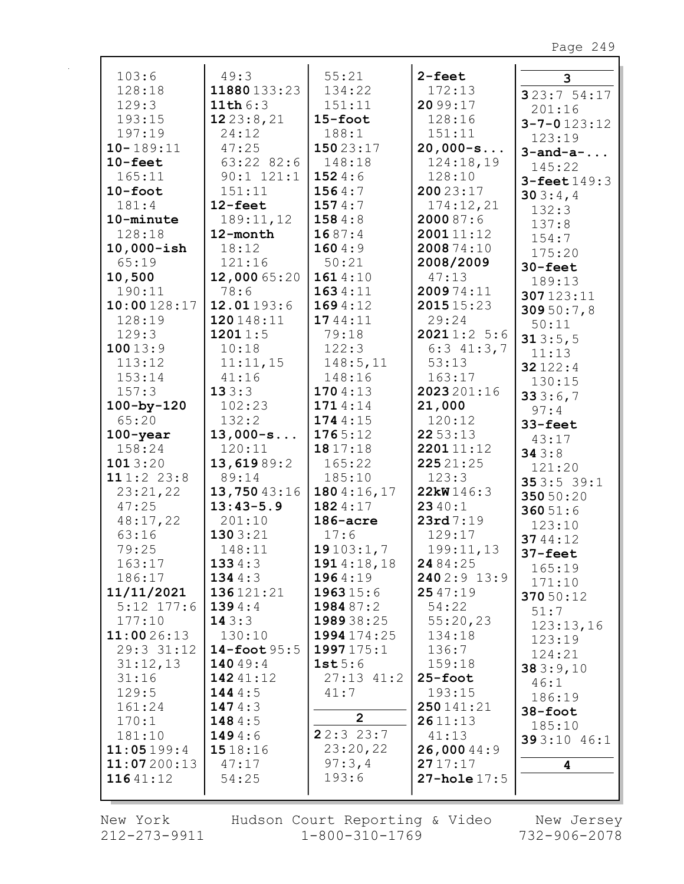103:6
128:18
129:3
193:15
197:19
**10-** 189:11
**10-feet**
165:11
**10-foot**
181:4
**10-minute**
128:18
**10,000-ish**
65:19
**10,500**
190:11
**10:00** 128:17
128:19
129:3
**100** 13:9
113:12
153:14
157:3
**100-by-120**
65:20
**100-year**
158:24
**101** 3:20
**11** 1:2 23:8
23:21,22
47:25
48:17,22
63:16
79:25
163:17
186:17
**11/11/2021**
5:12 177:6
177:10
**11:00** 26:13
29:3 31:12
31:12,13
31:16
129:5
161:24
170:1
181:10
**11:05** 199:4
**11:07** 200:13
**116** 41:12

49:3
**11880** 133:23
**11th** 6:3
**12** 23:8,21
24:12
47:25
63:22 82:6
90:1 121:1
151:11
**12-feet**
189:11,12
**12-month**
18:12
121:16
**12,000** 65:20
78:6
**12.01** 193:6
**120** 148:11
**1201** 1:5
10:18
11:11,15
41:16
**13** 3:3
102:23
132:2
**13,000-s...**
120:11
**13,619** 89:2
89:14
**13,750** 43:16
**13:43-5.9**
201:10
**130** 3:21
148:11
**133** 4:3
**134** 4:3
**136** 121:21
**139** 4:4
**14** 3:3
130:10
**14-foot** 95:5
**140** 49:4
**142** 41:12
**144** 4:5
**147** 4:3
**148** 4:5
**149** 4:6
**15** 18:16
47:17
54:25

55:21
134:22
151:11
**15-foot**
188:1
**150** 23:17
148:18
**152** 4:6
**156** 4:7
**157** 4:7
**158** 4:8
**168** 7:4
**160** 4:9
50:21
**161** 4:10
**163** 4:11
**169** 4:12
**17** 44:11
79:18
122:3
148:5,11
148:16
**170** 4:13
**171** 4:14
**174** 4:15
**176** 5:12
**18** 17:18
165:22
185:10
**180** 4:16,17
**182** 4:17
**186-acre**
17:6
**19** 103:1,7
**191** 4:18,18
**196** 4:19
**1963** 15:6
**1984** 87:2
**1989** 38:25
**1994** 174:25
**1997** 175:1
**1st** 5:6
27:13 41:2
41:7

## 2

**2** 2:3 23:7
23:20,22
97:3,4
193:6

**2-feet**
172:13
**20** 99:17
128:16
151:11
**20,000-s...**
124:18,19
128:10
**200** 23:17
174:12,21
**2000** 87:6
**2001** 11:12
**2008** 74:10
**2008/2009**
47:13
**2009** 74:11
**2015** 15:23
29:24
**2021** 1:2 5:6
6:3 41:3,7
53:13
163:17
**2023** 201:16
**21,000**
120:12
**22** 53:13
**2201** 11:12
**225** 21:25
123:3
**22kW** 146:3
**23** 40:1
**23rd** 7:19
129:17
199:11,13
**24** 84:25
**240** 2:9 13:9
**25** 47:19
54:22
55:20,23
134:18
136:7
159:18
**25-foot**
193:15
**250** 141:21
**26** 11:13
41:13
**26,000** 44:9
**27** 17:17
**27-hole** 17:5

## 3

**3** 23:7 54:17
201:16
**3-7-0** 123:12
123:19
**3-and-a-...**
145:22
**3-feet** 149:3
**30** 3:4,4
132:3
137:8
154:7
175:20
**30-feet**
189:13
**307** 123:11
**309** 50:7,8
50:11
**31** 3:5,5
11:13
**32** 122:4
130:15
**33** 3:6,7
97:4
**33-feet**
43:17
**34** 3:8
121:20
**35** 3:5 39:1
**350** 50:20
**360** 51:6
123:10
**37** 44:12
**37-feet**
165:19
171:10
**370** 50:12
51:7
123:13,16
123:19
124:21
**38** 3:9,10
46:1
186:19
**38-foot**
185:10
**39** 3:10 46:1

## 4

New York 212-273-9911 | Hudson Court Reporting & Video 1-800-310-1769 | New Jersey 732-906-2078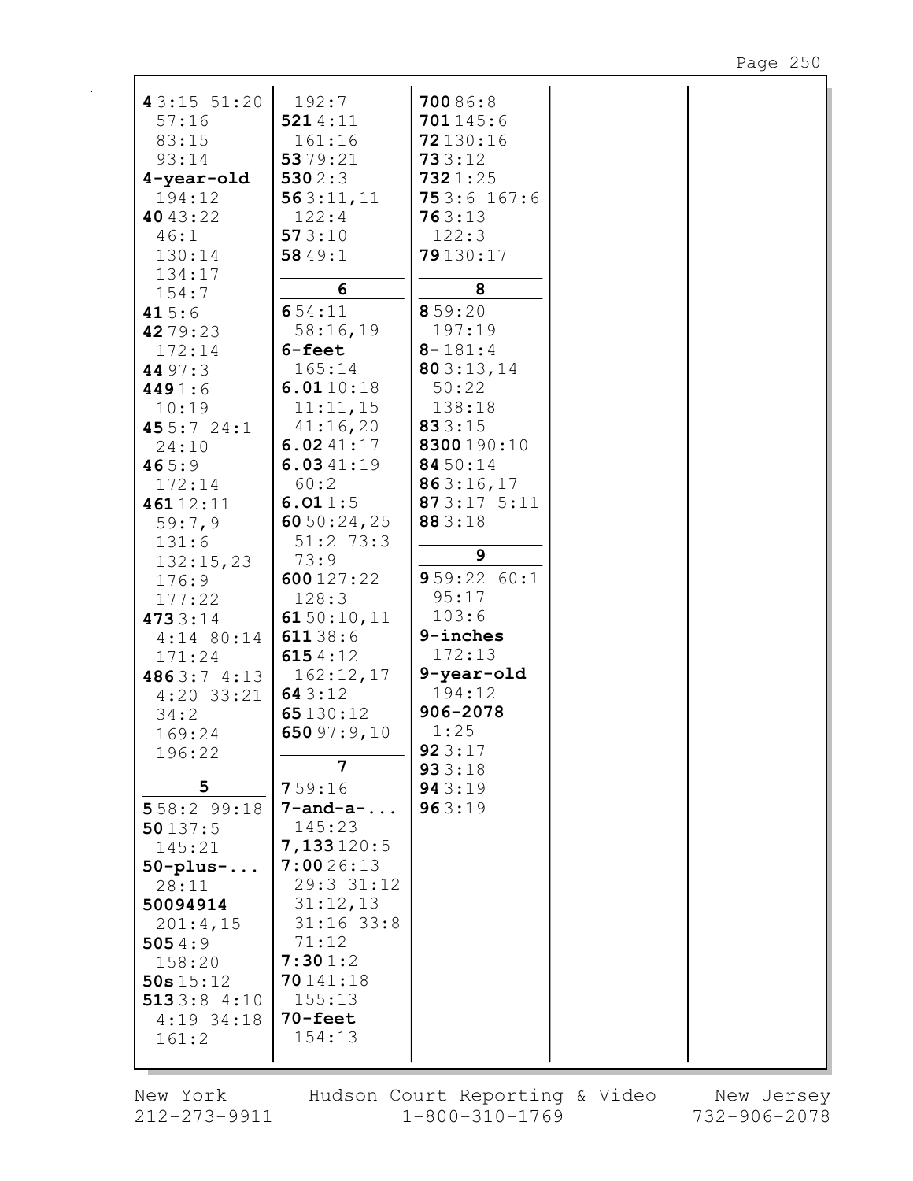**4** 3:15 51:20 57:16 83:15 93:14
**4-year-old** 194:12
**40** 43:22 46:1 130:14 134:17 154:7
**41** 5:6
**42** 79:23 172:14
**44** 97:3
**449** 1:6 10:19
**45** 5:7 24:1 24:10
**46** 5:9 172:14
**461** 12:11 59:7,9 131:6 132:15,23 176:9 177:22
**473** 3:14 4:14 80:14 171:24
**486** 3:7 4:13 4:20 33:21 34:2 169:24 196:22

## 5

**5** 58:2 99:18
**50** 137:5 145:21
**50-plus-...** 28:11
**50094914** 201:4,15
**505** 4:9 158:20
**50s** 15:12
**513** 3:8 4:10 4:19 34:18 161:2 192:7
**521** 4:11 161:16
**53** 79:21
**530** 2:3
**56** 3:11,11 122:4
**57** 3:10
**58** 49:1

## 6

**6** 54:11 58:16,19
**6-feet** 165:14
**6.01** 10:18 11:11,15 41:16,20
**6.02** 41:17
**6.03** 41:19 60:2
**6.O1** 1:5
**60** 50:24,25 51:2 73:3 73:9
**600** 127:22 128:3
**61** 50:10,11
**611** 38:6
**615** 4:12 162:12,17
**64** 3:12
**65** 130:12
**650** 97:9,10

## 7

**7** 59:16
**7-and-a-...** 145:23
**7,133** 120:5
**7:00** 26:13 29:3 31:12 31:12,13 31:16 33:8 71:12
**7:30** 1:2
**70** 141:18 155:13
**70-feet** 154:13
**700** 86:8
**701** 145:6
**72** 130:16
**73** 3:12
**732** 1:25
**75** 3:6 167:6
**76** 3:13 122:3
**79** 130:17

## 8

**8** 59:20 197:19
**8-** 181:4
**80** 3:13,14 50:22 138:18
**83** 3:15
**8300** 190:10
**84** 50:14
**86** 3:16,17
**87** 3:17 5:11
**88** 3:18

## 9

**9** 59:22 60:1 95:17 103:6
**9-inches** 172:13
**9-year-old** 194:12
**906-2078** 1:25
**92** 3:17
**93** 3:18
**94** 3:19
**96** 3:19